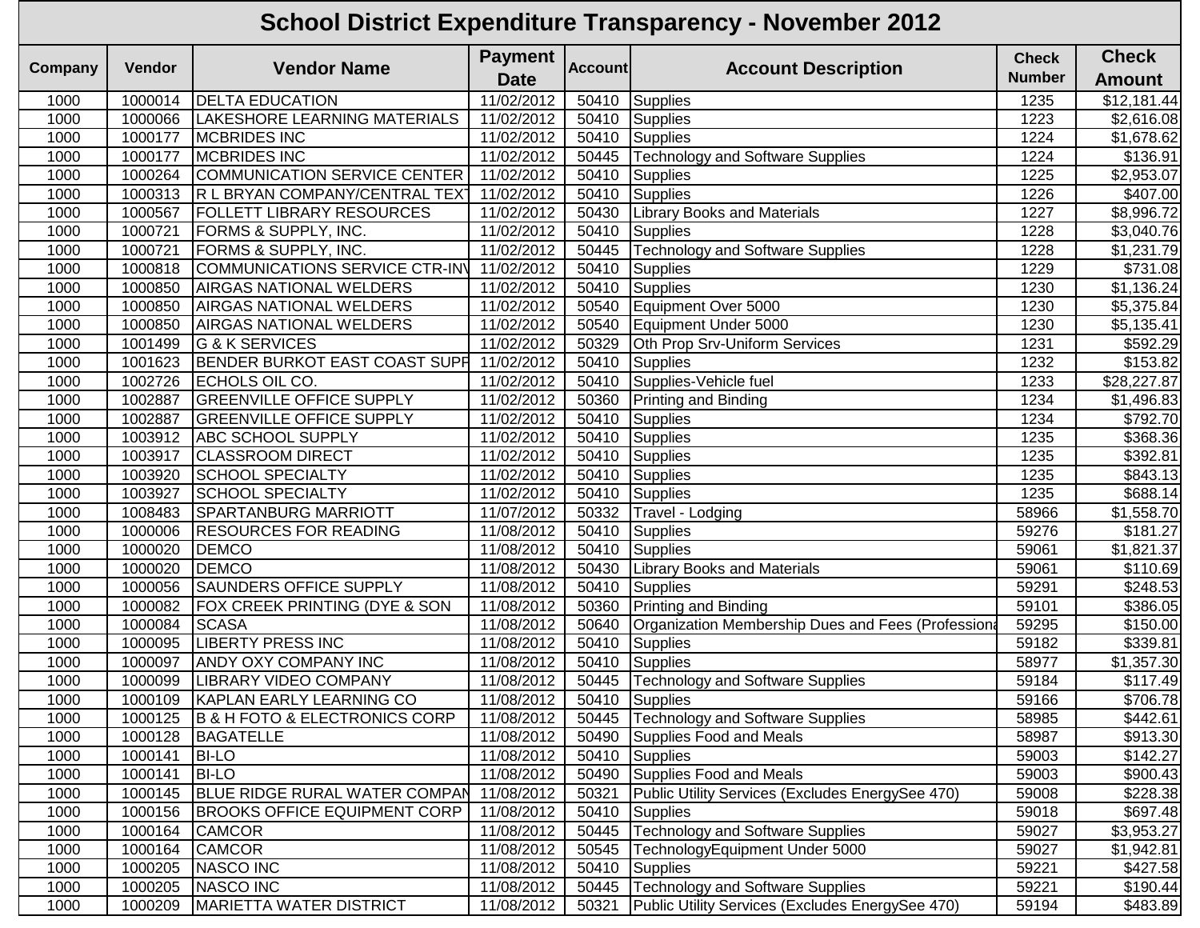# School District Expenditure Transparency - November 2012

| Company | Vendor | Vendor Name | Payment Date | Account | Account Description | Check Number | Check Amount |
|---|---|---|---|---|---|---|---|
| 1000 | 1000014 | DELTA EDUCATION | 11/02/2012 | 50410 | Supplies | 1235 | $12,181.44 |
| 1000 | 1000066 | LAKESHORE LEARNING MATERIALS | 11/02/2012 | 50410 | Supplies | 1223 | $2,616.08 |
| 1000 | 1000177 | MCBRIDES INC | 11/02/2012 | 50410 | Supplies | 1224 | $1,678.62 |
| 1000 | 1000177 | MCBRIDES INC | 11/02/2012 | 50445 | Technology and Software Supplies | 1224 | $136.91 |
| 1000 | 1000264 | COMMUNICATION SERVICE CENTER | 11/02/2012 | 50410 | Supplies | 1225 | $2,953.07 |
| 1000 | 1000313 | R L BRYAN COMPANY/CENTRAL TEXT | 11/02/2012 | 50410 | Supplies | 1226 | $407.00 |
| 1000 | 1000567 | FOLLETT LIBRARY RESOURCES | 11/02/2012 | 50430 | Library Books and Materials | 1227 | $8,996.72 |
| 1000 | 1000721 | FORMS & SUPPLY, INC. | 11/02/2012 | 50410 | Supplies | 1228 | $3,040.76 |
| 1000 | 1000721 | FORMS & SUPPLY, INC. | 11/02/2012 | 50445 | Technology and Software Supplies | 1228 | $1,231.79 |
| 1000 | 1000818 | COMMUNICATIONS SERVICE CTR-INV | 11/02/2012 | 50410 | Supplies | 1229 | $731.08 |
| 1000 | 1000850 | AIRGAS NATIONAL WELDERS | 11/02/2012 | 50410 | Supplies | 1230 | $1,136.24 |
| 1000 | 1000850 | AIRGAS NATIONAL WELDERS | 11/02/2012 | 50540 | Equipment Over 5000 | 1230 | $5,375.84 |
| 1000 | 1000850 | AIRGAS NATIONAL WELDERS | 11/02/2012 | 50540 | Equipment Under 5000 | 1230 | $5,135.41 |
| 1000 | 1001499 | G & K SERVICES | 11/02/2012 | 50329 | Oth Prop Srv-Uniform Services | 1231 | $592.29 |
| 1000 | 1001623 | BENDER BURKOT EAST COAST SUPP | 11/02/2012 | 50410 | Supplies | 1232 | $153.82 |
| 1000 | 1002726 | ECHOLS OIL CO. | 11/02/2012 | 50410 | Supplies-Vehicle fuel | 1233 | $28,227.87 |
| 1000 | 1002887 | GREENVILLE OFFICE SUPPLY | 11/02/2012 | 50360 | Printing and Binding | 1234 | $1,496.83 |
| 1000 | 1002887 | GREENVILLE OFFICE SUPPLY | 11/02/2012 | 50410 | Supplies | 1234 | $792.70 |
| 1000 | 1003912 | ABC SCHOOL SUPPLY | 11/02/2012 | 50410 | Supplies | 1235 | $368.36 |
| 1000 | 1003917 | CLASSROOM DIRECT | 11/02/2012 | 50410 | Supplies | 1235 | $392.81 |
| 1000 | 1003920 | SCHOOL SPECIALTY | 11/02/2012 | 50410 | Supplies | 1235 | $843.13 |
| 1000 | 1003927 | SCHOOL SPECIALTY | 11/02/2012 | 50410 | Supplies | 1235 | $688.14 |
| 1000 | 1008483 | SPARTANBURG MARRIOTT | 11/07/2012 | 50332 | Travel - Lodging | 58966 | $1,558.70 |
| 1000 | 1000006 | RESOURCES FOR READING | 11/08/2012 | 50410 | Supplies | 59276 | $181.27 |
| 1000 | 1000020 | DEMCO | 11/08/2012 | 50410 | Supplies | 59061 | $1,821.37 |
| 1000 | 1000020 | DEMCO | 11/08/2012 | 50430 | Library Books and Materials | 59061 | $110.69 |
| 1000 | 1000056 | SAUNDERS OFFICE SUPPLY | 11/08/2012 | 50410 | Supplies | 59291 | $248.53 |
| 1000 | 1000082 | FOX CREEK PRINTING (DYE & SON | 11/08/2012 | 50360 | Printing and Binding | 59101 | $386.05 |
| 1000 | 1000084 | SCASA | 11/08/2012 | 50640 | Organization Membership Dues and Fees (Professiona | 59295 | $150.00 |
| 1000 | 1000095 | LIBERTY PRESS INC | 11/08/2012 | 50410 | Supplies | 59182 | $339.81 |
| 1000 | 1000097 | ANDY OXY COMPANY INC | 11/08/2012 | 50410 | Supplies | 58977 | $1,357.30 |
| 1000 | 1000099 | LIBRARY VIDEO COMPANY | 11/08/2012 | 50445 | Technology and Software Supplies | 59184 | $117.49 |
| 1000 | 1000109 | KAPLAN EARLY LEARNING CO | 11/08/2012 | 50410 | Supplies | 59166 | $706.78 |
| 1000 | 1000125 | B & H FOTO & ELECTRONICS CORP | 11/08/2012 | 50445 | Technology and Software Supplies | 58985 | $442.61 |
| 1000 | 1000128 | BAGATELLE | 11/08/2012 | 50490 | Supplies Food and Meals | 58987 | $913.30 |
| 1000 | 1000141 | BI-LO | 11/08/2012 | 50410 | Supplies | 59003 | $142.27 |
| 1000 | 1000141 | BI-LO | 11/08/2012 | 50490 | Supplies Food and Meals | 59003 | $900.43 |
| 1000 | 1000145 | BLUE RIDGE RURAL WATER COMPAN | 11/08/2012 | 50321 | Public Utility Services (Excludes EnergySee 470) | 59008 | $228.38 |
| 1000 | 1000156 | BROOKS OFFICE EQUIPMENT CORP | 11/08/2012 | 50410 | Supplies | 59018 | $697.48 |
| 1000 | 1000164 | CAMCOR | 11/08/2012 | 50445 | Technology and Software Supplies | 59027 | $3,953.27 |
| 1000 | 1000164 | CAMCOR | 11/08/2012 | 50545 | TechnologyEquipment Under 5000 | 59027 | $1,942.81 |
| 1000 | 1000205 | NASCO INC | 11/08/2012 | 50410 | Supplies | 59221 | $427.58 |
| 1000 | 1000205 | NASCO INC | 11/08/2012 | 50445 | Technology and Software Supplies | 59221 | $190.44 |
| 1000 | 1000209 | MARIETTA WATER DISTRICT | 11/08/2012 | 50321 | Public Utility Services (Excludes EnergySee 470) | 59194 | $483.89 |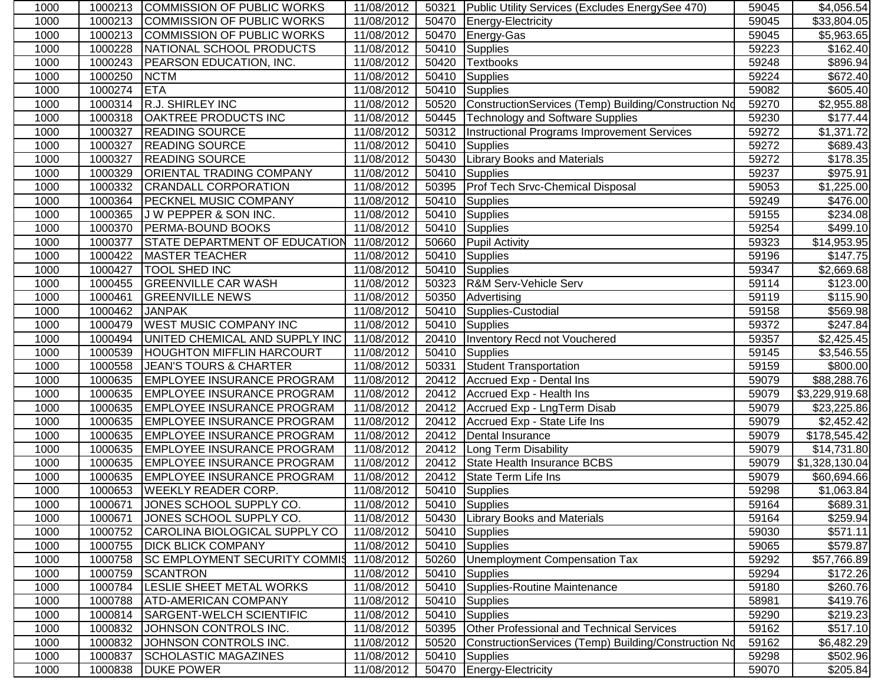| | | | | | | | |
|---|---|---|---|---|---|---|---|
| 1000 | 1000213 | COMMISSION OF PUBLIC WORKS | 11/08/2012 | 50321 | Public Utility Services (Excludes EnergySee 470) | 59045 | $4,056.54 |
| 1000 | 1000213 | COMMISSION OF PUBLIC WORKS | 11/08/2012 | 50470 | Energy-Electricity | 59045 | $33,804.05 |
| 1000 | 1000213 | COMMISSION OF PUBLIC WORKS | 11/08/2012 | 50470 | Energy-Gas | 59045 | $5,963.65 |
| 1000 | 1000228 | NATIONAL SCHOOL PRODUCTS | 11/08/2012 | 50410 | Supplies | 59223 | $162.40 |
| 1000 | 1000243 | PEARSON EDUCATION, INC. | 11/08/2012 | 50420 | Textbooks | 59248 | $896.94 |
| 1000 | 1000250 | NCTM | 11/08/2012 | 50410 | Supplies | 59224 | $672.40 |
| 1000 | 1000274 | ETA | 11/08/2012 | 50410 | Supplies | 59082 | $605.40 |
| 1000 | 1000314 | R.J. SHIRLEY INC | 11/08/2012 | 50520 | ConstructionServices (Temp) Building/Construction No | 59270 | $2,955.88 |
| 1000 | 1000318 | OAKTREE PRODUCTS INC | 11/08/2012 | 50445 | Technology and Software Supplies | 59230 | $177.44 |
| 1000 | 1000327 | READING SOURCE | 11/08/2012 | 50312 | Instructional Programs Improvement Services | 59272 | $1,371.72 |
| 1000 | 1000327 | READING SOURCE | 11/08/2012 | 50410 | Supplies | 59272 | $689.43 |
| 1000 | 1000327 | READING SOURCE | 11/08/2012 | 50430 | Library Books and Materials | 59272 | $178.35 |
| 1000 | 1000329 | ORIENTAL TRADING COMPANY | 11/08/2012 | 50410 | Supplies | 59237 | $975.91 |
| 1000 | 1000332 | CRANDALL CORPORATION | 11/08/2012 | 50395 | Prof Tech Srvc-Chemical Disposal | 59053 | $1,225.00 |
| 1000 | 1000364 | PECKNEL MUSIC COMPANY | 11/08/2012 | 50410 | Supplies | 59249 | $476.00 |
| 1000 | 1000365 | J W PEPPER & SON INC. | 11/08/2012 | 50410 | Supplies | 59155 | $234.08 |
| 1000 | 1000370 | PERMA-BOUND BOOKS | 11/08/2012 | 50410 | Supplies | 59254 | $499.10 |
| 1000 | 1000377 | STATE DEPARTMENT OF EDUCATION | 11/08/2012 | 50660 | Pupil Activity | 59323 | $14,953.95 |
| 1000 | 1000422 | MASTER TEACHER | 11/08/2012 | 50410 | Supplies | 59196 | $147.75 |
| 1000 | 1000427 | TOOL SHED INC | 11/08/2012 | 50410 | Supplies | 59347 | $2,669.68 |
| 1000 | 1000455 | GREENVILLE CAR WASH | 11/08/2012 | 50323 | R&M Serv-Vehicle Serv | 59114 | $123.00 |
| 1000 | 1000461 | GREENVILLE NEWS | 11/08/2012 | 50350 | Advertising | 59119 | $115.90 |
| 1000 | 1000462 | JANPAK | 11/08/2012 | 50410 | Supplies-Custodial | 59158 | $569.98 |
| 1000 | 1000479 | WEST MUSIC COMPANY INC | 11/08/2012 | 50410 | Supplies | 59372 | $247.84 |
| 1000 | 1000494 | UNITED CHEMICAL AND SUPPLY INC | 11/08/2012 | 20410 | Inventory Recd not Vouchered | 59357 | $2,425.45 |
| 1000 | 1000539 | HOUGHTON MIFFLIN HARCOURT | 11/08/2012 | 50410 | Supplies | 59145 | $3,546.55 |
| 1000 | 1000558 | JEAN'S TOURS & CHARTER | 11/08/2012 | 50331 | Student Transportation | 59159 | $800.00 |
| 1000 | 1000635 | EMPLOYEE INSURANCE PROGRAM | 11/08/2012 | 20412 | Accrued Exp - Dental Ins | 59079 | $88,288.76 |
| 1000 | 1000635 | EMPLOYEE INSURANCE PROGRAM | 11/08/2012 | 20412 | Accrued Exp - Health Ins | 59079 | $3,229,919.68 |
| 1000 | 1000635 | EMPLOYEE INSURANCE PROGRAM | 11/08/2012 | 20412 | Accrued Exp - LngTerm Disab | 59079 | $23,225.86 |
| 1000 | 1000635 | EMPLOYEE INSURANCE PROGRAM | 11/08/2012 | 20412 | Accrued Exp - State Life Ins | 59079 | $2,452.42 |
| 1000 | 1000635 | EMPLOYEE INSURANCE PROGRAM | 11/08/2012 | 20412 | Dental Insurance | 59079 | $178,545.42 |
| 1000 | 1000635 | EMPLOYEE INSURANCE PROGRAM | 11/08/2012 | 20412 | Long Term Disability | 59079 | $14,731.80 |
| 1000 | 1000635 | EMPLOYEE INSURANCE PROGRAM | 11/08/2012 | 20412 | State Health Insurance BCBS | 59079 | $1,328,130.04 |
| 1000 | 1000635 | EMPLOYEE INSURANCE PROGRAM | 11/08/2012 | 20412 | State Term Life Ins | 59079 | $60,694.66 |
| 1000 | 1000653 | WEEKLY READER CORP. | 11/08/2012 | 50410 | Supplies | 59298 | $1,063.84 |
| 1000 | 1000671 | JONES SCHOOL SUPPLY CO. | 11/08/2012 | 50410 | Supplies | 59164 | $689.31 |
| 1000 | 1000671 | JONES SCHOOL SUPPLY CO. | 11/08/2012 | 50430 | Library Books and Materials | 59164 | $259.94 |
| 1000 | 1000752 | CAROLINA BIOLOGICAL SUPPLY CO | 11/08/2012 | 50410 | Supplies | 59030 | $571.11 |
| 1000 | 1000755 | DICK BLICK COMPANY | 11/08/2012 | 50410 | Supplies | 59065 | $579.87 |
| 1000 | 1000758 | SC EMPLOYMENT SECURITY COMMIS | 11/08/2012 | 50260 | Unemployment Compensation Tax | 59292 | $57,766.89 |
| 1000 | 1000759 | SCANTRON | 11/08/2012 | 50410 | Supplies | 59294 | $172.26 |
| 1000 | 1000784 | LESLIE SHEET METAL WORKS | 11/08/2012 | 50410 | Supplies-Routine Maintenance | 59180 | $260.76 |
| 1000 | 1000788 | ATD-AMERICAN COMPANY | 11/08/2012 | 50410 | Supplies | 58981 | $419.76 |
| 1000 | 1000814 | SARGENT-WELCH SCIENTIFIC | 11/08/2012 | 50410 | Supplies | 59290 | $219.23 |
| 1000 | 1000832 | JOHNSON CONTROLS INC. | 11/08/2012 | 50395 | Other Professional and Technical Services | 59162 | $517.10 |
| 1000 | 1000832 | JOHNSON CONTROLS INC. | 11/08/2012 | 50520 | ConstructionServices (Temp) Building/Construction No | 59162 | $6,482.29 |
| 1000 | 1000837 | SCHOLASTIC MAGAZINES | 11/08/2012 | 50410 | Supplies | 59298 | $502.96 |
| 1000 | 1000838 | DUKE POWER | 11/08/2012 | 50470 | Energy-Electricity | 59070 | $205.84 |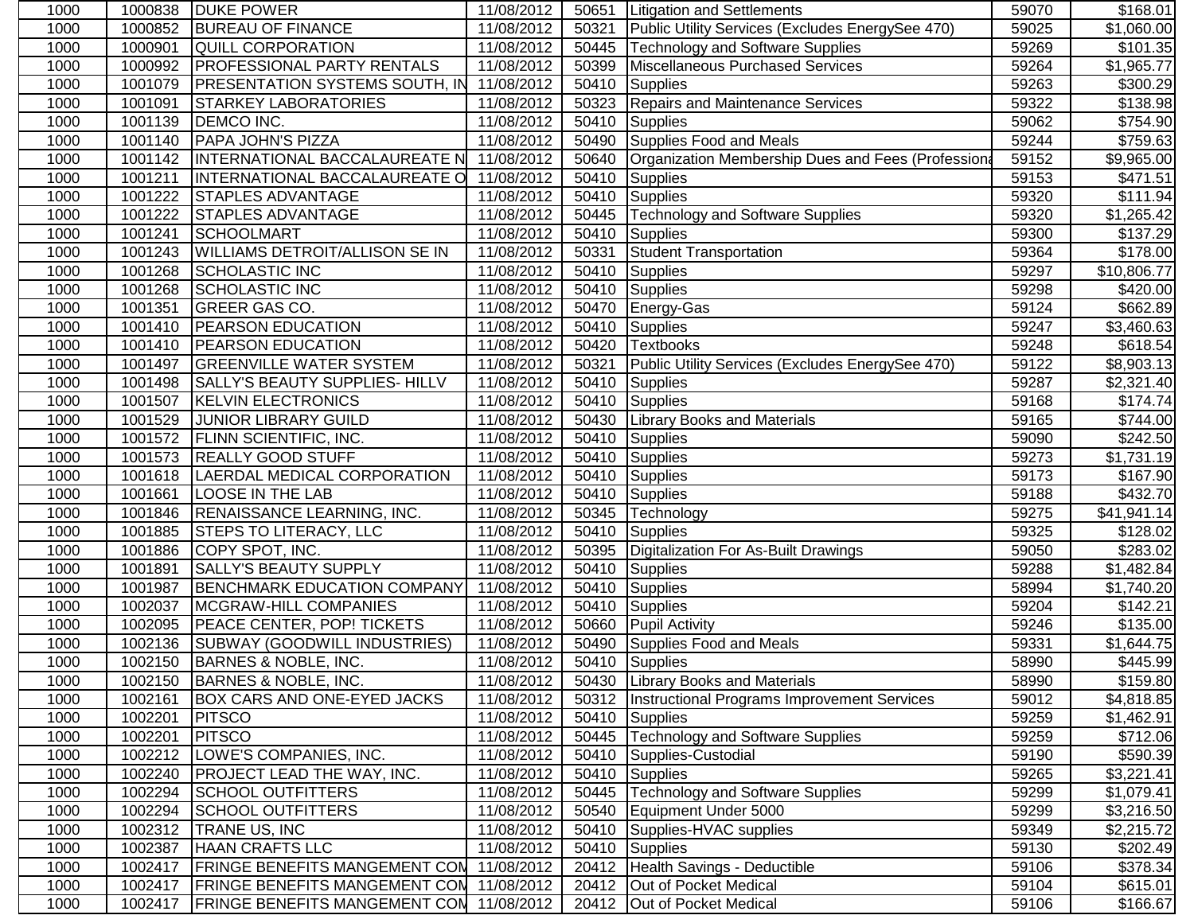| | | | | | | | |
|---|---|---|---|---|---|---|---|
| 1000 | 1000838 | DUKE POWER | 11/08/2012 | 50651 | Litigation and Settlements | 59070 | $168.01 |
| 1000 | 1000852 | BUREAU OF FINANCE | 11/08/2012 | 50321 | Public Utility Services (Excludes EnergySee 470) | 59025 | $1,060.00 |
| 1000 | 1000901 | QUILL CORPORATION | 11/08/2012 | 50445 | Technology and Software Supplies | 59269 | $101.35 |
| 1000 | 1000992 | PROFESSIONAL PARTY RENTALS | 11/08/2012 | 50399 | Miscellaneous Purchased Services | 59264 | $1,965.77 |
| 1000 | 1001079 | PRESENTATION SYSTEMS SOUTH, IN | 11/08/2012 | 50410 | Supplies | 59263 | $300.29 |
| 1000 | 1001091 | STARKEY LABORATORIES | 11/08/2012 | 50323 | Repairs and Maintenance Services | 59322 | $138.98 |
| 1000 | 1001139 | DEMCO INC. | 11/08/2012 | 50410 | Supplies | 59062 | $754.90 |
| 1000 | 1001140 | PAPA JOHN'S PIZZA | 11/08/2012 | 50490 | Supplies Food and Meals | 59244 | $759.63 |
| 1000 | 1001142 | INTERNATIONAL BACCALAUREATE N | 11/08/2012 | 50640 | Organization Membership Dues and Fees (Professiona | 59152 | $9,965.00 |
| 1000 | 1001211 | INTERNATIONAL BACCALAUREATE O | 11/08/2012 | 50410 | Supplies | 59153 | $471.51 |
| 1000 | 1001222 | STAPLES ADVANTAGE | 11/08/2012 | 50410 | Supplies | 59320 | $111.94 |
| 1000 | 1001222 | STAPLES ADVANTAGE | 11/08/2012 | 50445 | Technology and Software Supplies | 59320 | $1,265.42 |
| 1000 | 1001241 | SCHOOLMART | 11/08/2012 | 50410 | Supplies | 59300 | $137.29 |
| 1000 | 1001243 | WILLIAMS DETROIT/ALLISON SE IN | 11/08/2012 | 50331 | Student Transportation | 59364 | $178.00 |
| 1000 | 1001268 | SCHOLASTIC INC | 11/08/2012 | 50410 | Supplies | 59297 | $10,806.77 |
| 1000 | 1001268 | SCHOLASTIC INC | 11/08/2012 | 50410 | Supplies | 59298 | $420.00 |
| 1000 | 1001351 | GREER GAS CO. | 11/08/2012 | 50470 | Energy-Gas | 59124 | $662.89 |
| 1000 | 1001410 | PEARSON EDUCATION | 11/08/2012 | 50410 | Supplies | 59247 | $3,460.63 |
| 1000 | 1001410 | PEARSON EDUCATION | 11/08/2012 | 50420 | Textbooks | 59248 | $618.54 |
| 1000 | 1001497 | GREENVILLE WATER SYSTEM | 11/08/2012 | 50321 | Public Utility Services (Excludes EnergySee 470) | 59122 | $8,903.13 |
| 1000 | 1001498 | SALLY'S BEAUTY SUPPLIES- HILLV | 11/08/2012 | 50410 | Supplies | 59287 | $2,321.40 |
| 1000 | 1001507 | KELVIN ELECTRONICS | 11/08/2012 | 50410 | Supplies | 59168 | $174.74 |
| 1000 | 1001529 | JUNIOR LIBRARY GUILD | 11/08/2012 | 50430 | Library Books and Materials | 59165 | $744.00 |
| 1000 | 1001572 | FLINN SCIENTIFIC, INC. | 11/08/2012 | 50410 | Supplies | 59090 | $242.50 |
| 1000 | 1001573 | REALLY GOOD STUFF | 11/08/2012 | 50410 | Supplies | 59273 | $1,731.19 |
| 1000 | 1001618 | LAERDAL MEDICAL CORPORATION | 11/08/2012 | 50410 | Supplies | 59173 | $167.90 |
| 1000 | 1001661 | LOOSE IN THE LAB | 11/08/2012 | 50410 | Supplies | 59188 | $432.70 |
| 1000 | 1001846 | RENAISSANCE LEARNING, INC. | 11/08/2012 | 50345 | Technology | 59275 | $41,941.14 |
| 1000 | 1001885 | STEPS TO LITERACY, LLC | 11/08/2012 | 50410 | Supplies | 59325 | $128.02 |
| 1000 | 1001886 | COPY SPOT, INC. | 11/08/2012 | 50395 | Digitalization For As-Built Drawings | 59050 | $283.02 |
| 1000 | 1001891 | SALLY'S BEAUTY SUPPLY | 11/08/2012 | 50410 | Supplies | 59288 | $1,482.84 |
| 1000 | 1001987 | BENCHMARK EDUCATION COMPANY | 11/08/2012 | 50410 | Supplies | 58994 | $1,740.20 |
| 1000 | 1002037 | MCGRAW-HILL COMPANIES | 11/08/2012 | 50410 | Supplies | 59204 | $142.21 |
| 1000 | 1002095 | PEACE CENTER, POP! TICKETS | 11/08/2012 | 50660 | Pupil Activity | 59246 | $135.00 |
| 1000 | 1002136 | SUBWAY (GOODWILL INDUSTRIES) | 11/08/2012 | 50490 | Supplies Food and Meals | 59331 | $1,644.75 |
| 1000 | 1002150 | BARNES & NOBLE, INC. | 11/08/2012 | 50410 | Supplies | 58990 | $445.99 |
| 1000 | 1002150 | BARNES & NOBLE, INC. | 11/08/2012 | 50430 | Library Books and Materials | 58990 | $159.80 |
| 1000 | 1002161 | BOX CARS AND ONE-EYED JACKS | 11/08/2012 | 50312 | Instructional Programs Improvement Services | 59012 | $4,818.85 |
| 1000 | 1002201 | PITSCO | 11/08/2012 | 50410 | Supplies | 59259 | $1,462.91 |
| 1000 | 1002201 | PITSCO | 11/08/2012 | 50445 | Technology and Software Supplies | 59259 | $712.06 |
| 1000 | 1002212 | LOWE'S COMPANIES, INC. | 11/08/2012 | 50410 | Supplies-Custodial | 59190 | $590.39 |
| 1000 | 1002240 | PROJECT LEAD THE WAY, INC. | 11/08/2012 | 50410 | Supplies | 59265 | $3,221.41 |
| 1000 | 1002294 | SCHOOL OUTFITTERS | 11/08/2012 | 50445 | Technology and Software Supplies | 59299 | $1,079.41 |
| 1000 | 1002294 | SCHOOL OUTFITTERS | 11/08/2012 | 50540 | Equipment Under 5000 | 59299 | $3,216.50 |
| 1000 | 1002312 | TRANE US, INC | 11/08/2012 | 50410 | Supplies-HVAC supplies | 59349 | $2,215.72 |
| 1000 | 1002387 | HAAN CRAFTS LLC | 11/08/2012 | 50410 | Supplies | 59130 | $202.49 |
| 1000 | 1002417 | FRINGE BENEFITS MANGEMENT COM | 11/08/2012 | 20412 | Health Savings - Deductible | 59106 | $378.34 |
| 1000 | 1002417 | FRINGE BENEFITS MANGEMENT COM | 11/08/2012 | 20412 | Out of Pocket Medical | 59104 | $615.01 |
| 1000 | 1002417 | FRINGE BENEFITS MANGEMENT COM | 11/08/2012 | 20412 | Out of Pocket Medical | 59106 | $166.67 |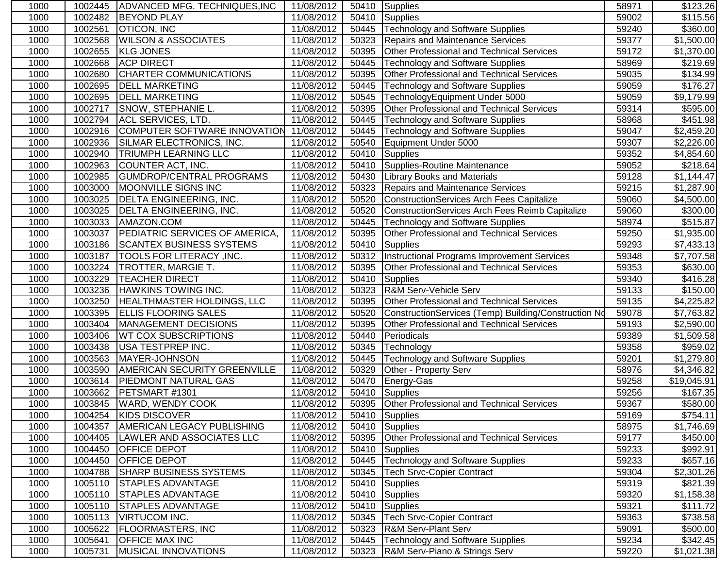| | | | | | | | |
|---|---|---|---|---|---|---|---|
| 1000 | 1002445 | ADVANCED MFG. TECHNIQUES,INC | 11/08/2012 | 50410 | Supplies | 58971 | $123.26 |
| 1000 | 1002482 | BEYOND PLAY | 11/08/2012 | 50410 | Supplies | 59002 | $115.56 |
| 1000 | 1002561 | OTICON, INC | 11/08/2012 | 50445 | Technology and Software Supplies | 59240 | $360.00 |
| 1000 | 1002568 | WILSON & ASSOCIATES | 11/08/2012 | 50323 | Repairs and Maintenance Services | 59377 | $1,500.00 |
| 1000 | 1002655 | KLG JONES | 11/08/2012 | 50395 | Other Professional and Technical Services | 59172 | $1,370.00 |
| 1000 | 1002668 | ACP DIRECT | 11/08/2012 | 50445 | Technology and Software Supplies | 58969 | $219.69 |
| 1000 | 1002680 | CHARTER COMMUNICATIONS | 11/08/2012 | 50395 | Other Professional and Technical Services | 59035 | $134.99 |
| 1000 | 1002695 | DELL MARKETING | 11/08/2012 | 50445 | Technology and Software Supplies | 59059 | $176.27 |
| 1000 | 1002695 | DELL MARKETING | 11/08/2012 | 50545 | TechnologyEquipment Under 5000 | 59059 | $9,179.99 |
| 1000 | 1002717 | SNOW, STEPHANIE L. | 11/08/2012 | 50395 | Other Professional and Technical Services | 59314 | $595.00 |
| 1000 | 1002794 | ACL SERVICES, LTD. | 11/08/2012 | 50445 | Technology and Software Supplies | 58968 | $451.98 |
| 1000 | 1002916 | COMPUTER SOFTWARE INNOVATION | 11/08/2012 | 50445 | Technology and Software Supplies | 59047 | $2,459.20 |
| 1000 | 1002936 | SILMAR ELECTRONICS, INC. | 11/08/2012 | 50540 | Equipment Under 5000 | 59307 | $2,226.00 |
| 1000 | 1002940 | TRIUMPH LEARNING LLC | 11/08/2012 | 50410 | Supplies | 59352 | $4,854.60 |
| 1000 | 1002963 | COUNTER ACT, INC. | 11/08/2012 | 50410 | Supplies-Routine Maintenance | 59052 | $218.64 |
| 1000 | 1002985 | GUMDROP/CENTRAL PROGRAMS | 11/08/2012 | 50430 | Library Books and Materials | 59128 | $1,144.47 |
| 1000 | 1003000 | MOONVILLE SIGNS INC | 11/08/2012 | 50323 | Repairs and Maintenance Services | 59215 | $1,287.90 |
| 1000 | 1003025 | DELTA ENGINEERING, INC. | 11/08/2012 | 50520 | ConstructionServices Arch Fees Capitalize | 59060 | $4,500.00 |
| 1000 | 1003025 | DELTA ENGINEERING, INC. | 11/08/2012 | 50520 | ConstructionServices Arch Fees Reimb Capitalize | 59060 | $300.00 |
| 1000 | 1003033 | AMAZON.COM | 11/08/2012 | 50445 | Technology and Software Supplies | 58974 | $515.87 |
| 1000 | 1003037 | PEDIATRIC SERVICES OF AMERICA, | 11/08/2012 | 50395 | Other Professional and Technical Services | 59250 | $1,935.00 |
| 1000 | 1003186 | SCANTEX BUSINESS SYSTEMS | 11/08/2012 | 50410 | Supplies | 59293 | $7,433.13 |
| 1000 | 1003187 | TOOLS FOR LITERACY ,INC. | 11/08/2012 | 50312 | Instructional Programs Improvement Services | 59348 | $7,707.58 |
| 1000 | 1003224 | TROTTER, MARGIE T. | 11/08/2012 | 50395 | Other Professional and Technical Services | 59353 | $630.00 |
| 1000 | 1003229 | TEACHER DIRECT | 11/08/2012 | 50410 | Supplies | 59340 | $416.28 |
| 1000 | 1003236 | HAWKINS TOWING INC. | 11/08/2012 | 50323 | R&M Serv-Vehicle Serv | 59133 | $150.00 |
| 1000 | 1003250 | HEALTHMASTER HOLDINGS, LLC | 11/08/2012 | 50395 | Other Professional and Technical Services | 59135 | $4,225.82 |
| 1000 | 1003395 | ELLIS FLOORING SALES | 11/08/2012 | 50520 | ConstructionServices (Temp) Building/Construction No | 59078 | $7,763.82 |
| 1000 | 1003404 | MANAGEMENT DECISIONS | 11/08/2012 | 50395 | Other Professional and Technical Services | 59193 | $2,590.00 |
| 1000 | 1003406 | WT COX SUBSCRIPTIONS | 11/08/2012 | 50440 | Periodicals | 59389 | $1,509.58 |
| 1000 | 1003438 | USA TESTPREP INC. | 11/08/2012 | 50345 | Technology | 59358 | $959.02 |
| 1000 | 1003563 | MAYER-JOHNSON | 11/08/2012 | 50445 | Technology and Software Supplies | 59201 | $1,279.80 |
| 1000 | 1003590 | AMERICAN SECURITY GREENVILLE | 11/08/2012 | 50329 | Other - Property Serv | 58976 | $4,346.82 |
| 1000 | 1003614 | PIEDMONT NATURAL GAS | 11/08/2012 | 50470 | Energy-Gas | 59258 | $19,045.91 |
| 1000 | 1003662 | PETSMART #1301 | 11/08/2012 | 50410 | Supplies | 59256 | $167.35 |
| 1000 | 1003845 | WARD, WENDY COOK | 11/08/2012 | 50395 | Other Professional and Technical Services | 59367 | $580.00 |
| 1000 | 1004254 | KIDS DISCOVER | 11/08/2012 | 50410 | Supplies | 59169 | $754.11 |
| 1000 | 1004357 | AMERICAN LEGACY PUBLISHING | 11/08/2012 | 50410 | Supplies | 58975 | $1,746.69 |
| 1000 | 1004405 | LAWLER AND ASSOCIATES LLC | 11/08/2012 | 50395 | Other Professional and Technical Services | 59177 | $450.00 |
| 1000 | 1004450 | OFFICE DEPOT | 11/08/2012 | 50410 | Supplies | 59233 | $992.91 |
| 1000 | 1004450 | OFFICE DEPOT | 11/08/2012 | 50445 | Technology and Software Supplies | 59233 | $657.16 |
| 1000 | 1004788 | SHARP BUSINESS SYSTEMS | 11/08/2012 | 50345 | Tech Srvc-Copier Contract | 59304 | $2,301.26 |
| 1000 | 1005110 | STAPLES ADVANTAGE | 11/08/2012 | 50410 | Supplies | 59319 | $821.39 |
| 1000 | 1005110 | STAPLES ADVANTAGE | 11/08/2012 | 50410 | Supplies | 59320 | $1,158.38 |
| 1000 | 1005110 | STAPLES ADVANTAGE | 11/08/2012 | 50410 | Supplies | 59321 | $111.72 |
| 1000 | 1005113 | VIRTUCOM INC. | 11/08/2012 | 50345 | Tech Srvc-Copier Contract | 59363 | $738.58 |
| 1000 | 1005622 | FLOORMASTERS, INC | 11/08/2012 | 50323 | R&M Serv-Plant Serv | 59091 | $500.00 |
| 1000 | 1005641 | OFFICE MAX INC | 11/08/2012 | 50445 | Technology and Software Supplies | 59234 | $342.45 |
| 1000 | 1005731 | MUSICAL INNOVATIONS | 11/08/2012 | 50323 | R&M Serv-Piano & Strings Serv | 59220 | $1,021.38 |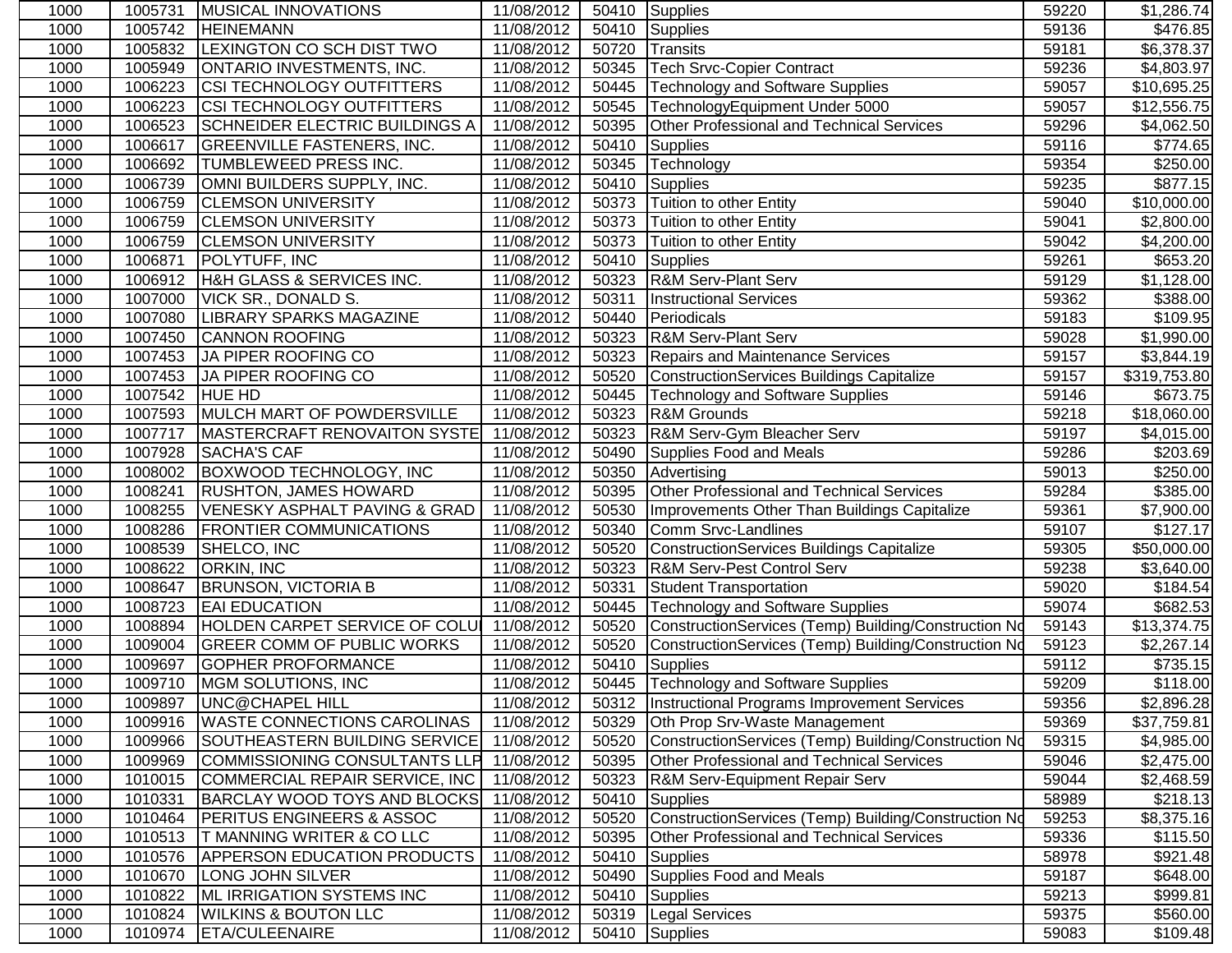| | | | | | | | |
|---|---|---|---|---|---|---|---|
| 1000 | 1005731 | MUSICAL INNOVATIONS | 11/08/2012 | 50410 | Supplies | 59220 | $1,286.74 |
| 1000 | 1005742 | HEINEMANN | 11/08/2012 | 50410 | Supplies | 59136 | $476.85 |
| 1000 | 1005832 | LEXINGTON CO SCH DIST TWO | 11/08/2012 | 50720 | Transits | 59181 | $6,378.37 |
| 1000 | 1005949 | ONTARIO INVESTMENTS, INC. | 11/08/2012 | 50345 | Tech Srvc-Copier Contract | 59236 | $4,803.97 |
| 1000 | 1006223 | CSI TECHNOLOGY OUTFITTERS | 11/08/2012 | 50445 | Technology and Software Supplies | 59057 | $10,695.25 |
| 1000 | 1006223 | CSI TECHNOLOGY OUTFITTERS | 11/08/2012 | 50545 | TechnologyEquipment Under 5000 | 59057 | $12,556.75 |
| 1000 | 1006523 | SCHNEIDER ELECTRIC BUILDINGS A | 11/08/2012 | 50395 | Other Professional and Technical Services | 59296 | $4,062.50 |
| 1000 | 1006617 | GREENVILLE FASTENERS, INC. | 11/08/2012 | 50410 | Supplies | 59116 | $774.65 |
| 1000 | 1006692 | TUMBLEWEED PRESS INC. | 11/08/2012 | 50345 | Technology | 59354 | $250.00 |
| 1000 | 1006739 | OMNI BUILDERS SUPPLY, INC. | 11/08/2012 | 50410 | Supplies | 59235 | $877.15 |
| 1000 | 1006759 | CLEMSON UNIVERSITY | 11/08/2012 | 50373 | Tuition to other Entity | 59040 | $10,000.00 |
| 1000 | 1006759 | CLEMSON UNIVERSITY | 11/08/2012 | 50373 | Tuition to other Entity | 59041 | $2,800.00 |
| 1000 | 1006759 | CLEMSON UNIVERSITY | 11/08/2012 | 50373 | Tuition to other Entity | 59042 | $4,200.00 |
| 1000 | 1006871 | POLYTUFF, INC | 11/08/2012 | 50410 | Supplies | 59261 | $653.20 |
| 1000 | 1006912 | H&H GLASS & SERVICES INC. | 11/08/2012 | 50323 | R&M Serv-Plant Serv | 59129 | $1,128.00 |
| 1000 | 1007000 | VICK SR., DONALD S. | 11/08/2012 | 50311 | Instructional Services | 59362 | $388.00 |
| 1000 | 1007080 | LIBRARY SPARKS MAGAZINE | 11/08/2012 | 50440 | Periodicals | 59183 | $109.95 |
| 1000 | 1007450 | CANNON ROOFING | 11/08/2012 | 50323 | R&M Serv-Plant Serv | 59028 | $1,990.00 |
| 1000 | 1007453 | JA PIPER ROOFING CO | 11/08/2012 | 50323 | Repairs and Maintenance Services | 59157 | $3,844.19 |
| 1000 | 1007453 | JA PIPER ROOFING CO | 11/08/2012 | 50520 | ConstructionServices Buildings Capitalize | 59157 | $319,753.80 |
| 1000 | 1007542 | HUE HD | 11/08/2012 | 50445 | Technology and Software Supplies | 59146 | $673.75 |
| 1000 | 1007593 | MULCH MART OF POWDERSVILLE | 11/08/2012 | 50323 | R&M Grounds | 59218 | $18,060.00 |
| 1000 | 1007717 | MASTERCRAFT RENOVAITON SYSTE | 11/08/2012 | 50323 | R&M Serv-Gym Bleacher Serv | 59197 | $4,015.00 |
| 1000 | 1007928 | SACHA'S CAF | 11/08/2012 | 50490 | Supplies Food and Meals | 59286 | $203.69 |
| 1000 | 1008002 | BOXWOOD TECHNOLOGY, INC | 11/08/2012 | 50350 | Advertising | 59013 | $250.00 |
| 1000 | 1008241 | RUSHTON, JAMES HOWARD | 11/08/2012 | 50395 | Other Professional and Technical Services | 59284 | $385.00 |
| 1000 | 1008255 | VENESKY ASPHALT PAVING & GRAD | 11/08/2012 | 50530 | Improvements Other Than Buildings Capitalize | 59361 | $7,900.00 |
| 1000 | 1008286 | FRONTIER COMMUNICATIONS | 11/08/2012 | 50340 | Comm Srvc-Landlines | 59107 | $127.17 |
| 1000 | 1008539 | SHELCO, INC | 11/08/2012 | 50520 | ConstructionServices Buildings Capitalize | 59305 | $50,000.00 |
| 1000 | 1008622 | ORKIN, INC | 11/08/2012 | 50323 | R&M Serv-Pest Control Serv | 59238 | $3,640.00 |
| 1000 | 1008647 | BRUNSON, VICTORIA B | 11/08/2012 | 50331 | Student Transportation | 59020 | $184.54 |
| 1000 | 1008723 | EAI EDUCATION | 11/08/2012 | 50445 | Technology and Software Supplies | 59074 | $682.53 |
| 1000 | 1008894 | HOLDEN CARPET SERVICE OF COLU | 11/08/2012 | 50520 | ConstructionServices (Temp) Building/Construction No | 59143 | $13,374.75 |
| 1000 | 1009004 | GREER COMM OF PUBLIC WORKS | 11/08/2012 | 50520 | ConstructionServices (Temp) Building/Construction No | 59123 | $2,267.14 |
| 1000 | 1009697 | GOPHER PROFORMANCE | 11/08/2012 | 50410 | Supplies | 59112 | $735.15 |
| 1000 | 1009710 | MGM SOLUTIONS, INC | 11/08/2012 | 50445 | Technology and Software Supplies | 59209 | $118.00 |
| 1000 | 1009897 | UNC@CHAPEL HILL | 11/08/2012 | 50312 | Instructional Programs Improvement Services | 59356 | $2,896.28 |
| 1000 | 1009916 | WASTE CONNECTIONS CAROLINAS | 11/08/2012 | 50329 | Oth Prop Srv-Waste Management | 59369 | $37,759.81 |
| 1000 | 1009966 | SOUTHEASTERN BUILDING SERVICE | 11/08/2012 | 50520 | ConstructionServices (Temp) Building/Construction No | 59315 | $4,985.00 |
| 1000 | 1009969 | COMMISSIONING CONSULTANTS LLP | 11/08/2012 | 50395 | Other Professional and Technical Services | 59046 | $2,475.00 |
| 1000 | 1010015 | COMMERCIAL REPAIR SERVICE, INC | 11/08/2012 | 50323 | R&M Serv-Equipment Repair Serv | 59044 | $2,468.59 |
| 1000 | 1010331 | BARCLAY WOOD TOYS AND BLOCKS | 11/08/2012 | 50410 | Supplies | 58989 | $218.13 |
| 1000 | 1010464 | PERITUS ENGINEERS & ASSOC | 11/08/2012 | 50520 | ConstructionServices (Temp) Building/Construction No | 59253 | $8,375.16 |
| 1000 | 1010513 | T MANNING WRITER & CO LLC | 11/08/2012 | 50395 | Other Professional and Technical Services | 59336 | $115.50 |
| 1000 | 1010576 | APPERSON EDUCATION PRODUCTS | 11/08/2012 | 50410 | Supplies | 58978 | $921.48 |
| 1000 | 1010670 | LONG JOHN SILVER | 11/08/2012 | 50490 | Supplies Food and Meals | 59187 | $648.00 |
| 1000 | 1010822 | ML IRRIGATION SYSTEMS INC | 11/08/2012 | 50410 | Supplies | 59213 | $999.81 |
| 1000 | 1010824 | WILKINS & BOUTON LLC | 11/08/2012 | 50319 | Legal Services | 59375 | $560.00 |
| 1000 | 1010974 | ETA/CULEENAIRE | 11/08/2012 | 50410 | Supplies | 59083 | $109.48 |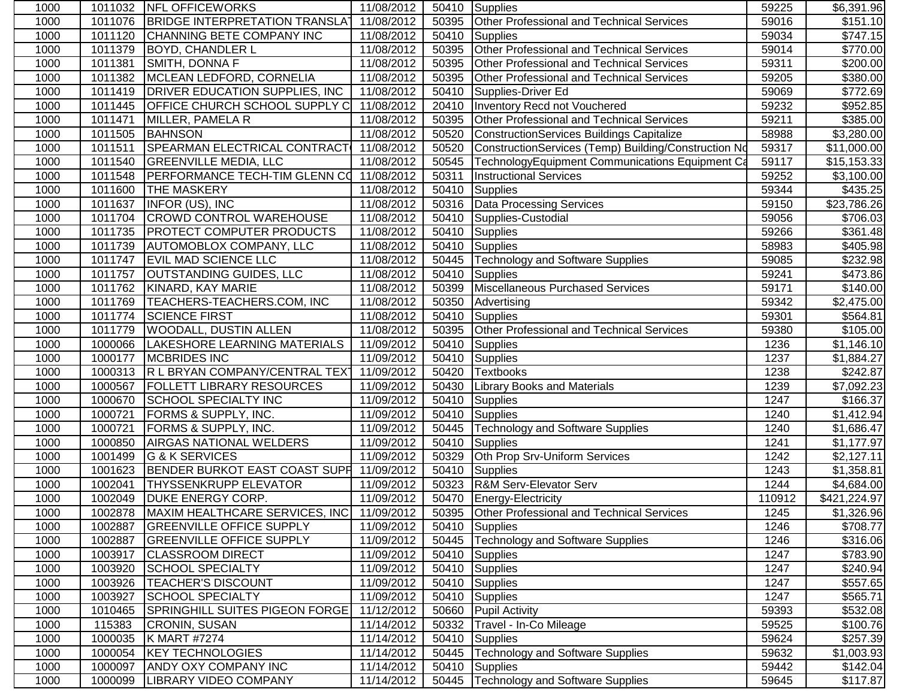| | | | | | | | |
|---|---|---|---|---|---|---|---|
| 1000 | 1011032 | NFL OFFICEWORKS | 11/08/2012 | 50410 | Supplies | 59225 | $6,391.96 |
| 1000 | 1011076 | BRIDGE INTERPRETATION TRANSLAT | 11/08/2012 | 50395 | Other Professional and Technical Services | 59016 | $151.10 |
| 1000 | 1011120 | CHANNING BETE COMPANY INC | 11/08/2012 | 50410 | Supplies | 59034 | $747.15 |
| 1000 | 1011379 | BOYD, CHANDLER L | 11/08/2012 | 50395 | Other Professional and Technical Services | 59014 | $770.00 |
| 1000 | 1011381 | SMITH, DONNA F | 11/08/2012 | 50395 | Other Professional and Technical Services | 59311 | $200.00 |
| 1000 | 1011382 | MCLEAN LEDFORD, CORNELIA | 11/08/2012 | 50395 | Other Professional and Technical Services | 59205 | $380.00 |
| 1000 | 1011419 | DRIVER EDUCATION SUPPLIES, INC | 11/08/2012 | 50410 | Supplies-Driver Ed | 59069 | $772.69 |
| 1000 | 1011445 | OFFICE CHURCH SCHOOL SUPPLY C | 11/08/2012 | 20410 | Inventory Recd not Vouchered | 59232 | $952.85 |
| 1000 | 1011471 | MILLER, PAMELA R | 11/08/2012 | 50395 | Other Professional and Technical Services | 59211 | $385.00 |
| 1000 | 1011505 | BAHNSON | 11/08/2012 | 50520 | ConstructionServices Buildings Capitalize | 58988 | $3,280.00 |
| 1000 | 1011511 | SPEARMAN ELECTRICAL CONTRACT | 11/08/2012 | 50520 | ConstructionServices (Temp) Building/Construction No | 59317 | $11,000.00 |
| 1000 | 1011540 | GREENVILLE MEDIA, LLC | 11/08/2012 | 50545 | TechnologyEquipment Communications Equipment Ca | 59117 | $15,153.33 |
| 1000 | 1011548 | PERFORMANCE TECH-TIM GLENN CO | 11/08/2012 | 50311 | Instructional Services | 59252 | $3,100.00 |
| 1000 | 1011600 | THE MASKERY | 11/08/2012 | 50410 | Supplies | 59344 | $435.25 |
| 1000 | 1011637 | INFOR (US), INC | 11/08/2012 | 50316 | Data Processing Services | 59150 | $23,786.26 |
| 1000 | 1011704 | CROWD CONTROL WAREHOUSE | 11/08/2012 | 50410 | Supplies-Custodial | 59056 | $706.03 |
| 1000 | 1011735 | PROTECT COMPUTER PRODUCTS | 11/08/2012 | 50410 | Supplies | 59266 | $361.48 |
| 1000 | 1011739 | AUTOMOBLOX COMPANY, LLC | 11/08/2012 | 50410 | Supplies | 58983 | $405.98 |
| 1000 | 1011747 | EVIL MAD SCIENCE LLC | 11/08/2012 | 50445 | Technology and Software Supplies | 59085 | $232.98 |
| 1000 | 1011757 | OUTSTANDING GUIDES, LLC | 11/08/2012 | 50410 | Supplies | 59241 | $473.86 |
| 1000 | 1011762 | KINARD, KAY MARIE | 11/08/2012 | 50399 | Miscellaneous Purchased Services | 59171 | $140.00 |
| 1000 | 1011769 | TEACHERS-TEACHERS.COM, INC | 11/08/2012 | 50350 | Advertising | 59342 | $2,475.00 |
| 1000 | 1011774 | SCIENCE FIRST | 11/08/2012 | 50410 | Supplies | 59301 | $564.81 |
| 1000 | 1011779 | WOODALL, DUSTIN ALLEN | 11/08/2012 | 50395 | Other Professional and Technical Services | 59380 | $105.00 |
| 1000 | 1000066 | LAKESHORE LEARNING MATERIALS | 11/09/2012 | 50410 | Supplies | 1236 | $1,146.10 |
| 1000 | 1000177 | MCBRIDES INC | 11/09/2012 | 50410 | Supplies | 1237 | $1,884.27 |
| 1000 | 1000313 | R L BRYAN COMPANY/CENTRAL TEXT | 11/09/2012 | 50420 | Textbooks | 1238 | $242.87 |
| 1000 | 1000567 | FOLLETT LIBRARY RESOURCES | 11/09/2012 | 50430 | Library Books and Materials | 1239 | $7,092.23 |
| 1000 | 1000670 | SCHOOL SPECIALTY INC | 11/09/2012 | 50410 | Supplies | 1247 | $166.37 |
| 1000 | 1000721 | FORMS & SUPPLY, INC. | 11/09/2012 | 50410 | Supplies | 1240 | $1,412.94 |
| 1000 | 1000721 | FORMS & SUPPLY, INC. | 11/09/2012 | 50445 | Technology and Software Supplies | 1240 | $1,686.47 |
| 1000 | 1000850 | AIRGAS NATIONAL WELDERS | 11/09/2012 | 50410 | Supplies | 1241 | $1,177.97 |
| 1000 | 1001499 | G & K SERVICES | 11/09/2012 | 50329 | Oth Prop Srv-Uniform Services | 1242 | $2,127.11 |
| 1000 | 1001623 | BENDER BURKOT EAST COAST SUPP | 11/09/2012 | 50410 | Supplies | 1243 | $1,358.81 |
| 1000 | 1002041 | THYSSENKRUPP ELEVATOR | 11/09/2012 | 50323 | R&M Serv-Elevator Serv | 1244 | $4,684.00 |
| 1000 | 1002049 | DUKE ENERGY CORP. | 11/09/2012 | 50470 | Energy-Electricity | 110912 | $421,224.97 |
| 1000 | 1002878 | MAXIM HEALTHCARE SERVICES, INC | 11/09/2012 | 50395 | Other Professional and Technical Services | 1245 | $1,326.96 |
| 1000 | 1002887 | GREENVILLE OFFICE SUPPLY | 11/09/2012 | 50410 | Supplies | 1246 | $708.77 |
| 1000 | 1002887 | GREENVILLE OFFICE SUPPLY | 11/09/2012 | 50445 | Technology and Software Supplies | 1246 | $316.06 |
| 1000 | 1003917 | CLASSROOM DIRECT | 11/09/2012 | 50410 | Supplies | 1247 | $783.90 |
| 1000 | 1003920 | SCHOOL SPECIALTY | 11/09/2012 | 50410 | Supplies | 1247 | $240.94 |
| 1000 | 1003926 | TEACHER'S DISCOUNT | 11/09/2012 | 50410 | Supplies | 1247 | $557.65 |
| 1000 | 1003927 | SCHOOL SPECIALTY | 11/09/2012 | 50410 | Supplies | 1247 | $565.71 |
| 1000 | 1010465 | SPRINGHILL SUITES PIGEON FORGE | 11/12/2012 | 50660 | Pupil Activity | 59393 | $532.08 |
| 1000 | 115383 | CRONIN, SUSAN | 11/14/2012 | 50332 | Travel - In-Co Mileage | 59525 | $100.76 |
| 1000 | 1000035 | K MART #7274 | 11/14/2012 | 50410 | Supplies | 59624 | $257.39 |
| 1000 | 1000054 | KEY TECHNOLOGIES | 11/14/2012 | 50445 | Technology and Software Supplies | 59632 | $1,003.93 |
| 1000 | 1000097 | ANDY OXY COMPANY INC | 11/14/2012 | 50410 | Supplies | 59442 | $142.04 |
| 1000 | 1000099 | LIBRARY VIDEO COMPANY | 11/14/2012 | 50445 | Technology and Software Supplies | 59645 | $117.87 |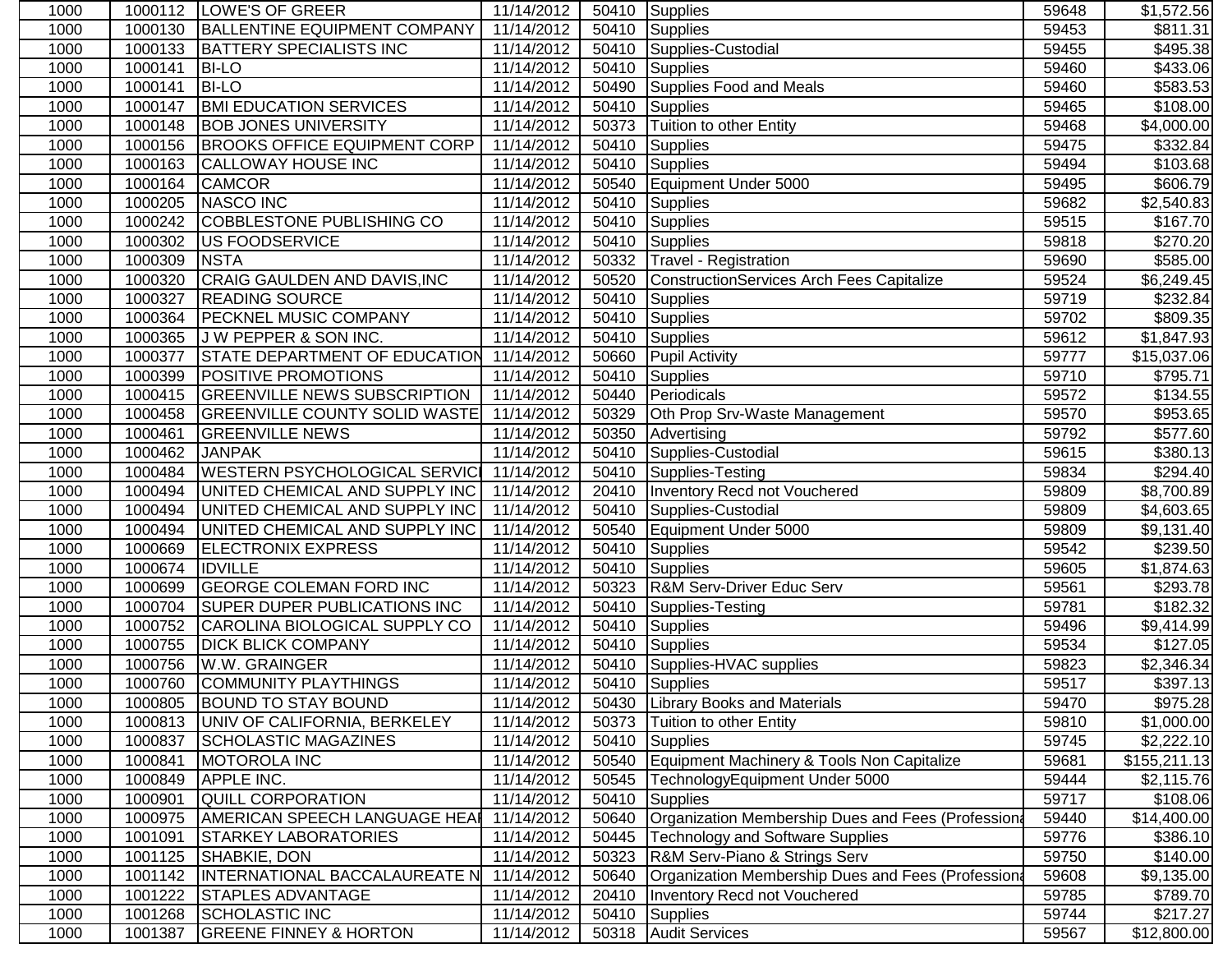| | | | | | | | |
|---|---|---|---|---|---|---|---|
| 1000 | 1000112 | LOWE'S OF GREER | 11/14/2012 | 50410 | Supplies | 59648 | $1,572.56 |
| 1000 | 1000130 | BALLENTINE EQUIPMENT COMPANY | 11/14/2012 | 50410 | Supplies | 59453 | $811.31 |
| 1000 | 1000133 | BATTERY SPECIALISTS INC | 11/14/2012 | 50410 | Supplies-Custodial | 59455 | $495.38 |
| 1000 | 1000141 | BI-LO | 11/14/2012 | 50410 | Supplies | 59460 | $433.06 |
| 1000 | 1000141 | BI-LO | 11/14/2012 | 50490 | Supplies Food and Meals | 59460 | $583.53 |
| 1000 | 1000147 | BMI EDUCATION SERVICES | 11/14/2012 | 50410 | Supplies | 59465 | $108.00 |
| 1000 | 1000148 | BOB JONES UNIVERSITY | 11/14/2012 | 50373 | Tuition to other Entity | 59468 | $4,000.00 |
| 1000 | 1000156 | BROOKS OFFICE EQUIPMENT CORP | 11/14/2012 | 50410 | Supplies | 59475 | $332.84 |
| 1000 | 1000163 | CALLOWAY HOUSE INC | 11/14/2012 | 50410 | Supplies | 59494 | $103.68 |
| 1000 | 1000164 | CAMCOR | 11/14/2012 | 50540 | Equipment Under 5000 | 59495 | $606.79 |
| 1000 | 1000205 | NASCO INC | 11/14/2012 | 50410 | Supplies | 59682 | $2,540.83 |
| 1000 | 1000242 | COBBLESTONE PUBLISHING CO | 11/14/2012 | 50410 | Supplies | 59515 | $167.70 |
| 1000 | 1000302 | US FOODSERVICE | 11/14/2012 | 50410 | Supplies | 59818 | $270.20 |
| 1000 | 1000309 | NSTA | 11/14/2012 | 50332 | Travel - Registration | 59690 | $585.00 |
| 1000 | 1000320 | CRAIG GAULDEN AND DAVIS,INC | 11/14/2012 | 50520 | ConstructionServices Arch Fees Capitalize | 59524 | $6,249.45 |
| 1000 | 1000327 | READING SOURCE | 11/14/2012 | 50410 | Supplies | 59719 | $232.84 |
| 1000 | 1000364 | PECKNEL MUSIC COMPANY | 11/14/2012 | 50410 | Supplies | 59702 | $809.35 |
| 1000 | 1000365 | J W PEPPER & SON INC. | 11/14/2012 | 50410 | Supplies | 59612 | $1,847.93 |
| 1000 | 1000377 | STATE DEPARTMENT OF EDUCATION | 11/14/2012 | 50660 | Pupil Activity | 59777 | $15,037.06 |
| 1000 | 1000399 | POSITIVE PROMOTIONS | 11/14/2012 | 50410 | Supplies | 59710 | $795.71 |
| 1000 | 1000415 | GREENVILLE NEWS SUBSCRIPTION | 11/14/2012 | 50440 | Periodicals | 59572 | $134.55 |
| 1000 | 1000458 | GREENVILLE COUNTY SOLID WASTE | 11/14/2012 | 50329 | Oth Prop Srv-Waste Management | 59570 | $953.65 |
| 1000 | 1000461 | GREENVILLE NEWS | 11/14/2012 | 50350 | Advertising | 59792 | $577.60 |
| 1000 | 1000462 | JANPAK | 11/14/2012 | 50410 | Supplies-Custodial | 59615 | $380.13 |
| 1000 | 1000484 | WESTERN PSYCHOLOGICAL SERVICE | 11/14/2012 | 50410 | Supplies-Testing | 59834 | $294.40 |
| 1000 | 1000494 | UNITED CHEMICAL AND SUPPLY INC | 11/14/2012 | 20410 | Inventory Recd not Vouchered | 59809 | $8,700.89 |
| 1000 | 1000494 | UNITED CHEMICAL AND SUPPLY INC | 11/14/2012 | 50410 | Supplies-Custodial | 59809 | $4,603.65 |
| 1000 | 1000494 | UNITED CHEMICAL AND SUPPLY INC | 11/14/2012 | 50540 | Equipment Under 5000 | 59809 | $9,131.40 |
| 1000 | 1000669 | ELECTRONIX EXPRESS | 11/14/2012 | 50410 | Supplies | 59542 | $239.50 |
| 1000 | 1000674 | IDVILLE | 11/14/2012 | 50410 | Supplies | 59605 | $1,874.63 |
| 1000 | 1000699 | GEORGE COLEMAN FORD INC | 11/14/2012 | 50323 | R&M Serv-Driver Educ Serv | 59561 | $293.78 |
| 1000 | 1000704 | SUPER DUPER PUBLICATIONS INC | 11/14/2012 | 50410 | Supplies-Testing | 59781 | $182.32 |
| 1000 | 1000752 | CAROLINA BIOLOGICAL SUPPLY CO | 11/14/2012 | 50410 | Supplies | 59496 | $9,414.99 |
| 1000 | 1000755 | DICK BLICK COMPANY | 11/14/2012 | 50410 | Supplies | 59534 | $127.05 |
| 1000 | 1000756 | W.W. GRAINGER | 11/14/2012 | 50410 | Supplies-HVAC supplies | 59823 | $2,346.34 |
| 1000 | 1000760 | COMMUNITY PLAYTHINGS | 11/14/2012 | 50410 | Supplies | 59517 | $397.13 |
| 1000 | 1000805 | BOUND TO STAY BOUND | 11/14/2012 | 50430 | Library Books and Materials | 59470 | $975.28 |
| 1000 | 1000813 | UNIV OF CALIFORNIA, BERKELEY | 11/14/2012 | 50373 | Tuition to other Entity | 59810 | $1,000.00 |
| 1000 | 1000837 | SCHOLASTIC MAGAZINES | 11/14/2012 | 50410 | Supplies | 59745 | $2,222.10 |
| 1000 | 1000841 | MOTOROLA INC | 11/14/2012 | 50540 | Equipment Machinery & Tools Non Capitalize | 59681 | $155,211.13 |
| 1000 | 1000849 | APPLE INC. | 11/14/2012 | 50545 | TechnologyEquipment Under 5000 | 59444 | $2,115.76 |
| 1000 | 1000901 | QUILL CORPORATION | 11/14/2012 | 50410 | Supplies | 59717 | $108.06 |
| 1000 | 1000975 | AMERICAN SPEECH LANGUAGE HEAR | 11/14/2012 | 50640 | Organization Membership Dues and Fees (Professiona | 59440 | $14,400.00 |
| 1000 | 1001091 | STARKEY LABORATORIES | 11/14/2012 | 50445 | Technology and Software Supplies | 59776 | $386.10 |
| 1000 | 1001125 | SHABKIE, DON | 11/14/2012 | 50323 | R&M Serv-Piano & Strings Serv | 59750 | $140.00 |
| 1000 | 1001142 | INTERNATIONAL BACCALAUREATE N | 11/14/2012 | 50640 | Organization Membership Dues and Fees (Professiona | 59608 | $9,135.00 |
| 1000 | 1001222 | STAPLES ADVANTAGE | 11/14/2012 | 20410 | Inventory Recd not Vouchered | 59785 | $789.70 |
| 1000 | 1001268 | SCHOLASTIC INC | 11/14/2012 | 50410 | Supplies | 59744 | $217.27 |
| 1000 | 1001387 | GREENE FINNEY & HORTON | 11/14/2012 | 50318 | Audit Services | 59567 | $12,800.00 |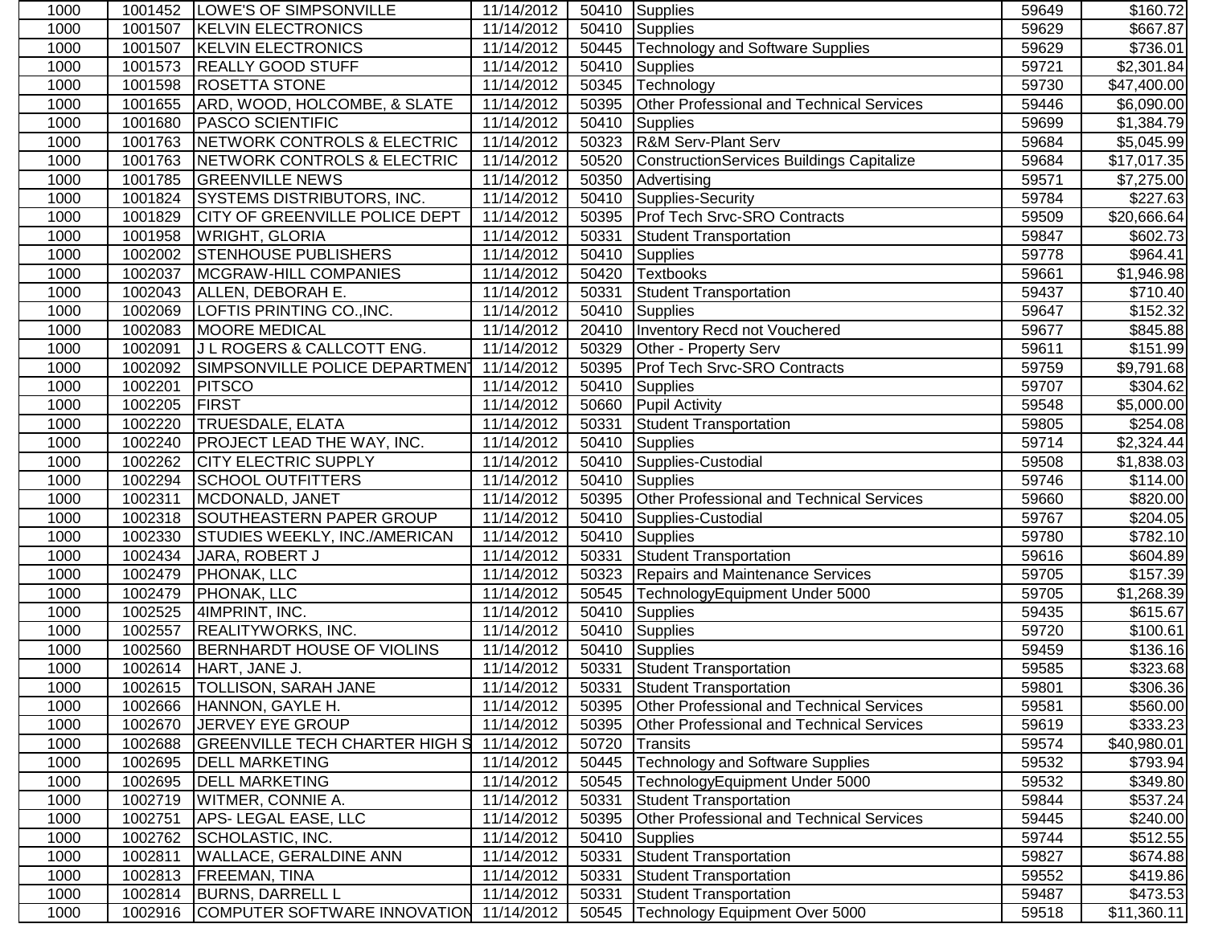| | | | | | | | |
|---|---|---|---|---|---|---|---|
| 1000 | 1001452 | LOWE'S OF SIMPSONVILLE | 11/14/2012 | 50410 | Supplies | 59649 | $160.72 |
| 1000 | 1001507 | KELVIN ELECTRONICS | 11/14/2012 | 50410 | Supplies | 59629 | $667.87 |
| 1000 | 1001507 | KELVIN ELECTRONICS | 11/14/2012 | 50445 | Technology and Software Supplies | 59629 | $736.01 |
| 1000 | 1001573 | REALLY GOOD STUFF | 11/14/2012 | 50410 | Supplies | 59721 | $2,301.84 |
| 1000 | 1001598 | ROSETTA STONE | 11/14/2012 | 50345 | Technology | 59730 | $47,400.00 |
| 1000 | 1001655 | ARD, WOOD, HOLCOMBE, & SLATE | 11/14/2012 | 50395 | Other Professional and Technical Services | 59446 | $6,090.00 |
| 1000 | 1001680 | PASCO SCIENTIFIC | 11/14/2012 | 50410 | Supplies | 59699 | $1,384.79 |
| 1000 | 1001763 | NETWORK CONTROLS & ELECTRIC | 11/14/2012 | 50323 | R&M Serv-Plant Serv | 59684 | $5,045.99 |
| 1000 | 1001763 | NETWORK CONTROLS & ELECTRIC | 11/14/2012 | 50520 | ConstructionServices Buildings Capitalize | 59684 | $17,017.35 |
| 1000 | 1001785 | GREENVILLE NEWS | 11/14/2012 | 50350 | Advertising | 59571 | $7,275.00 |
| 1000 | 1001824 | SYSTEMS DISTRIBUTORS, INC. | 11/14/2012 | 50410 | Supplies-Security | 59784 | $227.63 |
| 1000 | 1001829 | CITY OF GREENVILLE POLICE DEPT | 11/14/2012 | 50395 | Prof Tech Srvc-SRO Contracts | 59509 | $20,666.64 |
| 1000 | 1001958 | WRIGHT, GLORIA | 11/14/2012 | 50331 | Student Transportation | 59847 | $602.73 |
| 1000 | 1002002 | STENHOUSE PUBLISHERS | 11/14/2012 | 50410 | Supplies | 59778 | $964.41 |
| 1000 | 1002037 | MCGRAW-HILL COMPANIES | 11/14/2012 | 50420 | Textbooks | 59661 | $1,946.98 |
| 1000 | 1002043 | ALLEN, DEBORAH E. | 11/14/2012 | 50331 | Student Transportation | 59437 | $710.40 |
| 1000 | 1002069 | LOFTIS PRINTING CO.,INC. | 11/14/2012 | 50410 | Supplies | 59647 | $152.32 |
| 1000 | 1002083 | MOORE MEDICAL | 11/14/2012 | 20410 | Inventory Recd not Vouchered | 59677 | $845.88 |
| 1000 | 1002091 | J L ROGERS & CALLCOTT ENG. | 11/14/2012 | 50329 | Other - Property Serv | 59611 | $151.99 |
| 1000 | 1002092 | SIMPSONVILLE POLICE DEPARTMENT | 11/14/2012 | 50395 | Prof Tech Srvc-SRO Contracts | 59759 | $9,791.68 |
| 1000 | 1002201 | PITSCO | 11/14/2012 | 50410 | Supplies | 59707 | $304.62 |
| 1000 | 1002205 | FIRST | 11/14/2012 | 50660 | Pupil Activity | 59548 | $5,000.00 |
| 1000 | 1002220 | TRUESDALE, ELATA | 11/14/2012 | 50331 | Student Transportation | 59805 | $254.08 |
| 1000 | 1002240 | PROJECT LEAD THE WAY, INC. | 11/14/2012 | 50410 | Supplies | 59714 | $2,324.44 |
| 1000 | 1002262 | CITY ELECTRIC SUPPLY | 11/14/2012 | 50410 | Supplies-Custodial | 59508 | $1,838.03 |
| 1000 | 1002294 | SCHOOL OUTFITTERS | 11/14/2012 | 50410 | Supplies | 59746 | $114.00 |
| 1000 | 1002311 | MCDONALD, JANET | 11/14/2012 | 50395 | Other Professional and Technical Services | 59660 | $820.00 |
| 1000 | 1002318 | SOUTHEASTERN PAPER GROUP | 11/14/2012 | 50410 | Supplies-Custodial | 59767 | $204.05 |
| 1000 | 1002330 | STUDIES WEEKLY, INC./AMERICAN | 11/14/2012 | 50410 | Supplies | 59780 | $782.10 |
| 1000 | 1002434 | JARA, ROBERT J | 11/14/2012 | 50331 | Student Transportation | 59616 | $604.89 |
| 1000 | 1002479 | PHONAK, LLC | 11/14/2012 | 50323 | Repairs and Maintenance Services | 59705 | $157.39 |
| 1000 | 1002479 | PHONAK, LLC | 11/14/2012 | 50545 | TechnologyEquipment Under 5000 | 59705 | $1,268.39 |
| 1000 | 1002525 | 4IMPRINT, INC. | 11/14/2012 | 50410 | Supplies | 59435 | $615.67 |
| 1000 | 1002557 | REALITYWORKS, INC. | 11/14/2012 | 50410 | Supplies | 59720 | $100.61 |
| 1000 | 1002560 | BERNHARDT HOUSE OF VIOLINS | 11/14/2012 | 50410 | Supplies | 59459 | $136.16 |
| 1000 | 1002614 | HART, JANE J. | 11/14/2012 | 50331 | Student Transportation | 59585 | $323.68 |
| 1000 | 1002615 | TOLLISON, SARAH JANE | 11/14/2012 | 50331 | Student Transportation | 59801 | $306.36 |
| 1000 | 1002666 | HANNON, GAYLE H. | 11/14/2012 | 50395 | Other Professional and Technical Services | 59581 | $560.00 |
| 1000 | 1002670 | JERVEY EYE GROUP | 11/14/2012 | 50395 | Other Professional and Technical Services | 59619 | $333.23 |
| 1000 | 1002688 | GREENVILLE TECH CHARTER HIGH S | 11/14/2012 | 50720 | Transits | 59574 | $40,980.01 |
| 1000 | 1002695 | DELL MARKETING | 11/14/2012 | 50445 | Technology and Software Supplies | 59532 | $793.94 |
| 1000 | 1002695 | DELL MARKETING | 11/14/2012 | 50545 | TechnologyEquipment Under 5000 | 59532 | $349.80 |
| 1000 | 1002719 | WITMER, CONNIE A. | 11/14/2012 | 50331 | Student Transportation | 59844 | $537.24 |
| 1000 | 1002751 | APS- LEGAL EASE, LLC | 11/14/2012 | 50395 | Other Professional and Technical Services | 59445 | $240.00 |
| 1000 | 1002762 | SCHOLASTIC, INC. | 11/14/2012 | 50410 | Supplies | 59744 | $512.55 |
| 1000 | 1002811 | WALLACE, GERALDINE ANN | 11/14/2012 | 50331 | Student Transportation | 59827 | $674.88 |
| 1000 | 1002813 | FREEMAN, TINA | 11/14/2012 | 50331 | Student Transportation | 59552 | $419.86 |
| 1000 | 1002814 | BURNS, DARRELL L | 11/14/2012 | 50331 | Student Transportation | 59487 | $473.53 |
| 1000 | 1002916 | COMPUTER SOFTWARE INNOVATION | 11/14/2012 | 50545 | Technology Equipment Over 5000 | 59518 | $11,360.11 |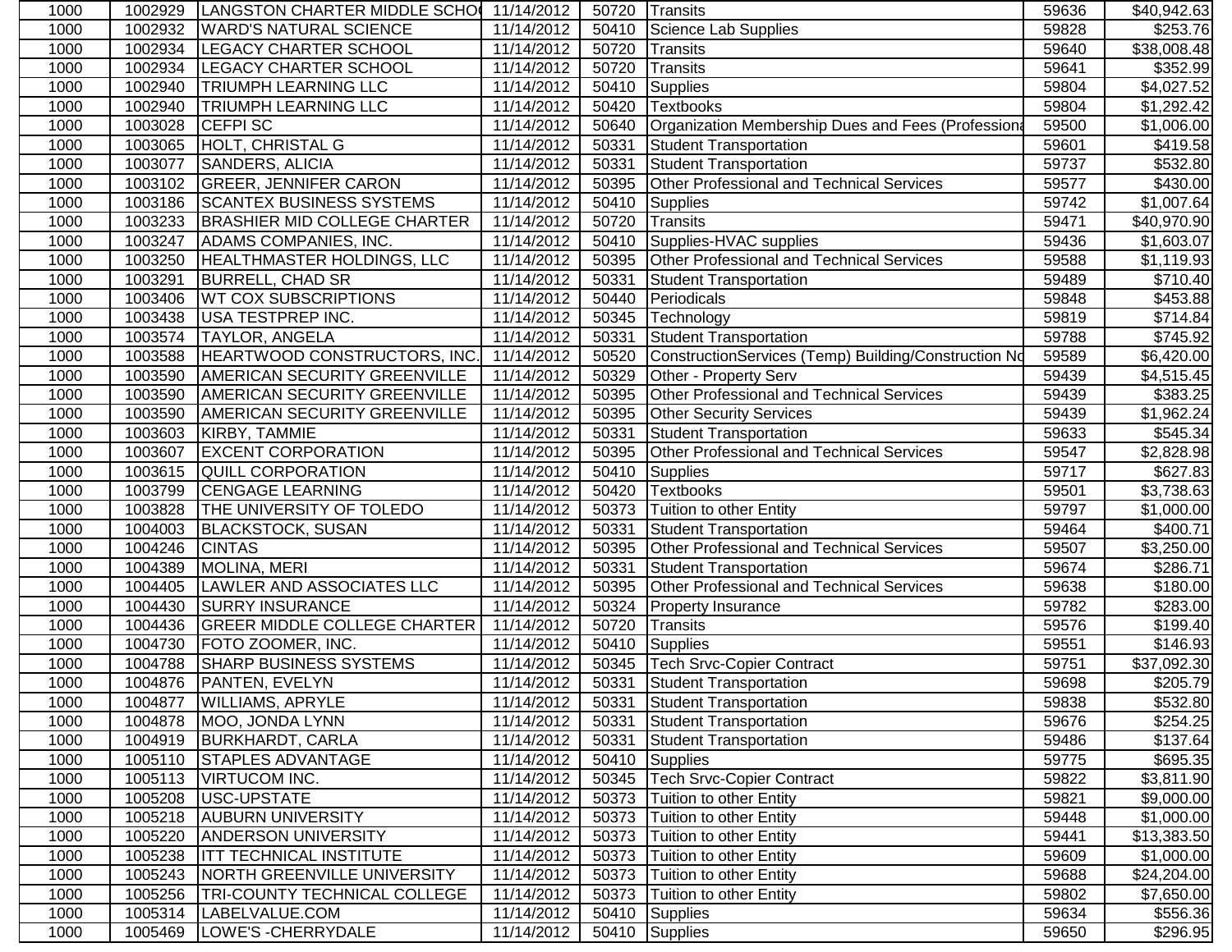| | | | | | | | |
|---|---|---|---|---|---|---|---|
| 1000 | 1002929 | LANGSTON CHARTER MIDDLE SCHO | 11/14/2012 | 50720 | Transits | 59636 | $40,942.63 |
| 1000 | 1002932 | WARD'S NATURAL SCIENCE | 11/14/2012 | 50410 | Science Lab Supplies | 59828 | $253.76 |
| 1000 | 1002934 | LEGACY CHARTER SCHOOL | 11/14/2012 | 50720 | Transits | 59640 | $38,008.48 |
| 1000 | 1002934 | LEGACY CHARTER SCHOOL | 11/14/2012 | 50720 | Transits | 59641 | $352.99 |
| 1000 | 1002940 | TRIUMPH LEARNING LLC | 11/14/2012 | 50410 | Supplies | 59804 | $4,027.52 |
| 1000 | 1002940 | TRIUMPH LEARNING LLC | 11/14/2012 | 50420 | Textbooks | 59804 | $1,292.42 |
| 1000 | 1003028 | CEFPI SC | 11/14/2012 | 50640 | Organization Membership Dues and Fees (Professiona | 59500 | $1,006.00 |
| 1000 | 1003065 | HOLT, CHRISTAL G | 11/14/2012 | 50331 | Student Transportation | 59601 | $419.58 |
| 1000 | 1003077 | SANDERS, ALICIA | 11/14/2012 | 50331 | Student Transportation | 59737 | $532.80 |
| 1000 | 1003102 | GREER, JENNIFER CARON | 11/14/2012 | 50395 | Other Professional and Technical Services | 59577 | $430.00 |
| 1000 | 1003186 | SCANTEX BUSINESS SYSTEMS | 11/14/2012 | 50410 | Supplies | 59742 | $1,007.64 |
| 1000 | 1003233 | BRASHIER MID COLLEGE CHARTER | 11/14/2012 | 50720 | Transits | 59471 | $40,970.90 |
| 1000 | 1003247 | ADAMS COMPANIES, INC. | 11/14/2012 | 50410 | Supplies-HVAC supplies | 59436 | $1,603.07 |
| 1000 | 1003250 | HEALTHMASTER HOLDINGS, LLC | 11/14/2012 | 50395 | Other Professional and Technical Services | 59588 | $1,119.93 |
| 1000 | 1003291 | BURRELL, CHAD SR | 11/14/2012 | 50331 | Student Transportation | 59489 | $710.40 |
| 1000 | 1003406 | WT COX SUBSCRIPTIONS | 11/14/2012 | 50440 | Periodicals | 59848 | $453.88 |
| 1000 | 1003438 | USA TESTPREP INC. | 11/14/2012 | 50345 | Technology | 59819 | $714.84 |
| 1000 | 1003574 | TAYLOR, ANGELA | 11/14/2012 | 50331 | Student Transportation | 59788 | $745.92 |
| 1000 | 1003588 | HEARTWOOD CONSTRUCTORS, INC. | 11/14/2012 | 50520 | ConstructionServices (Temp) Building/Construction No | 59589 | $6,420.00 |
| 1000 | 1003590 | AMERICAN SECURITY GREENVILLE | 11/14/2012 | 50329 | Other - Property Serv | 59439 | $4,515.45 |
| 1000 | 1003590 | AMERICAN SECURITY GREENVILLE | 11/14/2012 | 50395 | Other Professional and Technical Services | 59439 | $383.25 |
| 1000 | 1003590 | AMERICAN SECURITY GREENVILLE | 11/14/2012 | 50395 | Other Security Services | 59439 | $1,962.24 |
| 1000 | 1003603 | KIRBY, TAMMIE | 11/14/2012 | 50331 | Student Transportation | 59633 | $545.34 |
| 1000 | 1003607 | EXCENT CORPORATION | 11/14/2012 | 50395 | Other Professional and Technical Services | 59547 | $2,828.98 |
| 1000 | 1003615 | QUILL CORPORATION | 11/14/2012 | 50410 | Supplies | 59717 | $627.83 |
| 1000 | 1003799 | CENGAGE LEARNING | 11/14/2012 | 50420 | Textbooks | 59501 | $3,738.63 |
| 1000 | 1003828 | THE UNIVERSITY OF TOLEDO | 11/14/2012 | 50373 | Tuition to other Entity | 59797 | $1,000.00 |
| 1000 | 1004003 | BLACKSTOCK, SUSAN | 11/14/2012 | 50331 | Student Transportation | 59464 | $400.71 |
| 1000 | 1004246 | CINTAS | 11/14/2012 | 50395 | Other Professional and Technical Services | 59507 | $3,250.00 |
| 1000 | 1004389 | MOLINA, MERI | 11/14/2012 | 50331 | Student Transportation | 59674 | $286.71 |
| 1000 | 1004405 | LAWLER AND ASSOCIATES LLC | 11/14/2012 | 50395 | Other Professional and Technical Services | 59638 | $180.00 |
| 1000 | 1004430 | SURRY INSURANCE | 11/14/2012 | 50324 | Property Insurance | 59782 | $283.00 |
| 1000 | 1004436 | GREER MIDDLE COLLEGE CHARTER | 11/14/2012 | 50720 | Transits | 59576 | $199.40 |
| 1000 | 1004730 | FOTO ZOOMER, INC. | 11/14/2012 | 50410 | Supplies | 59551 | $146.93 |
| 1000 | 1004788 | SHARP BUSINESS SYSTEMS | 11/14/2012 | 50345 | Tech Srvc-Copier Contract | 59751 | $37,092.30 |
| 1000 | 1004876 | PANTEN, EVELYN | 11/14/2012 | 50331 | Student Transportation | 59698 | $205.79 |
| 1000 | 1004877 | WILLIAMS, APRYLE | 11/14/2012 | 50331 | Student Transportation | 59838 | $532.80 |
| 1000 | 1004878 | MOO, JONDA LYNN | 11/14/2012 | 50331 | Student Transportation | 59676 | $254.25 |
| 1000 | 1004919 | BURKHARDT, CARLA | 11/14/2012 | 50331 | Student Transportation | 59486 | $137.64 |
| 1000 | 1005110 | STAPLES ADVANTAGE | 11/14/2012 | 50410 | Supplies | 59775 | $695.35 |
| 1000 | 1005113 | VIRTUCOM INC. | 11/14/2012 | 50345 | Tech Srvc-Copier Contract | 59822 | $3,811.90 |
| 1000 | 1005208 | USC-UPSTATE | 11/14/2012 | 50373 | Tuition to other Entity | 59821 | $9,000.00 |
| 1000 | 1005218 | AUBURN UNIVERSITY | 11/14/2012 | 50373 | Tuition to other Entity | 59448 | $1,000.00 |
| 1000 | 1005220 | ANDERSON UNIVERSITY | 11/14/2012 | 50373 | Tuition to other Entity | 59441 | $13,383.50 |
| 1000 | 1005238 | ITT TECHNICAL INSTITUTE | 11/14/2012 | 50373 | Tuition to other Entity | 59609 | $1,000.00 |
| 1000 | 1005243 | NORTH GREENVILLE UNIVERSITY | 11/14/2012 | 50373 | Tuition to other Entity | 59688 | $24,204.00 |
| 1000 | 1005256 | TRI-COUNTY TECHNICAL COLLEGE | 11/14/2012 | 50373 | Tuition to other Entity | 59802 | $7,650.00 |
| 1000 | 1005314 | LABELVALUE.COM | 11/14/2012 | 50410 | Supplies | 59634 | $556.36 |
| 1000 | 1005469 | LOWE'S -CHERRYDALE | 11/14/2012 | 50410 | Supplies | 59650 | $296.95 |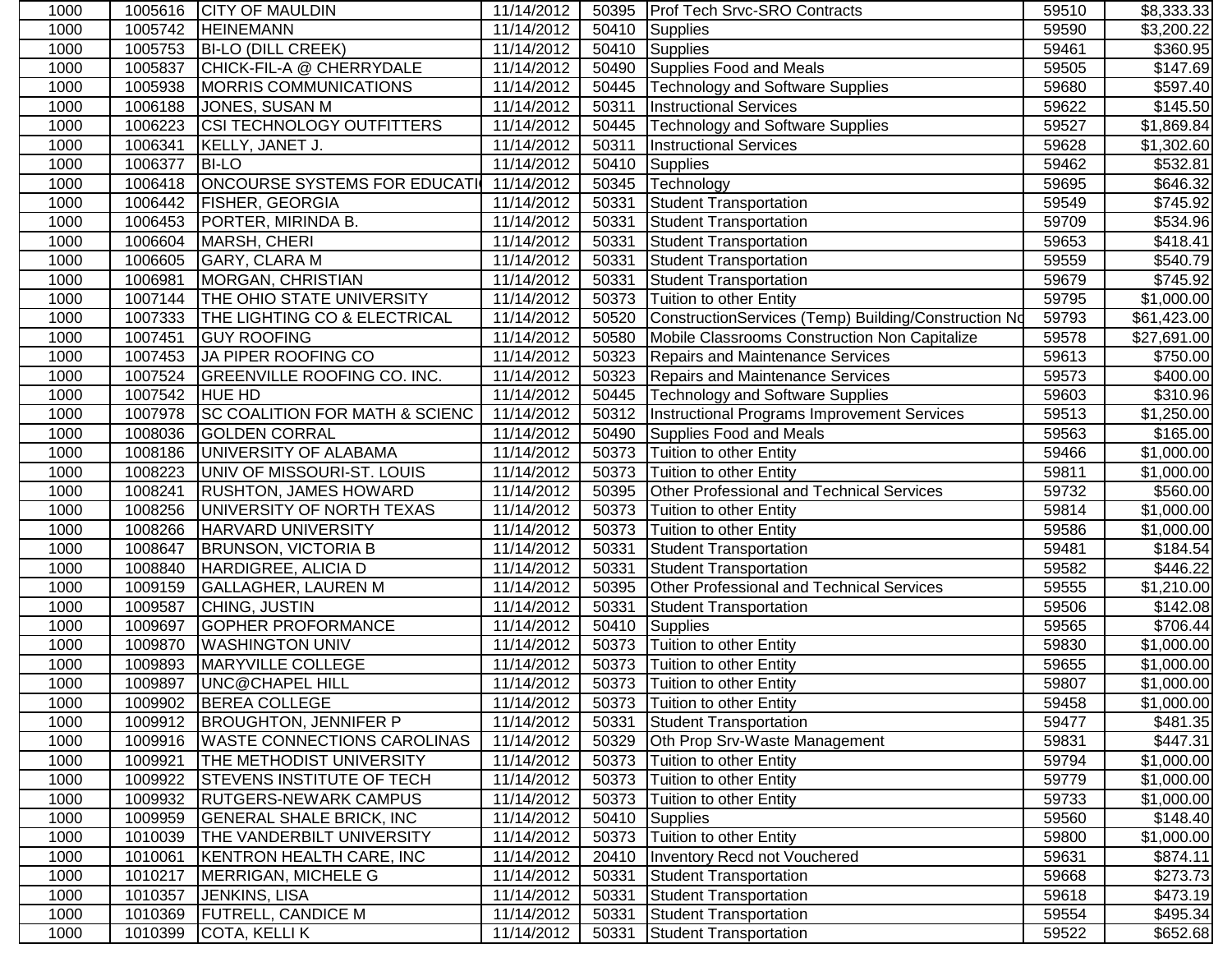| | | | | | | | |
|---|---|---|---|---|---|---|---|
| 1000 | 1005616 | CITY OF MAULDIN | 11/14/2012 | 50395 | Prof Tech Srvc-SRO Contracts | 59510 | $8,333.33 |
| 1000 | 1005742 | HEINEMANN | 11/14/2012 | 50410 | Supplies | 59590 | $3,200.22 |
| 1000 | 1005753 | BI-LO (DILL CREEK) | 11/14/2012 | 50410 | Supplies | 59461 | $360.95 |
| 1000 | 1005837 | CHICK-FIL-A @ CHERRYDALE | 11/14/2012 | 50490 | Supplies Food and Meals | 59505 | $147.69 |
| 1000 | 1005938 | MORRIS COMMUNICATIONS | 11/14/2012 | 50445 | Technology and Software Supplies | 59680 | $597.40 |
| 1000 | 1006188 | JONES, SUSAN M | 11/14/2012 | 50311 | Instructional Services | 59622 | $145.50 |
| 1000 | 1006223 | CSI TECHNOLOGY OUTFITTERS | 11/14/2012 | 50445 | Technology and Software Supplies | 59527 | $1,869.84 |
| 1000 | 1006341 | KELLY, JANET J. | 11/14/2012 | 50311 | Instructional Services | 59628 | $1,302.60 |
| 1000 | 1006377 | BI-LO | 11/14/2012 | 50410 | Supplies | 59462 | $532.81 |
| 1000 | 1006418 | ONCOURSE SYSTEMS FOR EDUCATI | 11/14/2012 | 50345 | Technology | 59695 | $646.32 |
| 1000 | 1006442 | FISHER, GEORGIA | 11/14/2012 | 50331 | Student Transportation | 59549 | $745.92 |
| 1000 | 1006453 | PORTER, MIRINDA B. | 11/14/2012 | 50331 | Student Transportation | 59709 | $534.96 |
| 1000 | 1006604 | MARSH, CHERI | 11/14/2012 | 50331 | Student Transportation | 59653 | $418.41 |
| 1000 | 1006605 | GARY, CLARA M | 11/14/2012 | 50331 | Student Transportation | 59559 | $540.79 |
| 1000 | 1006981 | MORGAN, CHRISTIAN | 11/14/2012 | 50331 | Student Transportation | 59679 | $745.92 |
| 1000 | 1007144 | THE OHIO STATE UNIVERSITY | 11/14/2012 | 50373 | Tuition to other Entity | 59795 | $1,000.00 |
| 1000 | 1007333 | THE LIGHTING CO & ELECTRICAL | 11/14/2012 | 50520 | ConstructionServices (Temp) Building/Construction No | 59793 | $61,423.00 |
| 1000 | 1007451 | GUY ROOFING | 11/14/2012 | 50580 | Mobile Classrooms Construction Non Capitalize | 59578 | $27,691.00 |
| 1000 | 1007453 | JA PIPER ROOFING CO | 11/14/2012 | 50323 | Repairs and Maintenance Services | 59613 | $750.00 |
| 1000 | 1007524 | GREENVILLE ROOFING CO. INC. | 11/14/2012 | 50323 | Repairs and Maintenance Services | 59573 | $400.00 |
| 1000 | 1007542 | HUE HD | 11/14/2012 | 50445 | Technology and Software Supplies | 59603 | $310.96 |
| 1000 | 1007978 | SC COALITION FOR MATH & SCIENC | 11/14/2012 | 50312 | Instructional Programs Improvement Services | 59513 | $1,250.00 |
| 1000 | 1008036 | GOLDEN CORRAL | 11/14/2012 | 50490 | Supplies Food and Meals | 59563 | $165.00 |
| 1000 | 1008186 | UNIVERSITY OF ALABAMA | 11/14/2012 | 50373 | Tuition to other Entity | 59466 | $1,000.00 |
| 1000 | 1008223 | UNIV OF MISSOURI-ST. LOUIS | 11/14/2012 | 50373 | Tuition to other Entity | 59811 | $1,000.00 |
| 1000 | 1008241 | RUSHTON, JAMES HOWARD | 11/14/2012 | 50395 | Other Professional and Technical Services | 59732 | $560.00 |
| 1000 | 1008256 | UNIVERSITY OF NORTH TEXAS | 11/14/2012 | 50373 | Tuition to other Entity | 59814 | $1,000.00 |
| 1000 | 1008266 | HARVARD UNIVERSITY | 11/14/2012 | 50373 | Tuition to other Entity | 59586 | $1,000.00 |
| 1000 | 1008647 | BRUNSON, VICTORIA B | 11/14/2012 | 50331 | Student Transportation | 59481 | $184.54 |
| 1000 | 1008840 | HARDIGREE, ALICIA D | 11/14/2012 | 50331 | Student Transportation | 59582 | $446.22 |
| 1000 | 1009159 | GALLAGHER, LAUREN M | 11/14/2012 | 50395 | Other Professional and Technical Services | 59555 | $1,210.00 |
| 1000 | 1009587 | CHING, JUSTIN | 11/14/2012 | 50331 | Student Transportation | 59506 | $142.08 |
| 1000 | 1009697 | GOPHER PROFORMANCE | 11/14/2012 | 50410 | Supplies | 59565 | $706.44 |
| 1000 | 1009870 | WASHINGTON UNIV | 11/14/2012 | 50373 | Tuition to other Entity | 59830 | $1,000.00 |
| 1000 | 1009893 | MARYVILLE COLLEGE | 11/14/2012 | 50373 | Tuition to other Entity | 59655 | $1,000.00 |
| 1000 | 1009897 | UNC@CHAPEL HILL | 11/14/2012 | 50373 | Tuition to other Entity | 59807 | $1,000.00 |
| 1000 | 1009902 | BEREA COLLEGE | 11/14/2012 | 50373 | Tuition to other Entity | 59458 | $1,000.00 |
| 1000 | 1009912 | BROUGHTON, JENNIFER P | 11/14/2012 | 50331 | Student Transportation | 59477 | $481.35 |
| 1000 | 1009916 | WASTE CONNECTIONS CAROLINAS | 11/14/2012 | 50329 | Oth Prop Srv-Waste Management | 59831 | $447.31 |
| 1000 | 1009921 | THE METHODIST UNIVERSITY | 11/14/2012 | 50373 | Tuition to other Entity | 59794 | $1,000.00 |
| 1000 | 1009922 | STEVENS INSTITUTE OF TECH | 11/14/2012 | 50373 | Tuition to other Entity | 59779 | $1,000.00 |
| 1000 | 1009932 | RUTGERS-NEWARK CAMPUS | 11/14/2012 | 50373 | Tuition to other Entity | 59733 | $1,000.00 |
| 1000 | 1009959 | GENERAL SHALE BRICK, INC | 11/14/2012 | 50410 | Supplies | 59560 | $148.40 |
| 1000 | 1010039 | THE VANDERBILT UNIVERSITY | 11/14/2012 | 50373 | Tuition to other Entity | 59800 | $1,000.00 |
| 1000 | 1010061 | KENTRON HEALTH CARE, INC | 11/14/2012 | 20410 | Inventory Recd not Vouchered | 59631 | $874.11 |
| 1000 | 1010217 | MERRIGAN, MICHELE G | 11/14/2012 | 50331 | Student Transportation | 59668 | $273.73 |
| 1000 | 1010357 | JENKINS, LISA | 11/14/2012 | 50331 | Student Transportation | 59618 | $473.19 |
| 1000 | 1010369 | FUTRELL, CANDICE M | 11/14/2012 | 50331 | Student Transportation | 59554 | $495.34 |
| 1000 | 1010399 | COTA, KELLI K | 11/14/2012 | 50331 | Student Transportation | 59522 | $652.68 |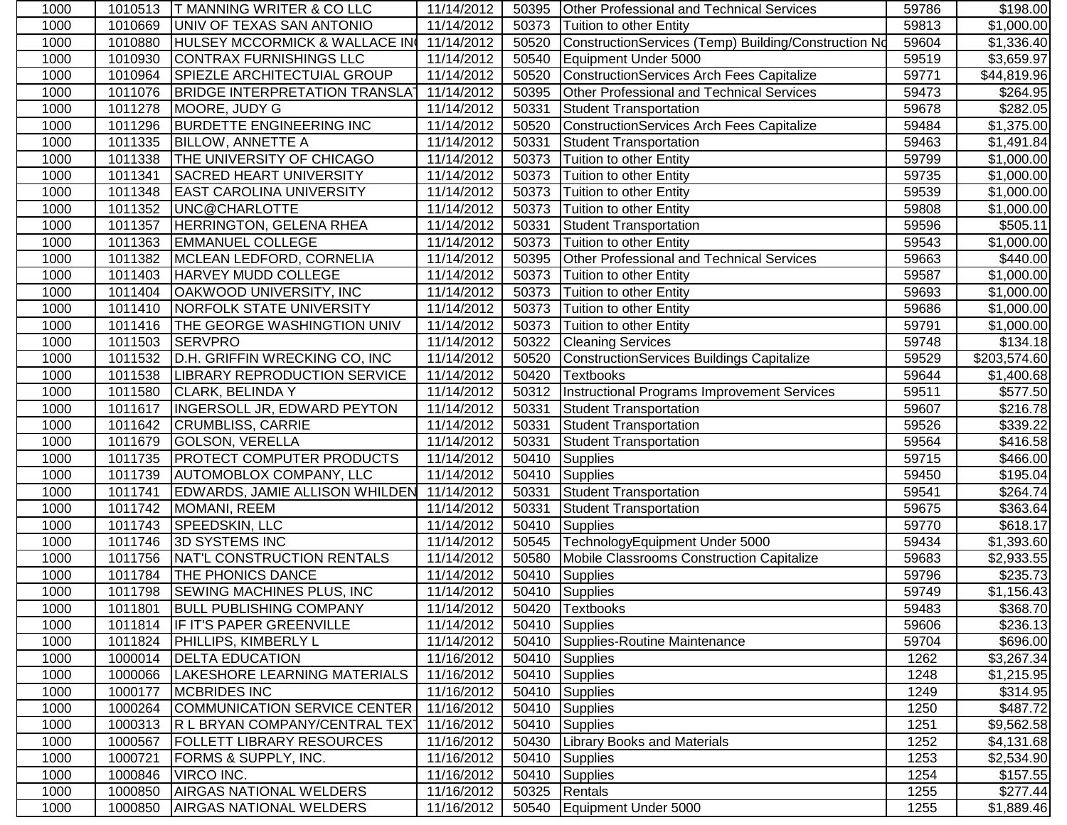| | | | | | | | |
|---|---|---|---|---|---|---|---|
| 1000 | 1010513 | T MANNING WRITER & CO LLC | 11/14/2012 | 50395 | Other Professional and Technical Services | 59786 | $198.00 |
| 1000 | 1010669 | UNIV OF TEXAS SAN ANTONIO | 11/14/2012 | 50373 | Tuition to other Entity | 59813 | $1,000.00 |
| 1000 | 1010880 | HULSEY MCCORMICK & WALLACE IN | 11/14/2012 | 50520 | ConstructionServices (Temp) Building/Construction No | 59604 | $1,336.40 |
| 1000 | 1010930 | CONTRAX FURNISHINGS LLC | 11/14/2012 | 50540 | Equipment Under 5000 | 59519 | $3,659.97 |
| 1000 | 1010964 | SPIEZLE ARCHITECTUIAL GROUP | 11/14/2012 | 50520 | ConstructionServices Arch Fees Capitalize | 59771 | $44,819.96 |
| 1000 | 1011076 | BRIDGE INTERPRETATION TRANSLA | 11/14/2012 | 50395 | Other Professional and Technical Services | 59473 | $264.95 |
| 1000 | 1011278 | MOORE, JUDY G | 11/14/2012 | 50331 | Student Transportation | 59678 | $282.05 |
| 1000 | 1011296 | BURDETTE ENGINEERING INC | 11/14/2012 | 50520 | ConstructionServices Arch Fees Capitalize | 59484 | $1,375.00 |
| 1000 | 1011335 | BILLOW, ANNETTE A | 11/14/2012 | 50331 | Student Transportation | 59463 | $1,491.84 |
| 1000 | 1011338 | THE UNIVERSITY OF CHICAGO | 11/14/2012 | 50373 | Tuition to other Entity | 59799 | $1,000.00 |
| 1000 | 1011341 | SACRED HEART UNIVERSITY | 11/14/2012 | 50373 | Tuition to other Entity | 59735 | $1,000.00 |
| 1000 | 1011348 | EAST CAROLINA UNIVERSITY | 11/14/2012 | 50373 | Tuition to other Entity | 59539 | $1,000.00 |
| 1000 | 1011352 | UNC@CHARLOTTE | 11/14/2012 | 50373 | Tuition to other Entity | 59808 | $1,000.00 |
| 1000 | 1011357 | HERRINGTON, GELENA RHEA | 11/14/2012 | 50331 | Student Transportation | 59596 | $505.11 |
| 1000 | 1011363 | EMMANUEL COLLEGE | 11/14/2012 | 50373 | Tuition to other Entity | 59543 | $1,000.00 |
| 1000 | 1011382 | MCLEAN LEDFORD, CORNELIA | 11/14/2012 | 50395 | Other Professional and Technical Services | 59663 | $440.00 |
| 1000 | 1011403 | HARVEY MUDD COLLEGE | 11/14/2012 | 50373 | Tuition to other Entity | 59587 | $1,000.00 |
| 1000 | 1011404 | OAKWOOD UNIVERSITY, INC | 11/14/2012 | 50373 | Tuition to other Entity | 59693 | $1,000.00 |
| 1000 | 1011410 | NORFOLK STATE UNIVERSITY | 11/14/2012 | 50373 | Tuition to other Entity | 59686 | $1,000.00 |
| 1000 | 1011416 | THE GEORGE WASHINGTION UNIV | 11/14/2012 | 50373 | Tuition to other Entity | 59791 | $1,000.00 |
| 1000 | 1011503 | SERVPRO | 11/14/2012 | 50322 | Cleaning Services | 59748 | $134.18 |
| 1000 | 1011532 | D.H. GRIFFIN WRECKING CO, INC | 11/14/2012 | 50520 | ConstructionServices Buildings Capitalize | 59529 | $203,574.60 |
| 1000 | 1011538 | LIBRARY REPRODUCTION SERVICE | 11/14/2012 | 50420 | Textbooks | 59644 | $1,400.68 |
| 1000 | 1011580 | CLARK, BELINDA Y | 11/14/2012 | 50312 | Instructional Programs Improvement Services | 59511 | $577.50 |
| 1000 | 1011617 | INGERSOLL JR, EDWARD PEYTON | 11/14/2012 | 50331 | Student Transportation | 59607 | $216.78 |
| 1000 | 1011642 | CRUMBLISS, CARRIE | 11/14/2012 | 50331 | Student Transportation | 59526 | $339.22 |
| 1000 | 1011679 | GOLSON, VERELLA | 11/14/2012 | 50331 | Student Transportation | 59564 | $416.58 |
| 1000 | 1011735 | PROTECT COMPUTER PRODUCTS | 11/14/2012 | 50410 | Supplies | 59715 | $466.00 |
| 1000 | 1011739 | AUTOMOBLOX COMPANY, LLC | 11/14/2012 | 50410 | Supplies | 59450 | $195.04 |
| 1000 | 1011741 | EDWARDS, JAMIE ALLISON WHILDEN | 11/14/2012 | 50331 | Student Transportation | 59541 | $264.74 |
| 1000 | 1011742 | MOMANI, REEM | 11/14/2012 | 50331 | Student Transportation | 59675 | $363.64 |
| 1000 | 1011743 | SPEEDSKIN, LLC | 11/14/2012 | 50410 | Supplies | 59770 | $618.17 |
| 1000 | 1011746 | 3D SYSTEMS INC | 11/14/2012 | 50545 | TechnologyEquipment Under 5000 | 59434 | $1,393.60 |
| 1000 | 1011756 | NAT'L CONSTRUCTION RENTALS | 11/14/2012 | 50580 | Mobile Classrooms Construction Capitalize | 59683 | $2,933.55 |
| 1000 | 1011784 | THE PHONICS DANCE | 11/14/2012 | 50410 | Supplies | 59796 | $235.73 |
| 1000 | 1011798 | SEWING MACHINES PLUS, INC | 11/14/2012 | 50410 | Supplies | 59749 | $1,156.43 |
| 1000 | 1011801 | BULL PUBLISHING COMPANY | 11/14/2012 | 50420 | Textbooks | 59483 | $368.70 |
| 1000 | 1011814 | IF IT'S PAPER GREENVILLE | 11/14/2012 | 50410 | Supplies | 59606 | $236.13 |
| 1000 | 1011824 | PHILLIPS, KIMBERLY L | 11/14/2012 | 50410 | Supplies-Routine Maintenance | 59704 | $696.00 |
| 1000 | 1000014 | DELTA EDUCATION | 11/16/2012 | 50410 | Supplies | 1262 | $3,267.34 |
| 1000 | 1000066 | LAKESHORE LEARNING MATERIALS | 11/16/2012 | 50410 | Supplies | 1248 | $1,215.95 |
| 1000 | 1000177 | MCBRIDES INC | 11/16/2012 | 50410 | Supplies | 1249 | $314.95 |
| 1000 | 1000264 | COMMUNICATION SERVICE CENTER | 11/16/2012 | 50410 | Supplies | 1250 | $487.72 |
| 1000 | 1000313 | R L BRYAN COMPANY/CENTRAL TEX | 11/16/2012 | 50410 | Supplies | 1251 | $9,562.58 |
| 1000 | 1000567 | FOLLETT LIBRARY RESOURCES | 11/16/2012 | 50430 | Library Books and Materials | 1252 | $4,131.68 |
| 1000 | 1000721 | FORMS & SUPPLY, INC. | 11/16/2012 | 50410 | Supplies | 1253 | $2,534.90 |
| 1000 | 1000846 | VIRCO INC. | 11/16/2012 | 50410 | Supplies | 1254 | $157.55 |
| 1000 | 1000850 | AIRGAS NATIONAL WELDERS | 11/16/2012 | 50325 | Rentals | 1255 | $277.44 |
| 1000 | 1000850 | AIRGAS NATIONAL WELDERS | 11/16/2012 | 50540 | Equipment Under 5000 | 1255 | $1,889.46 |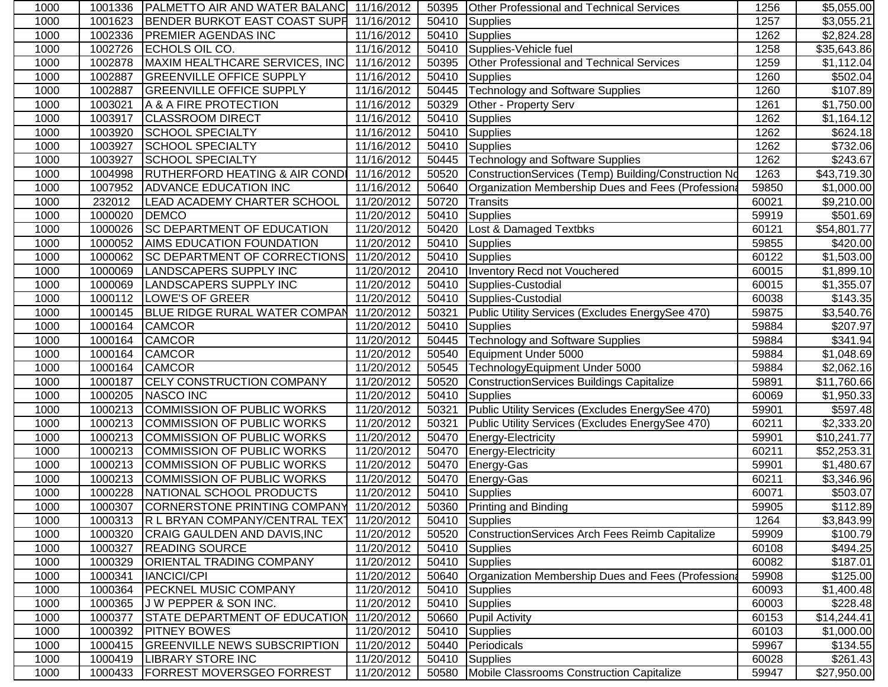| | | | | | | | |
|---|---|---|---|---|---|---|---|
| 1000 | 1001336 | PALMETTO AIR AND WATER BALANC | 11/16/2012 | 50395 | Other Professional and Technical Services | 1256 | $5,055.00 |
| 1000 | 1001623 | BENDER BURKOT EAST COAST SUPP | 11/16/2012 | 50410 | Supplies | 1257 | $3,055.21 |
| 1000 | 1002336 | PREMIER AGENDAS INC | 11/16/2012 | 50410 | Supplies | 1262 | $2,824.28 |
| 1000 | 1002726 | ECHOLS OIL CO. | 11/16/2012 | 50410 | Supplies-Vehicle fuel | 1258 | $35,643.86 |
| 1000 | 1002878 | MAXIM HEALTHCARE SERVICES, INC | 11/16/2012 | 50395 | Other Professional and Technical Services | 1259 | $1,112.04 |
| 1000 | 1002887 | GREENVILLE OFFICE SUPPLY | 11/16/2012 | 50410 | Supplies | 1260 | $502.04 |
| 1000 | 1002887 | GREENVILLE OFFICE SUPPLY | 11/16/2012 | 50445 | Technology and Software Supplies | 1260 | $107.89 |
| 1000 | 1003021 | A & A FIRE PROTECTION | 11/16/2012 | 50329 | Other - Property Serv | 1261 | $1,750.00 |
| 1000 | 1003917 | CLASSROOM DIRECT | 11/16/2012 | 50410 | Supplies | 1262 | $1,164.12 |
| 1000 | 1003920 | SCHOOL SPECIALTY | 11/16/2012 | 50410 | Supplies | 1262 | $624.18 |
| 1000 | 1003927 | SCHOOL SPECIALTY | 11/16/2012 | 50410 | Supplies | 1262 | $732.06 |
| 1000 | 1003927 | SCHOOL SPECIALTY | 11/16/2012 | 50445 | Technology and Software Supplies | 1262 | $243.67 |
| 1000 | 1004998 | RUTHERFORD HEATING & AIR CONDI | 11/16/2012 | 50520 | ConstructionServices (Temp) Building/Construction No | 1263 | $43,719.30 |
| 1000 | 1007952 | ADVANCE EDUCATION INC | 11/16/2012 | 50640 | Organization Membership Dues and Fees (Professiona | 59850 | $1,000.00 |
| 1000 | 232012 | LEAD ACADEMY CHARTER SCHOOL | 11/20/2012 | 50720 | Transits | 60021 | $9,210.00 |
| 1000 | 1000020 | DEMCO | 11/20/2012 | 50410 | Supplies | 59919 | $501.69 |
| 1000 | 1000026 | SC DEPARTMENT OF EDUCATION | 11/20/2012 | 50420 | Lost & Damaged Textbks | 60121 | $54,801.77 |
| 1000 | 1000052 | AIMS EDUCATION FOUNDATION | 11/20/2012 | 50410 | Supplies | 59855 | $420.00 |
| 1000 | 1000062 | SC DEPARTMENT OF CORRECTIONS | 11/20/2012 | 50410 | Supplies | 60122 | $1,503.00 |
| 1000 | 1000069 | LANDSCAPERS SUPPLY INC | 11/20/2012 | 20410 | Inventory Recd not Vouchered | 60015 | $1,899.10 |
| 1000 | 1000069 | LANDSCAPERS SUPPLY INC | 11/20/2012 | 50410 | Supplies-Custodial | 60015 | $1,355.07 |
| 1000 | 1000112 | LOWE'S OF GREER | 11/20/2012 | 50410 | Supplies-Custodial | 60038 | $143.35 |
| 1000 | 1000145 | BLUE RIDGE RURAL WATER COMPAN | 11/20/2012 | 50321 | Public Utility Services (Excludes EnergySee 470) | 59875 | $3,540.76 |
| 1000 | 1000164 | CAMCOR | 11/20/2012 | 50410 | Supplies | 59884 | $207.97 |
| 1000 | 1000164 | CAMCOR | 11/20/2012 | 50445 | Technology and Software Supplies | 59884 | $341.94 |
| 1000 | 1000164 | CAMCOR | 11/20/2012 | 50540 | Equipment Under 5000 | 59884 | $1,048.69 |
| 1000 | 1000164 | CAMCOR | 11/20/2012 | 50545 | TechnologyEquipment Under 5000 | 59884 | $2,062.16 |
| 1000 | 1000187 | CELY CONSTRUCTION COMPANY | 11/20/2012 | 50520 | ConstructionServices Buildings Capitalize | 59891 | $11,760.66 |
| 1000 | 1000205 | NASCO INC | 11/20/2012 | 50410 | Supplies | 60069 | $1,950.33 |
| 1000 | 1000213 | COMMISSION OF PUBLIC WORKS | 11/20/2012 | 50321 | Public Utility Services (Excludes EnergySee 470) | 59901 | $597.48 |
| 1000 | 1000213 | COMMISSION OF PUBLIC WORKS | 11/20/2012 | 50321 | Public Utility Services (Excludes EnergySee 470) | 60211 | $2,333.20 |
| 1000 | 1000213 | COMMISSION OF PUBLIC WORKS | 11/20/2012 | 50470 | Energy-Electricity | 59901 | $10,241.77 |
| 1000 | 1000213 | COMMISSION OF PUBLIC WORKS | 11/20/2012 | 50470 | Energy-Electricity | 60211 | $52,253.31 |
| 1000 | 1000213 | COMMISSION OF PUBLIC WORKS | 11/20/2012 | 50470 | Energy-Gas | 59901 | $1,480.67 |
| 1000 | 1000213 | COMMISSION OF PUBLIC WORKS | 11/20/2012 | 50470 | Energy-Gas | 60211 | $3,346.96 |
| 1000 | 1000228 | NATIONAL SCHOOL PRODUCTS | 11/20/2012 | 50410 | Supplies | 60071 | $503.07 |
| 1000 | 1000307 | CORNERSTONE PRINTING COMPANY | 11/20/2012 | 50360 | Printing and Binding | 59905 | $112.89 |
| 1000 | 1000313 | R L BRYAN COMPANY/CENTRAL TEXT | 11/20/2012 | 50410 | Supplies | 1264 | $3,843.99 |
| 1000 | 1000320 | CRAIG GAULDEN AND DAVIS,INC | 11/20/2012 | 50520 | ConstructionServices Arch Fees Reimb Capitalize | 59909 | $100.79 |
| 1000 | 1000327 | READING SOURCE | 11/20/2012 | 50410 | Supplies | 60108 | $494.25 |
| 1000 | 1000329 | ORIENTAL TRADING COMPANY | 11/20/2012 | 50410 | Supplies | 60082 | $187.01 |
| 1000 | 1000341 | IANCICI/CPI | 11/20/2012 | 50640 | Organization Membership Dues and Fees (Professiona | 59908 | $125.00 |
| 1000 | 1000364 | PECKNEL MUSIC COMPANY | 11/20/2012 | 50410 | Supplies | 60093 | $1,400.48 |
| 1000 | 1000365 | J W PEPPER & SON INC. | 11/20/2012 | 50410 | Supplies | 60003 | $228.48 |
| 1000 | 1000377 | STATE DEPARTMENT OF EDUCATION | 11/20/2012 | 50660 | Pupil Activity | 60153 | $14,244.41 |
| 1000 | 1000392 | PITNEY BOWES | 11/20/2012 | 50410 | Supplies | 60103 | $1,000.00 |
| 1000 | 1000415 | GREENVILLE NEWS SUBSCRIPTION | 11/20/2012 | 50440 | Periodicals | 59967 | $134.55 |
| 1000 | 1000419 | LIBRARY STORE INC | 11/20/2012 | 50410 | Supplies | 60028 | $261.43 |
| 1000 | 1000433 | FORREST MOVERSGEO FORREST | 11/20/2012 | 50580 | Mobile Classrooms Construction Capitalize | 59947 | $27,950.00 |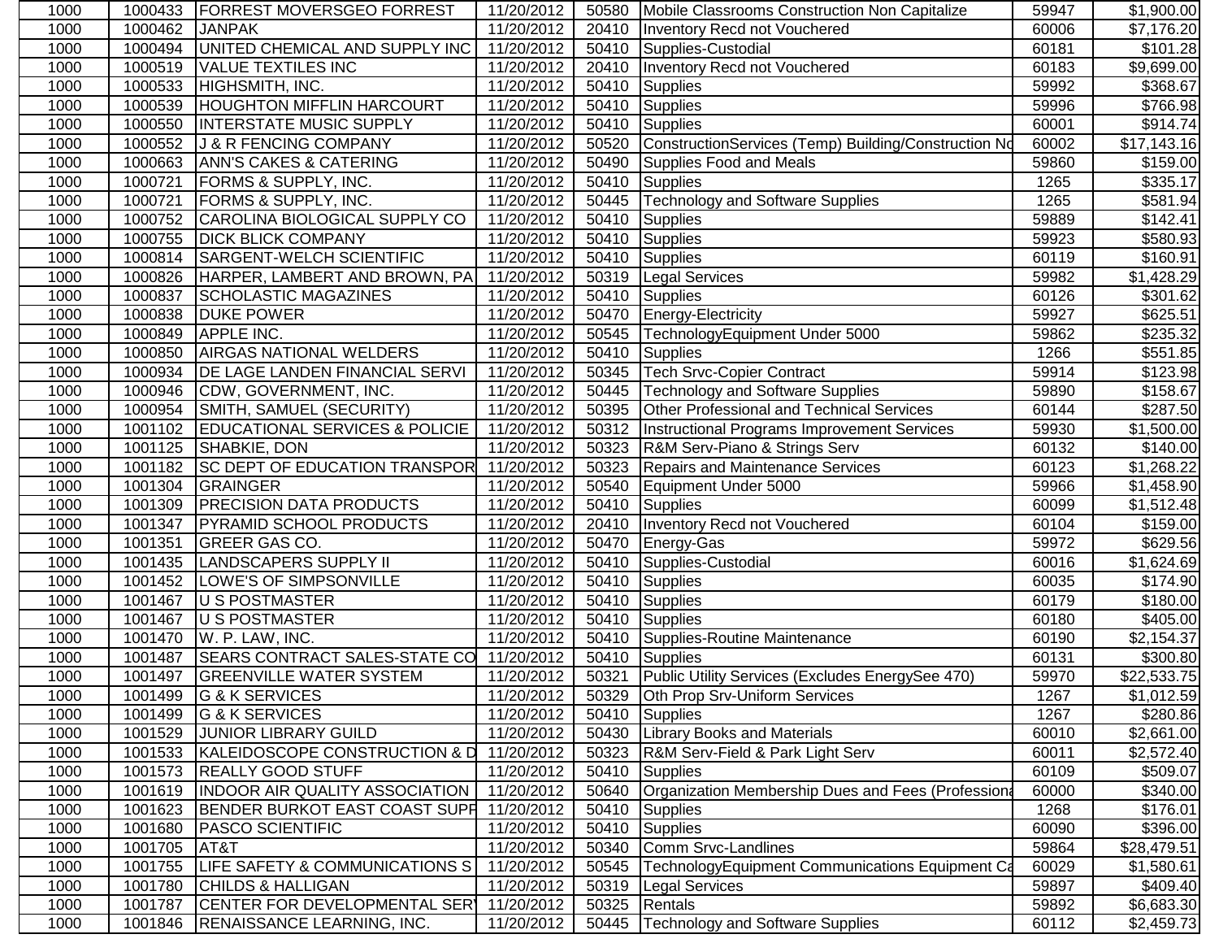| | | | | | | | |
|---|---|---|---|---|---|---|---|
| 1000 | 1000433 | FORREST MOVERSGEO FORREST | 11/20/2012 | 50580 | Mobile Classrooms Construction Non Capitalize | 59947 | $1,900.00 |
| 1000 | 1000462 | JANPAK | 11/20/2012 | 20410 | Inventory Recd not Vouchered | 60006 | $7,176.20 |
| 1000 | 1000494 | UNITED CHEMICAL AND SUPPLY INC | 11/20/2012 | 50410 | Supplies-Custodial | 60181 | $101.28 |
| 1000 | 1000519 | VALUE TEXTILES INC | 11/20/2012 | 20410 | Inventory Recd not Vouchered | 60183 | $9,699.00 |
| 1000 | 1000533 | HIGHSMITH, INC. | 11/20/2012 | 50410 | Supplies | 59992 | $368.67 |
| 1000 | 1000539 | HOUGHTON MIFFLIN HARCOURT | 11/20/2012 | 50410 | Supplies | 59996 | $766.98 |
| 1000 | 1000550 | INTERSTATE MUSIC SUPPLY | 11/20/2012 | 50410 | Supplies | 60001 | $914.74 |
| 1000 | 1000552 | J & R FENCING COMPANY | 11/20/2012 | 50520 | ConstructionServices (Temp) Building/Construction No | 60002 | $17,143.16 |
| 1000 | 1000663 | ANN'S CAKES & CATERING | 11/20/2012 | 50490 | Supplies Food and Meals | 59860 | $159.00 |
| 1000 | 1000721 | FORMS & SUPPLY, INC. | 11/20/2012 | 50410 | Supplies | 1265 | $335.17 |
| 1000 | 1000721 | FORMS & SUPPLY, INC. | 11/20/2012 | 50445 | Technology and Software Supplies | 1265 | $581.94 |
| 1000 | 1000752 | CAROLINA BIOLOGICAL SUPPLY CO | 11/20/2012 | 50410 | Supplies | 59889 | $142.41 |
| 1000 | 1000755 | DICK BLICK COMPANY | 11/20/2012 | 50410 | Supplies | 59923 | $580.93 |
| 1000 | 1000814 | SARGENT-WELCH SCIENTIFIC | 11/20/2012 | 50410 | Supplies | 60119 | $160.91 |
| 1000 | 1000826 | HARPER, LAMBERT AND BROWN, PA | 11/20/2012 | 50319 | Legal Services | 59982 | $1,428.29 |
| 1000 | 1000837 | SCHOLASTIC MAGAZINES | 11/20/2012 | 50410 | Supplies | 60126 | $301.62 |
| 1000 | 1000838 | DUKE POWER | 11/20/2012 | 50470 | Energy-Electricity | 59927 | $625.51 |
| 1000 | 1000849 | APPLE INC. | 11/20/2012 | 50545 | TechnologyEquipment Under 5000 | 59862 | $235.32 |
| 1000 | 1000850 | AIRGAS NATIONAL WELDERS | 11/20/2012 | 50410 | Supplies | 1266 | $551.85 |
| 1000 | 1000934 | DE LAGE LANDEN FINANCIAL SERVI | 11/20/2012 | 50345 | Tech Srvc-Copier Contract | 59914 | $123.98 |
| 1000 | 1000946 | CDW, GOVERNMENT, INC. | 11/20/2012 | 50445 | Technology and Software Supplies | 59890 | $158.67 |
| 1000 | 1000954 | SMITH, SAMUEL (SECURITY) | 11/20/2012 | 50395 | Other Professional and Technical Services | 60144 | $287.50 |
| 1000 | 1001102 | EDUCATIONAL SERVICES & POLICIE | 11/20/2012 | 50312 | Instructional Programs Improvement Services | 59930 | $1,500.00 |
| 1000 | 1001125 | SHABKIE, DON | 11/20/2012 | 50323 | R&M Serv-Piano & Strings Serv | 60132 | $140.00 |
| 1000 | 1001182 | SC DEPT OF EDUCATION TRANSPOR | 11/20/2012 | 50323 | Repairs and Maintenance Services | 60123 | $1,268.22 |
| 1000 | 1001304 | GRAINGER | 11/20/2012 | 50540 | Equipment Under 5000 | 59966 | $1,458.90 |
| 1000 | 1001309 | PRECISION DATA PRODUCTS | 11/20/2012 | 50410 | Supplies | 60099 | $1,512.48 |
| 1000 | 1001347 | PYRAMID SCHOOL PRODUCTS | 11/20/2012 | 20410 | Inventory Recd not Vouchered | 60104 | $159.00 |
| 1000 | 1001351 | GREER GAS CO. | 11/20/2012 | 50470 | Energy-Gas | 59972 | $629.56 |
| 1000 | 1001435 | LANDSCAPERS SUPPLY II | 11/20/2012 | 50410 | Supplies-Custodial | 60016 | $1,624.69 |
| 1000 | 1001452 | LOWE'S OF SIMPSONVILLE | 11/20/2012 | 50410 | Supplies | 60035 | $174.90 |
| 1000 | 1001467 | U S POSTMASTER | 11/20/2012 | 50410 | Supplies | 60179 | $180.00 |
| 1000 | 1001467 | U S POSTMASTER | 11/20/2012 | 50410 | Supplies | 60180 | $405.00 |
| 1000 | 1001470 | W. P. LAW, INC. | 11/20/2012 | 50410 | Supplies-Routine Maintenance | 60190 | $2,154.37 |
| 1000 | 1001487 | SEARS CONTRACT SALES-STATE CO | 11/20/2012 | 50410 | Supplies | 60131 | $300.80 |
| 1000 | 1001497 | GREENVILLE WATER SYSTEM | 11/20/2012 | 50321 | Public Utility Services (Excludes EnergySee 470) | 59970 | $22,533.75 |
| 1000 | 1001499 | G & K SERVICES | 11/20/2012 | 50329 | Oth Prop Srv-Uniform Services | 1267 | $1,012.59 |
| 1000 | 1001499 | G & K SERVICES | 11/20/2012 | 50410 | Supplies | 1267 | $280.86 |
| 1000 | 1001529 | JUNIOR LIBRARY GUILD | 11/20/2012 | 50430 | Library Books and Materials | 60010 | $2,661.00 |
| 1000 | 1001533 | KALEIDOSCOPE CONSTRUCTION & D | 11/20/2012 | 50323 | R&M Serv-Field & Park Light Serv | 60011 | $2,572.40 |
| 1000 | 1001573 | REALLY GOOD STUFF | 11/20/2012 | 50410 | Supplies | 60109 | $509.07 |
| 1000 | 1001619 | INDOOR AIR QUALITY ASSOCIATION | 11/20/2012 | 50640 | Organization Membership Dues and Fees (Professiona | 60000 | $340.00 |
| 1000 | 1001623 | BENDER BURKOT EAST COAST SUPP | 11/20/2012 | 50410 | Supplies | 1268 | $176.01 |
| 1000 | 1001680 | PASCO SCIENTIFIC | 11/20/2012 | 50410 | Supplies | 60090 | $396.00 |
| 1000 | 1001705 | AT&T | 11/20/2012 | 50340 | Comm Srvc-Landlines | 59864 | $28,479.51 |
| 1000 | 1001755 | LIFE SAFETY & COMMUNICATIONS S | 11/20/2012 | 50545 | TechnologyEquipment Communications Equipment Ca | 60029 | $1,580.61 |
| 1000 | 1001780 | CHILDS & HALLIGAN | 11/20/2012 | 50319 | Legal Services | 59897 | $409.40 |
| 1000 | 1001787 | CENTER FOR DEVELOPMENTAL SERV | 11/20/2012 | 50325 | Rentals | 59892 | $6,683.30 |
| 1000 | 1001846 | RENAISSANCE LEARNING, INC. | 11/20/2012 | 50445 | Technology and Software Supplies | 60112 | $2,459.73 |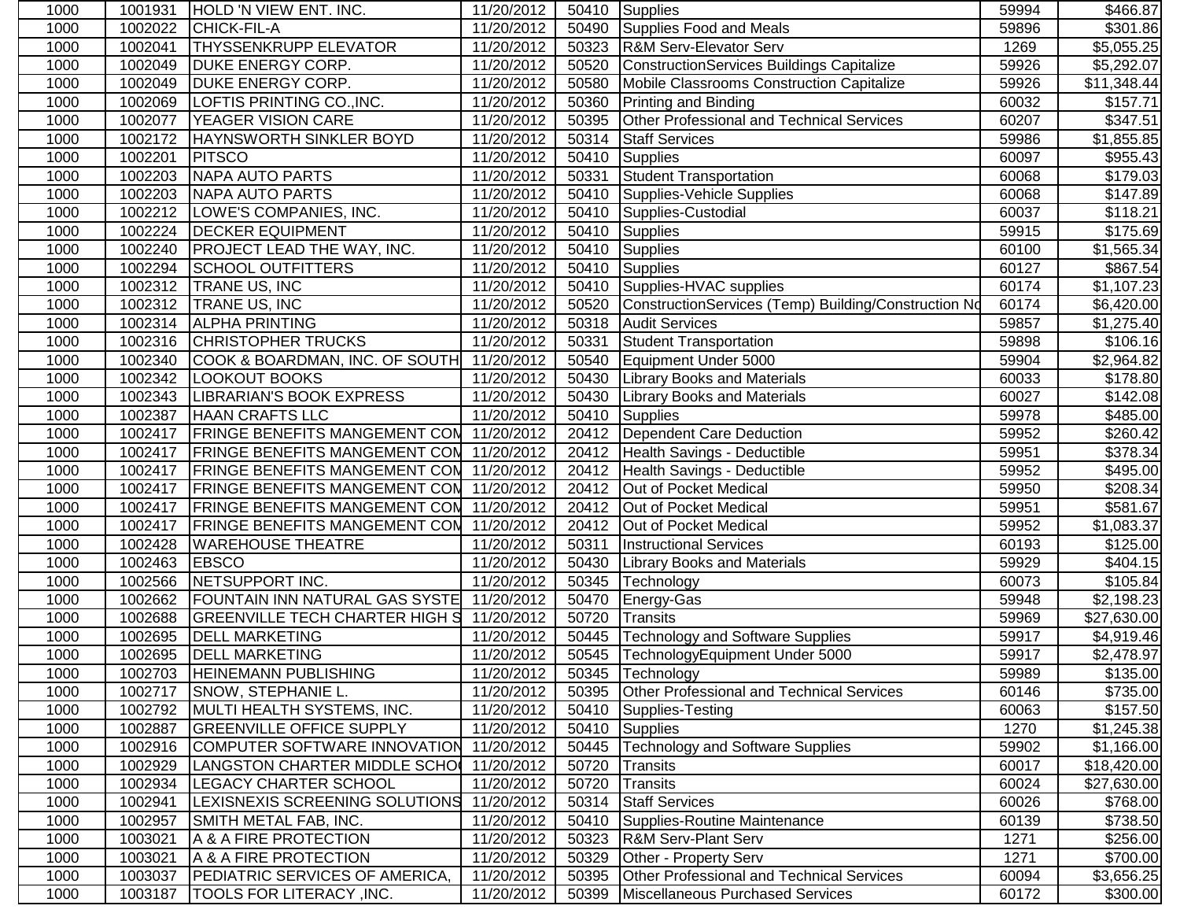| | | | | | | | |
|---|---|---|---|---|---|---|---|
| 1000 | 1001931 | HOLD 'N VIEW ENT. INC. | 11/20/2012 | 50410 | Supplies | 59994 | $466.87 |
| 1000 | 1002022 | CHICK-FIL-A | 11/20/2012 | 50490 | Supplies Food and Meals | 59896 | $301.86 |
| 1000 | 1002041 | THYSSENKRUPP ELEVATOR | 11/20/2012 | 50323 | R&M Serv-Elevator Serv | 1269 | $5,055.25 |
| 1000 | 1002049 | DUKE ENERGY CORP. | 11/20/2012 | 50520 | ConstructionServices Buildings Capitalize | 59926 | $5,292.07 |
| 1000 | 1002049 | DUKE ENERGY CORP. | 11/20/2012 | 50580 | Mobile Classrooms Construction Capitalize | 59926 | $11,348.44 |
| 1000 | 1002069 | LOFTIS PRINTING CO.,INC. | 11/20/2012 | 50360 | Printing and Binding | 60032 | $157.71 |
| 1000 | 1002077 | YEAGER VISION CARE | 11/20/2012 | 50395 | Other Professional and Technical Services | 60207 | $347.51 |
| 1000 | 1002172 | HAYNSWORTH SINKLER BOYD | 11/20/2012 | 50314 | Staff Services | 59986 | $1,855.85 |
| 1000 | 1002201 | PITSCO | 11/20/2012 | 50410 | Supplies | 60097 | $955.43 |
| 1000 | 1002203 | NAPA AUTO PARTS | 11/20/2012 | 50331 | Student Transportation | 60068 | $179.03 |
| 1000 | 1002203 | NAPA AUTO PARTS | 11/20/2012 | 50410 | Supplies-Vehicle Supplies | 60068 | $147.89 |
| 1000 | 1002212 | LOWE'S COMPANIES, INC. | 11/20/2012 | 50410 | Supplies-Custodial | 60037 | $118.21 |
| 1000 | 1002224 | DECKER EQUIPMENT | 11/20/2012 | 50410 | Supplies | 59915 | $175.69 |
| 1000 | 1002240 | PROJECT LEAD THE WAY, INC. | 11/20/2012 | 50410 | Supplies | 60100 | $1,565.34 |
| 1000 | 1002294 | SCHOOL OUTFITTERS | 11/20/2012 | 50410 | Supplies | 60127 | $867.54 |
| 1000 | 1002312 | TRANE US, INC | 11/20/2012 | 50410 | Supplies-HVAC supplies | 60174 | $1,107.23 |
| 1000 | 1002312 | TRANE US, INC | 11/20/2012 | 50520 | ConstructionServices (Temp) Building/Construction No | 60174 | $6,420.00 |
| 1000 | 1002314 | ALPHA PRINTING | 11/20/2012 | 50318 | Audit Services | 59857 | $1,275.40 |
| 1000 | 1002316 | CHRISTOPHER TRUCKS | 11/20/2012 | 50331 | Student Transportation | 59898 | $106.16 |
| 1000 | 1002340 | COOK & BOARDMAN, INC. OF SOUTH | 11/20/2012 | 50540 | Equipment Under 5000 | 59904 | $2,964.82 |
| 1000 | 1002342 | LOOKOUT BOOKS | 11/20/2012 | 50430 | Library Books and Materials | 60033 | $178.80 |
| 1000 | 1002343 | LIBRARIAN'S BOOK EXPRESS | 11/20/2012 | 50430 | Library Books and Materials | 60027 | $142.08 |
| 1000 | 1002387 | HAAN CRAFTS LLC | 11/20/2012 | 50410 | Supplies | 59978 | $485.00 |
| 1000 | 1002417 | FRINGE BENEFITS MANGEMENT COM | 11/20/2012 | 20412 | Dependent Care Deduction | 59952 | $260.42 |
| 1000 | 1002417 | FRINGE BENEFITS MANGEMENT COM | 11/20/2012 | 20412 | Health Savings - Deductible | 59951 | $378.34 |
| 1000 | 1002417 | FRINGE BENEFITS MANGEMENT COM | 11/20/2012 | 20412 | Health Savings - Deductible | 59952 | $495.00 |
| 1000 | 1002417 | FRINGE BENEFITS MANGEMENT COM | 11/20/2012 | 20412 | Out of Pocket Medical | 59950 | $208.34 |
| 1000 | 1002417 | FRINGE BENEFITS MANGEMENT COM | 11/20/2012 | 20412 | Out of Pocket Medical | 59951 | $581.67 |
| 1000 | 1002417 | FRINGE BENEFITS MANGEMENT COM | 11/20/2012 | 20412 | Out of Pocket Medical | 59952 | $1,083.37 |
| 1000 | 1002428 | WAREHOUSE THEATRE | 11/20/2012 | 50311 | Instructional Services | 60193 | $125.00 |
| 1000 | 1002463 | EBSCO | 11/20/2012 | 50430 | Library Books and Materials | 59929 | $404.15 |
| 1000 | 1002566 | NETSUPPORT INC. | 11/20/2012 | 50345 | Technology | 60073 | $105.84 |
| 1000 | 1002662 | FOUNTAIN INN NATURAL GAS SYSTE | 11/20/2012 | 50470 | Energy-Gas | 59948 | $2,198.23 |
| 1000 | 1002688 | GREENVILLE TECH CHARTER HIGH S | 11/20/2012 | 50720 | Transits | 59969 | $27,630.00 |
| 1000 | 1002695 | DELL MARKETING | 11/20/2012 | 50445 | Technology and Software Supplies | 59917 | $4,919.46 |
| 1000 | 1002695 | DELL MARKETING | 11/20/2012 | 50545 | TechnologyEquipment Under 5000 | 59917 | $2,478.97 |
| 1000 | 1002703 | HEINEMANN PUBLISHING | 11/20/2012 | 50345 | Technology | 59989 | $135.00 |
| 1000 | 1002717 | SNOW, STEPHANIE L. | 11/20/2012 | 50395 | Other Professional and Technical Services | 60146 | $735.00 |
| 1000 | 1002792 | MULTI HEALTH SYSTEMS, INC. | 11/20/2012 | 50410 | Supplies-Testing | 60063 | $157.50 |
| 1000 | 1002887 | GREENVILLE OFFICE SUPPLY | 11/20/2012 | 50410 | Supplies | 1270 | $1,245.38 |
| 1000 | 1002916 | COMPUTER SOFTWARE INNOVATION | 11/20/2012 | 50445 | Technology and Software Supplies | 59902 | $1,166.00 |
| 1000 | 1002929 | LANGSTON CHARTER MIDDLE SCHO | 11/20/2012 | 50720 | Transits | 60017 | $18,420.00 |
| 1000 | 1002934 | LEGACY CHARTER SCHOOL | 11/20/2012 | 50720 | Transits | 60024 | $27,630.00 |
| 1000 | 1002941 | LEXISNEXIS SCREENING SOLUTIONS | 11/20/2012 | 50314 | Staff Services | 60026 | $768.00 |
| 1000 | 1002957 | SMITH METAL FAB, INC. | 11/20/2012 | 50410 | Supplies-Routine Maintenance | 60139 | $738.50 |
| 1000 | 1003021 | A & A FIRE PROTECTION | 11/20/2012 | 50323 | R&M Serv-Plant Serv | 1271 | $256.00 |
| 1000 | 1003021 | A & A FIRE PROTECTION | 11/20/2012 | 50329 | Other - Property Serv | 1271 | $700.00 |
| 1000 | 1003037 | PEDIATRIC SERVICES OF AMERICA, | 11/20/2012 | 50395 | Other Professional and Technical Services | 60094 | $3,656.25 |
| 1000 | 1003187 | TOOLS FOR LITERACY ,INC. | 11/20/2012 | 50399 | Miscellaneous Purchased Services | 60172 | $300.00 |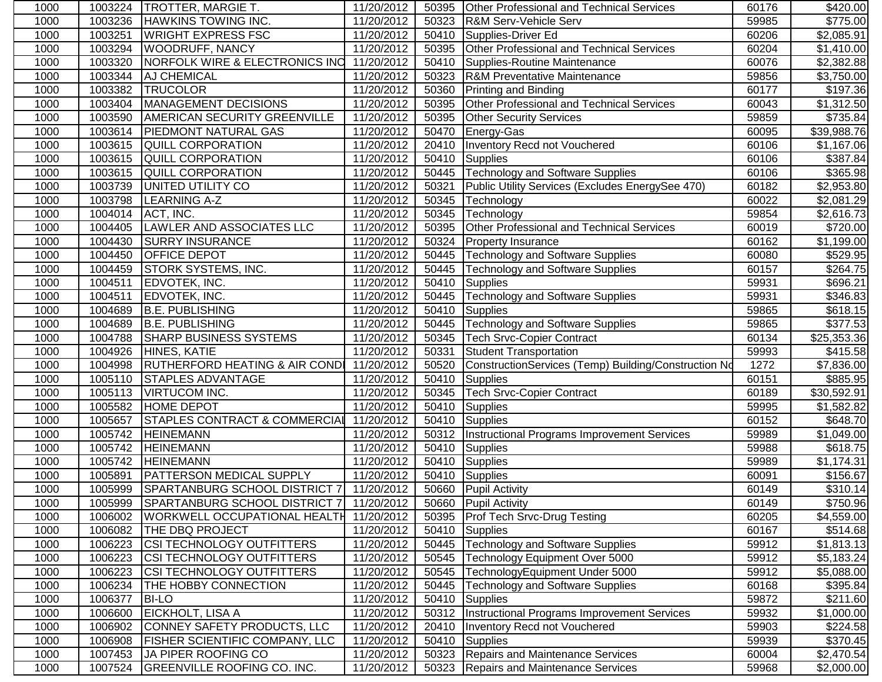| | | | | | | | |
|---|---|---|---|---|---|---|---|
| 1000 | 1003224 | TROTTER, MARGIE T. | 11/20/2012 | 50395 | Other Professional and Technical Services | 60176 | $420.00 |
| 1000 | 1003236 | HAWKINS TOWING INC. | 11/20/2012 | 50323 | R&M Serv-Vehicle Serv | 59985 | $775.00 |
| 1000 | 1003251 | WRIGHT EXPRESS FSC | 11/20/2012 | 50410 | Supplies-Driver Ed | 60206 | $2,085.91 |
| 1000 | 1003294 | WOODRUFF, NANCY | 11/20/2012 | 50395 | Other Professional and Technical Services | 60204 | $1,410.00 |
| 1000 | 1003320 | NORFOLK WIRE & ELECTRONICS INC | 11/20/2012 | 50410 | Supplies-Routine Maintenance | 60076 | $2,382.88 |
| 1000 | 1003344 | AJ CHEMICAL | 11/20/2012 | 50323 | R&M Preventative Maintenance | 59856 | $3,750.00 |
| 1000 | 1003382 | TRUCOLOR | 11/20/2012 | 50360 | Printing and Binding | 60177 | $197.36 |
| 1000 | 1003404 | MANAGEMENT DECISIONS | 11/20/2012 | 50395 | Other Professional and Technical Services | 60043 | $1,312.50 |
| 1000 | 1003590 | AMERICAN SECURITY GREENVILLE | 11/20/2012 | 50395 | Other Security Services | 59859 | $735.84 |
| 1000 | 1003614 | PIEDMONT NATURAL GAS | 11/20/2012 | 50470 | Energy-Gas | 60095 | $39,988.76 |
| 1000 | 1003615 | QUILL CORPORATION | 11/20/2012 | 20410 | Inventory Recd not Vouchered | 60106 | $1,167.06 |
| 1000 | 1003615 | QUILL CORPORATION | 11/20/2012 | 50410 | Supplies | 60106 | $387.84 |
| 1000 | 1003615 | QUILL CORPORATION | 11/20/2012 | 50445 | Technology and Software Supplies | 60106 | $365.98 |
| 1000 | 1003739 | UNITED UTILITY CO | 11/20/2012 | 50321 | Public Utility Services (Excludes EnergySee 470) | 60182 | $2,953.80 |
| 1000 | 1003798 | LEARNING A-Z | 11/20/2012 | 50345 | Technology | 60022 | $2,081.29 |
| 1000 | 1004014 | ACT, INC. | 11/20/2012 | 50345 | Technology | 59854 | $2,616.73 |
| 1000 | 1004405 | LAWLER AND ASSOCIATES LLC | 11/20/2012 | 50395 | Other Professional and Technical Services | 60019 | $720.00 |
| 1000 | 1004430 | SURRY INSURANCE | 11/20/2012 | 50324 | Property Insurance | 60162 | $1,199.00 |
| 1000 | 1004450 | OFFICE DEPOT | 11/20/2012 | 50445 | Technology and Software Supplies | 60080 | $529.95 |
| 1000 | 1004459 | STORK SYSTEMS, INC. | 11/20/2012 | 50445 | Technology and Software Supplies | 60157 | $264.75 |
| 1000 | 1004511 | EDVOTEK, INC. | 11/20/2012 | 50410 | Supplies | 59931 | $696.21 |
| 1000 | 1004511 | EDVOTEK, INC. | 11/20/2012 | 50445 | Technology and Software Supplies | 59931 | $346.83 |
| 1000 | 1004689 | B.E. PUBLISHING | 11/20/2012 | 50410 | Supplies | 59865 | $618.15 |
| 1000 | 1004689 | B.E. PUBLISHING | 11/20/2012 | 50445 | Technology and Software Supplies | 59865 | $377.53 |
| 1000 | 1004788 | SHARP BUSINESS SYSTEMS | 11/20/2012 | 50345 | Tech Srvc-Copier Contract | 60134 | $25,353.36 |
| 1000 | 1004926 | HINES, KATIE | 11/20/2012 | 50331 | Student Transportation | 59993 | $415.58 |
| 1000 | 1004998 | RUTHERFORD HEATING & AIR CONDI | 11/20/2012 | 50520 | ConstructionServices (Temp) Building/Construction No | 1272 | $7,836.00 |
| 1000 | 1005110 | STAPLES ADVANTAGE | 11/20/2012 | 50410 | Supplies | 60151 | $885.95 |
| 1000 | 1005113 | VIRTUCOM INC. | 11/20/2012 | 50345 | Tech Srvc-Copier Contract | 60189 | $30,592.91 |
| 1000 | 1005582 | HOME DEPOT | 11/20/2012 | 50410 | Supplies | 59995 | $1,582.82 |
| 1000 | 1005657 | STAPLES CONTRACT & COMMERCIAL | 11/20/2012 | 50410 | Supplies | 60152 | $648.70 |
| 1000 | 1005742 | HEINEMANN | 11/20/2012 | 50312 | Instructional Programs Improvement Services | 59989 | $1,049.00 |
| 1000 | 1005742 | HEINEMANN | 11/20/2012 | 50410 | Supplies | 59988 | $618.75 |
| 1000 | 1005742 | HEINEMANN | 11/20/2012 | 50410 | Supplies | 59989 | $1,174.31 |
| 1000 | 1005891 | PATTERSON MEDICAL SUPPLY | 11/20/2012 | 50410 | Supplies | 60091 | $156.67 |
| 1000 | 1005999 | SPARTANBURG SCHOOL DISTRICT 7 | 11/20/2012 | 50660 | Pupil Activity | 60149 | $310.14 |
| 1000 | 1005999 | SPARTANBURG SCHOOL DISTRICT 7 | 11/20/2012 | 50660 | Pupil Activity | 60149 | $750.96 |
| 1000 | 1006002 | WORKWELL OCCUPATIONAL HEALTH | 11/20/2012 | 50395 | Prof Tech Srvc-Drug Testing | 60205 | $4,559.00 |
| 1000 | 1006082 | THE DBQ PROJECT | 11/20/2012 | 50410 | Supplies | 60167 | $514.68 |
| 1000 | 1006223 | CSI TECHNOLOGY OUTFITTERS | 11/20/2012 | 50445 | Technology and Software Supplies | 59912 | $1,813.13 |
| 1000 | 1006223 | CSI TECHNOLOGY OUTFITTERS | 11/20/2012 | 50545 | Technology Equipment Over 5000 | 59912 | $5,183.24 |
| 1000 | 1006223 | CSI TECHNOLOGY OUTFITTERS | 11/20/2012 | 50545 | TechnologyEquipment Under 5000 | 59912 | $5,088.00 |
| 1000 | 1006234 | THE HOBBY CONNECTION | 11/20/2012 | 50445 | Technology and Software Supplies | 60168 | $395.84 |
| 1000 | 1006377 | BI-LO | 11/20/2012 | 50410 | Supplies | 59872 | $211.60 |
| 1000 | 1006600 | EICKHOLT, LISA A | 11/20/2012 | 50312 | Instructional Programs Improvement Services | 59932 | $1,000.00 |
| 1000 | 1006902 | CONNEY SAFETY PRODUCTS, LLC | 11/20/2012 | 20410 | Inventory Recd not Vouchered | 59903 | $224.58 |
| 1000 | 1006908 | FISHER SCIENTIFIC COMPANY, LLC | 11/20/2012 | 50410 | Supplies | 59939 | $370.45 |
| 1000 | 1007453 | JA PIPER ROOFING CO | 11/20/2012 | 50323 | Repairs and Maintenance Services | 60004 | $2,470.54 |
| 1000 | 1007524 | GREENVILLE ROOFING CO. INC. | 11/20/2012 | 50323 | Repairs and Maintenance Services | 59968 | $2,000.00 |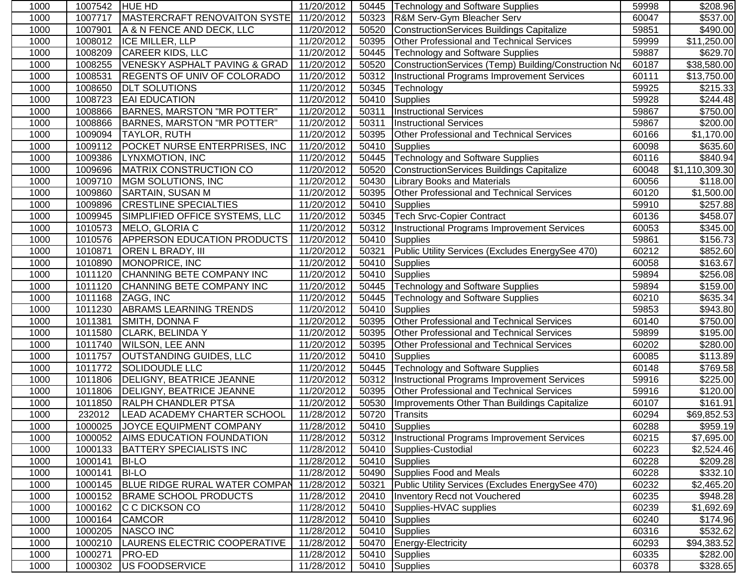| | | | | | | | |
|---|---|---|---|---|---|---|---|
| 1000 | 1007542 | HUE HD | 11/20/2012 | 50445 | Technology and Software Supplies | 59998 | $208.96 |
| 1000 | 1007717 | MASTERCRAFT RENOVAITON SYSTE | 11/20/2012 | 50323 | R&M Serv-Gym Bleacher Serv | 60047 | $537.00 |
| 1000 | 1007901 | A & N FENCE AND DECK, LLC | 11/20/2012 | 50520 | ConstructionServices Buildings Capitalize | 59851 | $490.00 |
| 1000 | 1008012 | ICE MILLER, LLP | 11/20/2012 | 50395 | Other Professional and Technical Services | 59999 | $11,250.00 |
| 1000 | 1008209 | CAREER KIDS, LLC | 11/20/2012 | 50445 | Technology and Software Supplies | 59887 | $629.70 |
| 1000 | 1008255 | VENESKY ASPHALT PAVING & GRAD | 11/20/2012 | 50520 | ConstructionServices (Temp) Building/Construction No | 60187 | $38,580.00 |
| 1000 | 1008531 | REGENTS OF UNIV OF COLORADO | 11/20/2012 | 50312 | Instructional Programs Improvement Services | 60111 | $13,750.00 |
| 1000 | 1008650 | DLT SOLUTIONS | 11/20/2012 | 50345 | Technology | 59925 | $215.33 |
| 1000 | 1008723 | EAI EDUCATION | 11/20/2012 | 50410 | Supplies | 59928 | $244.48 |
| 1000 | 1008866 | BARNES, MARSTON "MR POTTER" | 11/20/2012 | 50311 | Instructional Services | 59867 | $750.00 |
| 1000 | 1008866 | BARNES, MARSTON "MR POTTER" | 11/20/2012 | 50311 | Instructional Services | 59867 | $200.00 |
| 1000 | 1009094 | TAYLOR, RUTH | 11/20/2012 | 50395 | Other Professional and Technical Services | 60166 | $1,170.00 |
| 1000 | 1009112 | POCKET NURSE ENTERPRISES, INC | 11/20/2012 | 50410 | Supplies | 60098 | $635.60 |
| 1000 | 1009386 | LYNXMOTION, INC | 11/20/2012 | 50445 | Technology and Software Supplies | 60116 | $840.94 |
| 1000 | 1009696 | MATRIX CONSTRUCTION CO | 11/20/2012 | 50520 | ConstructionServices Buildings Capitalize | 60048 | $1,110,309.30 |
| 1000 | 1009710 | MGM SOLUTIONS, INC | 11/20/2012 | 50430 | Library Books and Materials | 60056 | $118.00 |
| 1000 | 1009860 | SARTAIN, SUSAN M | 11/20/2012 | 50395 | Other Professional and Technical Services | 60120 | $1,500.00 |
| 1000 | 1009896 | CRESTLINE SPECIALTIES | 11/20/2012 | 50410 | Supplies | 59910 | $257.88 |
| 1000 | 1009945 | SIMPLIFIED OFFICE SYSTEMS, LLC | 11/20/2012 | 50345 | Tech Srvc-Copier Contract | 60136 | $458.07 |
| 1000 | 1010573 | MELO, GLORIA C | 11/20/2012 | 50312 | Instructional Programs Improvement Services | 60053 | $345.00 |
| 1000 | 1010576 | APPERSON EDUCATION PRODUCTS | 11/20/2012 | 50410 | Supplies | 59861 | $156.73 |
| 1000 | 1010871 | OREN L BRADY, III | 11/20/2012 | 50321 | Public Utility Services (Excludes EnergySee 470) | 60212 | $852.60 |
| 1000 | 1010890 | MONOPRICE, INC | 11/20/2012 | 50410 | Supplies | 60058 | $163.67 |
| 1000 | 1011120 | CHANNING BETE COMPANY INC | 11/20/2012 | 50410 | Supplies | 59894 | $256.08 |
| 1000 | 1011120 | CHANNING BETE COMPANY INC | 11/20/2012 | 50445 | Technology and Software Supplies | 59894 | $159.00 |
| 1000 | 1011168 | ZAGG, INC | 11/20/2012 | 50445 | Technology and Software Supplies | 60210 | $635.34 |
| 1000 | 1011230 | ABRAMS LEARNING TRENDS | 11/20/2012 | 50410 | Supplies | 59853 | $943.80 |
| 1000 | 1011381 | SMITH, DONNA F | 11/20/2012 | 50395 | Other Professional and Technical Services | 60140 | $750.00 |
| 1000 | 1011580 | CLARK, BELINDA Y | 11/20/2012 | 50395 | Other Professional and Technical Services | 59899 | $195.00 |
| 1000 | 1011740 | WILSON, LEE ANN | 11/20/2012 | 50395 | Other Professional and Technical Services | 60202 | $280.00 |
| 1000 | 1011757 | OUTSTANDING GUIDES, LLC | 11/20/2012 | 50410 | Supplies | 60085 | $113.89 |
| 1000 | 1011772 | SOLIDOUDLE LLC | 11/20/2012 | 50445 | Technology and Software Supplies | 60148 | $769.58 |
| 1000 | 1011806 | DELIGNY, BEATRICE JEANNE | 11/20/2012 | 50312 | Instructional Programs Improvement Services | 59916 | $225.00 |
| 1000 | 1011806 | DELIGNY, BEATRICE JEANNE | 11/20/2012 | 50395 | Other Professional and Technical Services | 59916 | $120.00 |
| 1000 | 1011850 | RALPH CHANDLER PTSA | 11/20/2012 | 50530 | Improvements Other Than Buildings Capitalize | 60107 | $161.91 |
| 1000 | 232012 | LEAD ACADEMY CHARTER SCHOOL | 11/28/2012 | 50720 | Transits | 60294 | $69,852.53 |
| 1000 | 1000025 | JOYCE EQUIPMENT COMPANY | 11/28/2012 | 50410 | Supplies | 60288 | $959.19 |
| 1000 | 1000052 | AIMS EDUCATION FOUNDATION | 11/28/2012 | 50312 | Instructional Programs Improvement Services | 60215 | $7,695.00 |
| 1000 | 1000133 | BATTERY SPECIALISTS INC | 11/28/2012 | 50410 | Supplies-Custodial | 60223 | $2,524.46 |
| 1000 | 1000141 | BI-LO | 11/28/2012 | 50410 | Supplies | 60228 | $209.28 |
| 1000 | 1000141 | BI-LO | 11/28/2012 | 50490 | Supplies Food and Meals | 60228 | $332.10 |
| 1000 | 1000145 | BLUE RIDGE RURAL WATER COMPAN | 11/28/2012 | 50321 | Public Utility Services (Excludes EnergySee 470) | 60232 | $2,465.20 |
| 1000 | 1000152 | BRAME SCHOOL PRODUCTS | 11/28/2012 | 20410 | Inventory Recd not Vouchered | 60235 | $948.28 |
| 1000 | 1000162 | C C DICKSON CO | 11/28/2012 | 50410 | Supplies-HVAC supplies | 60239 | $1,692.69 |
| 1000 | 1000164 | CAMCOR | 11/28/2012 | 50410 | Supplies | 60240 | $174.96 |
| 1000 | 1000205 | NASCO INC | 11/28/2012 | 50410 | Supplies | 60316 | $532.62 |
| 1000 | 1000210 | LAURENS ELECTRIC COOPERATIVE | 11/28/2012 | 50470 | Energy-Electricity | 60293 | $94,383.52 |
| 1000 | 1000271 | PRO-ED | 11/28/2012 | 50410 | Supplies | 60335 | $282.00 |
| 1000 | 1000302 | US FOODSERVICE | 11/28/2012 | 50410 | Supplies | 60378 | $328.65 |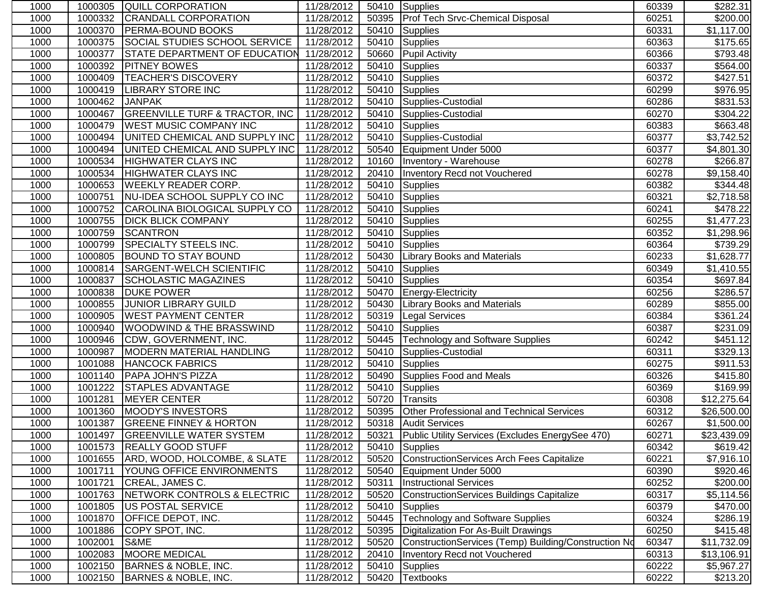| | | | | | | | |
|---|---|---|---|---|---|---|---|
| 1000 | 1000305 | QUILL CORPORATION | 11/28/2012 | 50410 | Supplies | 60339 | $282.31 |
| 1000 | 1000332 | CRANDALL CORPORATION | 11/28/2012 | 50395 | Prof Tech Srvc-Chemical Disposal | 60251 | $200.00 |
| 1000 | 1000370 | PERMA-BOUND BOOKS | 11/28/2012 | 50410 | Supplies | 60331 | $1,117.00 |
| 1000 | 1000375 | SOCIAL STUDIES SCHOOL SERVICE | 11/28/2012 | 50410 | Supplies | 60363 | $175.65 |
| 1000 | 1000377 | STATE DEPARTMENT OF EDUCATION | 11/28/2012 | 50660 | Pupil Activity | 60366 | $793.48 |
| 1000 | 1000392 | PITNEY BOWES | 11/28/2012 | 50410 | Supplies | 60337 | $564.00 |
| 1000 | 1000409 | TEACHER'S DISCOVERY | 11/28/2012 | 50410 | Supplies | 60372 | $427.51 |
| 1000 | 1000419 | LIBRARY STORE INC | 11/28/2012 | 50410 | Supplies | 60299 | $976.95 |
| 1000 | 1000462 | JANPAK | 11/28/2012 | 50410 | Supplies-Custodial | 60286 | $831.53 |
| 1000 | 1000467 | GREENVILLE TURF & TRACTOR, INC | 11/28/2012 | 50410 | Supplies-Custodial | 60270 | $304.22 |
| 1000 | 1000479 | WEST MUSIC COMPANY INC | 11/28/2012 | 50410 | Supplies | 60383 | $663.48 |
| 1000 | 1000494 | UNITED CHEMICAL AND SUPPLY INC | 11/28/2012 | 50410 | Supplies-Custodial | 60377 | $3,742.52 |
| 1000 | 1000494 | UNITED CHEMICAL AND SUPPLY INC | 11/28/2012 | 50540 | Equipment Under 5000 | 60377 | $4,801.30 |
| 1000 | 1000534 | HIGHWATER CLAYS INC | 11/28/2012 | 10160 | Inventory - Warehouse | 60278 | $266.87 |
| 1000 | 1000534 | HIGHWATER CLAYS INC | 11/28/2012 | 20410 | Inventory Recd not Vouchered | 60278 | $9,158.40 |
| 1000 | 1000653 | WEEKLY READER CORP. | 11/28/2012 | 50410 | Supplies | 60382 | $344.48 |
| 1000 | 1000751 | NU-IDEA SCHOOL SUPPLY CO INC | 11/28/2012 | 50410 | Supplies | 60321 | $2,718.58 |
| 1000 | 1000752 | CAROLINA BIOLOGICAL SUPPLY CO | 11/28/2012 | 50410 | Supplies | 60241 | $478.22 |
| 1000 | 1000755 | DICK BLICK COMPANY | 11/28/2012 | 50410 | Supplies | 60255 | $1,477.23 |
| 1000 | 1000759 | SCANTRON | 11/28/2012 | 50410 | Supplies | 60352 | $1,298.96 |
| 1000 | 1000799 | SPECIALTY STEELS INC. | 11/28/2012 | 50410 | Supplies | 60364 | $739.29 |
| 1000 | 1000805 | BOUND TO STAY BOUND | 11/28/2012 | 50430 | Library Books and Materials | 60233 | $1,628.77 |
| 1000 | 1000814 | SARGENT-WELCH SCIENTIFIC | 11/28/2012 | 50410 | Supplies | 60349 | $1,410.55 |
| 1000 | 1000837 | SCHOLASTIC MAGAZINES | 11/28/2012 | 50410 | Supplies | 60354 | $697.84 |
| 1000 | 1000838 | DUKE POWER | 11/28/2012 | 50470 | Energy-Electricity | 60256 | $286.57 |
| 1000 | 1000855 | JUNIOR LIBRARY GUILD | 11/28/2012 | 50430 | Library Books and Materials | 60289 | $855.00 |
| 1000 | 1000905 | WEST PAYMENT CENTER | 11/28/2012 | 50319 | Legal Services | 60384 | $361.24 |
| 1000 | 1000940 | WOODWIND & THE BRASSWIND | 11/28/2012 | 50410 | Supplies | 60387 | $231.09 |
| 1000 | 1000946 | CDW, GOVERNMENT, INC. | 11/28/2012 | 50445 | Technology and Software Supplies | 60242 | $451.12 |
| 1000 | 1000987 | MODERN MATERIAL HANDLING | 11/28/2012 | 50410 | Supplies-Custodial | 60311 | $329.13 |
| 1000 | 1001088 | HANCOCK FABRICS | 11/28/2012 | 50410 | Supplies | 60275 | $911.53 |
| 1000 | 1001140 | PAPA JOHN'S PIZZA | 11/28/2012 | 50490 | Supplies Food and Meals | 60326 | $415.80 |
| 1000 | 1001222 | STAPLES ADVANTAGE | 11/28/2012 | 50410 | Supplies | 60369 | $169.99 |
| 1000 | 1001281 | MEYER CENTER | 11/28/2012 | 50720 | Transits | 60308 | $12,275.64 |
| 1000 | 1001360 | MOODY'S INVESTORS | 11/28/2012 | 50395 | Other Professional and Technical Services | 60312 | $26,500.00 |
| 1000 | 1001387 | GREENE FINNEY & HORTON | 11/28/2012 | 50318 | Audit Services | 60267 | $1,500.00 |
| 1000 | 1001497 | GREENVILLE WATER SYSTEM | 11/28/2012 | 50321 | Public Utility Services (Excludes EnergySee 470) | 60271 | $23,439.09 |
| 1000 | 1001573 | REALLY GOOD STUFF | 11/28/2012 | 50410 | Supplies | 60342 | $619.42 |
| 1000 | 1001655 | ARD, WOOD, HOLCOMBE, & SLATE | 11/28/2012 | 50520 | ConstructionServices Arch Fees Capitalize | 60221 | $7,916.10 |
| 1000 | 1001711 | YOUNG OFFICE ENVIRONMENTS | 11/28/2012 | 50540 | Equipment Under 5000 | 60390 | $920.46 |
| 1000 | 1001721 | CREAL, JAMES C. | 11/28/2012 | 50311 | Instructional Services | 60252 | $200.00 |
| 1000 | 1001763 | NETWORK CONTROLS & ELECTRIC | 11/28/2012 | 50520 | ConstructionServices Buildings Capitalize | 60317 | $5,114.56 |
| 1000 | 1001805 | US POSTAL SERVICE | 11/28/2012 | 50410 | Supplies | 60379 | $470.00 |
| 1000 | 1001870 | OFFICE DEPOT, INC. | 11/28/2012 | 50445 | Technology and Software Supplies | 60324 | $286.19 |
| 1000 | 1001886 | COPY SPOT, INC. | 11/28/2012 | 50395 | Digitalization For As-Built Drawings | 60250 | $415.48 |
| 1000 | 1002001 | S&ME | 11/28/2012 | 50520 | ConstructionServices (Temp) Building/Construction No | 60347 | $11,732.09 |
| 1000 | 1002083 | MOORE MEDICAL | 11/28/2012 | 20410 | Inventory Recd not Vouchered | 60313 | $13,106.91 |
| 1000 | 1002150 | BARNES & NOBLE, INC. | 11/28/2012 | 50410 | Supplies | 60222 | $5,967.27 |
| 1000 | 1002150 | BARNES & NOBLE, INC. | 11/28/2012 | 50420 | Textbooks | 60222 | $213.20 |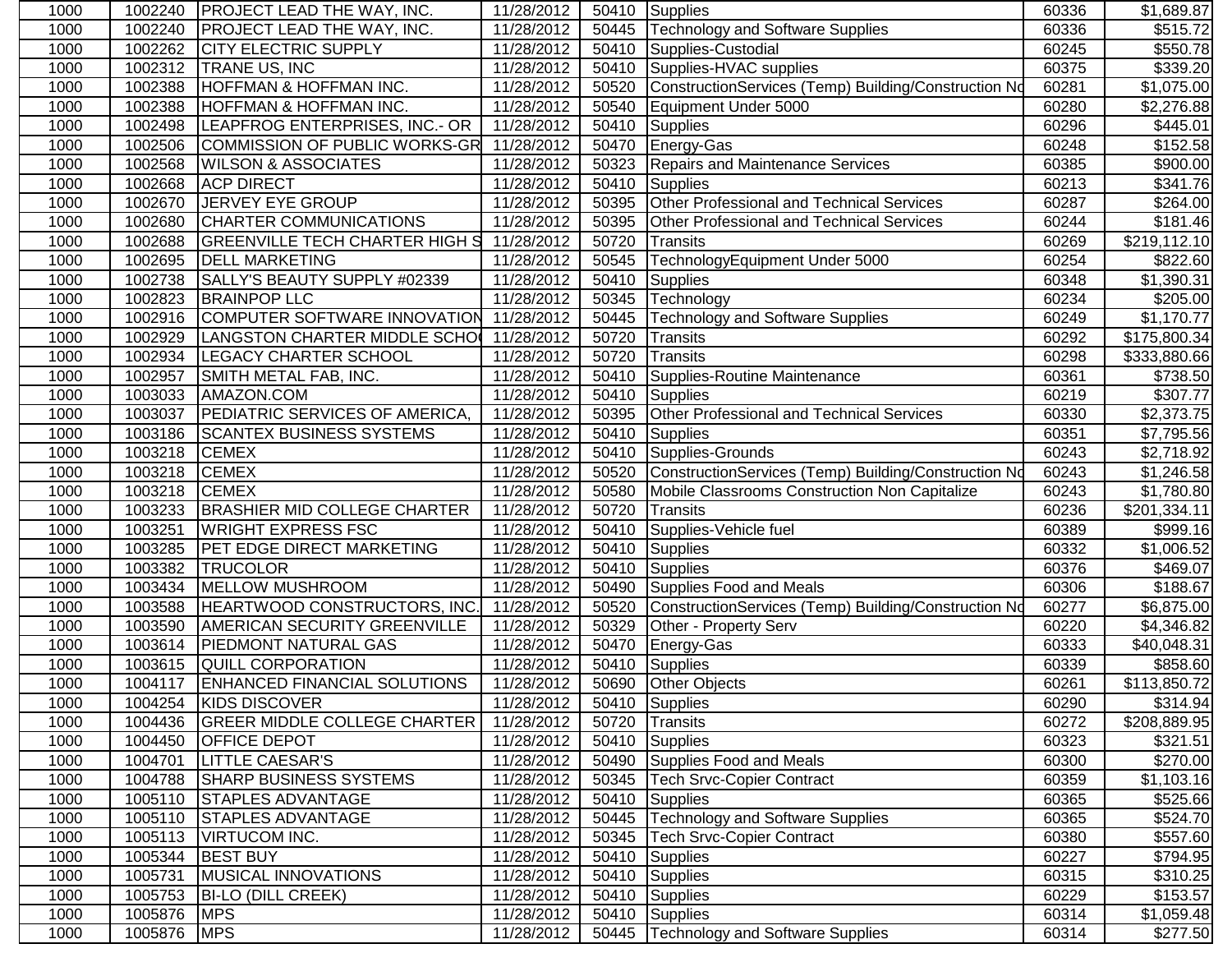| | | | | | | | |
|---|---|---|---|---|---|---|---|
| 1000 | 1002240 | PROJECT LEAD THE WAY, INC. | 11/28/2012 | 50410 | Supplies | 60336 | $1,689.87 |
| 1000 | 1002240 | PROJECT LEAD THE WAY, INC. | 11/28/2012 | 50445 | Technology and Software Supplies | 60336 | $515.72 |
| 1000 | 1002262 | CITY ELECTRIC SUPPLY | 11/28/2012 | 50410 | Supplies-Custodial | 60245 | $550.78 |
| 1000 | 1002312 | TRANE US, INC | 11/28/2012 | 50410 | Supplies-HVAC supplies | 60375 | $339.20 |
| 1000 | 1002388 | HOFFMAN & HOFFMAN INC. | 11/28/2012 | 50520 | ConstructionServices (Temp) Building/Construction No | 60281 | $1,075.00 |
| 1000 | 1002388 | HOFFMAN & HOFFMAN INC. | 11/28/2012 | 50540 | Equipment Under 5000 | 60280 | $2,276.88 |
| 1000 | 1002498 | LEAPFROG ENTERPRISES, INC.- OR | 11/28/2012 | 50410 | Supplies | 60296 | $445.01 |
| 1000 | 1002506 | COMMISSION OF PUBLIC WORKS-GR | 11/28/2012 | 50470 | Energy-Gas | 60248 | $152.58 |
| 1000 | 1002568 | WILSON & ASSOCIATES | 11/28/2012 | 50323 | Repairs and Maintenance Services | 60385 | $900.00 |
| 1000 | 1002668 | ACP DIRECT | 11/28/2012 | 50410 | Supplies | 60213 | $341.76 |
| 1000 | 1002670 | JERVEY EYE GROUP | 11/28/2012 | 50395 | Other Professional and Technical Services | 60287 | $264.00 |
| 1000 | 1002680 | CHARTER COMMUNICATIONS | 11/28/2012 | 50395 | Other Professional and Technical Services | 60244 | $181.46 |
| 1000 | 1002688 | GREENVILLE TECH CHARTER HIGH S | 11/28/2012 | 50720 | Transits | 60269 | $219,112.10 |
| 1000 | 1002695 | DELL MARKETING | 11/28/2012 | 50545 | TechnologyEquipment Under 5000 | 60254 | $822.60 |
| 1000 | 1002738 | SALLY'S BEAUTY SUPPLY #02339 | 11/28/2012 | 50410 | Supplies | 60348 | $1,390.31 |
| 1000 | 1002823 | BRAINPOP LLC | 11/28/2012 | 50345 | Technology | 60234 | $205.00 |
| 1000 | 1002916 | COMPUTER SOFTWARE INNOVATION | 11/28/2012 | 50445 | Technology and Software Supplies | 60249 | $1,170.77 |
| 1000 | 1002929 | LANGSTON CHARTER MIDDLE SCHO | 11/28/2012 | 50720 | Transits | 60292 | $175,800.34 |
| 1000 | 1002934 | LEGACY CHARTER SCHOOL | 11/28/2012 | 50720 | Transits | 60298 | $333,880.66 |
| 1000 | 1002957 | SMITH METAL FAB, INC. | 11/28/2012 | 50410 | Supplies-Routine Maintenance | 60361 | $738.50 |
| 1000 | 1003033 | AMAZON.COM | 11/28/2012 | 50410 | Supplies | 60219 | $307.77 |
| 1000 | 1003037 | PEDIATRIC SERVICES OF AMERICA, | 11/28/2012 | 50395 | Other Professional and Technical Services | 60330 | $2,373.75 |
| 1000 | 1003186 | SCANTEX BUSINESS SYSTEMS | 11/28/2012 | 50410 | Supplies | 60351 | $7,795.56 |
| 1000 | 1003218 | CEMEX | 11/28/2012 | 50410 | Supplies-Grounds | 60243 | $2,718.92 |
| 1000 | 1003218 | CEMEX | 11/28/2012 | 50520 | ConstructionServices (Temp) Building/Construction No | 60243 | $1,246.58 |
| 1000 | 1003218 | CEMEX | 11/28/2012 | 50580 | Mobile Classrooms Construction Non Capitalize | 60243 | $1,780.80 |
| 1000 | 1003233 | BRASHIER MID COLLEGE CHARTER | 11/28/2012 | 50720 | Transits | 60236 | $201,334.11 |
| 1000 | 1003251 | WRIGHT EXPRESS FSC | 11/28/2012 | 50410 | Supplies-Vehicle fuel | 60389 | $999.16 |
| 1000 | 1003285 | PET EDGE DIRECT MARKETING | 11/28/2012 | 50410 | Supplies | 60332 | $1,006.52 |
| 1000 | 1003382 | TRUCOLOR | 11/28/2012 | 50410 | Supplies | 60376 | $469.07 |
| 1000 | 1003434 | MELLOW MUSHROOM | 11/28/2012 | 50490 | Supplies Food and Meals | 60306 | $188.67 |
| 1000 | 1003588 | HEARTWOOD CONSTRUCTORS, INC. | 11/28/2012 | 50520 | ConstructionServices (Temp) Building/Construction No | 60277 | $6,875.00 |
| 1000 | 1003590 | AMERICAN SECURITY GREENVILLE | 11/28/2012 | 50329 | Other - Property Serv | 60220 | $4,346.82 |
| 1000 | 1003614 | PIEDMONT NATURAL GAS | 11/28/2012 | 50470 | Energy-Gas | 60333 | $40,048.31 |
| 1000 | 1003615 | QUILL CORPORATION | 11/28/2012 | 50410 | Supplies | 60339 | $858.60 |
| 1000 | 1004117 | ENHANCED FINANCIAL SOLUTIONS | 11/28/2012 | 50690 | Other Objects | 60261 | $113,850.72 |
| 1000 | 1004254 | KIDS DISCOVER | 11/28/2012 | 50410 | Supplies | 60290 | $314.94 |
| 1000 | 1004436 | GREER MIDDLE COLLEGE CHARTER | 11/28/2012 | 50720 | Transits | 60272 | $208,889.95 |
| 1000 | 1004450 | OFFICE DEPOT | 11/28/2012 | 50410 | Supplies | 60323 | $321.51 |
| 1000 | 1004701 | LITTLE CAESAR'S | 11/28/2012 | 50490 | Supplies Food and Meals | 60300 | $270.00 |
| 1000 | 1004788 | SHARP BUSINESS SYSTEMS | 11/28/2012 | 50345 | Tech Srvc-Copier Contract | 60359 | $1,103.16 |
| 1000 | 1005110 | STAPLES ADVANTAGE | 11/28/2012 | 50410 | Supplies | 60365 | $525.66 |
| 1000 | 1005110 | STAPLES ADVANTAGE | 11/28/2012 | 50445 | Technology and Software Supplies | 60365 | $524.70 |
| 1000 | 1005113 | VIRTUCOM INC. | 11/28/2012 | 50345 | Tech Srvc-Copier Contract | 60380 | $557.60 |
| 1000 | 1005344 | BEST BUY | 11/28/2012 | 50410 | Supplies | 60227 | $794.95 |
| 1000 | 1005731 | MUSICAL INNOVATIONS | 11/28/2012 | 50410 | Supplies | 60315 | $310.25 |
| 1000 | 1005753 | BI-LO (DILL CREEK) | 11/28/2012 | 50410 | Supplies | 60229 | $153.57 |
| 1000 | 1005876 | MPS | 11/28/2012 | 50410 | Supplies | 60314 | $1,059.48 |
| 1000 | 1005876 | MPS | 11/28/2012 | 50445 | Technology and Software Supplies | 60314 | $277.50 |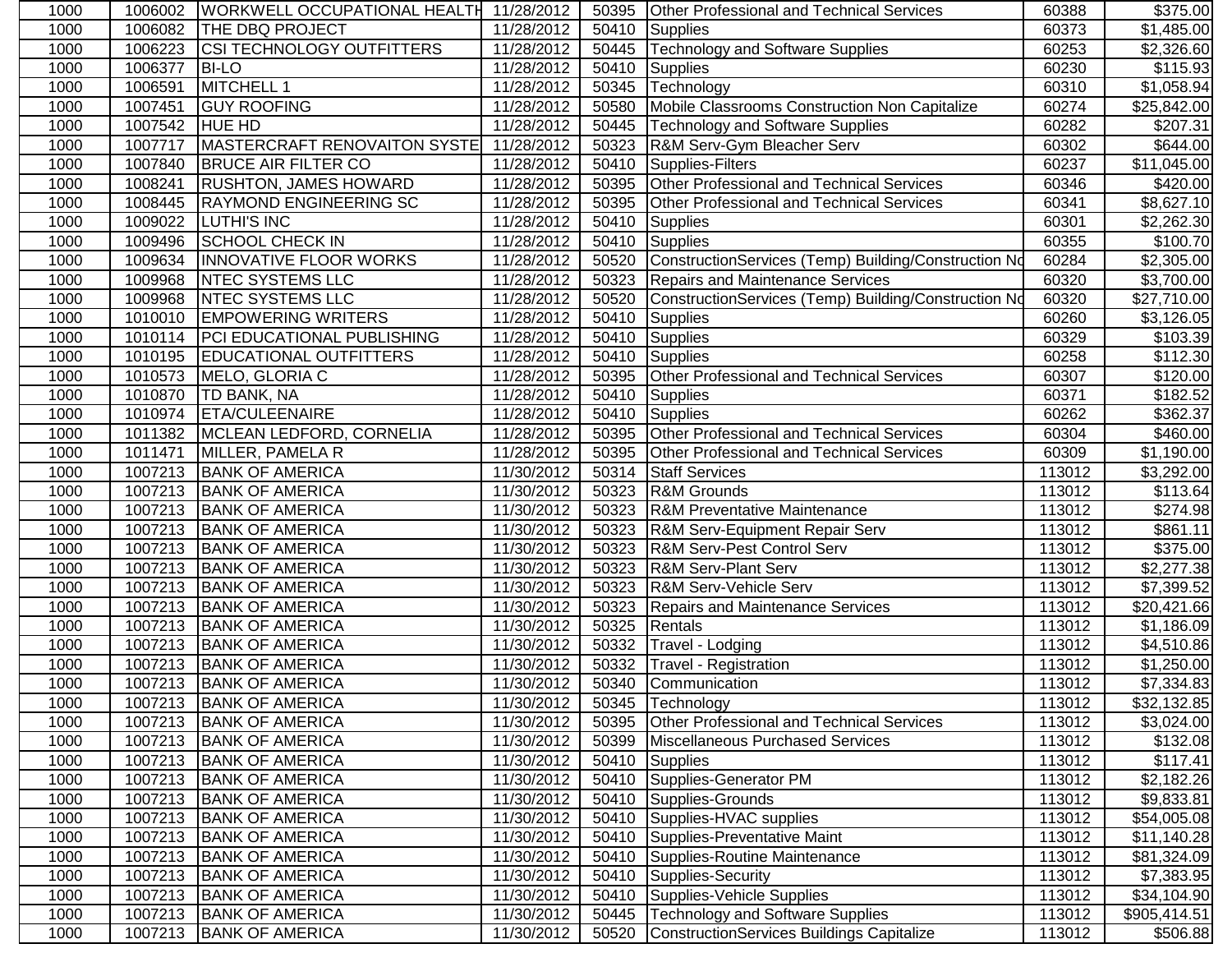| | | | | | | | |
|---|---|---|---|---|---|---|---|
| 1000 | 1006002 | WORKWELL OCCUPATIONAL HEALTH | 11/28/2012 | 50395 | Other Professional and Technical Services | 60388 | $375.00 |
| 1000 | 1006082 | THE DBQ PROJECT | 11/28/2012 | 50410 | Supplies | 60373 | $1,485.00 |
| 1000 | 1006223 | CSI TECHNOLOGY OUTFITTERS | 11/28/2012 | 50445 | Technology and Software Supplies | 60253 | $2,326.60 |
| 1000 | 1006377 | BI-LO | 11/28/2012 | 50410 | Supplies | 60230 | $115.93 |
| 1000 | 1006591 | MITCHELL 1 | 11/28/2012 | 50345 | Technology | 60310 | $1,058.94 |
| 1000 | 1007451 | GUY ROOFING | 11/28/2012 | 50580 | Mobile Classrooms Construction Non Capitalize | 60274 | $25,842.00 |
| 1000 | 1007542 | HUE HD | 11/28/2012 | 50445 | Technology and Software Supplies | 60282 | $207.31 |
| 1000 | 1007717 | MASTERCRAFT RENOVAITON SYSTE | 11/28/2012 | 50323 | R&M Serv-Gym Bleacher Serv | 60302 | $644.00 |
| 1000 | 1007840 | BRUCE AIR FILTER CO | 11/28/2012 | 50410 | Supplies-Filters | 60237 | $11,045.00 |
| 1000 | 1008241 | RUSHTON, JAMES HOWARD | 11/28/2012 | 50395 | Other Professional and Technical Services | 60346 | $420.00 |
| 1000 | 1008445 | RAYMOND ENGINEERING SC | 11/28/2012 | 50395 | Other Professional and Technical Services | 60341 | $8,627.10 |
| 1000 | 1009022 | LUTHI'S INC | 11/28/2012 | 50410 | Supplies | 60301 | $2,262.30 |
| 1000 | 1009496 | SCHOOL CHECK IN | 11/28/2012 | 50410 | Supplies | 60355 | $100.70 |
| 1000 | 1009634 | INNOVATIVE FLOOR WORKS | 11/28/2012 | 50520 | ConstructionServices (Temp) Building/Construction No | 60284 | $2,305.00 |
| 1000 | 1009968 | NTEC SYSTEMS LLC | 11/28/2012 | 50323 | Repairs and Maintenance Services | 60320 | $3,700.00 |
| 1000 | 1009968 | NTEC SYSTEMS LLC | 11/28/2012 | 50520 | ConstructionServices (Temp) Building/Construction No | 60320 | $27,710.00 |
| 1000 | 1010010 | EMPOWERING WRITERS | 11/28/2012 | 50410 | Supplies | 60260 | $3,126.05 |
| 1000 | 1010114 | PCI EDUCATIONAL PUBLISHING | 11/28/2012 | 50410 | Supplies | 60329 | $103.39 |
| 1000 | 1010195 | EDUCATIONAL OUTFITTERS | 11/28/2012 | 50410 | Supplies | 60258 | $112.30 |
| 1000 | 1010573 | MELO, GLORIA C | 11/28/2012 | 50395 | Other Professional and Technical Services | 60307 | $120.00 |
| 1000 | 1010870 | TD BANK, NA | 11/28/2012 | 50410 | Supplies | 60371 | $182.52 |
| 1000 | 1010974 | ETA/CULEENAIRE | 11/28/2012 | 50410 | Supplies | 60262 | $362.37 |
| 1000 | 1011382 | MCLEAN LEDFORD, CORNELIA | 11/28/2012 | 50395 | Other Professional and Technical Services | 60304 | $460.00 |
| 1000 | 1011471 | MILLER, PAMELA R | 11/28/2012 | 50395 | Other Professional and Technical Services | 60309 | $1,190.00 |
| 1000 | 1007213 | BANK OF AMERICA | 11/30/2012 | 50314 | Staff Services | 113012 | $3,292.00 |
| 1000 | 1007213 | BANK OF AMERICA | 11/30/2012 | 50323 | R&M Grounds | 113012 | $113.64 |
| 1000 | 1007213 | BANK OF AMERICA | 11/30/2012 | 50323 | R&M Preventative Maintenance | 113012 | $274.98 |
| 1000 | 1007213 | BANK OF AMERICA | 11/30/2012 | 50323 | R&M Serv-Equipment Repair Serv | 113012 | $861.11 |
| 1000 | 1007213 | BANK OF AMERICA | 11/30/2012 | 50323 | R&M Serv-Pest Control Serv | 113012 | $375.00 |
| 1000 | 1007213 | BANK OF AMERICA | 11/30/2012 | 50323 | R&M Serv-Plant Serv | 113012 | $2,277.38 |
| 1000 | 1007213 | BANK OF AMERICA | 11/30/2012 | 50323 | R&M Serv-Vehicle Serv | 113012 | $7,399.52 |
| 1000 | 1007213 | BANK OF AMERICA | 11/30/2012 | 50323 | Repairs and Maintenance Services | 113012 | $20,421.66 |
| 1000 | 1007213 | BANK OF AMERICA | 11/30/2012 | 50325 | Rentals | 113012 | $1,186.09 |
| 1000 | 1007213 | BANK OF AMERICA | 11/30/2012 | 50332 | Travel - Lodging | 113012 | $4,510.86 |
| 1000 | 1007213 | BANK OF AMERICA | 11/30/2012 | 50332 | Travel - Registration | 113012 | $1,250.00 |
| 1000 | 1007213 | BANK OF AMERICA | 11/30/2012 | 50340 | Communication | 113012 | $7,334.83 |
| 1000 | 1007213 | BANK OF AMERICA | 11/30/2012 | 50345 | Technology | 113012 | $32,132.85 |
| 1000 | 1007213 | BANK OF AMERICA | 11/30/2012 | 50395 | Other Professional and Technical Services | 113012 | $3,024.00 |
| 1000 | 1007213 | BANK OF AMERICA | 11/30/2012 | 50399 | Miscellaneous Purchased Services | 113012 | $132.08 |
| 1000 | 1007213 | BANK OF AMERICA | 11/30/2012 | 50410 | Supplies | 113012 | $117.41 |
| 1000 | 1007213 | BANK OF AMERICA | 11/30/2012 | 50410 | Supplies-Generator PM | 113012 | $2,182.26 |
| 1000 | 1007213 | BANK OF AMERICA | 11/30/2012 | 50410 | Supplies-Grounds | 113012 | $9,833.81 |
| 1000 | 1007213 | BANK OF AMERICA | 11/30/2012 | 50410 | Supplies-HVAC supplies | 113012 | $54,005.08 |
| 1000 | 1007213 | BANK OF AMERICA | 11/30/2012 | 50410 | Supplies-Preventative Maint | 113012 | $11,140.28 |
| 1000 | 1007213 | BANK OF AMERICA | 11/30/2012 | 50410 | Supplies-Routine Maintenance | 113012 | $81,324.09 |
| 1000 | 1007213 | BANK OF AMERICA | 11/30/2012 | 50410 | Supplies-Security | 113012 | $7,383.95 |
| 1000 | 1007213 | BANK OF AMERICA | 11/30/2012 | 50410 | Supplies-Vehicle Supplies | 113012 | $34,104.90 |
| 1000 | 1007213 | BANK OF AMERICA | 11/30/2012 | 50445 | Technology and Software Supplies | 113012 | $905,414.51 |
| 1000 | 1007213 | BANK OF AMERICA | 11/30/2012 | 50520 | ConstructionServices Buildings Capitalize | 113012 | $506.88 |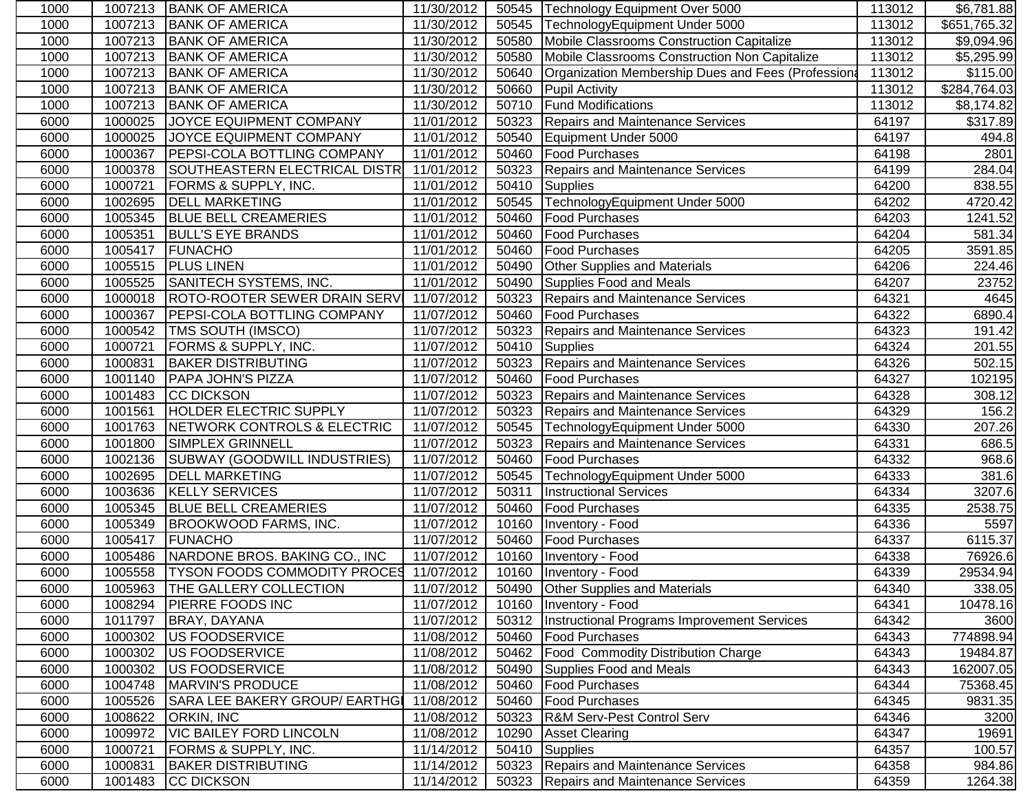| | | | | | | | |
|---|---|---|---|---|---|---|---|
| 1000 | 1007213 | BANK OF AMERICA | 11/30/2012 | 50545 | Technology Equipment Over 5000 | 113012 | $6,781.88 |
| 1000 | 1007213 | BANK OF AMERICA | 11/30/2012 | 50545 | TechnologyEquipment Under 5000 | 113012 | $651,765.32 |
| 1000 | 1007213 | BANK OF AMERICA | 11/30/2012 | 50580 | Mobile Classrooms Construction Capitalize | 113012 | $9,094.96 |
| 1000 | 1007213 | BANK OF AMERICA | 11/30/2012 | 50580 | Mobile Classrooms Construction Non Capitalize | 113012 | $5,295.99 |
| 1000 | 1007213 | BANK OF AMERICA | 11/30/2012 | 50640 | Organization Membership Dues and Fees (Professiona | 113012 | $115.00 |
| 1000 | 1007213 | BANK OF AMERICA | 11/30/2012 | 50660 | Pupil Activity | 113012 | $284,764.03 |
| 1000 | 1007213 | BANK OF AMERICA | 11/30/2012 | 50710 | Fund Modifications | 113012 | $8,174.82 |
| 6000 | 1000025 | JOYCE EQUIPMENT COMPANY | 11/01/2012 | 50323 | Repairs and Maintenance Services | 64197 | $317.89 |
| 6000 | 1000025 | JOYCE EQUIPMENT COMPANY | 11/01/2012 | 50540 | Equipment Under 5000 | 64197 | 494.8 |
| 6000 | 1000367 | PEPSI-COLA BOTTLING COMPANY | 11/01/2012 | 50460 | Food Purchases | 64198 | 2801 |
| 6000 | 1000378 | SOUTHEASTERN ELECTRICAL DISTR | 11/01/2012 | 50323 | Repairs and Maintenance Services | 64199 | 284.04 |
| 6000 | 1000721 | FORMS & SUPPLY, INC. | 11/01/2012 | 50410 | Supplies | 64200 | 838.55 |
| 6000 | 1002695 | DELL MARKETING | 11/01/2012 | 50545 | TechnologyEquipment Under 5000 | 64202 | 4720.42 |
| 6000 | 1005345 | BLUE BELL CREAMERIES | 11/01/2012 | 50460 | Food Purchases | 64203 | 1241.52 |
| 6000 | 1005351 | BULL'S EYE BRANDS | 11/01/2012 | 50460 | Food Purchases | 64204 | 581.34 |
| 6000 | 1005417 | FUNACHO | 11/01/2012 | 50460 | Food Purchases | 64205 | 3591.85 |
| 6000 | 1005515 | PLUS LINEN | 11/01/2012 | 50490 | Other Supplies and Materials | 64206 | 224.46 |
| 6000 | 1005525 | SANITECH SYSTEMS, INC. | 11/01/2012 | 50490 | Supplies Food and Meals | 64207 | 23752 |
| 6000 | 1000018 | ROTO-ROOTER SEWER DRAIN SERV | 11/07/2012 | 50323 | Repairs and Maintenance Services | 64321 | 4645 |
| 6000 | 1000367 | PEPSI-COLA BOTTLING COMPANY | 11/07/2012 | 50460 | Food Purchases | 64322 | 6890.4 |
| 6000 | 1000542 | TMS SOUTH (IMSCO) | 11/07/2012 | 50323 | Repairs and Maintenance Services | 64323 | 191.42 |
| 6000 | 1000721 | FORMS & SUPPLY, INC. | 11/07/2012 | 50410 | Supplies | 64324 | 201.55 |
| 6000 | 1000831 | BAKER DISTRIBUTING | 11/07/2012 | 50323 | Repairs and Maintenance Services | 64326 | 502.15 |
| 6000 | 1001140 | PAPA JOHN'S PIZZA | 11/07/2012 | 50460 | Food Purchases | 64327 | 102195 |
| 6000 | 1001483 | CC DICKSON | 11/07/2012 | 50323 | Repairs and Maintenance Services | 64328 | 308.12 |
| 6000 | 1001561 | HOLDER ELECTRIC SUPPLY | 11/07/2012 | 50323 | Repairs and Maintenance Services | 64329 | 156.2 |
| 6000 | 1001763 | NETWORK CONTROLS & ELECTRIC | 11/07/2012 | 50545 | TechnologyEquipment Under 5000 | 64330 | 207.26 |
| 6000 | 1001800 | SIMPLEX GRINNELL | 11/07/2012 | 50323 | Repairs and Maintenance Services | 64331 | 686.5 |
| 6000 | 1002136 | SUBWAY (GOODWILL INDUSTRIES) | 11/07/2012 | 50460 | Food Purchases | 64332 | 968.6 |
| 6000 | 1002695 | DELL MARKETING | 11/07/2012 | 50545 | TechnologyEquipment Under 5000 | 64333 | 381.6 |
| 6000 | 1003636 | KELLY SERVICES | 11/07/2012 | 50311 | Instructional Services | 64334 | 3207.6 |
| 6000 | 1005345 | BLUE BELL CREAMERIES | 11/07/2012 | 50460 | Food Purchases | 64335 | 2538.75 |
| 6000 | 1005349 | BROOKWOOD FARMS, INC. | 11/07/2012 | 10160 | Inventory - Food | 64336 | 5597 |
| 6000 | 1005417 | FUNACHO | 11/07/2012 | 50460 | Food Purchases | 64337 | 6115.37 |
| 6000 | 1005486 | NARDONE BROS. BAKING CO., INC | 11/07/2012 | 10160 | Inventory - Food | 64338 | 76926.6 |
| 6000 | 1005558 | TYSON FOODS COMMODITY PROCES | 11/07/2012 | 10160 | Inventory - Food | 64339 | 29534.94 |
| 6000 | 1005963 | THE GALLERY COLLECTION | 11/07/2012 | 50490 | Other Supplies and Materials | 64340 | 338.05 |
| 6000 | 1008294 | PIERRE FOODS INC | 11/07/2012 | 10160 | Inventory - Food | 64341 | 10478.16 |
| 6000 | 1011797 | BRAY, DAYANA | 11/07/2012 | 50312 | Instructional Programs Improvement Services | 64342 | 3600 |
| 6000 | 1000302 | US FOODSERVICE | 11/08/2012 | 50460 | Food Purchases | 64343 | 774898.94 |
| 6000 | 1000302 | US FOODSERVICE | 11/08/2012 | 50462 | Food  Commodity Distribution Charge | 64343 | 19484.87 |
| 6000 | 1000302 | US FOODSERVICE | 11/08/2012 | 50490 | Supplies Food and Meals | 64343 | 162007.05 |
| 6000 | 1004748 | MARVIN'S PRODUCE | 11/08/2012 | 50460 | Food Purchases | 64344 | 75368.45 |
| 6000 | 1005526 | SARA LEE BAKERY GROUP/ EARTHGI | 11/08/2012 | 50460 | Food Purchases | 64345 | 9831.35 |
| 6000 | 1008622 | ORKIN, INC | 11/08/2012 | 50323 | R&M Serv-Pest Control Serv | 64346 | 3200 |
| 6000 | 1009972 | VIC BAILEY FORD LINCOLN | 11/08/2012 | 10290 | Asset Clearing | 64347 | 19691 |
| 6000 | 1000721 | FORMS & SUPPLY, INC. | 11/14/2012 | 50410 | Supplies | 64357 | 100.57 |
| 6000 | 1000831 | BAKER DISTRIBUTING | 11/14/2012 | 50323 | Repairs and Maintenance Services | 64358 | 984.86 |
| 6000 | 1001483 | CC DICKSON | 11/14/2012 | 50323 | Repairs and Maintenance Services | 64359 | 1264.38 |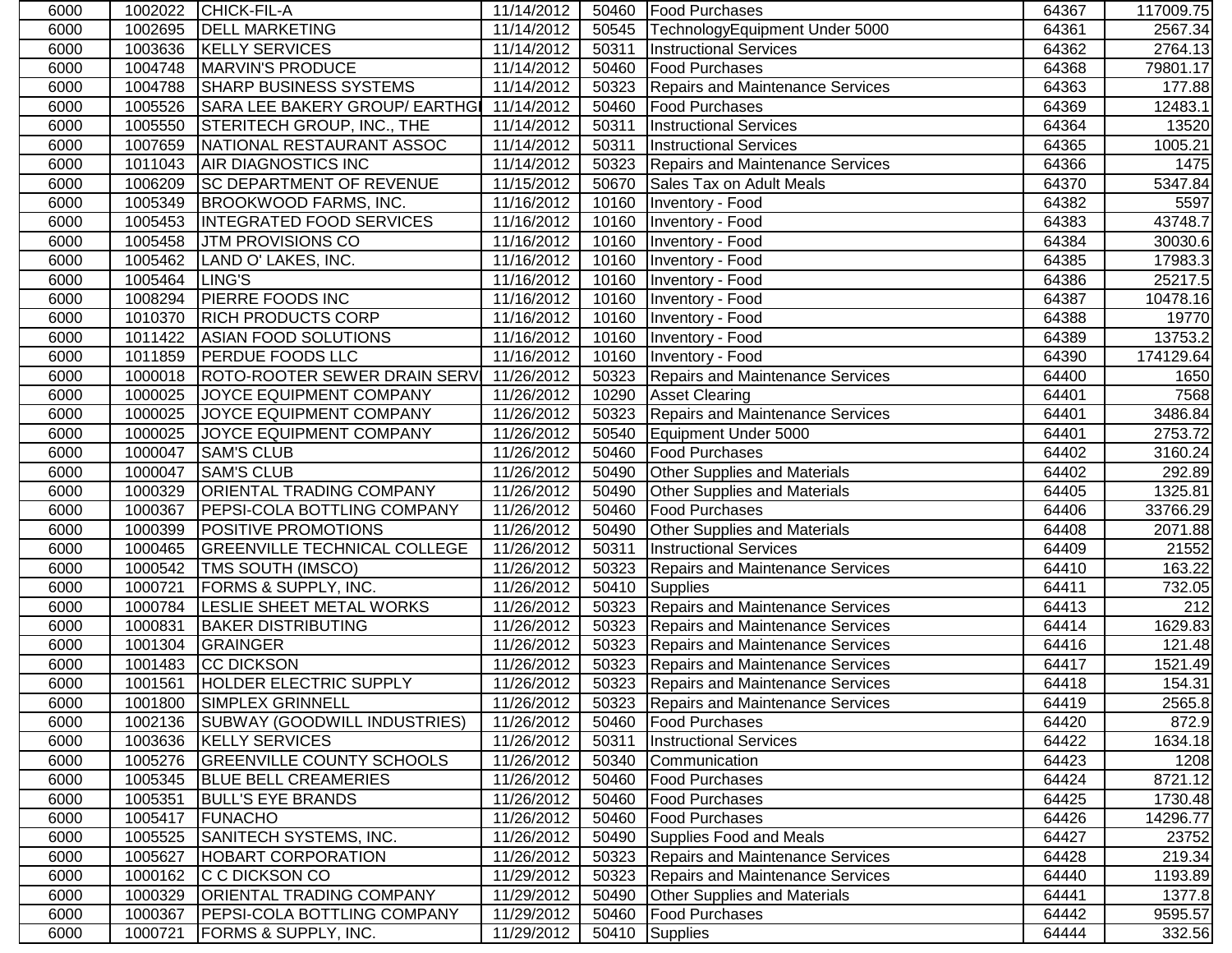| | | | | | | | |
|---|---|---|---|---|---|---|---|
| 6000 | 1002022 | CHICK-FIL-A | 11/14/2012 | 50460 | Food Purchases | 64367 | 117009.75 |
| 6000 | 1002695 | DELL MARKETING | 11/14/2012 | 50545 | TechnologyEquipment Under 5000 | 64361 | 2567.34 |
| 6000 | 1003636 | KELLY SERVICES | 11/14/2012 | 50311 | Instructional Services | 64362 | 2764.13 |
| 6000 | 1004748 | MARVIN'S PRODUCE | 11/14/2012 | 50460 | Food Purchases | 64368 | 79801.17 |
| 6000 | 1004788 | SHARP BUSINESS SYSTEMS | 11/14/2012 | 50323 | Repairs and Maintenance Services | 64363 | 177.88 |
| 6000 | 1005526 | SARA LEE BAKERY GROUP/ EARTHGI | 11/14/2012 | 50460 | Food Purchases | 64369 | 12483.1 |
| 6000 | 1005550 | STERITECH GROUP, INC., THE | 11/14/2012 | 50311 | Instructional Services | 64364 | 13520 |
| 6000 | 1007659 | NATIONAL RESTAURANT ASSOC | 11/14/2012 | 50311 | Instructional Services | 64365 | 1005.21 |
| 6000 | 1011043 | AIR DIAGNOSTICS INC | 11/14/2012 | 50323 | Repairs and Maintenance Services | 64366 | 1475 |
| 6000 | 1006209 | SC DEPARTMENT OF REVENUE | 11/15/2012 | 50670 | Sales Tax on Adult Meals | 64370 | 5347.84 |
| 6000 | 1005349 | BROOKWOOD FARMS, INC. | 11/16/2012 | 10160 | Inventory - Food | 64382 | 5597 |
| 6000 | 1005453 | INTEGRATED FOOD SERVICES | 11/16/2012 | 10160 | Inventory - Food | 64383 | 43748.7 |
| 6000 | 1005458 | JTM PROVISIONS CO | 11/16/2012 | 10160 | Inventory - Food | 64384 | 30030.6 |
| 6000 | 1005462 | LAND O' LAKES, INC. | 11/16/2012 | 10160 | Inventory - Food | 64385 | 17983.3 |
| 6000 | 1005464 | LING'S | 11/16/2012 | 10160 | Inventory - Food | 64386 | 25217.5 |
| 6000 | 1008294 | PIERRE FOODS INC | 11/16/2012 | 10160 | Inventory - Food | 64387 | 10478.16 |
| 6000 | 1010370 | RICH PRODUCTS CORP | 11/16/2012 | 10160 | Inventory - Food | 64388 | 19770 |
| 6000 | 1011422 | ASIAN FOOD SOLUTIONS | 11/16/2012 | 10160 | Inventory - Food | 64389 | 13753.2 |
| 6000 | 1011859 | PERDUE FOODS LLC | 11/16/2012 | 10160 | Inventory - Food | 64390 | 174129.64 |
| 6000 | 1000018 | ROTO-ROOTER SEWER DRAIN SERV | 11/26/2012 | 50323 | Repairs and Maintenance Services | 64400 | 1650 |
| 6000 | 1000025 | JOYCE EQUIPMENT COMPANY | 11/26/2012 | 10290 | Asset Clearing | 64401 | 7568 |
| 6000 | 1000025 | JOYCE EQUIPMENT COMPANY | 11/26/2012 | 50323 | Repairs and Maintenance Services | 64401 | 3486.84 |
| 6000 | 1000025 | JOYCE EQUIPMENT COMPANY | 11/26/2012 | 50540 | Equipment Under 5000 | 64401 | 2753.72 |
| 6000 | 1000047 | SAM'S CLUB | 11/26/2012 | 50460 | Food Purchases | 64402 | 3160.24 |
| 6000 | 1000047 | SAM'S CLUB | 11/26/2012 | 50490 | Other Supplies and Materials | 64402 | 292.89 |
| 6000 | 1000329 | ORIENTAL TRADING COMPANY | 11/26/2012 | 50490 | Other Supplies and Materials | 64405 | 1325.81 |
| 6000 | 1000367 | PEPSI-COLA BOTTLING COMPANY | 11/26/2012 | 50460 | Food Purchases | 64406 | 33766.29 |
| 6000 | 1000399 | POSITIVE PROMOTIONS | 11/26/2012 | 50490 | Other Supplies and Materials | 64408 | 2071.88 |
| 6000 | 1000465 | GREENVILLE TECHNICAL COLLEGE | 11/26/2012 | 50311 | Instructional Services | 64409 | 21552 |
| 6000 | 1000542 | TMS SOUTH (IMSCO) | 11/26/2012 | 50323 | Repairs and Maintenance Services | 64410 | 163.22 |
| 6000 | 1000721 | FORMS & SUPPLY, INC. | 11/26/2012 | 50410 | Supplies | 64411 | 732.05 |
| 6000 | 1000784 | LESLIE SHEET METAL WORKS | 11/26/2012 | 50323 | Repairs and Maintenance Services | 64413 | 212 |
| 6000 | 1000831 | BAKER DISTRIBUTING | 11/26/2012 | 50323 | Repairs and Maintenance Services | 64414 | 1629.83 |
| 6000 | 1001304 | GRAINGER | 11/26/2012 | 50323 | Repairs and Maintenance Services | 64416 | 121.48 |
| 6000 | 1001483 | CC DICKSON | 11/26/2012 | 50323 | Repairs and Maintenance Services | 64417 | 1521.49 |
| 6000 | 1001561 | HOLDER ELECTRIC SUPPLY | 11/26/2012 | 50323 | Repairs and Maintenance Services | 64418 | 154.31 |
| 6000 | 1001800 | SIMPLEX GRINNELL | 11/26/2012 | 50323 | Repairs and Maintenance Services | 64419 | 2565.8 |
| 6000 | 1002136 | SUBWAY (GOODWILL INDUSTRIES) | 11/26/2012 | 50460 | Food Purchases | 64420 | 872.9 |
| 6000 | 1003636 | KELLY SERVICES | 11/26/2012 | 50311 | Instructional Services | 64422 | 1634.18 |
| 6000 | 1005276 | GREENVILLE COUNTY SCHOOLS | 11/26/2012 | 50340 | Communication | 64423 | 1208 |
| 6000 | 1005345 | BLUE BELL CREAMERIES | 11/26/2012 | 50460 | Food Purchases | 64424 | 8721.12 |
| 6000 | 1005351 | BULL'S EYE BRANDS | 11/26/2012 | 50460 | Food Purchases | 64425 | 1730.48 |
| 6000 | 1005417 | FUNACHO | 11/26/2012 | 50460 | Food Purchases | 64426 | 14296.77 |
| 6000 | 1005525 | SANITECH SYSTEMS, INC. | 11/26/2012 | 50490 | Supplies Food and Meals | 64427 | 23752 |
| 6000 | 1005627 | HOBART CORPORATION | 11/26/2012 | 50323 | Repairs and Maintenance Services | 64428 | 219.34 |
| 6000 | 1000162 | C C DICKSON CO | 11/29/2012 | 50323 | Repairs and Maintenance Services | 64440 | 1193.89 |
| 6000 | 1000329 | ORIENTAL TRADING COMPANY | 11/29/2012 | 50490 | Other Supplies and Materials | 64441 | 1377.8 |
| 6000 | 1000367 | PEPSI-COLA BOTTLING COMPANY | 11/29/2012 | 50460 | Food Purchases | 64442 | 9595.57 |
| 6000 | 1000721 | FORMS & SUPPLY, INC. | 11/29/2012 | 50410 | Supplies | 64444 | 332.56 |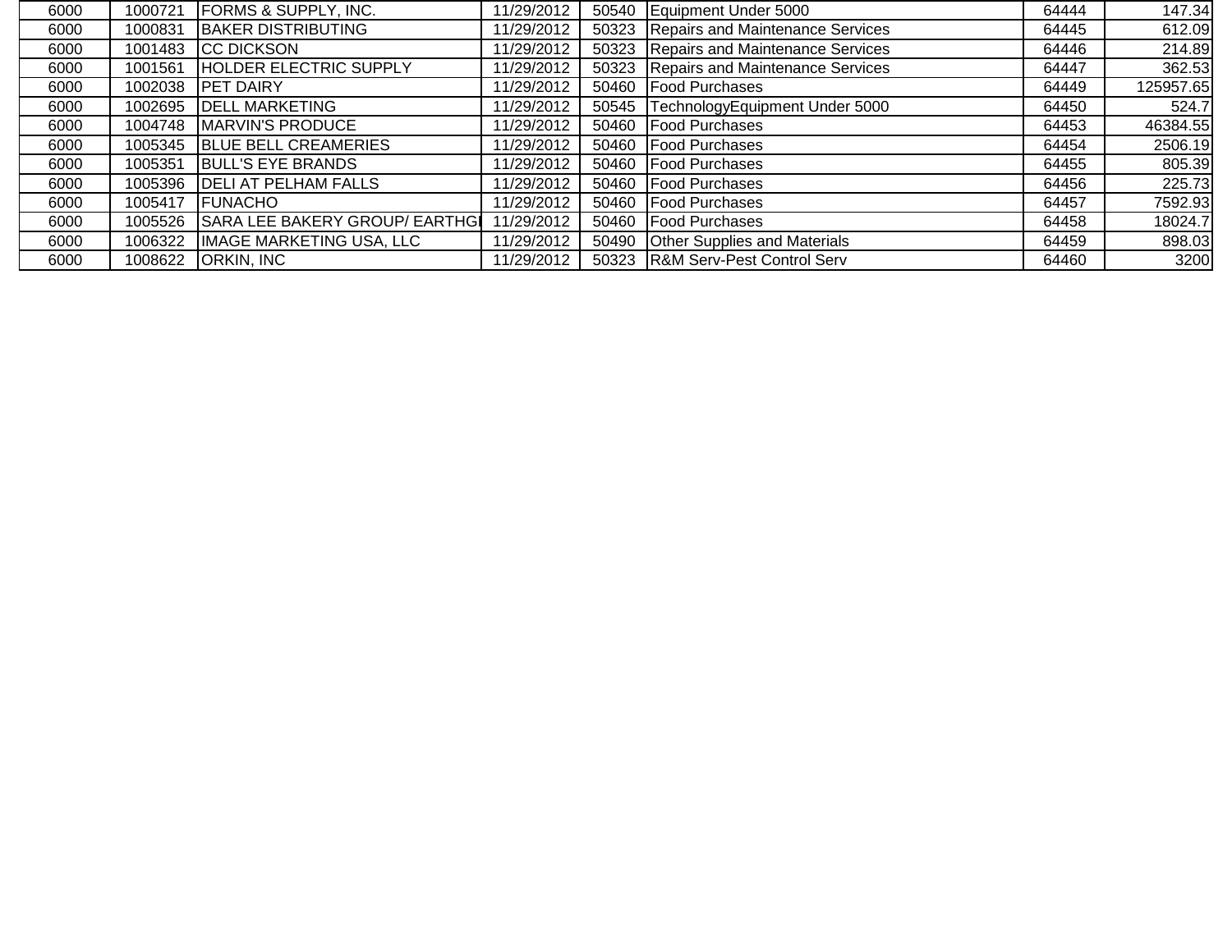| | | | | | | | |
|---|---|---|---|---|---|---|---|
| 6000 | 1000721 | FORMS & SUPPLY, INC. | 11/29/2012 | 50540 | Equipment Under 5000 | 64444 | 147.34 |
| 6000 | 1000831 | BAKER DISTRIBUTING | 11/29/2012 | 50323 | Repairs and Maintenance Services | 64445 | 612.09 |
| 6000 | 1001483 | CC DICKSON | 11/29/2012 | 50323 | Repairs and Maintenance Services | 64446 | 214.89 |
| 6000 | 1001561 | HOLDER ELECTRIC SUPPLY | 11/29/2012 | 50323 | Repairs and Maintenance Services | 64447 | 362.53 |
| 6000 | 1002038 | PET DAIRY | 11/29/2012 | 50460 | Food Purchases | 64449 | 125957.65 |
| 6000 | 1002695 | DELL MARKETING | 11/29/2012 | 50545 | TechnologyEquipment Under 5000 | 64450 | 524.7 |
| 6000 | 1004748 | MARVIN'S PRODUCE | 11/29/2012 | 50460 | Food Purchases | 64453 | 46384.55 |
| 6000 | 1005345 | BLUE BELL CREAMERIES | 11/29/2012 | 50460 | Food Purchases | 64454 | 2506.19 |
| 6000 | 1005351 | BULL'S EYE BRANDS | 11/29/2012 | 50460 | Food Purchases | 64455 | 805.39 |
| 6000 | 1005396 | DELI AT PELHAM FALLS | 11/29/2012 | 50460 | Food Purchases | 64456 | 225.73 |
| 6000 | 1005417 | FUNACHO | 11/29/2012 | 50460 | Food Purchases | 64457 | 7592.93 |
| 6000 | 1005526 | SARA LEE BAKERY GROUP/ EARTHGI | 11/29/2012 | 50460 | Food Purchases | 64458 | 18024.7 |
| 6000 | 1006322 | IMAGE MARKETING USA, LLC | 11/29/2012 | 50490 | Other Supplies and Materials | 64459 | 898.03 |
| 6000 | 1008622 | ORKIN, INC | 11/29/2012 | 50323 | R&M Serv-Pest Control Serv | 64460 | 3200 |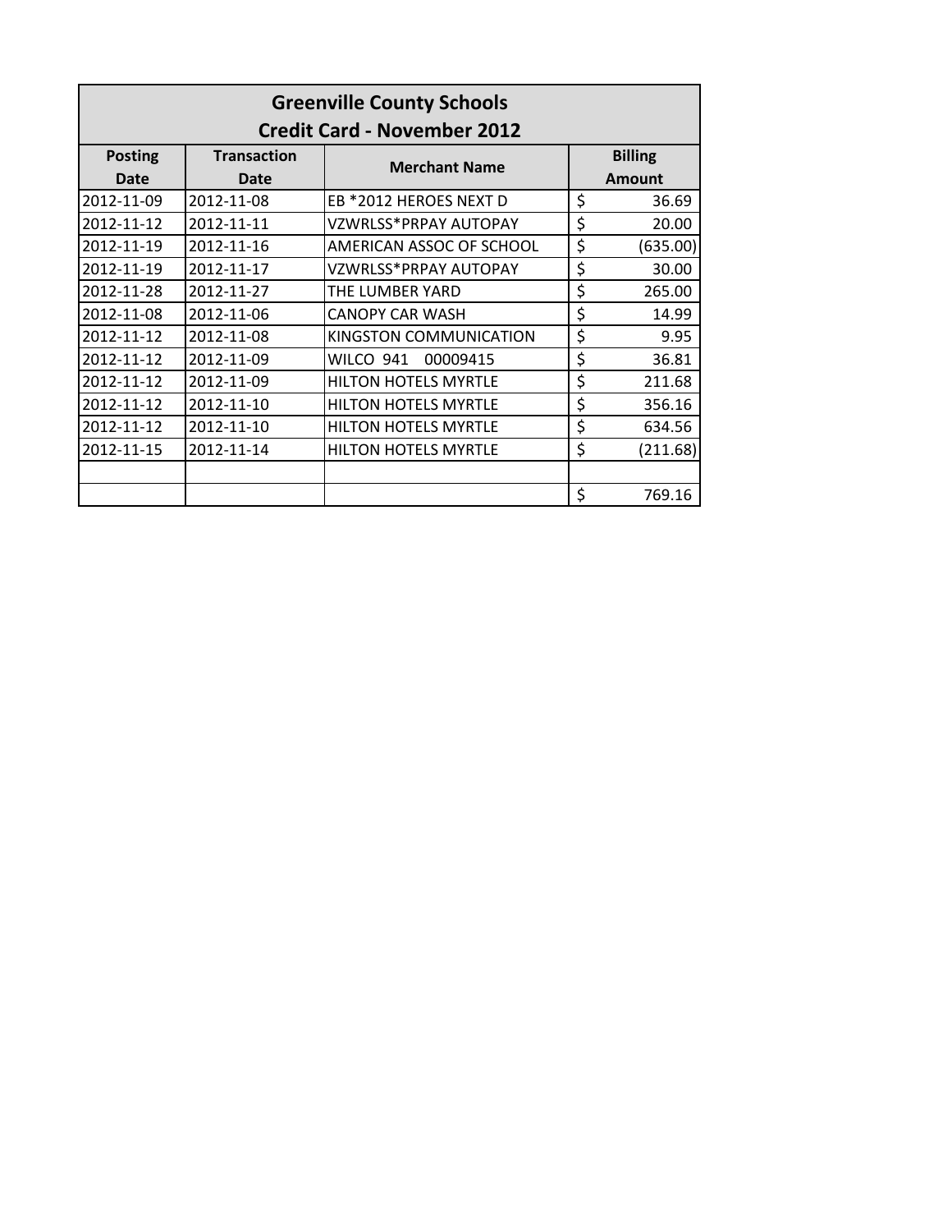| Greenville County Schools<br>Credit Card - November 2012 | | | |
|---|---|---|---|
| **Posting Date** | **Transaction Date** | **Merchant Name** | **Billing Amount** |
| 2012-11-09 | 2012-11-08 | EB *2012 HEROES NEXT D | $ 36.69 |
| 2012-11-12 | 2012-11-11 | VZWRLSS*PRPAY AUTOPAY | $ 20.00 |
| 2012-11-19 | 2012-11-16 | AMERICAN ASSOC OF SCHOOL | $ (635.00) |
| 2012-11-19 | 2012-11-17 | VZWRLSS*PRPAY AUTOPAY | $ 30.00 |
| 2012-11-28 | 2012-11-27 | THE LUMBER YARD | $ 265.00 |
| 2012-11-08 | 2012-11-06 | CANOPY CAR WASH | $ 14.99 |
| 2012-11-12 | 2012-11-08 | KINGSTON COMMUNICATION | $ 9.95 |
| 2012-11-12 | 2012-11-09 | WILCO 941 00009415 | $ 36.81 |
| 2012-11-12 | 2012-11-09 | HILTON HOTELS MYRTLE | $ 211.68 |
| 2012-11-12 | 2012-11-10 | HILTON HOTELS MYRTLE | $ 356.16 |
| 2012-11-12 | 2012-11-10 | HILTON HOTELS MYRTLE | $ 634.56 |
| 2012-11-15 | 2012-11-14 | HILTON HOTELS MYRTLE | $ (211.68) |
| | | | |
| | | | $ 769.16 |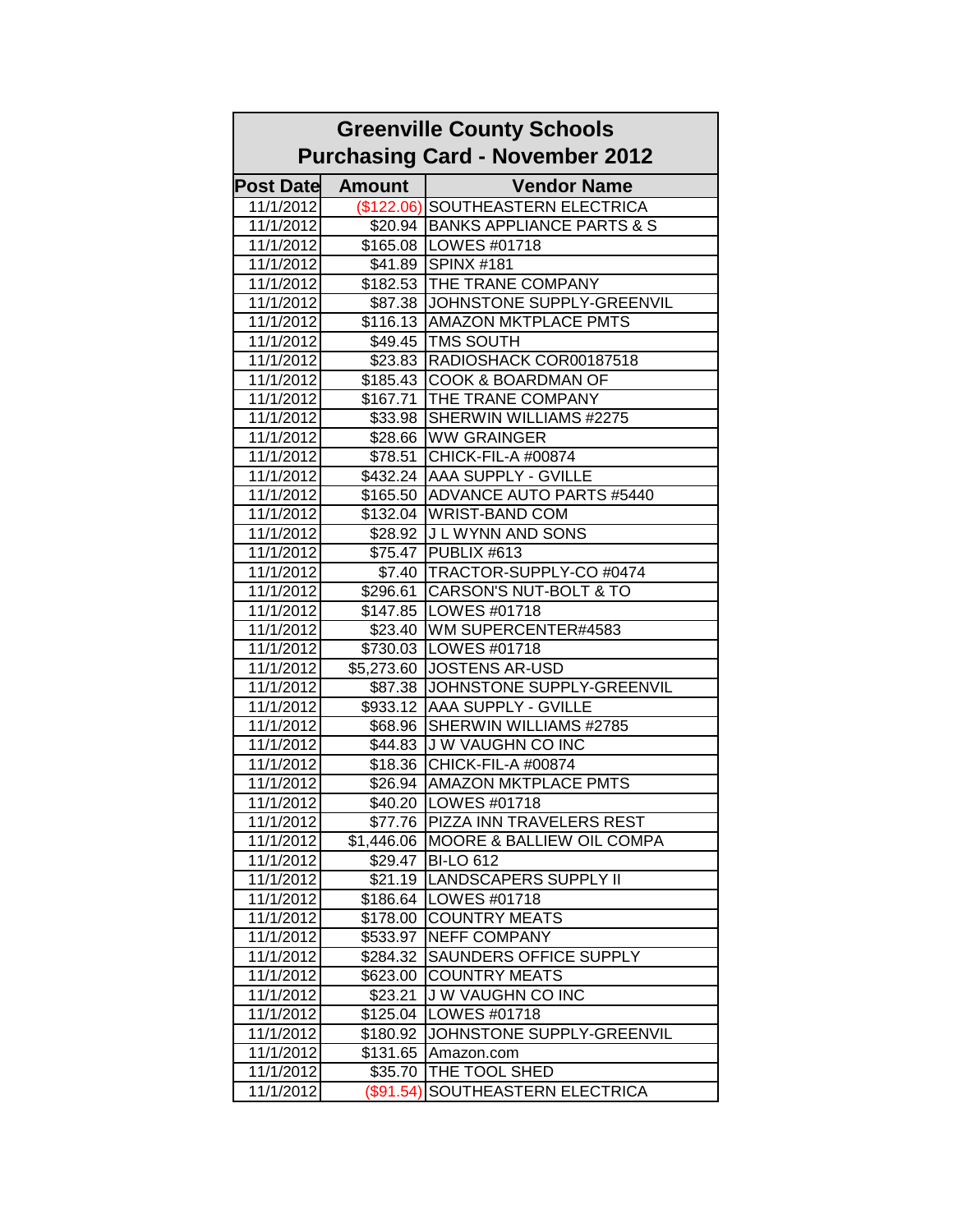| Greenville County Schools Purchasing Card - November 2012 | | |
|---|---|---|
| **Post Date** | **Amount** | **Vendor Name** |
| 11/1/2012 | ($122.06) | SOUTHEASTERN ELECTRICA |
| 11/1/2012 | $20.94 | BANKS APPLIANCE PARTS & S |
| 11/1/2012 | $165.08 | LOWES #01718 |
| 11/1/2012 | $41.89 | SPINX #181 |
| 11/1/2012 | $182.53 | THE TRANE COMPANY |
| 11/1/2012 | $87.38 | JOHNSTONE SUPPLY-GREENVIL |
| 11/1/2012 | $116.13 | AMAZON MKTPLACE PMTS |
| 11/1/2012 | $49.45 | TMS SOUTH |
| 11/1/2012 | $23.83 | RADIOSHACK COR00187518 |
| 11/1/2012 | $185.43 | COOK & BOARDMAN OF |
| 11/1/2012 | $167.71 | THE TRANE COMPANY |
| 11/1/2012 | $33.98 | SHERWIN WILLIAMS #2275 |
| 11/1/2012 | $28.66 | WW GRAINGER |
| 11/1/2012 | $78.51 | CHICK-FIL-A #00874 |
| 11/1/2012 | $432.24 | AAA SUPPLY - GVILLE |
| 11/1/2012 | $165.50 | ADVANCE AUTO PARTS #5440 |
| 11/1/2012 | $132.04 | WRIST-BAND COM |
| 11/1/2012 | $28.92 | J L WYNN AND SONS |
| 11/1/2012 | $75.47 | PUBLIX #613 |
| 11/1/2012 | $7.40 | TRACTOR-SUPPLY-CO #0474 |
| 11/1/2012 | $296.61 | CARSON'S NUT-BOLT & TO |
| 11/1/2012 | $147.85 | LOWES #01718 |
| 11/1/2012 | $23.40 | WM SUPERCENTER#4583 |
| 11/1/2012 | $730.03 | LOWES #01718 |
| 11/1/2012 | $5,273.60 | JOSTENS AR-USD |
| 11/1/2012 | $87.38 | JOHNSTONE SUPPLY-GREENVIL |
| 11/1/2012 | $933.12 | AAA SUPPLY - GVILLE |
| 11/1/2012 | $68.96 | SHERWIN WILLIAMS #2785 |
| 11/1/2012 | $44.83 | J W VAUGHN CO INC |
| 11/1/2012 | $18.36 | CHICK-FIL-A #00874 |
| 11/1/2012 | $26.94 | AMAZON MKTPLACE PMTS |
| 11/1/2012 | $40.20 | LOWES #01718 |
| 11/1/2012 | $77.76 | PIZZA INN TRAVELERS REST |
| 11/1/2012 | $1,446.06 | MOORE & BALLIEW OIL COMPA |
| 11/1/2012 | $29.47 | BI-LO 612 |
| 11/1/2012 | $21.19 | LANDSCAPERS SUPPLY II |
| 11/1/2012 | $186.64 | LOWES #01718 |
| 11/1/2012 | $178.00 | COUNTRY MEATS |
| 11/1/2012 | $533.97 | NEFF COMPANY |
| 11/1/2012 | $284.32 | SAUNDERS OFFICE SUPPLY |
| 11/1/2012 | $623.00 | COUNTRY MEATS |
| 11/1/2012 | $23.21 | J W VAUGHN CO INC |
| 11/1/2012 | $125.04 | LOWES #01718 |
| 11/1/2012 | $180.92 | JOHNSTONE SUPPLY-GREENVIL |
| 11/1/2012 | $131.65 | Amazon.com |
| 11/1/2012 | $35.70 | THE TOOL SHED |
| 11/1/2012 | ($91.54) | SOUTHEASTERN ELECTRICA |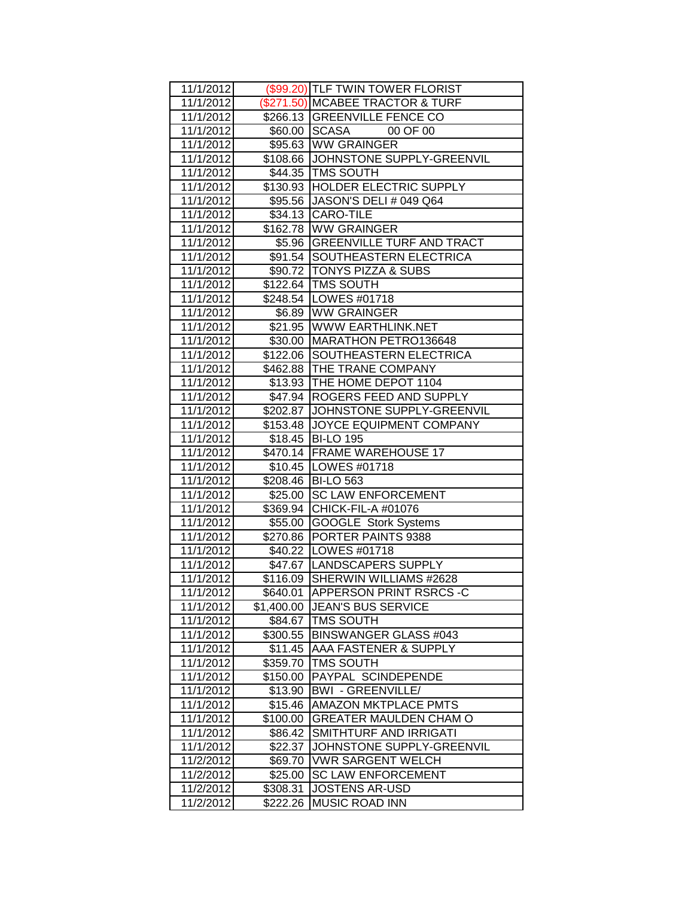| | | |
|---|---|---|
| 11/1/2012 | ($99.20) | TLF TWIN TOWER FLORIST |
| 11/1/2012 | ($271.50) | MCABEE TRACTOR & TURF |
| 11/1/2012 | $266.13 | GREENVILLE FENCE CO |
| 11/1/2012 | $60.00 | SCASA 00 OF 00 |
| 11/1/2012 | $95.63 | WW GRAINGER |
| 11/1/2012 | $108.66 | JOHNSTONE SUPPLY-GREENVIL |
| 11/1/2012 | $44.35 | TMS SOUTH |
| 11/1/2012 | $130.93 | HOLDER ELECTRIC SUPPLY |
| 11/1/2012 | $95.56 | JASON'S DELI # 049 Q64 |
| 11/1/2012 | $34.13 | CARO-TILE |
| 11/1/2012 | $162.78 | WW GRAINGER |
| 11/1/2012 | $5.96 | GREENVILLE TURF AND TRACT |
| 11/1/2012 | $91.54 | SOUTHEASTERN ELECTRICA |
| 11/1/2012 | $90.72 | TONYS PIZZA & SUBS |
| 11/1/2012 | $122.64 | TMS SOUTH |
| 11/1/2012 | $248.54 | LOWES #01718 |
| 11/1/2012 | $6.89 | WW GRAINGER |
| 11/1/2012 | $21.95 | WWW EARTHLINK.NET |
| 11/1/2012 | $30.00 | MARATHON PETRO136648 |
| 11/1/2012 | $122.06 | SOUTHEASTERN ELECTRICA |
| 11/1/2012 | $462.88 | THE TRANE COMPANY |
| 11/1/2012 | $13.93 | THE HOME DEPOT 1104 |
| 11/1/2012 | $47.94 | ROGERS FEED AND SUPPLY |
| 11/1/2012 | $202.87 | JOHNSTONE SUPPLY-GREENVIL |
| 11/1/2012 | $153.48 | JOYCE EQUIPMENT COMPANY |
| 11/1/2012 | $18.45 | BI-LO 195 |
| 11/1/2012 | $470.14 | FRAME WAREHOUSE 17 |
| 11/1/2012 | $10.45 | LOWES #01718 |
| 11/1/2012 | $208.46 | BI-LO 563 |
| 11/1/2012 | $25.00 | SC LAW ENFORCEMENT |
| 11/1/2012 | $369.94 | CHICK-FIL-A #01076 |
| 11/1/2012 | $55.00 | GOOGLE Stork Systems |
| 11/1/2012 | $270.86 | PORTER PAINTS 9388 |
| 11/1/2012 | $40.22 | LOWES #01718 |
| 11/1/2012 | $47.67 | LANDSCAPERS SUPPLY |
| 11/1/2012 | $116.09 | SHERWIN WILLIAMS #2628 |
| 11/1/2012 | $640.01 | APPERSON PRINT RSRCS -C |
| 11/1/2012 | $1,400.00 | JEAN'S BUS SERVICE |
| 11/1/2012 | $84.67 | TMS SOUTH |
| 11/1/2012 | $300.55 | BINSWANGER GLASS #043 |
| 11/1/2012 | $11.45 | AAA FASTENER & SUPPLY |
| 11/1/2012 | $359.70 | TMS SOUTH |
| 11/1/2012 | $150.00 | PAYPAL SCINDEPENDE |
| 11/1/2012 | $13.90 | BWI - GREENVILLE/ |
| 11/1/2012 | $15.46 | AMAZON MKTPLACE PMTS |
| 11/1/2012 | $100.00 | GREATER MAULDEN CHAM O |
| 11/1/2012 | $86.42 | SMITHTURF AND IRRIGATI |
| 11/1/2012 | $22.37 | JOHNSTONE SUPPLY-GREENVIL |
| 11/2/2012 | $69.70 | VWR SARGENT WELCH |
| 11/2/2012 | $25.00 | SC LAW ENFORCEMENT |
| 11/2/2012 | $308.31 | JOSTENS AR-USD |
| 11/2/2012 | $222.26 | MUSIC ROAD INN |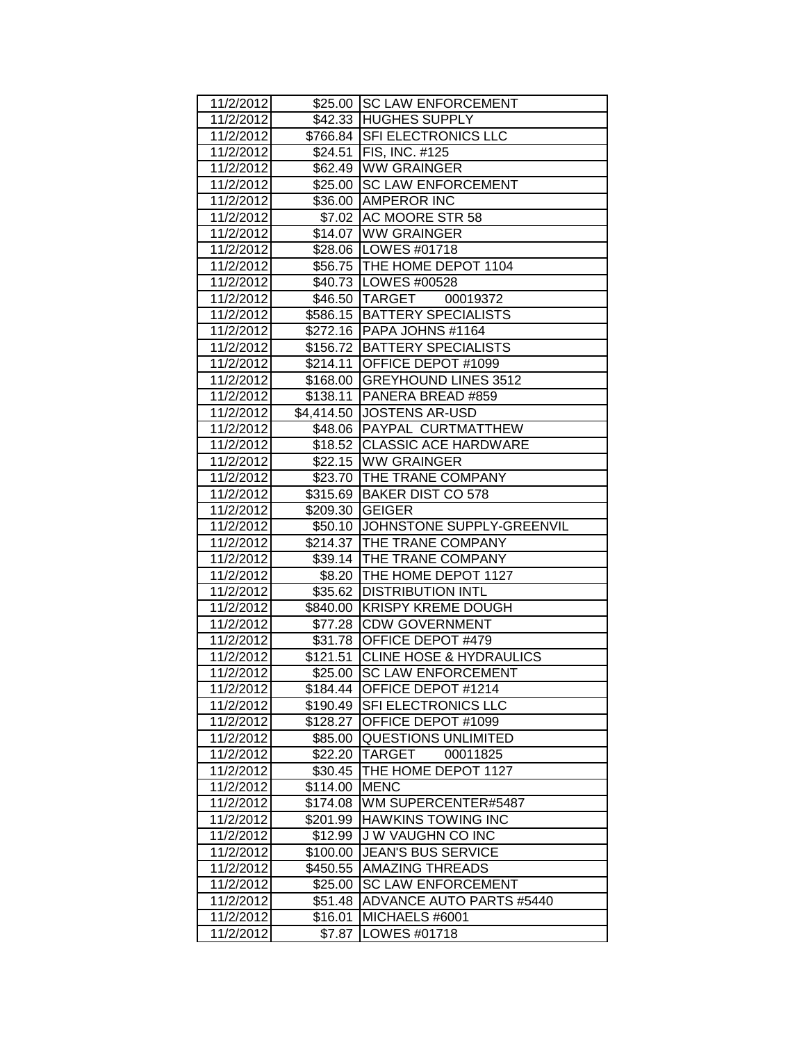| 11/2/2012 | $25.00 | SC LAW ENFORCEMENT |
|---|---|---|
| 11/2/2012 | $42.33 | HUGHES SUPPLY |
| 11/2/2012 | $766.84 | SFI ELECTRONICS LLC |
| 11/2/2012 | $24.51 | FIS, INC. #125 |
| 11/2/2012 | $62.49 | WW GRAINGER |
| 11/2/2012 | $25.00 | SC LAW ENFORCEMENT |
| 11/2/2012 | $36.00 | AMPEROR INC |
| 11/2/2012 | $7.02 | AC MOORE STR 58 |
| 11/2/2012 | $14.07 | WW GRAINGER |
| 11/2/2012 | $28.06 | LOWES #01718 |
| 11/2/2012 | $56.75 | THE HOME DEPOT 1104 |
| 11/2/2012 | $40.73 | LOWES #00528 |
| 11/2/2012 | $46.50 | TARGET 00019372 |
| 11/2/2012 | $586.15 | BATTERY SPECIALISTS |
| 11/2/2012 | $272.16 | PAPA JOHNS #1164 |
| 11/2/2012 | $156.72 | BATTERY SPECIALISTS |
| 11/2/2012 | $214.11 | OFFICE DEPOT #1099 |
| 11/2/2012 | $168.00 | GREYHOUND LINES 3512 |
| 11/2/2012 | $138.11 | PANERA BREAD #859 |
| 11/2/2012 | $4,414.50 | JOSTENS AR-USD |
| 11/2/2012 | $48.06 | PAYPAL CURTMATTHEW |
| 11/2/2012 | $18.52 | CLASSIC ACE HARDWARE |
| 11/2/2012 | $22.15 | WW GRAINGER |
| 11/2/2012 | $23.70 | THE TRANE COMPANY |
| 11/2/2012 | $315.69 | BAKER DIST CO 578 |
| 11/2/2012 | $209.30 | GEIGER |
| 11/2/2012 | $50.10 | JOHNSTONE SUPPLY-GREENVIL |
| 11/2/2012 | $214.37 | THE TRANE COMPANY |
| 11/2/2012 | $39.14 | THE TRANE COMPANY |
| 11/2/2012 | $8.20 | THE HOME DEPOT 1127 |
| 11/2/2012 | $35.62 | DISTRIBUTION INTL |
| 11/2/2012 | $840.00 | KRISPY KREME DOUGH |
| 11/2/2012 | $77.28 | CDW GOVERNMENT |
| 11/2/2012 | $31.78 | OFFICE DEPOT #479 |
| 11/2/2012 | $121.51 | CLINE HOSE & HYDRAULICS |
| 11/2/2012 | $25.00 | SC LAW ENFORCEMENT |
| 11/2/2012 | $184.44 | OFFICE DEPOT #1214 |
| 11/2/2012 | $190.49 | SFI ELECTRONICS LLC |
| 11/2/2012 | $128.27 | OFFICE DEPOT #1099 |
| 11/2/2012 | $85.00 | QUESTIONS UNLIMITED |
| 11/2/2012 | $22.20 | TARGET 00011825 |
| 11/2/2012 | $30.45 | THE HOME DEPOT 1127 |
| 11/2/2012 | $114.00 | MENC |
| 11/2/2012 | $174.08 | WM SUPERCENTER#5487 |
| 11/2/2012 | $201.99 | HAWKINS TOWING INC |
| 11/2/2012 | $12.99 | J W VAUGHN CO INC |
| 11/2/2012 | $100.00 | JEAN'S BUS SERVICE |
| 11/2/2012 | $450.55 | AMAZING THREADS |
| 11/2/2012 | $25.00 | SC LAW ENFORCEMENT |
| 11/2/2012 | $51.48 | ADVANCE AUTO PARTS #5440 |
| 11/2/2012 | $16.01 | MICHAELS #6001 |
| 11/2/2012 | $7.87 | LOWES #01718 |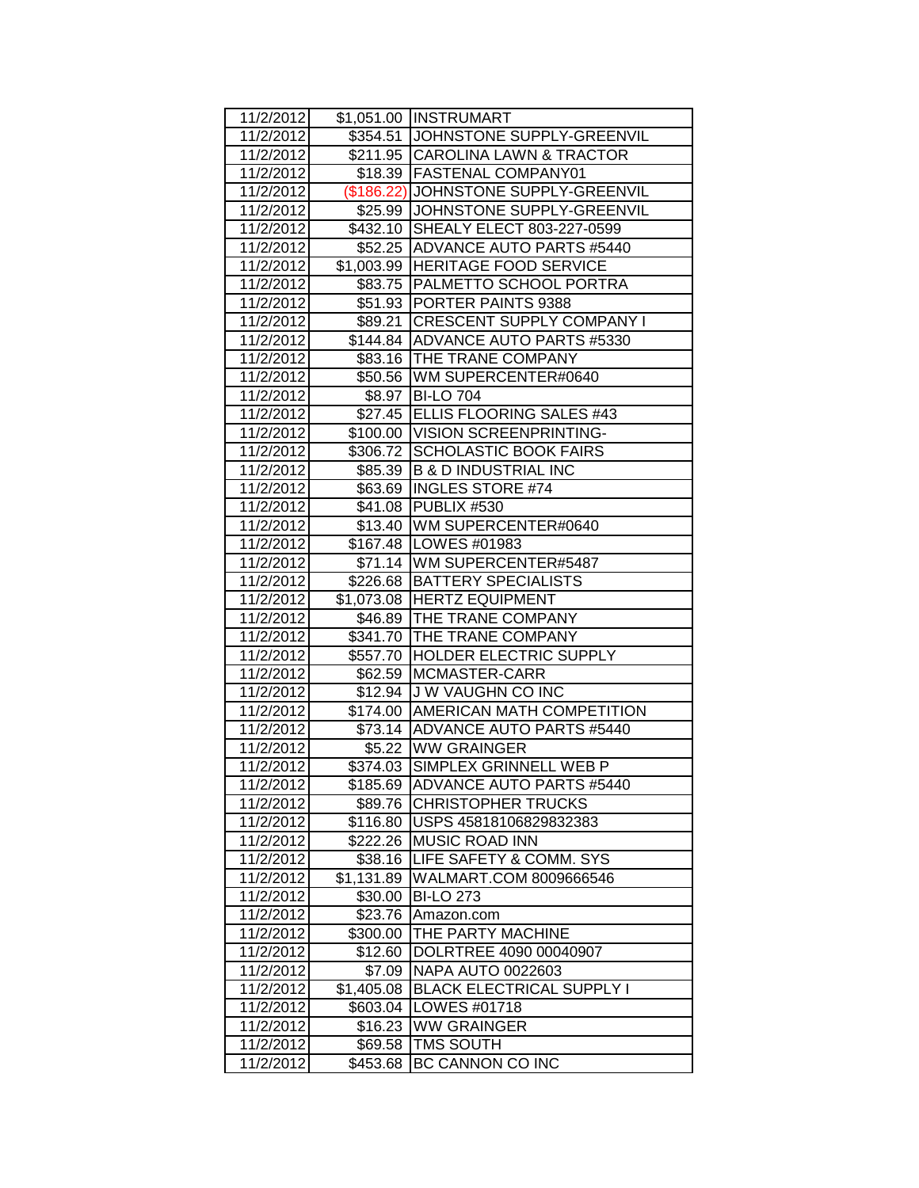| | | |
|---|---|---|
| 11/2/2012 | $1,051.00 | INSTRUMART |
| 11/2/2012 | $354.51 | JOHNSTONE SUPPLY-GREENVIL |
| 11/2/2012 | $211.95 | CAROLINA LAWN & TRACTOR |
| 11/2/2012 | $18.39 | FASTENAL COMPANY01 |
| 11/2/2012 | ($186.22) | JOHNSTONE SUPPLY-GREENVIL |
| 11/2/2012 | $25.99 | JOHNSTONE SUPPLY-GREENVIL |
| 11/2/2012 | $432.10 | SHEALY ELECT 803-227-0599 |
| 11/2/2012 | $52.25 | ADVANCE AUTO PARTS #5440 |
| 11/2/2012 | $1,003.99 | HERITAGE FOOD SERVICE |
| 11/2/2012 | $83.75 | PALMETTO SCHOOL PORTRA |
| 11/2/2012 | $51.93 | PORTER PAINTS 9388 |
| 11/2/2012 | $89.21 | CRESCENT SUPPLY COMPANY I |
| 11/2/2012 | $144.84 | ADVANCE AUTO PARTS #5330 |
| 11/2/2012 | $83.16 | THE TRANE COMPANY |
| 11/2/2012 | $50.56 | WM SUPERCENTER#0640 |
| 11/2/2012 | $8.97 | BI-LO 704 |
| 11/2/2012 | $27.45 | ELLIS FLOORING SALES #43 |
| 11/2/2012 | $100.00 | VISION SCREENPRINTING- |
| 11/2/2012 | $306.72 | SCHOLASTIC BOOK FAIRS |
| 11/2/2012 | $85.39 | B & D INDUSTRIAL INC |
| 11/2/2012 | $63.69 | INGLES STORE #74 |
| 11/2/2012 | $41.08 | PUBLIX #530 |
| 11/2/2012 | $13.40 | WM SUPERCENTER#0640 |
| 11/2/2012 | $167.48 | LOWES #01983 |
| 11/2/2012 | $71.14 | WM SUPERCENTER#5487 |
| 11/2/2012 | $226.68 | BATTERY SPECIALISTS |
| 11/2/2012 | $1,073.08 | HERTZ EQUIPMENT |
| 11/2/2012 | $46.89 | THE TRANE COMPANY |
| 11/2/2012 | $341.70 | THE TRANE COMPANY |
| 11/2/2012 | $557.70 | HOLDER ELECTRIC SUPPLY |
| 11/2/2012 | $62.59 | MCMASTER-CARR |
| 11/2/2012 | $12.94 | J W VAUGHN CO INC |
| 11/2/2012 | $174.00 | AMERICAN MATH COMPETITION |
| 11/2/2012 | $73.14 | ADVANCE AUTO PARTS #5440 |
| 11/2/2012 | $5.22 | WW GRAINGER |
| 11/2/2012 | $374.03 | SIMPLEX GRINNELL WEB P |
| 11/2/2012 | $185.69 | ADVANCE AUTO PARTS #5440 |
| 11/2/2012 | $89.76 | CHRISTOPHER TRUCKS |
| 11/2/2012 | $116.80 | USPS 45818106829832383 |
| 11/2/2012 | $222.26 | MUSIC ROAD INN |
| 11/2/2012 | $38.16 | LIFE SAFETY & COMM. SYS |
| 11/2/2012 | $1,131.89 | WALMART.COM 8009666546 |
| 11/2/2012 | $30.00 | BI-LO 273 |
| 11/2/2012 | $23.76 | Amazon.com |
| 11/2/2012 | $300.00 | THE PARTY MACHINE |
| 11/2/2012 | $12.60 | DOLRTREE 4090 00040907 |
| 11/2/2012 | $7.09 | NAPA AUTO 0022603 |
| 11/2/2012 | $1,405.08 | BLACK ELECTRICAL SUPPLY I |
| 11/2/2012 | $603.04 | LOWES #01718 |
| 11/2/2012 | $16.23 | WW GRAINGER |
| 11/2/2012 | $69.58 | TMS SOUTH |
| 11/2/2012 | $453.68 | BC CANNON CO INC |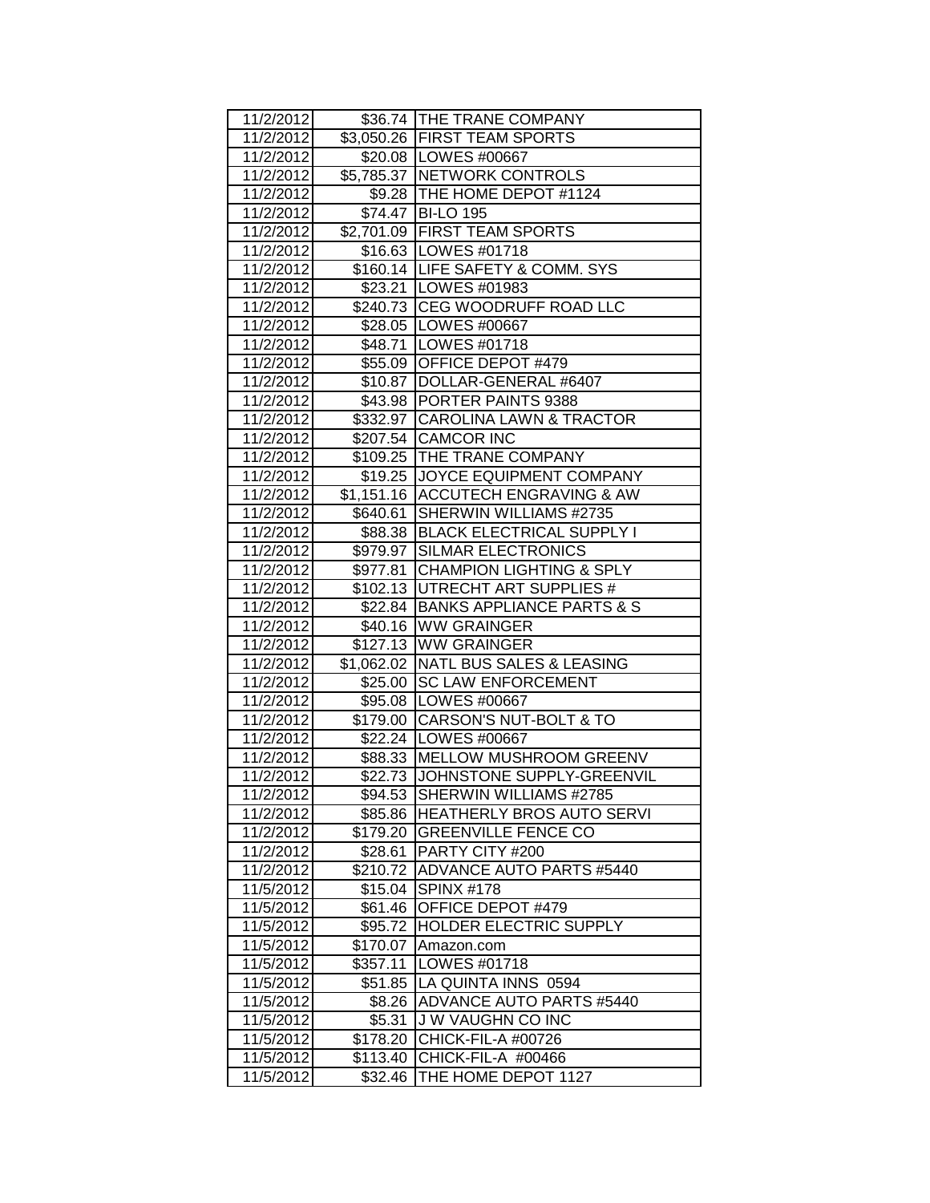| 11/2/2012 | $36.74 | THE TRANE COMPANY |
|---|---|---|
| 11/2/2012 | $3,050.26 | FIRST TEAM SPORTS |
| 11/2/2012 | $20.08 | LOWES #00667 |
| 11/2/2012 | $5,785.37 | NETWORK CONTROLS |
| 11/2/2012 | $9.28 | THE HOME DEPOT #1124 |
| 11/2/2012 | $74.47 | BI-LO 195 |
| 11/2/2012 | $2,701.09 | FIRST TEAM SPORTS |
| 11/2/2012 | $16.63 | LOWES #01718 |
| 11/2/2012 | $160.14 | LIFE SAFETY & COMM. SYS |
| 11/2/2012 | $23.21 | LOWES #01983 |
| 11/2/2012 | $240.73 | CEG WOODRUFF ROAD LLC |
| 11/2/2012 | $28.05 | LOWES #00667 |
| 11/2/2012 | $48.71 | LOWES #01718 |
| 11/2/2012 | $55.09 | OFFICE DEPOT #479 |
| 11/2/2012 | $10.87 | DOLLAR-GENERAL #6407 |
| 11/2/2012 | $43.98 | PORTER PAINTS 9388 |
| 11/2/2012 | $332.97 | CAROLINA LAWN & TRACTOR |
| 11/2/2012 | $207.54 | CAMCOR INC |
| 11/2/2012 | $109.25 | THE TRANE COMPANY |
| 11/2/2012 | $19.25 | JOYCE EQUIPMENT COMPANY |
| 11/2/2012 | $1,151.16 | ACCUTECH ENGRAVING & AW |
| 11/2/2012 | $640.61 | SHERWIN WILLIAMS #2735 |
| 11/2/2012 | $88.38 | BLACK ELECTRICAL SUPPLY I |
| 11/2/2012 | $979.97 | SILMAR ELECTRONICS |
| 11/2/2012 | $977.81 | CHAMPION LIGHTING & SPLY |
| 11/2/2012 | $102.13 | UTRECHT ART SUPPLIES # |
| 11/2/2012 | $22.84 | BANKS APPLIANCE PARTS & S |
| 11/2/2012 | $40.16 | WW GRAINGER |
| 11/2/2012 | $127.13 | WW GRAINGER |
| 11/2/2012 | $1,062.02 | NATL BUS SALES & LEASING |
| 11/2/2012 | $25.00 | SC LAW ENFORCEMENT |
| 11/2/2012 | $95.08 | LOWES #00667 |
| 11/2/2012 | $179.00 | CARSON'S NUT-BOLT & TO |
| 11/2/2012 | $22.24 | LOWES #00667 |
| 11/2/2012 | $88.33 | MELLOW MUSHROOM GREENV |
| 11/2/2012 | $22.73 | JOHNSTONE SUPPLY-GREENVIL |
| 11/2/2012 | $94.53 | SHERWIN WILLIAMS #2785 |
| 11/2/2012 | $85.86 | HEATHERLY BROS AUTO SERVI |
| 11/2/2012 | $179.20 | GREENVILLE FENCE CO |
| 11/2/2012 | $28.61 | PARTY CITY #200 |
| 11/2/2012 | $210.72 | ADVANCE AUTO PARTS #5440 |
| 11/5/2012 | $15.04 | SPINX #178 |
| 11/5/2012 | $61.46 | OFFICE DEPOT #479 |
| 11/5/2012 | $95.72 | HOLDER ELECTRIC SUPPLY |
| 11/5/2012 | $170.07 | Amazon.com |
| 11/5/2012 | $357.11 | LOWES #01718 |
| 11/5/2012 | $51.85 | LA QUINTA INNS 0594 |
| 11/5/2012 | $8.26 | ADVANCE AUTO PARTS #5440 |
| 11/5/2012 | $5.31 | J W VAUGHN CO INC |
| 11/5/2012 | $178.20 | CHICK-FIL-A #00726 |
| 11/5/2012 | $113.40 | CHICK-FIL-A #00466 |
| 11/5/2012 | $32.46 | THE HOME DEPOT 1127 |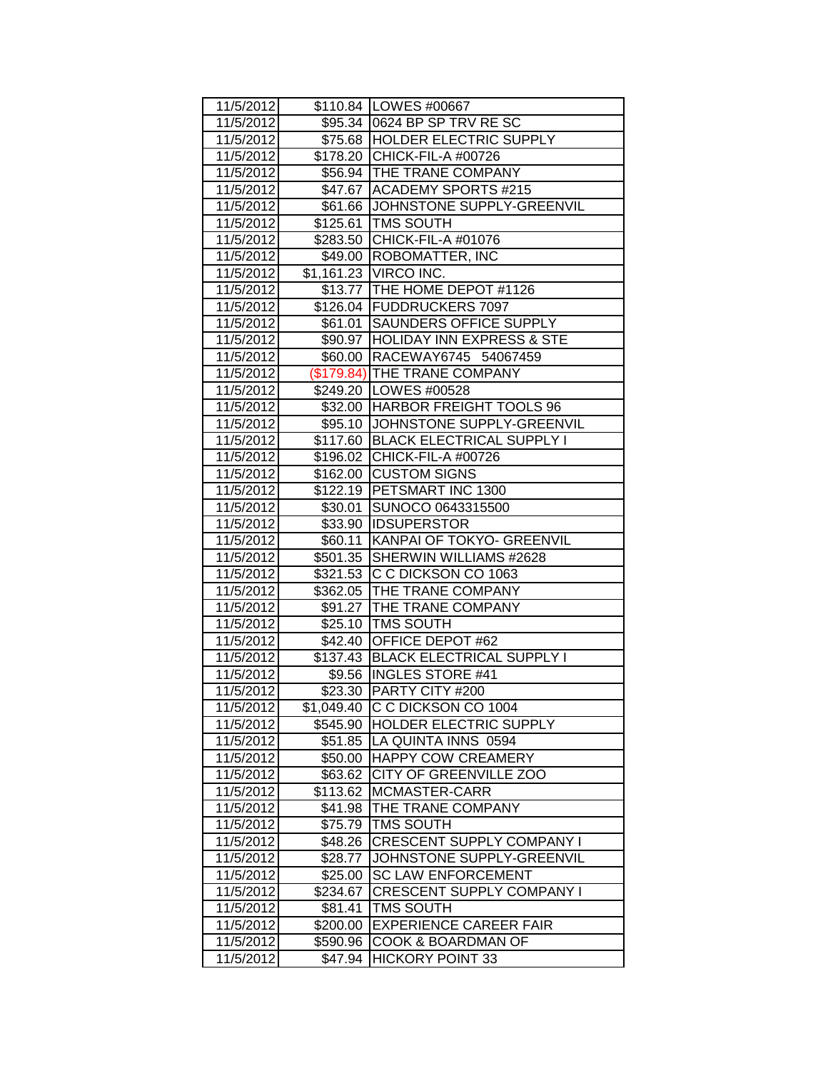| | | |
|---|---|---|
| 11/5/2012 | $110.84 | LOWES #00667 |
| 11/5/2012 | $95.34 | 0624 BP SP TRV RE SC |
| 11/5/2012 | $75.68 | HOLDER ELECTRIC SUPPLY |
| 11/5/2012 | $178.20 | CHICK-FIL-A #00726 |
| 11/5/2012 | $56.94 | THE TRANE COMPANY |
| 11/5/2012 | $47.67 | ACADEMY SPORTS #215 |
| 11/5/2012 | $61.66 | JOHNSTONE SUPPLY-GREENVIL |
| 11/5/2012 | $125.61 | TMS SOUTH |
| 11/5/2012 | $283.50 | CHICK-FIL-A #01076 |
| 11/5/2012 | $49.00 | ROBOMATTER, INC |
| 11/5/2012 | $1,161.23 | VIRCO INC. |
| 11/5/2012 | $13.77 | THE HOME DEPOT #1126 |
| 11/5/2012 | $126.04 | FUDDRUCKERS 7097 |
| 11/5/2012 | $61.01 | SAUNDERS OFFICE SUPPLY |
| 11/5/2012 | $90.97 | HOLIDAY INN EXPRESS & STE |
| 11/5/2012 | $60.00 | RACEWAY6745 54067459 |
| 11/5/2012 | ($179.84) | THE TRANE COMPANY |
| 11/5/2012 | $249.20 | LOWES #00528 |
| 11/5/2012 | $32.00 | HARBOR FREIGHT TOOLS 96 |
| 11/5/2012 | $95.10 | JOHNSTONE SUPPLY-GREENVIL |
| 11/5/2012 | $117.60 | BLACK ELECTRICAL SUPPLY I |
| 11/5/2012 | $196.02 | CHICK-FIL-A #00726 |
| 11/5/2012 | $162.00 | CUSTOM SIGNS |
| 11/5/2012 | $122.19 | PETSMART INC 1300 |
| 11/5/2012 | $30.01 | SUNOCO 0643315500 |
| 11/5/2012 | $33.90 | IDSUPERSTOR |
| 11/5/2012 | $60.11 | KANPAI OF TOKYO- GREENVIL |
| 11/5/2012 | $501.35 | SHERWIN WILLIAMS #2628 |
| 11/5/2012 | $321.53 | C C DICKSON CO 1063 |
| 11/5/2012 | $362.05 | THE TRANE COMPANY |
| 11/5/2012 | $91.27 | THE TRANE COMPANY |
| 11/5/2012 | $25.10 | TMS SOUTH |
| 11/5/2012 | $42.40 | OFFICE DEPOT #62 |
| 11/5/2012 | $137.43 | BLACK ELECTRICAL SUPPLY I |
| 11/5/2012 | $9.56 | INGLES STORE #41 |
| 11/5/2012 | $23.30 | PARTY CITY #200 |
| 11/5/2012 | $1,049.40 | C C DICKSON CO 1004 |
| 11/5/2012 | $545.90 | HOLDER ELECTRIC SUPPLY |
| 11/5/2012 | $51.85 | LA QUINTA INNS 0594 |
| 11/5/2012 | $50.00 | HAPPY COW CREAMERY |
| 11/5/2012 | $63.62 | CITY OF GREENVILLE ZOO |
| 11/5/2012 | $113.62 | MCMASTER-CARR |
| 11/5/2012 | $41.98 | THE TRANE COMPANY |
| 11/5/2012 | $75.79 | TMS SOUTH |
| 11/5/2012 | $48.26 | CRESCENT SUPPLY COMPANY I |
| 11/5/2012 | $28.77 | JOHNSTONE SUPPLY-GREENVIL |
| 11/5/2012 | $25.00 | SC LAW ENFORCEMENT |
| 11/5/2012 | $234.67 | CRESCENT SUPPLY COMPANY I |
| 11/5/2012 | $81.41 | TMS SOUTH |
| 11/5/2012 | $200.00 | EXPERIENCE CAREER FAIR |
| 11/5/2012 | $590.96 | COOK & BOARDMAN OF |
| 11/5/2012 | $47.94 | HICKORY POINT 33 |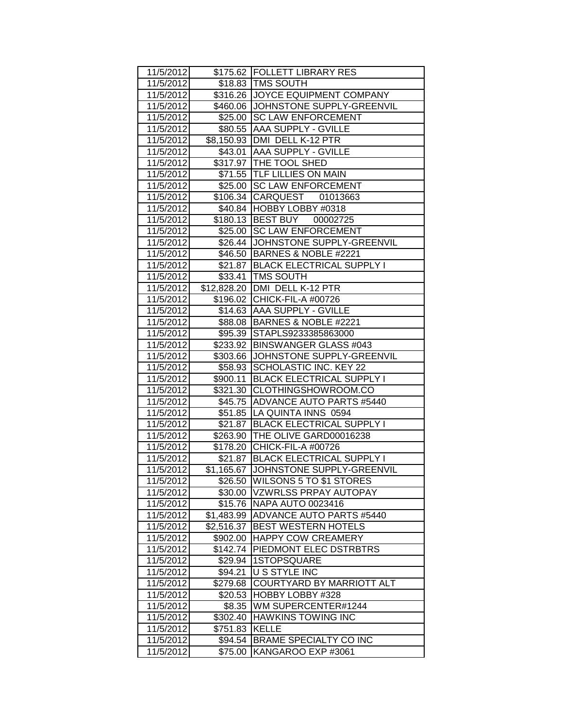| | | |
|---|---|---|
| 11/5/2012 | $175.62 | FOLLETT LIBRARY RES |
| 11/5/2012 | $18.83 | TMS SOUTH |
| 11/5/2012 | $316.26 | JOYCE EQUIPMENT COMPANY |
| 11/5/2012 | $460.06 | JOHNSTONE SUPPLY-GREENVIL |
| 11/5/2012 | $25.00 | SC LAW ENFORCEMENT |
| 11/5/2012 | $80.55 | AAA SUPPLY - GVILLE |
| 11/5/2012 | $8,150.93 | DMI DELL K-12 PTR |
| 11/5/2012 | $43.01 | AAA SUPPLY - GVILLE |
| 11/5/2012 | $317.97 | THE TOOL SHED |
| 11/5/2012 | $71.55 | TLF LILLIES ON MAIN |
| 11/5/2012 | $25.00 | SC LAW ENFORCEMENT |
| 11/5/2012 | $106.34 | CARQUEST 01013663 |
| 11/5/2012 | $40.84 | HOBBY LOBBY #0318 |
| 11/5/2012 | $180.13 | BEST BUY 00002725 |
| 11/5/2012 | $25.00 | SC LAW ENFORCEMENT |
| 11/5/2012 | $26.44 | JOHNSTONE SUPPLY-GREENVIL |
| 11/5/2012 | $46.50 | BARNES & NOBLE #2221 |
| 11/5/2012 | $21.87 | BLACK ELECTRICAL SUPPLY I |
| 11/5/2012 | $33.41 | TMS SOUTH |
| 11/5/2012 | $12,828.20 | DMI DELL K-12 PTR |
| 11/5/2012 | $196.02 | CHICK-FIL-A #00726 |
| 11/5/2012 | $14.63 | AAA SUPPLY - GVILLE |
| 11/5/2012 | $88.08 | BARNES & NOBLE #2221 |
| 11/5/2012 | $95.39 | STAPLS9233385863000 |
| 11/5/2012 | $233.92 | BINSWANGER GLASS #043 |
| 11/5/2012 | $303.66 | JOHNSTONE SUPPLY-GREENVIL |
| 11/5/2012 | $58.93 | SCHOLASTIC INC. KEY 22 |
| 11/5/2012 | $900.11 | BLACK ELECTRICAL SUPPLY I |
| 11/5/2012 | $321.30 | CLOTHINGSHOWROOM.CO |
| 11/5/2012 | $45.75 | ADVANCE AUTO PARTS #5440 |
| 11/5/2012 | $51.85 | LA QUINTA INNS 0594 |
| 11/5/2012 | $21.87 | BLACK ELECTRICAL SUPPLY I |
| 11/5/2012 | $263.90 | THE OLIVE GARD00016238 |
| 11/5/2012 | $178.20 | CHICK-FIL-A #00726 |
| 11/5/2012 | $21.87 | BLACK ELECTRICAL SUPPLY I |
| 11/5/2012 | $1,165.67 | JOHNSTONE SUPPLY-GREENVIL |
| 11/5/2012 | $26.50 | WILSONS 5 TO $1 STORES |
| 11/5/2012 | $30.00 | VZWRLSS PRPAY AUTOPAY |
| 11/5/2012 | $15.76 | NAPA AUTO 0023416 |
| 11/5/2012 | $1,483.99 | ADVANCE AUTO PARTS #5440 |
| 11/5/2012 | $2,516.37 | BEST WESTERN HOTELS |
| 11/5/2012 | $902.00 | HAPPY COW CREAMERY |
| 11/5/2012 | $142.74 | PIEDMONT ELEC DSTRBTRS |
| 11/5/2012 | $29.94 | 1STOPSQUARE |
| 11/5/2012 | $94.21 | U S STYLE INC |
| 11/5/2012 | $279.68 | COURTYARD BY MARRIOTT ALT |
| 11/5/2012 | $20.53 | HOBBY LOBBY #328 |
| 11/5/2012 | $8.35 | WM SUPERCENTER#1244 |
| 11/5/2012 | $302.40 | HAWKINS TOWING INC |
| 11/5/2012 | $751.83 | KELLE |
| 11/5/2012 | $94.54 | BRAME SPECIALTY CO INC |
| 11/5/2012 | $75.00 | KANGAROO EXP #3061 |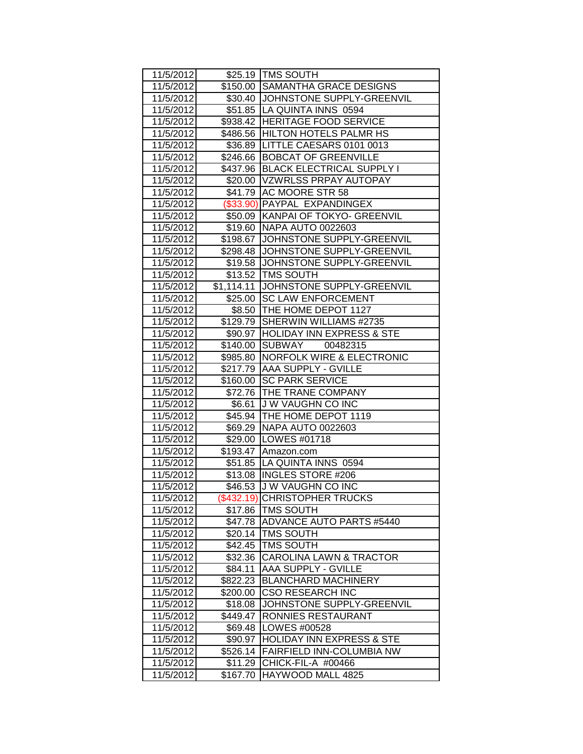| | | |
|---|---|---|
| 11/5/2012 | $25.19 | TMS SOUTH |
| 11/5/2012 | $150.00 | SAMANTHA GRACE DESIGNS |
| 11/5/2012 | $30.40 | JOHNSTONE SUPPLY-GREENVIL |
| 11/5/2012 | $51.85 | LA QUINTA INNS 0594 |
| 11/5/2012 | $938.42 | HERITAGE FOOD SERVICE |
| 11/5/2012 | $486.56 | HILTON HOTELS PALMR HS |
| 11/5/2012 | $36.89 | LITTLE CAESARS 0101 0013 |
| 11/5/2012 | $246.66 | BOBCAT OF GREENVILLE |
| 11/5/2012 | $437.96 | BLACK ELECTRICAL SUPPLY I |
| 11/5/2012 | $20.00 | VZWRLSS PRPAY AUTOPAY |
| 11/5/2012 | $41.79 | AC MOORE STR 58 |
| 11/5/2012 | ($33.90) | PAYPAL EXPANDINGEX |
| 11/5/2012 | $50.09 | KANPAI OF TOKYO- GREENVIL |
| 11/5/2012 | $19.60 | NAPA AUTO 0022603 |
| 11/5/2012 | $198.67 | JOHNSTONE SUPPLY-GREENVIL |
| 11/5/2012 | $298.48 | JOHNSTONE SUPPLY-GREENVIL |
| 11/5/2012 | $19.58 | JOHNSTONE SUPPLY-GREENVIL |
| 11/5/2012 | $13.52 | TMS SOUTH |
| 11/5/2012 | $1,114.11 | JOHNSTONE SUPPLY-GREENVIL |
| 11/5/2012 | $25.00 | SC LAW ENFORCEMENT |
| 11/5/2012 | $8.50 | THE HOME DEPOT 1127 |
| 11/5/2012 | $129.79 | SHERWIN WILLIAMS #2735 |
| 11/5/2012 | $90.97 | HOLIDAY INN EXPRESS & STE |
| 11/5/2012 | $140.00 | SUBWAY 00482315 |
| 11/5/2012 | $985.80 | NORFOLK WIRE & ELECTRONIC |
| 11/5/2012 | $217.79 | AAA SUPPLY - GVILLE |
| 11/5/2012 | $160.00 | SC PARK SERVICE |
| 11/5/2012 | $72.76 | THE TRANE COMPANY |
| 11/5/2012 | $6.61 | J W VAUGHN CO INC |
| 11/5/2012 | $45.94 | THE HOME DEPOT 1119 |
| 11/5/2012 | $69.29 | NAPA AUTO 0022603 |
| 11/5/2012 | $29.00 | LOWES #01718 |
| 11/5/2012 | $193.47 | Amazon.com |
| 11/5/2012 | $51.85 | LA QUINTA INNS 0594 |
| 11/5/2012 | $13.08 | INGLES STORE #206 |
| 11/5/2012 | $46.53 | J W VAUGHN CO INC |
| 11/5/2012 | ($432.19) | CHRISTOPHER TRUCKS |
| 11/5/2012 | $17.86 | TMS SOUTH |
| 11/5/2012 | $47.78 | ADVANCE AUTO PARTS #5440 |
| 11/5/2012 | $20.14 | TMS SOUTH |
| 11/5/2012 | $42.45 | TMS SOUTH |
| 11/5/2012 | $32.36 | CAROLINA LAWN & TRACTOR |
| 11/5/2012 | $84.11 | AAA SUPPLY - GVILLE |
| 11/5/2012 | $822.23 | BLANCHARD MACHINERY |
| 11/5/2012 | $200.00 | CSO RESEARCH INC |
| 11/5/2012 | $18.08 | JOHNSTONE SUPPLY-GREENVIL |
| 11/5/2012 | $449.47 | RONNIES RESTAURANT |
| 11/5/2012 | $69.48 | LOWES #00528 |
| 11/5/2012 | $90.97 | HOLIDAY INN EXPRESS & STE |
| 11/5/2012 | $526.14 | FAIRFIELD INN-COLUMBIA NW |
| 11/5/2012 | $11.29 | CHICK-FIL-A #00466 |
| 11/5/2012 | $167.70 | HAYWOOD MALL 4825 |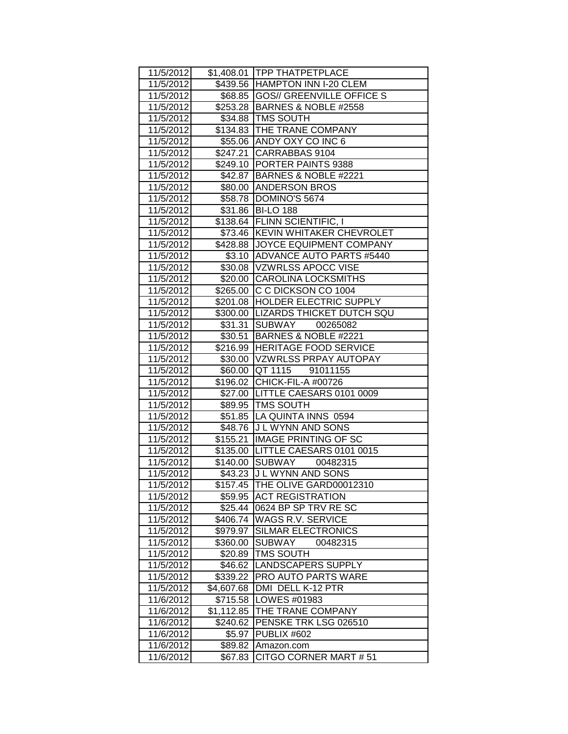| | | |
|---|---|---|
| 11/5/2012 | $1,408.01 | TPP THATPETPLACE |
| 11/5/2012 | $439.56 | HAMPTON INN I-20 CLEM |
| 11/5/2012 | $68.85 | GOS// GREENVILLE OFFICE S |
| 11/5/2012 | $253.28 | BARNES & NOBLE #2558 |
| 11/5/2012 | $34.88 | TMS SOUTH |
| 11/5/2012 | $134.83 | THE TRANE COMPANY |
| 11/5/2012 | $55.06 | ANDY OXY CO INC 6 |
| 11/5/2012 | $247.21 | CARRABBAS 9104 |
| 11/5/2012 | $249.10 | PORTER PAINTS 9388 |
| 11/5/2012 | $42.87 | BARNES & NOBLE #2221 |
| 11/5/2012 | $80.00 | ANDERSON BROS |
| 11/5/2012 | $58.78 | DOMINO'S 5674 |
| 11/5/2012 | $31.86 | BI-LO 188 |
| 11/5/2012 | $138.64 | FLINN SCIENTIFIC, I |
| 11/5/2012 | $73.46 | KEVIN WHITAKER CHEVROLET |
| 11/5/2012 | $428.88 | JOYCE EQUIPMENT COMPANY |
| 11/5/2012 | $3.10 | ADVANCE AUTO PARTS #5440 |
| 11/5/2012 | $30.08 | VZWRLSS APOCC VISE |
| 11/5/2012 | $20.00 | CAROLINA LOCKSMITHS |
| 11/5/2012 | $265.00 | C C DICKSON CO 1004 |
| 11/5/2012 | $201.08 | HOLDER ELECTRIC SUPPLY |
| 11/5/2012 | $300.00 | LIZARDS THICKET DUTCH SQU |
| 11/5/2012 | $31.31 | SUBWAY 00265082 |
| 11/5/2012 | $30.51 | BARNES & NOBLE #2221 |
| 11/5/2012 | $216.99 | HERITAGE FOOD SERVICE |
| 11/5/2012 | $30.00 | VZWRLSS PRPAY AUTOPAY |
| 11/5/2012 | $60.00 | QT 1115 91011155 |
| 11/5/2012 | $196.02 | CHICK-FIL-A #00726 |
| 11/5/2012 | $27.00 | LITTLE CAESARS 0101 0009 |
| 11/5/2012 | $89.95 | TMS SOUTH |
| 11/5/2012 | $51.85 | LA QUINTA INNS 0594 |
| 11/5/2012 | $48.76 | J L WYNN AND SONS |
| 11/5/2012 | $155.21 | IMAGE PRINTING OF SC |
| 11/5/2012 | $135.00 | LITTLE CAESARS 0101 0015 |
| 11/5/2012 | $140.00 | SUBWAY 00482315 |
| 11/5/2012 | $43.23 | J L WYNN AND SONS |
| 11/5/2012 | $157.45 | THE OLIVE GARD00012310 |
| 11/5/2012 | $59.95 | ACT REGISTRATION |
| 11/5/2012 | $25.44 | 0624 BP SP TRV RE SC |
| 11/5/2012 | $406.74 | WAGS R.V. SERVICE |
| 11/5/2012 | $979.97 | SILMAR ELECTRONICS |
| 11/5/2012 | $360.00 | SUBWAY 00482315 |
| 11/5/2012 | $20.89 | TMS SOUTH |
| 11/5/2012 | $46.62 | LANDSCAPERS SUPPLY |
| 11/5/2012 | $339.22 | PRO AUTO PARTS WARE |
| 11/5/2012 | $4,607.68 | DMI DELL K-12 PTR |
| 11/6/2012 | $715.58 | LOWES #01983 |
| 11/6/2012 | $1,112.85 | THE TRANE COMPANY |
| 11/6/2012 | $240.62 | PENSKE TRK LSG 026510 |
| 11/6/2012 | $5.97 | PUBLIX #602 |
| 11/6/2012 | $89.82 | Amazon.com |
| 11/6/2012 | $67.83 | CITGO CORNER MART # 51 |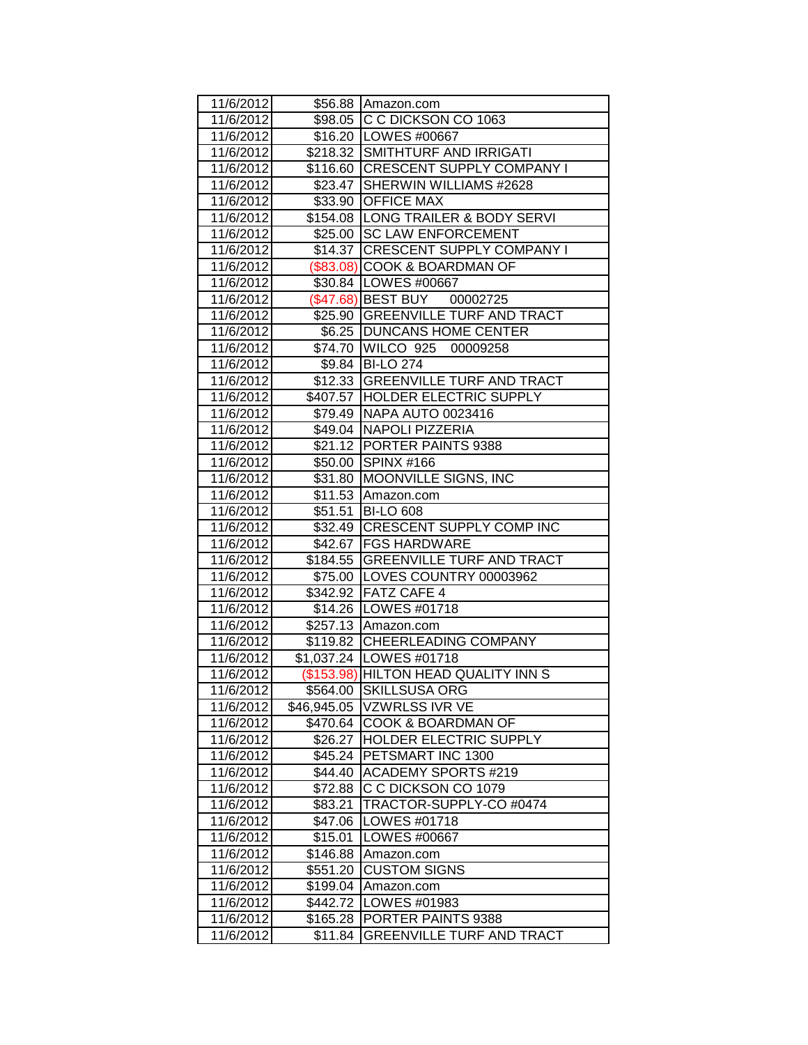| | | |
|---|---|---|
| 11/6/2012 | $56.88 | Amazon.com |
| 11/6/2012 | $98.05 | C C DICKSON CO 1063 |
| 11/6/2012 | $16.20 | LOWES #00667 |
| 11/6/2012 | $218.32 | SMITHTURF AND IRRIGATI |
| 11/6/2012 | $116.60 | CRESCENT SUPPLY COMPANY I |
| 11/6/2012 | $23.47 | SHERWIN WILLIAMS #2628 |
| 11/6/2012 | $33.90 | OFFICE MAX |
| 11/6/2012 | $154.08 | LONG TRAILER & BODY SERVI |
| 11/6/2012 | $25.00 | SC LAW ENFORCEMENT |
| 11/6/2012 | $14.37 | CRESCENT SUPPLY COMPANY I |
| 11/6/2012 | ($83.08) | COOK & BOARDMAN OF |
| 11/6/2012 | $30.84 | LOWES #00667 |
| 11/6/2012 | ($47.68) | BEST BUY 00002725 |
| 11/6/2012 | $25.90 | GREENVILLE TURF AND TRACT |
| 11/6/2012 | $6.25 | DUNCANS HOME CENTER |
| 11/6/2012 | $74.70 | WILCO 925 00009258 |
| 11/6/2012 | $9.84 | BI-LO 274 |
| 11/6/2012 | $12.33 | GREENVILLE TURF AND TRACT |
| 11/6/2012 | $407.57 | HOLDER ELECTRIC SUPPLY |
| 11/6/2012 | $79.49 | NAPA AUTO 0023416 |
| 11/6/2012 | $49.04 | NAPOLI PIZZERIA |
| 11/6/2012 | $21.12 | PORTER PAINTS 9388 |
| 11/6/2012 | $50.00 | SPINX #166 |
| 11/6/2012 | $31.80 | MOONVILLE SIGNS, INC |
| 11/6/2012 | $11.53 | Amazon.com |
| 11/6/2012 | $51.51 | BI-LO 608 |
| 11/6/2012 | $32.49 | CRESCENT SUPPLY COMP INC |
| 11/6/2012 | $42.67 | FGS HARDWARE |
| 11/6/2012 | $184.55 | GREENVILLE TURF AND TRACT |
| 11/6/2012 | $75.00 | LOVES COUNTRY 00003962 |
| 11/6/2012 | $342.92 | FATZ CAFE 4 |
| 11/6/2012 | $14.26 | LOWES #01718 |
| 11/6/2012 | $257.13 | Amazon.com |
| 11/6/2012 | $119.82 | CHEERLEADING COMPANY |
| 11/6/2012 | $1,037.24 | LOWES #01718 |
| 11/6/2012 | ($153.98) | HILTON HEAD QUALITY INN S |
| 11/6/2012 | $564.00 | SKILLSUSA ORG |
| 11/6/2012 | $46,945.05 | VZWRLSS IVR VE |
| 11/6/2012 | $470.64 | COOK & BOARDMAN OF |
| 11/6/2012 | $26.27 | HOLDER ELECTRIC SUPPLY |
| 11/6/2012 | $45.24 | PETSMART INC 1300 |
| 11/6/2012 | $44.40 | ACADEMY SPORTS #219 |
| 11/6/2012 | $72.88 | C C DICKSON CO 1079 |
| 11/6/2012 | $83.21 | TRACTOR-SUPPLY-CO #0474 |
| 11/6/2012 | $47.06 | LOWES #01718 |
| 11/6/2012 | $15.01 | LOWES #00667 |
| 11/6/2012 | $146.88 | Amazon.com |
| 11/6/2012 | $551.20 | CUSTOM SIGNS |
| 11/6/2012 | $199.04 | Amazon.com |
| 11/6/2012 | $442.72 | LOWES #01983 |
| 11/6/2012 | $165.28 | PORTER PAINTS 9388 |
| 11/6/2012 | $11.84 | GREENVILLE TURF AND TRACT |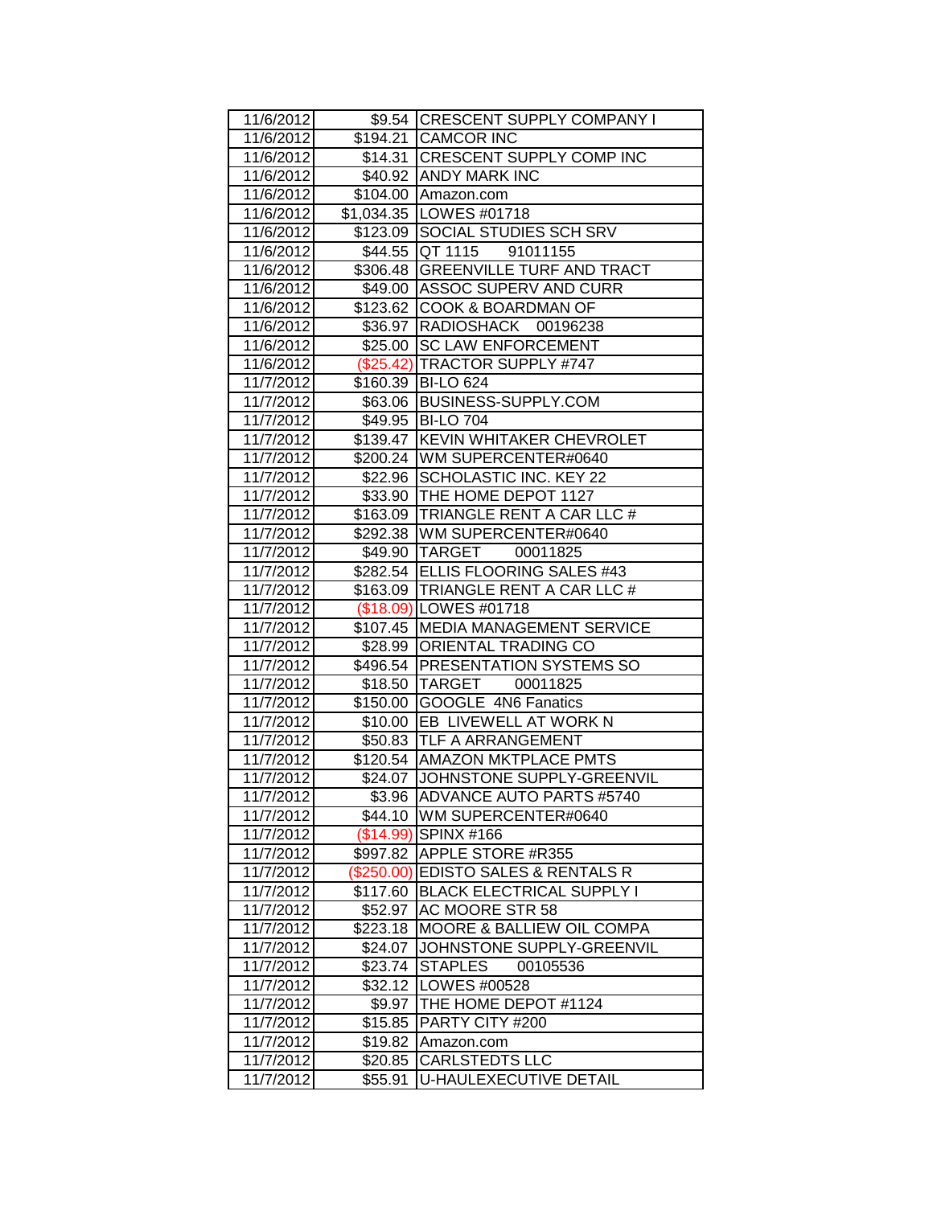| | | |
|---|---|---|
| 11/6/2012 | $9.54 | CRESCENT SUPPLY COMPANY I |
| 11/6/2012 | $194.21 | CAMCOR INC |
| 11/6/2012 | $14.31 | CRESCENT SUPPLY COMP INC |
| 11/6/2012 | $40.92 | ANDY MARK INC |
| 11/6/2012 | $104.00 | Amazon.com |
| 11/6/2012 | $1,034.35 | LOWES #01718 |
| 11/6/2012 | $123.09 | SOCIAL STUDIES SCH SRV |
| 11/6/2012 | $44.55 | QT 1115 91011155 |
| 11/6/2012 | $306.48 | GREENVILLE TURF AND TRACT |
| 11/6/2012 | $49.00 | ASSOC SUPERV AND CURR |
| 11/6/2012 | $123.62 | COOK & BOARDMAN OF |
| 11/6/2012 | $36.97 | RADIOSHACK 00196238 |
| 11/6/2012 | $25.00 | SC LAW ENFORCEMENT |
| 11/6/2012 | ($25.42) | TRACTOR SUPPLY #747 |
| 11/7/2012 | $160.39 | BI-LO 624 |
| 11/7/2012 | $63.06 | BUSINESS-SUPPLY.COM |
| 11/7/2012 | $49.95 | BI-LO 704 |
| 11/7/2012 | $139.47 | KEVIN WHITAKER CHEVROLET |
| 11/7/2012 | $200.24 | WM SUPERCENTER#0640 |
| 11/7/2012 | $22.96 | SCHOLASTIC INC. KEY 22 |
| 11/7/2012 | $33.90 | THE HOME DEPOT 1127 |
| 11/7/2012 | $163.09 | TRIANGLE RENT A CAR LLC # |
| 11/7/2012 | $292.38 | WM SUPERCENTER#0640 |
| 11/7/2012 | $49.90 | TARGET 00011825 |
| 11/7/2012 | $282.54 | ELLIS FLOORING SALES #43 |
| 11/7/2012 | $163.09 | TRIANGLE RENT A CAR LLC # |
| 11/7/2012 | ($18.09) | LOWES #01718 |
| 11/7/2012 | $107.45 | MEDIA MANAGEMENT SERVICE |
| 11/7/2012 | $28.99 | ORIENTAL TRADING CO |
| 11/7/2012 | $496.54 | PRESENTATION SYSTEMS SO |
| 11/7/2012 | $18.50 | TARGET 00011825 |
| 11/7/2012 | $150.00 | GOOGLE 4N6 Fanatics |
| 11/7/2012 | $10.00 | EB LIVEWELL AT WORK N |
| 11/7/2012 | $50.83 | TLF A ARRANGEMENT |
| 11/7/2012 | $120.54 | AMAZON MKTPLACE PMTS |
| 11/7/2012 | $24.07 | JOHNSTONE SUPPLY-GREENVIL |
| 11/7/2012 | $3.96 | ADVANCE AUTO PARTS #5740 |
| 11/7/2012 | $44.10 | WM SUPERCENTER#0640 |
| 11/7/2012 | ($14.99) | SPINX #166 |
| 11/7/2012 | $997.82 | APPLE STORE #R355 |
| 11/7/2012 | ($250.00) | EDISTO SALES & RENTALS R |
| 11/7/2012 | $117.60 | BLACK ELECTRICAL SUPPLY I |
| 11/7/2012 | $52.97 | AC MOORE STR 58 |
| 11/7/2012 | $223.18 | MOORE & BALLIEW OIL COMPA |
| 11/7/2012 | $24.07 | JOHNSTONE SUPPLY-GREENVIL |
| 11/7/2012 | $23.74 | STAPLES 00105536 |
| 11/7/2012 | $32.12 | LOWES #00528 |
| 11/7/2012 | $9.97 | THE HOME DEPOT #1124 |
| 11/7/2012 | $15.85 | PARTY CITY #200 |
| 11/7/2012 | $19.82 | Amazon.com |
| 11/7/2012 | $20.85 | CARLSTEDTS LLC |
| 11/7/2012 | $55.91 | U-HAULEXECUTIVE DETAIL |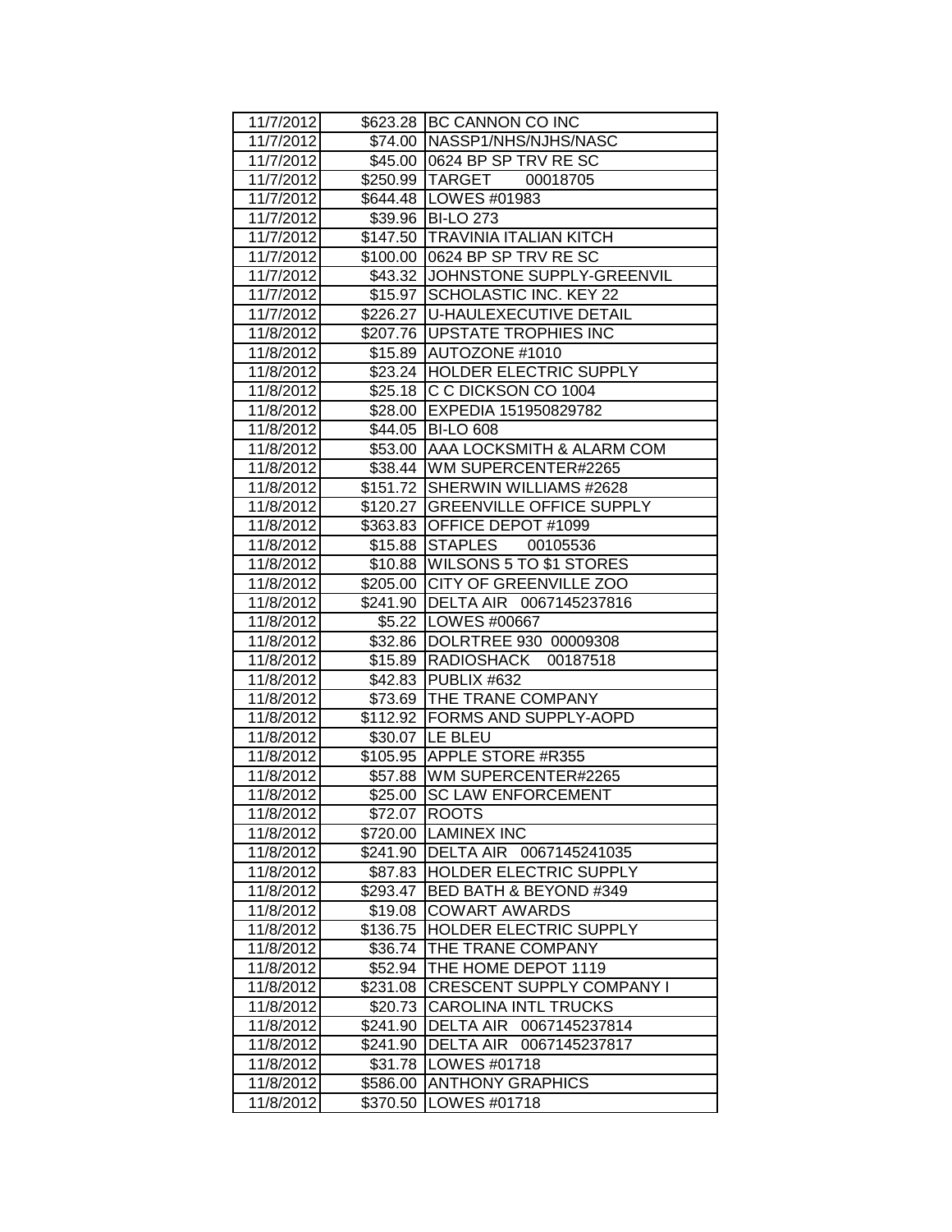| | | |
|---|---|---|
| 11/7/2012 | $623.28 | BC CANNON CO INC |
| 11/7/2012 | $74.00 | NASSP1/NHS/NJHS/NASC |
| 11/7/2012 | $45.00 | 0624 BP SP TRV RE SC |
| 11/7/2012 | $250.99 | TARGET 00018705 |
| 11/7/2012 | $644.48 | LOWES #01983 |
| 11/7/2012 | $39.96 | BI-LO 273 |
| 11/7/2012 | $147.50 | TRAVINIA ITALIAN KITCH |
| 11/7/2012 | $100.00 | 0624 BP SP TRV RE SC |
| 11/7/2012 | $43.32 | JOHNSTONE SUPPLY-GREENVIL |
| 11/7/2012 | $15.97 | SCHOLASTIC INC. KEY 22 |
| 11/7/2012 | $226.27 | U-HAULEXECUTIVE DETAIL |
| 11/8/2012 | $207.76 | UPSTATE TROPHIES INC |
| 11/8/2012 | $15.89 | AUTOZONE #1010 |
| 11/8/2012 | $23.24 | HOLDER ELECTRIC SUPPLY |
| 11/8/2012 | $25.18 | C C DICKSON CO 1004 |
| 11/8/2012 | $28.00 | EXPEDIA 151950829782 |
| 11/8/2012 | $44.05 | BI-LO 608 |
| 11/8/2012 | $53.00 | AAA LOCKSMITH & ALARM COM |
| 11/8/2012 | $38.44 | WM SUPERCENTER#2265 |
| 11/8/2012 | $151.72 | SHERWIN WILLIAMS #2628 |
| 11/8/2012 | $120.27 | GREENVILLE OFFICE SUPPLY |
| 11/8/2012 | $363.83 | OFFICE DEPOT #1099 |
| 11/8/2012 | $15.88 | STAPLES 00105536 |
| 11/8/2012 | $10.88 | WILSONS 5 TO $1 STORES |
| 11/8/2012 | $205.00 | CITY OF GREENVILLE ZOO |
| 11/8/2012 | $241.90 | DELTA AIR 0067145237816 |
| 11/8/2012 | $5.22 | LOWES #00667 |
| 11/8/2012 | $32.86 | DOLRTREE 930 00009308 |
| 11/8/2012 | $15.89 | RADIOSHACK 00187518 |
| 11/8/2012 | $42.83 | PUBLIX #632 |
| 11/8/2012 | $73.69 | THE TRANE COMPANY |
| 11/8/2012 | $112.92 | FORMS AND SUPPLY-AOPD |
| 11/8/2012 | $30.07 | LE BLEU |
| 11/8/2012 | $105.95 | APPLE STORE #R355 |
| 11/8/2012 | $57.88 | WM SUPERCENTER#2265 |
| 11/8/2012 | $25.00 | SC LAW ENFORCEMENT |
| 11/8/2012 | $72.07 | ROOTS |
| 11/8/2012 | $720.00 | LAMINEX INC |
| 11/8/2012 | $241.90 | DELTA AIR 0067145241035 |
| 11/8/2012 | $87.83 | HOLDER ELECTRIC SUPPLY |
| 11/8/2012 | $293.47 | BED BATH & BEYOND #349 |
| 11/8/2012 | $19.08 | COWART AWARDS |
| 11/8/2012 | $136.75 | HOLDER ELECTRIC SUPPLY |
| 11/8/2012 | $36.74 | THE TRANE COMPANY |
| 11/8/2012 | $52.94 | THE HOME DEPOT 1119 |
| 11/8/2012 | $231.08 | CRESCENT SUPPLY COMPANY I |
| 11/8/2012 | $20.73 | CAROLINA INTL TRUCKS |
| 11/8/2012 | $241.90 | DELTA AIR 0067145237814 |
| 11/8/2012 | $241.90 | DELTA AIR 0067145237817 |
| 11/8/2012 | $31.78 | LOWES #01718 |
| 11/8/2012 | $586.00 | ANTHONY GRAPHICS |
| 11/8/2012 | $370.50 | LOWES #01718 |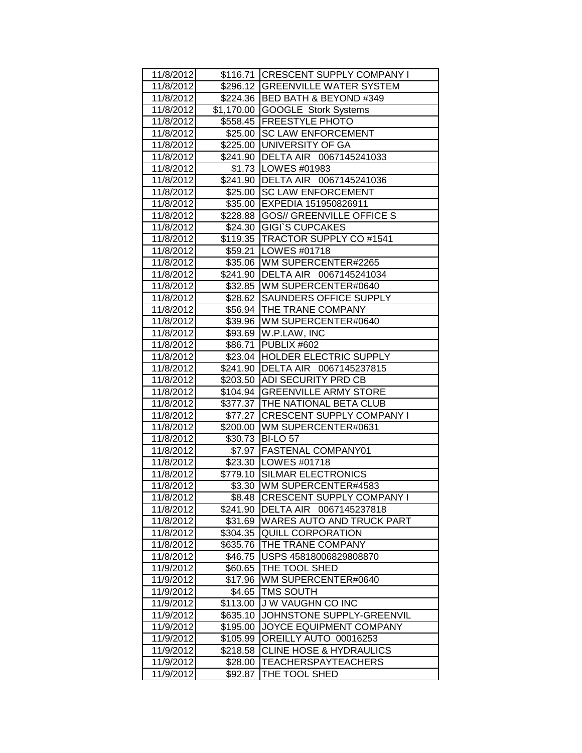| | | |
|---|---|---|
| 11/8/2012 | $116.71 | CRESCENT SUPPLY COMPANY I |
| 11/8/2012 | $296.12 | GREENVILLE WATER SYSTEM |
| 11/8/2012 | $224.36 | BED BATH & BEYOND #349 |
| 11/8/2012 | $1,170.00 | GOOGLE Stork Systems |
| 11/8/2012 | $558.45 | FREESTYLE PHOTO |
| 11/8/2012 | $25.00 | SC LAW ENFORCEMENT |
| 11/8/2012 | $225.00 | UNIVERSITY OF GA |
| 11/8/2012 | $241.90 | DELTA AIR 0067145241033 |
| 11/8/2012 | $1.73 | LOWES #01983 |
| 11/8/2012 | $241.90 | DELTA AIR 0067145241036 |
| 11/8/2012 | $25.00 | SC LAW ENFORCEMENT |
| 11/8/2012 | $35.00 | EXPEDIA 151950826911 |
| 11/8/2012 | $228.88 | GOS// GREENVILLE OFFICE S |
| 11/8/2012 | $24.30 | GIGI`S CUPCAKES |
| 11/8/2012 | $119.35 | TRACTOR SUPPLY CO #1541 |
| 11/8/2012 | $59.21 | LOWES #01718 |
| 11/8/2012 | $35.06 | WM SUPERCENTER#2265 |
| 11/8/2012 | $241.90 | DELTA AIR 0067145241034 |
| 11/8/2012 | $32.85 | WM SUPERCENTER#0640 |
| 11/8/2012 | $28.62 | SAUNDERS OFFICE SUPPLY |
| 11/8/2012 | $56.94 | THE TRANE COMPANY |
| 11/8/2012 | $39.96 | WM SUPERCENTER#0640 |
| 11/8/2012 | $93.69 | W.P.LAW, INC |
| 11/8/2012 | $86.71 | PUBLIX #602 |
| 11/8/2012 | $23.04 | HOLDER ELECTRIC SUPPLY |
| 11/8/2012 | $241.90 | DELTA AIR 0067145237815 |
| 11/8/2012 | $203.50 | ADI SECURITY PRD CB |
| 11/8/2012 | $104.94 | GREENVILLE ARMY STORE |
| 11/8/2012 | $377.37 | THE NATIONAL BETA CLUB |
| 11/8/2012 | $77.27 | CRESCENT SUPPLY COMPANY I |
| 11/8/2012 | $200.00 | WM SUPERCENTER#0631 |
| 11/8/2012 | $30.73 | BI-LO 57 |
| 11/8/2012 | $7.97 | FASTENAL COMPANY01 |
| 11/8/2012 | $23.30 | LOWES #01718 |
| 11/8/2012 | $779.10 | SILMAR ELECTRONICS |
| 11/8/2012 | $3.30 | WM SUPERCENTER#4583 |
| 11/8/2012 | $8.48 | CRESCENT SUPPLY COMPANY I |
| 11/8/2012 | $241.90 | DELTA AIR 0067145237818 |
| 11/8/2012 | $31.69 | WARES AUTO AND TRUCK PART |
| 11/8/2012 | $304.35 | QUILL CORPORATION |
| 11/8/2012 | $635.76 | THE TRANE COMPANY |
| 11/8/2012 | $46.75 | USPS 45818006829808870 |
| 11/9/2012 | $60.65 | THE TOOL SHED |
| 11/9/2012 | $17.96 | WM SUPERCENTER#0640 |
| 11/9/2012 | $4.65 | TMS SOUTH |
| 11/9/2012 | $113.00 | J W VAUGHN CO INC |
| 11/9/2012 | $635.10 | JOHNSTONE SUPPLY-GREENVIL |
| 11/9/2012 | $195.00 | JOYCE EQUIPMENT COMPANY |
| 11/9/2012 | $105.99 | OREILLY AUTO 00016253 |
| 11/9/2012 | $218.58 | CLINE HOSE & HYDRAULICS |
| 11/9/2012 | $28.00 | TEACHERSPAYTEACHERS |
| 11/9/2012 | $92.87 | THE TOOL SHED |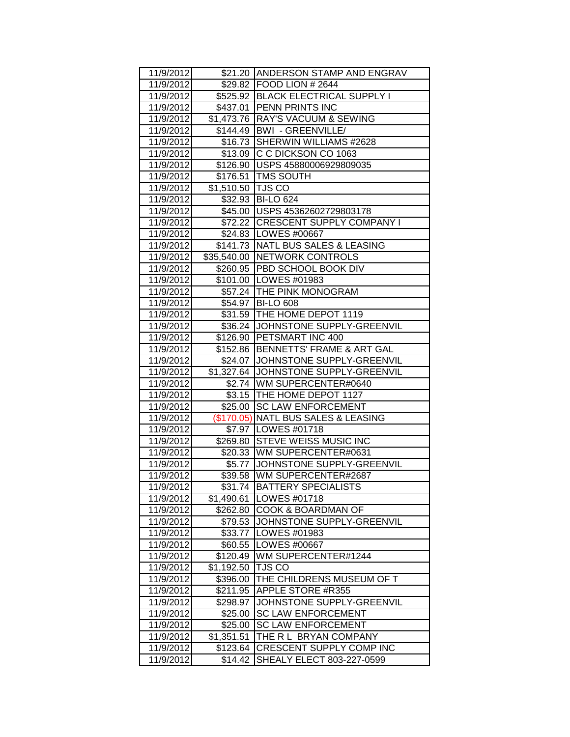| | | |
|---|---|---|
| 11/9/2012 | $21.20 | ANDERSON STAMP AND ENGRAV |
| 11/9/2012 | $29.82 | FOOD LION # 2644 |
| 11/9/2012 | $525.92 | BLACK ELECTRICAL SUPPLY I |
| 11/9/2012 | $437.01 | PENN PRINTS INC |
| 11/9/2012 | $1,473.76 | RAY'S VACUUM & SEWING |
| 11/9/2012 | $144.49 | BWI - GREENVILLE/ |
| 11/9/2012 | $16.73 | SHERWIN WILLIAMS #2628 |
| 11/9/2012 | $13.09 | C C DICKSON CO 1063 |
| 11/9/2012 | $126.90 | USPS 45880006929809035 |
| 11/9/2012 | $176.51 | TMS SOUTH |
| 11/9/2012 | $1,510.50 | TJS CO |
| 11/9/2012 | $32.93 | BI-LO 624 |
| 11/9/2012 | $45.00 | USPS 45362602729803178 |
| 11/9/2012 | $72.22 | CRESCENT SUPPLY COMPANY I |
| 11/9/2012 | $24.83 | LOWES #00667 |
| 11/9/2012 | $141.73 | NATL BUS SALES & LEASING |
| 11/9/2012 | $35,540.00 | NETWORK CONTROLS |
| 11/9/2012 | $260.95 | PBD SCHOOL BOOK DIV |
| 11/9/2012 | $101.00 | LOWES #01983 |
| 11/9/2012 | $57.24 | THE PINK MONOGRAM |
| 11/9/2012 | $54.97 | BI-LO 608 |
| 11/9/2012 | $31.59 | THE HOME DEPOT 1119 |
| 11/9/2012 | $36.24 | JOHNSTONE SUPPLY-GREENVIL |
| 11/9/2012 | $126.90 | PETSMART INC 400 |
| 11/9/2012 | $152.86 | BENNETTS' FRAME & ART GAL |
| 11/9/2012 | $24.07 | JOHNSTONE SUPPLY-GREENVIL |
| 11/9/2012 | $1,327.64 | JOHNSTONE SUPPLY-GREENVIL |
| 11/9/2012 | $2.74 | WM SUPERCENTER#0640 |
| 11/9/2012 | $3.15 | THE HOME DEPOT 1127 |
| 11/9/2012 | $25.00 | SC LAW ENFORCEMENT |
| 11/9/2012 | ($170.05) | NATL BUS SALES & LEASING |
| 11/9/2012 | $7.97 | LOWES #01718 |
| 11/9/2012 | $269.80 | STEVE WEISS MUSIC INC |
| 11/9/2012 | $20.33 | WM SUPERCENTER#0631 |
| 11/9/2012 | $5.77 | JOHNSTONE SUPPLY-GREENVIL |
| 11/9/2012 | $39.58 | WM SUPERCENTER#2687 |
| 11/9/2012 | $31.74 | BATTERY SPECIALISTS |
| 11/9/2012 | $1,490.61 | LOWES #01718 |
| 11/9/2012 | $262.80 | COOK & BOARDMAN OF |
| 11/9/2012 | $79.53 | JOHNSTONE SUPPLY-GREENVIL |
| 11/9/2012 | $33.77 | LOWES #01983 |
| 11/9/2012 | $60.55 | LOWES #00667 |
| 11/9/2012 | $120.49 | WM SUPERCENTER#1244 |
| 11/9/2012 | $1,192.50 | TJS CO |
| 11/9/2012 | $396.00 | THE CHILDRENS MUSEUM OF T |
| 11/9/2012 | $211.95 | APPLE STORE #R355 |
| 11/9/2012 | $298.97 | JOHNSTONE SUPPLY-GREENVIL |
| 11/9/2012 | $25.00 | SC LAW ENFORCEMENT |
| 11/9/2012 | $25.00 | SC LAW ENFORCEMENT |
| 11/9/2012 | $1,351.51 | THE R L BRYAN COMPANY |
| 11/9/2012 | $123.64 | CRESCENT SUPPLY COMP INC |
| 11/9/2012 | $14.42 | SHEALY ELECT 803-227-0599 |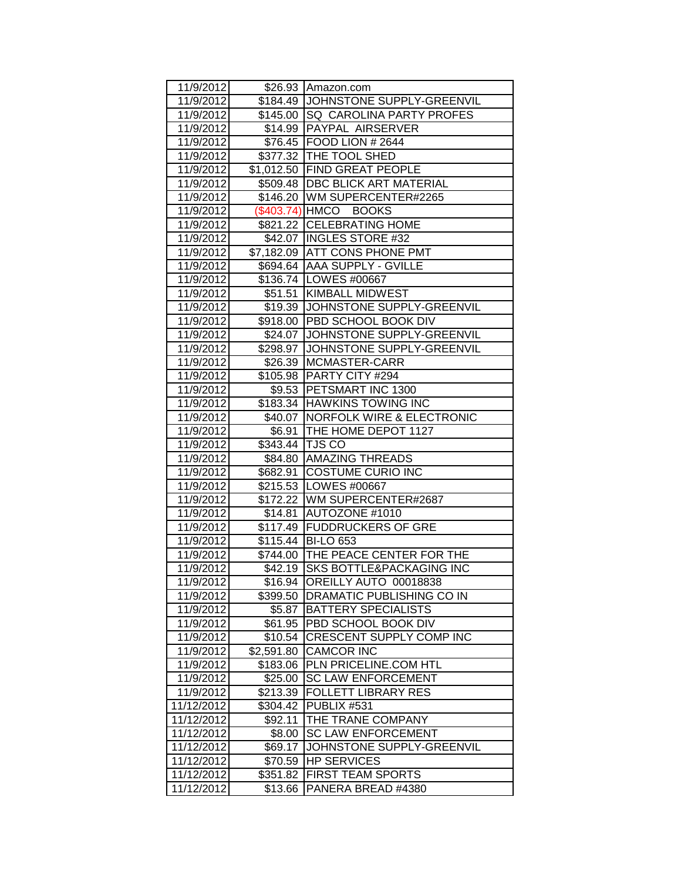| | | |
|---|---|---|
| 11/9/2012 | $26.93 | Amazon.com |
| 11/9/2012 | $184.49 | JOHNSTONE SUPPLY-GREENVIL |
| 11/9/2012 | $145.00 | SQ CAROLINA PARTY PROFES |
| 11/9/2012 | $14.99 | PAYPAL AIRSERVER |
| 11/9/2012 | $76.45 | FOOD LION # 2644 |
| 11/9/2012 | $377.32 | THE TOOL SHED |
| 11/9/2012 | $1,012.50 | FIND GREAT PEOPLE |
| 11/9/2012 | $509.48 | DBC BLICK ART MATERIAL |
| 11/9/2012 | $146.20 | WM SUPERCENTER#2265 |
| 11/9/2012 | ($403.74) | HMCO BOOKS |
| 11/9/2012 | $821.22 | CELEBRATING HOME |
| 11/9/2012 | $42.07 | INGLES STORE #32 |
| 11/9/2012 | $7,182.09 | ATT CONS PHONE PMT |
| 11/9/2012 | $694.64 | AAA SUPPLY - GVILLE |
| 11/9/2012 | $136.74 | LOWES #00667 |
| 11/9/2012 | $51.51 | KIMBALL MIDWEST |
| 11/9/2012 | $19.39 | JOHNSTONE SUPPLY-GREENVIL |
| 11/9/2012 | $918.00 | PBD SCHOOL BOOK DIV |
| 11/9/2012 | $24.07 | JOHNSTONE SUPPLY-GREENVIL |
| 11/9/2012 | $298.97 | JOHNSTONE SUPPLY-GREENVIL |
| 11/9/2012 | $26.39 | MCMASTER-CARR |
| 11/9/2012 | $105.98 | PARTY CITY #294 |
| 11/9/2012 | $9.53 | PETSMART INC 1300 |
| 11/9/2012 | $183.34 | HAWKINS TOWING INC |
| 11/9/2012 | $40.07 | NORFOLK WIRE & ELECTRONIC |
| 11/9/2012 | $6.91 | THE HOME DEPOT 1127 |
| 11/9/2012 | $343.44 | TJS CO |
| 11/9/2012 | $84.80 | AMAZING THREADS |
| 11/9/2012 | $682.91 | COSTUME CURIO INC |
| 11/9/2012 | $215.53 | LOWES #00667 |
| 11/9/2012 | $172.22 | WM SUPERCENTER#2687 |
| 11/9/2012 | $14.81 | AUTOZONE #1010 |
| 11/9/2012 | $117.49 | FUDDRUCKERS OF GRE |
| 11/9/2012 | $115.44 | BI-LO 653 |
| 11/9/2012 | $744.00 | THE PEACE CENTER FOR THE |
| 11/9/2012 | $42.19 | SKS BOTTLE&PACKAGING INC |
| 11/9/2012 | $16.94 | OREILLY AUTO 00018838 |
| 11/9/2012 | $399.50 | DRAMATIC PUBLISHING CO IN |
| 11/9/2012 | $5.87 | BATTERY SPECIALISTS |
| 11/9/2012 | $61.95 | PBD SCHOOL BOOK DIV |
| 11/9/2012 | $10.54 | CRESCENT SUPPLY COMP INC |
| 11/9/2012 | $2,591.80 | CAMCOR INC |
| 11/9/2012 | $183.06 | PLN PRICELINE.COM HTL |
| 11/9/2012 | $25.00 | SC LAW ENFORCEMENT |
| 11/9/2012 | $213.39 | FOLLETT LIBRARY RES |
| 11/12/2012 | $304.42 | PUBLIX #531 |
| 11/12/2012 | $92.11 | THE TRANE COMPANY |
| 11/12/2012 | $8.00 | SC LAW ENFORCEMENT |
| 11/12/2012 | $69.17 | JOHNSTONE SUPPLY-GREENVIL |
| 11/12/2012 | $70.59 | HP SERVICES |
| 11/12/2012 | $351.82 | FIRST TEAM SPORTS |
| 11/12/2012 | $13.66 | PANERA BREAD #4380 |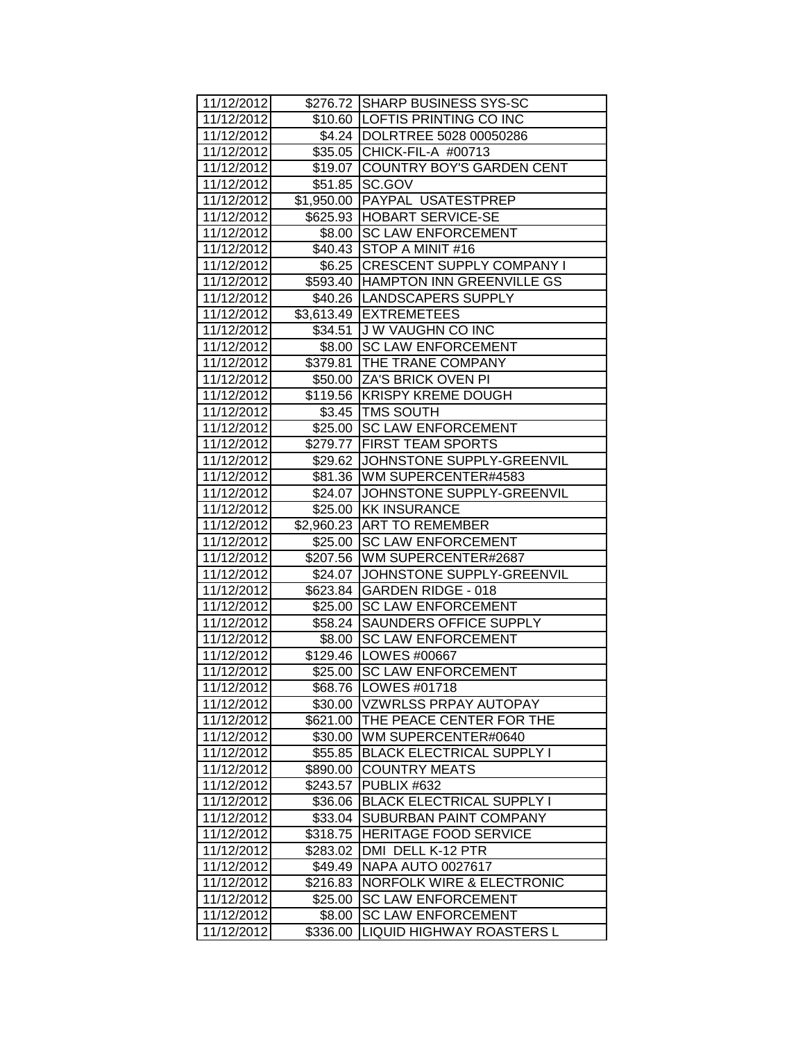| | | |
|---|---|---|
| 11/12/2012 | $276.72 | SHARP BUSINESS SYS-SC |
| 11/12/2012 | $10.60 | LOFTIS PRINTING CO INC |
| 11/12/2012 | $4.24 | DOLRTREE 5028 00050286 |
| 11/12/2012 | $35.05 | CHICK-FIL-A #00713 |
| 11/12/2012 | $19.07 | COUNTRY BOY'S GARDEN CENT |
| 11/12/2012 | $51.85 | SC.GOV |
| 11/12/2012 | $1,950.00 | PAYPAL USATESTPREP |
| 11/12/2012 | $625.93 | HOBART SERVICE-SE |
| 11/12/2012 | $8.00 | SC LAW ENFORCEMENT |
| 11/12/2012 | $40.43 | STOP A MINIT #16 |
| 11/12/2012 | $6.25 | CRESCENT SUPPLY COMPANY I |
| 11/12/2012 | $593.40 | HAMPTON INN GREENVILLE GS |
| 11/12/2012 | $40.26 | LANDSCAPERS SUPPLY |
| 11/12/2012 | $3,613.49 | EXTREMETEES |
| 11/12/2012 | $34.51 | J W VAUGHN CO INC |
| 11/12/2012 | $8.00 | SC LAW ENFORCEMENT |
| 11/12/2012 | $379.81 | THE TRANE COMPANY |
| 11/12/2012 | $50.00 | ZA'S BRICK OVEN PI |
| 11/12/2012 | $119.56 | KRISPY KREME DOUGH |
| 11/12/2012 | $3.45 | TMS SOUTH |
| 11/12/2012 | $25.00 | SC LAW ENFORCEMENT |
| 11/12/2012 | $279.77 | FIRST TEAM SPORTS |
| 11/12/2012 | $29.62 | JOHNSTONE SUPPLY-GREENVIL |
| 11/12/2012 | $81.36 | WM SUPERCENTER#4583 |
| 11/12/2012 | $24.07 | JOHNSTONE SUPPLY-GREENVIL |
| 11/12/2012 | $25.00 | KK INSURANCE |
| 11/12/2012 | $2,960.23 | ART TO REMEMBER |
| 11/12/2012 | $25.00 | SC LAW ENFORCEMENT |
| 11/12/2012 | $207.56 | WM SUPERCENTER#2687 |
| 11/12/2012 | $24.07 | JOHNSTONE SUPPLY-GREENVIL |
| 11/12/2012 | $623.84 | GARDEN RIDGE - 018 |
| 11/12/2012 | $25.00 | SC LAW ENFORCEMENT |
| 11/12/2012 | $58.24 | SAUNDERS OFFICE SUPPLY |
| 11/12/2012 | $8.00 | SC LAW ENFORCEMENT |
| 11/12/2012 | $129.46 | LOWES #00667 |
| 11/12/2012 | $25.00 | SC LAW ENFORCEMENT |
| 11/12/2012 | $68.76 | LOWES #01718 |
| 11/12/2012 | $30.00 | VZWRLSS PRPAY AUTOPAY |
| 11/12/2012 | $621.00 | THE PEACE CENTER FOR THE |
| 11/12/2012 | $30.00 | WM SUPERCENTER#0640 |
| 11/12/2012 | $55.85 | BLACK ELECTRICAL SUPPLY I |
| 11/12/2012 | $890.00 | COUNTRY MEATS |
| 11/12/2012 | $243.57 | PUBLIX #632 |
| 11/12/2012 | $36.06 | BLACK ELECTRICAL SUPPLY I |
| 11/12/2012 | $33.04 | SUBURBAN PAINT COMPANY |
| 11/12/2012 | $318.75 | HERITAGE FOOD SERVICE |
| 11/12/2012 | $283.02 | DMI DELL K-12 PTR |
| 11/12/2012 | $49.49 | NAPA AUTO 0027617 |
| 11/12/2012 | $216.83 | NORFOLK WIRE & ELECTRONIC |
| 11/12/2012 | $25.00 | SC LAW ENFORCEMENT |
| 11/12/2012 | $8.00 | SC LAW ENFORCEMENT |
| 11/12/2012 | $336.00 | LIQUID HIGHWAY ROASTERS L |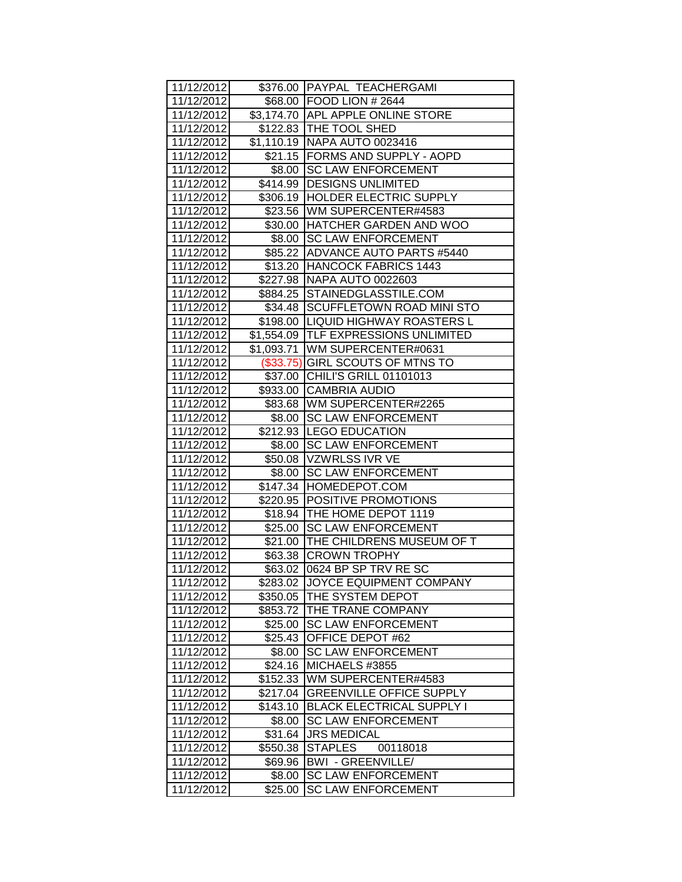| | | |
|---|---|---|
| 11/12/2012 | $376.00 | PAYPAL TEACHERGAMI |
| 11/12/2012 | $68.00 | FOOD LION # 2644 |
| 11/12/2012 | $3,174.70 | APL APPLE ONLINE STORE |
| 11/12/2012 | $122.83 | THE TOOL SHED |
| 11/12/2012 | $1,110.19 | NAPA AUTO 0023416 |
| 11/12/2012 | $21.15 | FORMS AND SUPPLY - AOPD |
| 11/12/2012 | $8.00 | SC LAW ENFORCEMENT |
| 11/12/2012 | $414.99 | DESIGNS UNLIMITED |
| 11/12/2012 | $306.19 | HOLDER ELECTRIC SUPPLY |
| 11/12/2012 | $23.56 | WM SUPERCENTER#4583 |
| 11/12/2012 | $30.00 | HATCHER GARDEN AND WOO |
| 11/12/2012 | $8.00 | SC LAW ENFORCEMENT |
| 11/12/2012 | $85.22 | ADVANCE AUTO PARTS #5440 |
| 11/12/2012 | $13.20 | HANCOCK FABRICS 1443 |
| 11/12/2012 | $227.98 | NAPA AUTO 0022603 |
| 11/12/2012 | $884.25 | STAINEDGLASSTILE.COM |
| 11/12/2012 | $34.48 | SCUFFLETOWN ROAD MINI STO |
| 11/12/2012 | $198.00 | LIQUID HIGHWAY ROASTERS L |
| 11/12/2012 | $1,554.09 | TLF EXPRESSIONS UNLIMITED |
| 11/12/2012 | $1,093.71 | WM SUPERCENTER#0631 |
| 11/12/2012 | ($33.75) | GIRL SCOUTS OF MTNS TO |
| 11/12/2012 | $37.00 | CHILI'S GRILL 01101013 |
| 11/12/2012 | $933.00 | CAMBRIA AUDIO |
| 11/12/2012 | $83.68 | WM SUPERCENTER#2265 |
| 11/12/2012 | $8.00 | SC LAW ENFORCEMENT |
| 11/12/2012 | $212.93 | LEGO EDUCATION |
| 11/12/2012 | $8.00 | SC LAW ENFORCEMENT |
| 11/12/2012 | $50.08 | VZWRLSS IVR VE |
| 11/12/2012 | $8.00 | SC LAW ENFORCEMENT |
| 11/12/2012 | $147.34 | HOMEDEPOT.COM |
| 11/12/2012 | $220.95 | POSITIVE PROMOTIONS |
| 11/12/2012 | $18.94 | THE HOME DEPOT 1119 |
| 11/12/2012 | $25.00 | SC LAW ENFORCEMENT |
| 11/12/2012 | $21.00 | THE CHILDRENS MUSEUM OF T |
| 11/12/2012 | $63.38 | CROWN TROPHY |
| 11/12/2012 | $63.02 | 0624 BP SP TRV RE SC |
| 11/12/2012 | $283.02 | JOYCE EQUIPMENT COMPANY |
| 11/12/2012 | $350.05 | THE SYSTEM DEPOT |
| 11/12/2012 | $853.72 | THE TRANE COMPANY |
| 11/12/2012 | $25.00 | SC LAW ENFORCEMENT |
| 11/12/2012 | $25.43 | OFFICE DEPOT #62 |
| 11/12/2012 | $8.00 | SC LAW ENFORCEMENT |
| 11/12/2012 | $24.16 | MICHAELS #3855 |
| 11/12/2012 | $152.33 | WM SUPERCENTER#4583 |
| 11/12/2012 | $217.04 | GREENVILLE OFFICE SUPPLY |
| 11/12/2012 | $143.10 | BLACK ELECTRICAL SUPPLY I |
| 11/12/2012 | $8.00 | SC LAW ENFORCEMENT |
| 11/12/2012 | $31.64 | JRS MEDICAL |
| 11/12/2012 | $550.38 | STAPLES 00118018 |
| 11/12/2012 | $69.96 | BWI - GREENVILLE/ |
| 11/12/2012 | $8.00 | SC LAW ENFORCEMENT |
| 11/12/2012 | $25.00 | SC LAW ENFORCEMENT |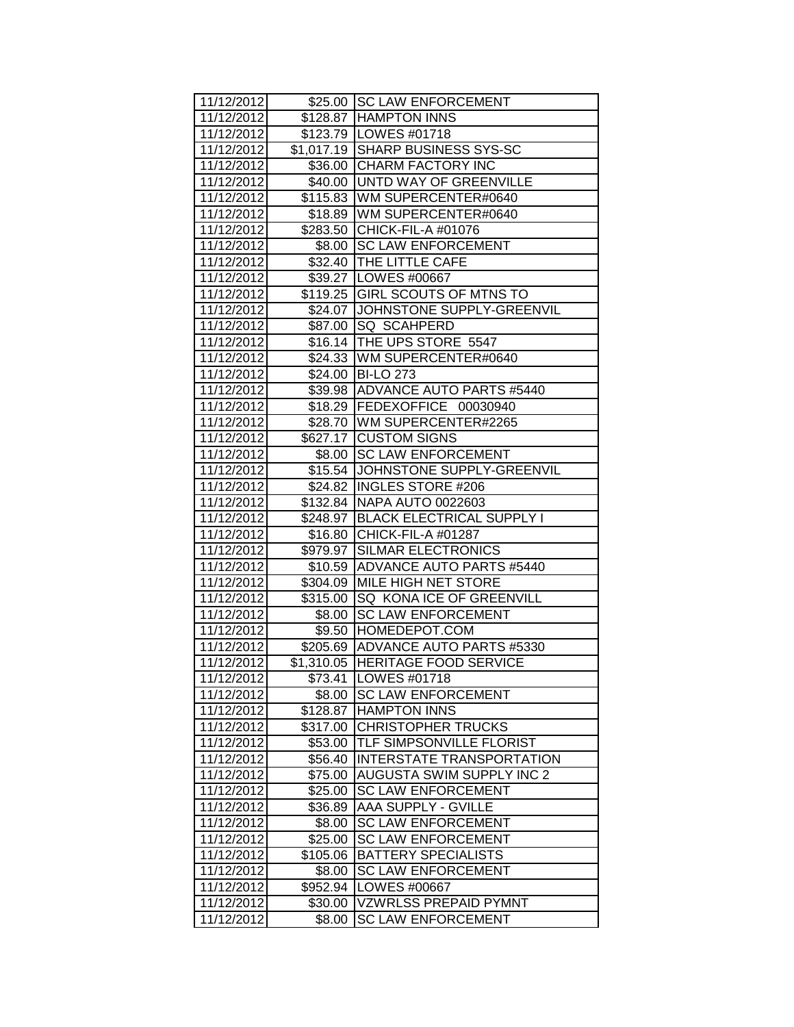| | | |
|---|---|---|
| 11/12/2012 | $25.00 | SC LAW ENFORCEMENT |
| 11/12/2012 | $128.87 | HAMPTON INNS |
| 11/12/2012 | $123.79 | LOWES #01718 |
| 11/12/2012 | $1,017.19 | SHARP BUSINESS SYS-SC |
| 11/12/2012 | $36.00 | CHARM FACTORY INC |
| 11/12/2012 | $40.00 | UNTD WAY OF GREENVILLE |
| 11/12/2012 | $115.83 | WM SUPERCENTER#0640 |
| 11/12/2012 | $18.89 | WM SUPERCENTER#0640 |
| 11/12/2012 | $283.50 | CHICK-FIL-A #01076 |
| 11/12/2012 | $8.00 | SC LAW ENFORCEMENT |
| 11/12/2012 | $32.40 | THE LITTLE CAFE |
| 11/12/2012 | $39.27 | LOWES #00667 |
| 11/12/2012 | $119.25 | GIRL SCOUTS OF MTNS TO |
| 11/12/2012 | $24.07 | JOHNSTONE SUPPLY-GREENVIL |
| 11/12/2012 | $87.00 | SQ SCAHPERD |
| 11/12/2012 | $16.14 | THE UPS STORE 5547 |
| 11/12/2012 | $24.33 | WM SUPERCENTER#0640 |
| 11/12/2012 | $24.00 | BI-LO 273 |
| 11/12/2012 | $39.98 | ADVANCE AUTO PARTS #5440 |
| 11/12/2012 | $18.29 | FEDEXOFFICE 00030940 |
| 11/12/2012 | $28.70 | WM SUPERCENTER#2265 |
| 11/12/2012 | $627.17 | CUSTOM SIGNS |
| 11/12/2012 | $8.00 | SC LAW ENFORCEMENT |
| 11/12/2012 | $15.54 | JOHNSTONE SUPPLY-GREENVIL |
| 11/12/2012 | $24.82 | INGLES STORE #206 |
| 11/12/2012 | $132.84 | NAPA AUTO 0022603 |
| 11/12/2012 | $248.97 | BLACK ELECTRICAL SUPPLY I |
| 11/12/2012 | $16.80 | CHICK-FIL-A #01287 |
| 11/12/2012 | $979.97 | SILMAR ELECTRONICS |
| 11/12/2012 | $10.59 | ADVANCE AUTO PARTS #5440 |
| 11/12/2012 | $304.09 | MILE HIGH NET STORE |
| 11/12/2012 | $315.00 | SQ KONA ICE OF GREENVILL |
| 11/12/2012 | $8.00 | SC LAW ENFORCEMENT |
| 11/12/2012 | $9.50 | HOMEDEPOT.COM |
| 11/12/2012 | $205.69 | ADVANCE AUTO PARTS #5330 |
| 11/12/2012 | $1,310.05 | HERITAGE FOOD SERVICE |
| 11/12/2012 | $73.41 | LOWES #01718 |
| 11/12/2012 | $8.00 | SC LAW ENFORCEMENT |
| 11/12/2012 | $128.87 | HAMPTON INNS |
| 11/12/2012 | $317.00 | CHRISTOPHER TRUCKS |
| 11/12/2012 | $53.00 | TLF SIMPSONVILLE FLORIST |
| 11/12/2012 | $56.40 | INTERSTATE TRANSPORTATION |
| 11/12/2012 | $75.00 | AUGUSTA SWIM SUPPLY INC 2 |
| 11/12/2012 | $25.00 | SC LAW ENFORCEMENT |
| 11/12/2012 | $36.89 | AAA SUPPLY - GVILLE |
| 11/12/2012 | $8.00 | SC LAW ENFORCEMENT |
| 11/12/2012 | $25.00 | SC LAW ENFORCEMENT |
| 11/12/2012 | $105.06 | BATTERY SPECIALISTS |
| 11/12/2012 | $8.00 | SC LAW ENFORCEMENT |
| 11/12/2012 | $952.94 | LOWES #00667 |
| 11/12/2012 | $30.00 | VZWRLSS PREPAID PYMNT |
| 11/12/2012 | $8.00 | SC LAW ENFORCEMENT |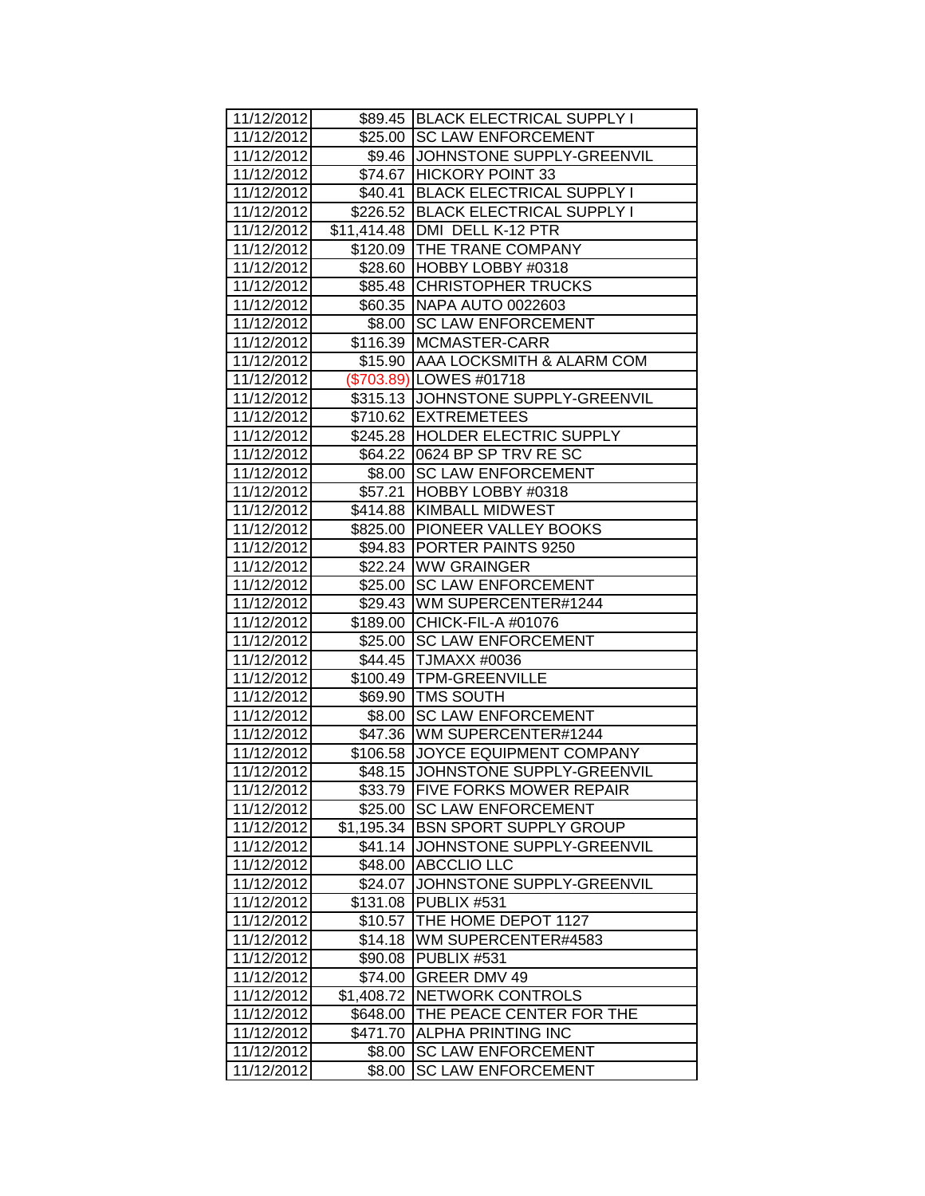| | | |
|---|---|---|
| 11/12/2012 | $89.45 | BLACK ELECTRICAL SUPPLY I |
| 11/12/2012 | $25.00 | SC LAW ENFORCEMENT |
| 11/12/2012 | $9.46 | JOHNSTONE SUPPLY-GREENVIL |
| 11/12/2012 | $74.67 | HICKORY POINT 33 |
| 11/12/2012 | $40.41 | BLACK ELECTRICAL SUPPLY I |
| 11/12/2012 | $226.52 | BLACK ELECTRICAL SUPPLY I |
| 11/12/2012 | $11,414.48 | DMI DELL K-12 PTR |
| 11/12/2012 | $120.09 | THE TRANE COMPANY |
| 11/12/2012 | $28.60 | HOBBY LOBBY #0318 |
| 11/12/2012 | $85.48 | CHRISTOPHER TRUCKS |
| 11/12/2012 | $60.35 | NAPA AUTO 0022603 |
| 11/12/2012 | $8.00 | SC LAW ENFORCEMENT |
| 11/12/2012 | $116.39 | MCMASTER-CARR |
| 11/12/2012 | $15.90 | AAA LOCKSMITH & ALARM COM |
| 11/12/2012 | ($703.89) | LOWES #01718 |
| 11/12/2012 | $315.13 | JOHNSTONE SUPPLY-GREENVIL |
| 11/12/2012 | $710.62 | EXTREMETEES |
| 11/12/2012 | $245.28 | HOLDER ELECTRIC SUPPLY |
| 11/12/2012 | $64.22 | 0624 BP SP TRV RE SC |
| 11/12/2012 | $8.00 | SC LAW ENFORCEMENT |
| 11/12/2012 | $57.21 | HOBBY LOBBY #0318 |
| 11/12/2012 | $414.88 | KIMBALL MIDWEST |
| 11/12/2012 | $825.00 | PIONEER VALLEY BOOKS |
| 11/12/2012 | $94.83 | PORTER PAINTS 9250 |
| 11/12/2012 | $22.24 | WW GRAINGER |
| 11/12/2012 | $25.00 | SC LAW ENFORCEMENT |
| 11/12/2012 | $29.43 | WM SUPERCENTER#1244 |
| 11/12/2012 | $189.00 | CHICK-FIL-A #01076 |
| 11/12/2012 | $25.00 | SC LAW ENFORCEMENT |
| 11/12/2012 | $44.45 | TJMAXX #0036 |
| 11/12/2012 | $100.49 | TPM-GREENVILLE |
| 11/12/2012 | $69.90 | TMS SOUTH |
| 11/12/2012 | $8.00 | SC LAW ENFORCEMENT |
| 11/12/2012 | $47.36 | WM SUPERCENTER#1244 |
| 11/12/2012 | $106.58 | JOYCE EQUIPMENT COMPANY |
| 11/12/2012 | $48.15 | JOHNSTONE SUPPLY-GREENVIL |
| 11/12/2012 | $33.79 | FIVE FORKS MOWER REPAIR |
| 11/12/2012 | $25.00 | SC LAW ENFORCEMENT |
| 11/12/2012 | $1,195.34 | BSN SPORT SUPPLY GROUP |
| 11/12/2012 | $41.14 | JOHNSTONE SUPPLY-GREENVIL |
| 11/12/2012 | $48.00 | ABCCLIO LLC |
| 11/12/2012 | $24.07 | JOHNSTONE SUPPLY-GREENVIL |
| 11/12/2012 | $131.08 | PUBLIX #531 |
| 11/12/2012 | $10.57 | THE HOME DEPOT 1127 |
| 11/12/2012 | $14.18 | WM SUPERCENTER#4583 |
| 11/12/2012 | $90.08 | PUBLIX #531 |
| 11/12/2012 | $74.00 | GREER DMV 49 |
| 11/12/2012 | $1,408.72 | NETWORK CONTROLS |
| 11/12/2012 | $648.00 | THE PEACE CENTER FOR THE |
| 11/12/2012 | $471.70 | ALPHA PRINTING INC |
| 11/12/2012 | $8.00 | SC LAW ENFORCEMENT |
| 11/12/2012 | $8.00 | SC LAW ENFORCEMENT |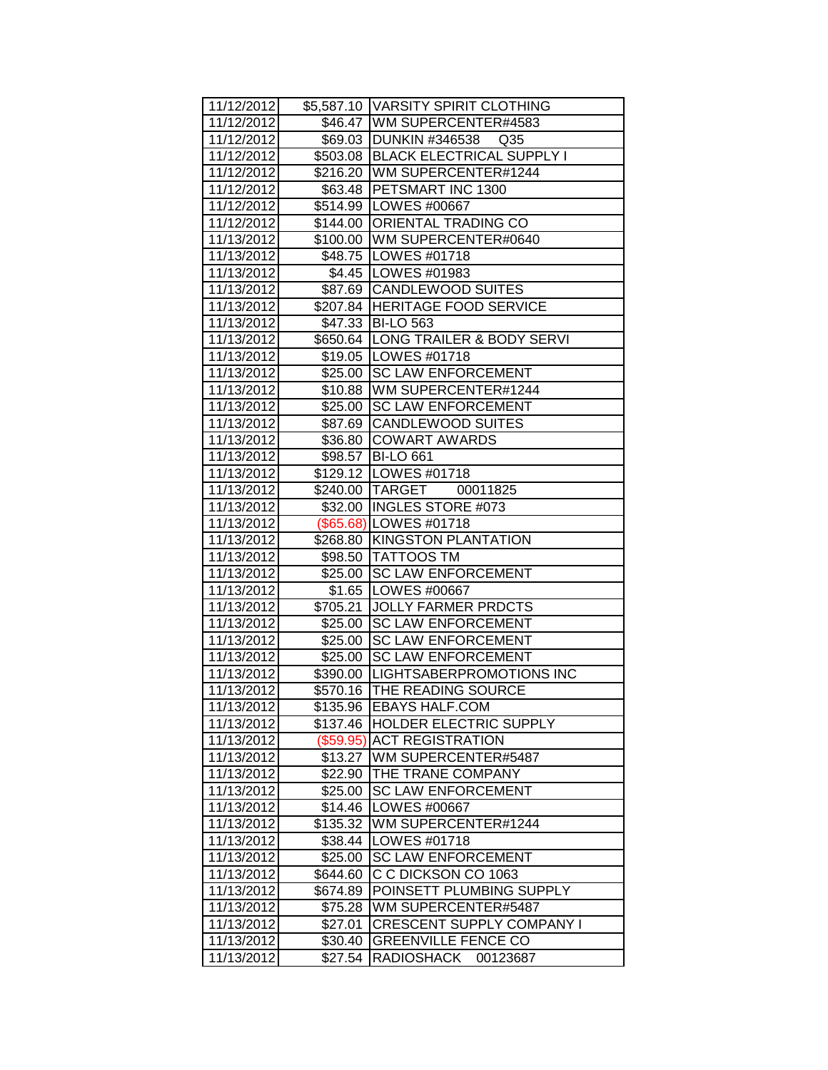| | | |
|---|---|---|
| 11/12/2012 | $5,587.10 | VARSITY SPIRIT CLOTHING |
| 11/12/2012 | $46.47 | WM SUPERCENTER#4583 |
| 11/12/2012 | $69.03 | DUNKIN #346538 Q35 |
| 11/12/2012 | $503.08 | BLACK ELECTRICAL SUPPLY I |
| 11/12/2012 | $216.20 | WM SUPERCENTER#1244 |
| 11/12/2012 | $63.48 | PETSMART INC 1300 |
| 11/12/2012 | $514.99 | LOWES #00667 |
| 11/12/2012 | $144.00 | ORIENTAL TRADING CO |
| 11/13/2012 | $100.00 | WM SUPERCENTER#0640 |
| 11/13/2012 | $48.75 | LOWES #01718 |
| 11/13/2012 | $4.45 | LOWES #01983 |
| 11/13/2012 | $87.69 | CANDLEWOOD SUITES |
| 11/13/2012 | $207.84 | HERITAGE FOOD SERVICE |
| 11/13/2012 | $47.33 | BI-LO 563 |
| 11/13/2012 | $650.64 | LONG TRAILER & BODY SERVI |
| 11/13/2012 | $19.05 | LOWES #01718 |
| 11/13/2012 | $25.00 | SC LAW ENFORCEMENT |
| 11/13/2012 | $10.88 | WM SUPERCENTER#1244 |
| 11/13/2012 | $25.00 | SC LAW ENFORCEMENT |
| 11/13/2012 | $87.69 | CANDLEWOOD SUITES |
| 11/13/2012 | $36.80 | COWART AWARDS |
| 11/13/2012 | $98.57 | BI-LO 661 |
| 11/13/2012 | $129.12 | LOWES #01718 |
| 11/13/2012 | $240.00 | TARGET 00011825 |
| 11/13/2012 | $32.00 | INGLES STORE #073 |
| 11/13/2012 | ($65.68) | LOWES #01718 |
| 11/13/2012 | $268.80 | KINGSTON PLANTATION |
| 11/13/2012 | $98.50 | TATTOOS TM |
| 11/13/2012 | $25.00 | SC LAW ENFORCEMENT |
| 11/13/2012 | $1.65 | LOWES #00667 |
| 11/13/2012 | $705.21 | JOLLY FARMER PRDCTS |
| 11/13/2012 | $25.00 | SC LAW ENFORCEMENT |
| 11/13/2012 | $25.00 | SC LAW ENFORCEMENT |
| 11/13/2012 | $25.00 | SC LAW ENFORCEMENT |
| 11/13/2012 | $390.00 | LIGHTSABERPROMOTIONS INC |
| 11/13/2012 | $570.16 | THE READING SOURCE |
| 11/13/2012 | $135.96 | EBAYS HALF.COM |
| 11/13/2012 | $137.46 | HOLDER ELECTRIC SUPPLY |
| 11/13/2012 | ($59.95) | ACT REGISTRATION |
| 11/13/2012 | $13.27 | WM SUPERCENTER#5487 |
| 11/13/2012 | $22.90 | THE TRANE COMPANY |
| 11/13/2012 | $25.00 | SC LAW ENFORCEMENT |
| 11/13/2012 | $14.46 | LOWES #00667 |
| 11/13/2012 | $135.32 | WM SUPERCENTER#1244 |
| 11/13/2012 | $38.44 | LOWES #01718 |
| 11/13/2012 | $25.00 | SC LAW ENFORCEMENT |
| 11/13/2012 | $644.60 | C C DICKSON CO 1063 |
| 11/13/2012 | $674.89 | POINSETT PLUMBING SUPPLY |
| 11/13/2012 | $75.28 | WM SUPERCENTER#5487 |
| 11/13/2012 | $27.01 | CRESCENT SUPPLY COMPANY I |
| 11/13/2012 | $30.40 | GREENVILLE FENCE CO |
| 11/13/2012 | $27.54 | RADIOSHACK 00123687 |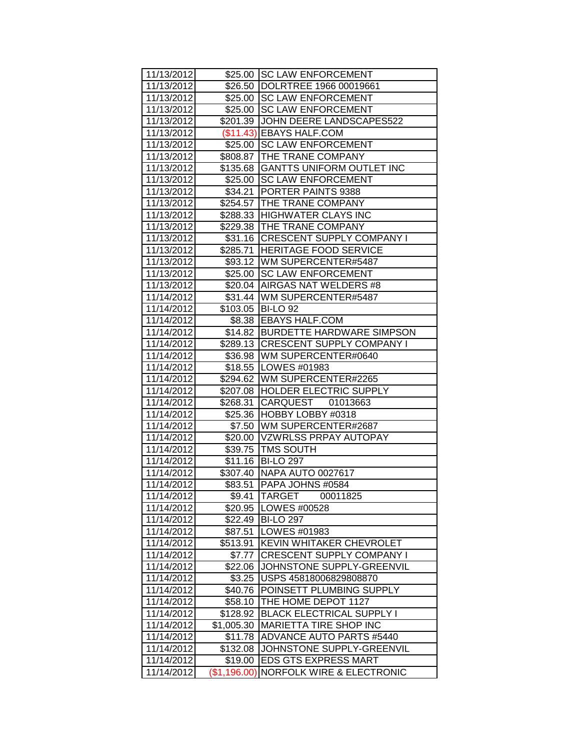| | | |
|---|---|---|
| 11/13/2012 | $25.00 | SC LAW ENFORCEMENT |
| 11/13/2012 | $26.50 | DOLRTREE 1966 00019661 |
| 11/13/2012 | $25.00 | SC LAW ENFORCEMENT |
| 11/13/2012 | $25.00 | SC LAW ENFORCEMENT |
| 11/13/2012 | $201.39 | JOHN DEERE LANDSCAPES522 |
| 11/13/2012 | ($11.43) | EBAYS HALF.COM |
| 11/13/2012 | $25.00 | SC LAW ENFORCEMENT |
| 11/13/2012 | $808.87 | THE TRANE COMPANY |
| 11/13/2012 | $135.68 | GANTTS UNIFORM OUTLET INC |
| 11/13/2012 | $25.00 | SC LAW ENFORCEMENT |
| 11/13/2012 | $34.21 | PORTER PAINTS 9388 |
| 11/13/2012 | $254.57 | THE TRANE COMPANY |
| 11/13/2012 | $288.33 | HIGHWATER CLAYS INC |
| 11/13/2012 | $229.38 | THE TRANE COMPANY |
| 11/13/2012 | $31.16 | CRESCENT SUPPLY COMPANY I |
| 11/13/2012 | $285.71 | HERITAGE FOOD SERVICE |
| 11/13/2012 | $93.12 | WM SUPERCENTER#5487 |
| 11/13/2012 | $25.00 | SC LAW ENFORCEMENT |
| 11/13/2012 | $20.04 | AIRGAS NAT WELDERS #8 |
| 11/14/2012 | $31.44 | WM SUPERCENTER#5487 |
| 11/14/2012 | $103.05 | BI-LO 92 |
| 11/14/2012 | $8.38 | EBAYS HALF.COM |
| 11/14/2012 | $14.82 | BURDETTE HARDWARE SIMPSON |
| 11/14/2012 | $289.13 | CRESCENT SUPPLY COMPANY I |
| 11/14/2012 | $36.98 | WM SUPERCENTER#0640 |
| 11/14/2012 | $18.55 | LOWES #01983 |
| 11/14/2012 | $294.62 | WM SUPERCENTER#2265 |
| 11/14/2012 | $207.08 | HOLDER ELECTRIC SUPPLY |
| 11/14/2012 | $268.31 | CARQUEST 01013663 |
| 11/14/2012 | $25.36 | HOBBY LOBBY #0318 |
| 11/14/2012 | $7.50 | WM SUPERCENTER#2687 |
| 11/14/2012 | $20.00 | VZWRLSS PRPAY AUTOPAY |
| 11/14/2012 | $39.75 | TMS SOUTH |
| 11/14/2012 | $11.16 | BI-LO 297 |
| 11/14/2012 | $307.40 | NAPA AUTO 0027617 |
| 11/14/2012 | $83.51 | PAPA JOHNS #0584 |
| 11/14/2012 | $9.41 | TARGET 00011825 |
| 11/14/2012 | $20.95 | LOWES #00528 |
| 11/14/2012 | $22.49 | BI-LO 297 |
| 11/14/2012 | $87.51 | LOWES #01983 |
| 11/14/2012 | $513.91 | KEVIN WHITAKER CHEVROLET |
| 11/14/2012 | $7.77 | CRESCENT SUPPLY COMPANY I |
| 11/14/2012 | $22.06 | JOHNSTONE SUPPLY-GREENVIL |
| 11/14/2012 | $3.25 | USPS 45818006829808870 |
| 11/14/2012 | $40.76 | POINSETT PLUMBING SUPPLY |
| 11/14/2012 | $58.10 | THE HOME DEPOT 1127 |
| 11/14/2012 | $128.92 | BLACK ELECTRICAL SUPPLY I |
| 11/14/2012 | $1,005.30 | MARIETTA TIRE SHOP INC |
| 11/14/2012 | $11.78 | ADVANCE AUTO PARTS #5440 |
| 11/14/2012 | $132.08 | JOHNSTONE SUPPLY-GREENVIL |
| 11/14/2012 | $19.00 | EDS GTS EXPRESS MART |
| 11/14/2012 | ($1,196.00) | NORFOLK WIRE & ELECTRONIC |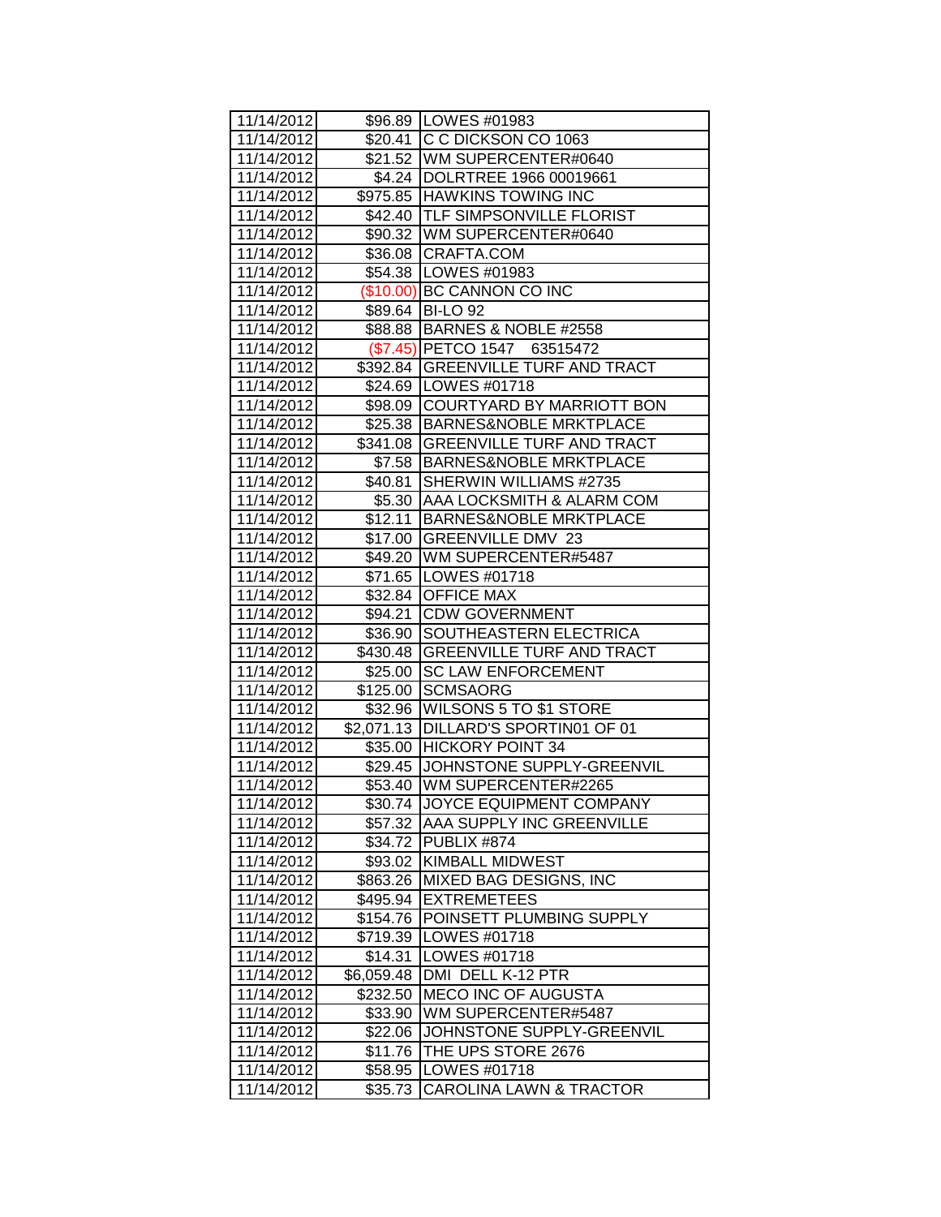| | | |
|---|---|---|
| 11/14/2012 | $96.89 | LOWES #01983 |
| 11/14/2012 | $20.41 | C C DICKSON CO 1063 |
| 11/14/2012 | $21.52 | WM SUPERCENTER#0640 |
| 11/14/2012 | $4.24 | DOLRTREE 1966 00019661 |
| 11/14/2012 | $975.85 | HAWKINS TOWING INC |
| 11/14/2012 | $42.40 | TLF SIMPSONVILLE FLORIST |
| 11/14/2012 | $90.32 | WM SUPERCENTER#0640 |
| 11/14/2012 | $36.08 | CRAFTA.COM |
| 11/14/2012 | $54.38 | LOWES #01983 |
| 11/14/2012 | ($10.00) | BC CANNON CO INC |
| 11/14/2012 | $89.64 | BI-LO 92 |
| 11/14/2012 | $88.88 | BARNES & NOBLE #2558 |
| 11/14/2012 | ($7.45) | PETCO 1547 63515472 |
| 11/14/2012 | $392.84 | GREENVILLE TURF AND TRACT |
| 11/14/2012 | $24.69 | LOWES #01718 |
| 11/14/2012 | $98.09 | COURTYARD BY MARRIOTT BON |
| 11/14/2012 | $25.38 | BARNES&NOBLE MRKTPLACE |
| 11/14/2012 | $341.08 | GREENVILLE TURF AND TRACT |
| 11/14/2012 | $7.58 | BARNES&NOBLE MRKTPLACE |
| 11/14/2012 | $40.81 | SHERWIN WILLIAMS #2735 |
| 11/14/2012 | $5.30 | AAA LOCKSMITH & ALARM COM |
| 11/14/2012 | $12.11 | BARNES&NOBLE MRKTPLACE |
| 11/14/2012 | $17.00 | GREENVILLE DMV 23 |
| 11/14/2012 | $49.20 | WM SUPERCENTER#5487 |
| 11/14/2012 | $71.65 | LOWES #01718 |
| 11/14/2012 | $32.84 | OFFICE MAX |
| 11/14/2012 | $94.21 | CDW GOVERNMENT |
| 11/14/2012 | $36.90 | SOUTHEASTERN ELECTRICA |
| 11/14/2012 | $430.48 | GREENVILLE TURF AND TRACT |
| 11/14/2012 | $25.00 | SC LAW ENFORCEMENT |
| 11/14/2012 | $125.00 | SCMSAORG |
| 11/14/2012 | $32.96 | WILSONS 5 TO $1 STORE |
| 11/14/2012 | $2,071.13 | DILLARD'S SPORTIN01 OF 01 |
| 11/14/2012 | $35.00 | HICKORY POINT 34 |
| 11/14/2012 | $29.45 | JOHNSTONE SUPPLY-GREENVIL |
| 11/14/2012 | $53.40 | WM SUPERCENTER#2265 |
| 11/14/2012 | $30.74 | JOYCE EQUIPMENT COMPANY |
| 11/14/2012 | $57.32 | AAA SUPPLY INC GREENVILLE |
| 11/14/2012 | $34.72 | PUBLIX #874 |
| 11/14/2012 | $93.02 | KIMBALL MIDWEST |
| 11/14/2012 | $863.26 | MIXED BAG DESIGNS, INC |
| 11/14/2012 | $495.94 | EXTREMETEES |
| 11/14/2012 | $154.76 | POINSETT PLUMBING SUPPLY |
| 11/14/2012 | $719.39 | LOWES #01718 |
| 11/14/2012 | $14.31 | LOWES #01718 |
| 11/14/2012 | $6,059.48 | DMI DELL K-12 PTR |
| 11/14/2012 | $232.50 | MECO INC OF AUGUSTA |
| 11/14/2012 | $33.90 | WM SUPERCENTER#5487 |
| 11/14/2012 | $22.06 | JOHNSTONE SUPPLY-GREENVIL |
| 11/14/2012 | $11.76 | THE UPS STORE 2676 |
| 11/14/2012 | $58.95 | LOWES #01718 |
| 11/14/2012 | $35.73 | CAROLINA LAWN & TRACTOR |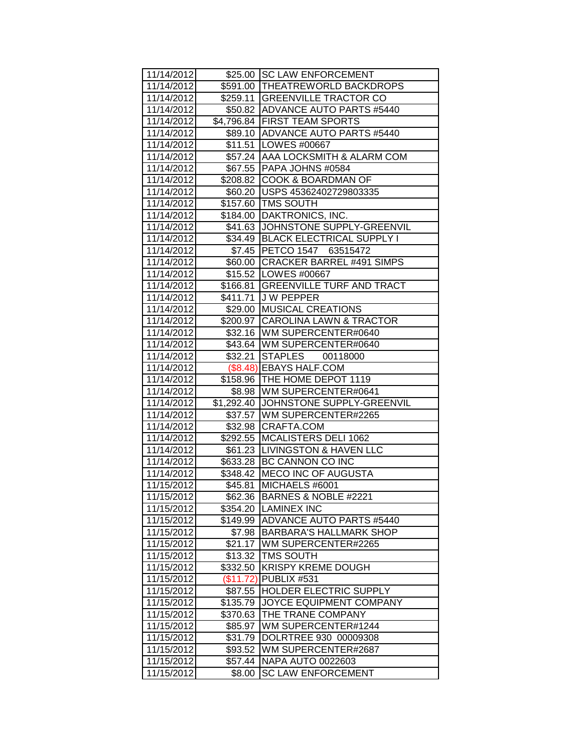| 11/14/2012 | $25.00 | SC LAW ENFORCEMENT |
|---|---|---|
| 11/14/2012 | $591.00 | THEATREWORLD BACKDROPS |
| 11/14/2012 | $259.11 | GREENVILLE TRACTOR CO |
| 11/14/2012 | $50.82 | ADVANCE AUTO PARTS #5440 |
| 11/14/2012 | $4,796.84 | FIRST TEAM SPORTS |
| 11/14/2012 | $89.10 | ADVANCE AUTO PARTS #5440 |
| 11/14/2012 | $11.51 | LOWES #00667 |
| 11/14/2012 | $57.24 | AAA LOCKSMITH & ALARM COM |
| 11/14/2012 | $67.55 | PAPA JOHNS #0584 |
| 11/14/2012 | $208.82 | COOK & BOARDMAN OF |
| 11/14/2012 | $60.20 | USPS 45362402729803335 |
| 11/14/2012 | $157.60 | TMS SOUTH |
| 11/14/2012 | $184.00 | DAKTRONICS, INC. |
| 11/14/2012 | $41.63 | JOHNSTONE SUPPLY-GREENVIL |
| 11/14/2012 | $34.49 | BLACK ELECTRICAL SUPPLY I |
| 11/14/2012 | $7.45 | PETCO 1547 63515472 |
| 11/14/2012 | $60.00 | CRACKER BARREL #491 SIMPS |
| 11/14/2012 | $15.52 | LOWES #00667 |
| 11/14/2012 | $166.81 | GREENVILLE TURF AND TRACT |
| 11/14/2012 | $411.71 | J W PEPPER |
| 11/14/2012 | $29.00 | MUSICAL CREATIONS |
| 11/14/2012 | $200.97 | CAROLINA LAWN & TRACTOR |
| 11/14/2012 | $32.16 | WM SUPERCENTER#0640 |
| 11/14/2012 | $43.64 | WM SUPERCENTER#0640 |
| 11/14/2012 | $32.21 | STAPLES 00118000 |
| 11/14/2012 | ($8.48) | EBAYS HALF.COM |
| 11/14/2012 | $158.96 | THE HOME DEPOT 1119 |
| 11/14/2012 | $8.98 | WM SUPERCENTER#0641 |
| 11/14/2012 | $1,292.40 | JOHNSTONE SUPPLY-GREENVIL |
| 11/14/2012 | $37.57 | WM SUPERCENTER#2265 |
| 11/14/2012 | $32.98 | CRAFTA.COM |
| 11/14/2012 | $292.55 | MCALISTERS DELI 1062 |
| 11/14/2012 | $61.23 | LIVINGSTON & HAVEN LLC |
| 11/14/2012 | $633.28 | BC CANNON CO INC |
| 11/14/2012 | $348.42 | MECO INC OF AUGUSTA |
| 11/15/2012 | $45.81 | MICHAELS #6001 |
| 11/15/2012 | $62.36 | BARNES & NOBLE #2221 |
| 11/15/2012 | $354.20 | LAMINEX INC |
| 11/15/2012 | $149.99 | ADVANCE AUTO PARTS #5440 |
| 11/15/2012 | $7.98 | BARBARA'S HALLMARK SHOP |
| 11/15/2012 | $21.17 | WM SUPERCENTER#2265 |
| 11/15/2012 | $13.32 | TMS SOUTH |
| 11/15/2012 | $332.50 | KRISPY KREME DOUGH |
| 11/15/2012 | ($11.72) | PUBLIX #531 |
| 11/15/2012 | $87.55 | HOLDER ELECTRIC SUPPLY |
| 11/15/2012 | $135.79 | JOYCE EQUIPMENT COMPANY |
| 11/15/2012 | $370.63 | THE TRANE COMPANY |
| 11/15/2012 | $85.97 | WM SUPERCENTER#1244 |
| 11/15/2012 | $31.79 | DOLRTREE 930 00009308 |
| 11/15/2012 | $93.52 | WM SUPERCENTER#2687 |
| 11/15/2012 | $57.44 | NAPA AUTO 0022603 |
| 11/15/2012 | $8.00 | SC LAW ENFORCEMENT |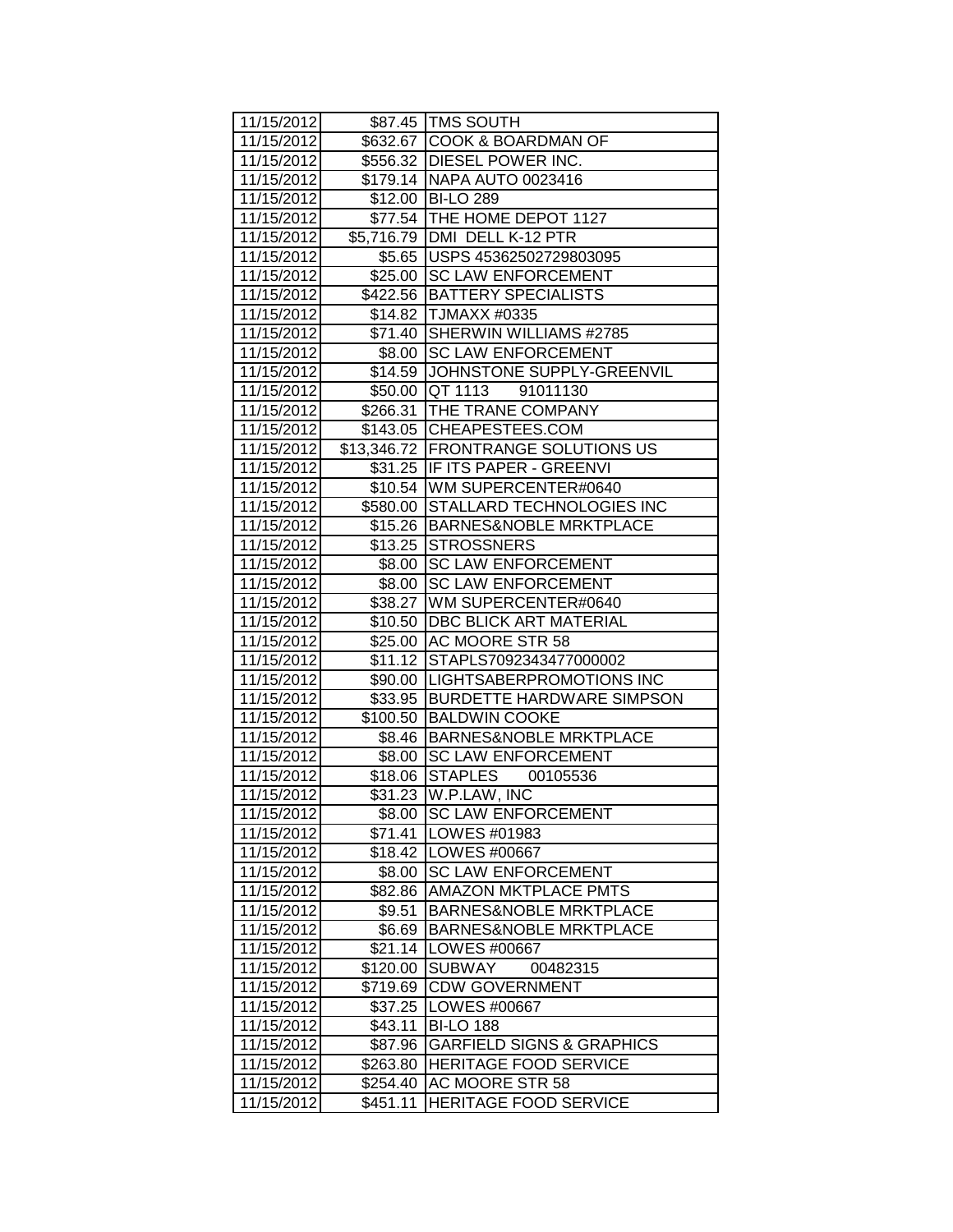| | | |
|---|---|---|
| 11/15/2012 | $87.45 | TMS SOUTH |
| 11/15/2012 | $632.67 | COOK & BOARDMAN OF |
| 11/15/2012 | $556.32 | DIESEL POWER INC. |
| 11/15/2012 | $179.14 | NAPA AUTO 0023416 |
| 11/15/2012 | $12.00 | BI-LO 289 |
| 11/15/2012 | $77.54 | THE HOME DEPOT 1127 |
| 11/15/2012 | $5,716.79 | DMI DELL K-12 PTR |
| 11/15/2012 | $5.65 | USPS 45362502729803095 |
| 11/15/2012 | $25.00 | SC LAW ENFORCEMENT |
| 11/15/2012 | $422.56 | BATTERY SPECIALISTS |
| 11/15/2012 | $14.82 | TJMAXX #0335 |
| 11/15/2012 | $71.40 | SHERWIN WILLIAMS #2785 |
| 11/15/2012 | $8.00 | SC LAW ENFORCEMENT |
| 11/15/2012 | $14.59 | JOHNSTONE SUPPLY-GREENVIL |
| 11/15/2012 | $50.00 | QT 1113 91011130 |
| 11/15/2012 | $266.31 | THE TRANE COMPANY |
| 11/15/2012 | $143.05 | CHEAPESTEES.COM |
| 11/15/2012 | $13,346.72 | FRONTRANGE SOLUTIONS US |
| 11/15/2012 | $31.25 | IF ITS PAPER - GREENVI |
| 11/15/2012 | $10.54 | WM SUPERCENTER#0640 |
| 11/15/2012 | $580.00 | STALLARD TECHNOLOGIES INC |
| 11/15/2012 | $15.26 | BARNES&NOBLE MRKTPLACE |
| 11/15/2012 | $13.25 | STROSSNERS |
| 11/15/2012 | $8.00 | SC LAW ENFORCEMENT |
| 11/15/2012 | $8.00 | SC LAW ENFORCEMENT |
| 11/15/2012 | $38.27 | WM SUPERCENTER#0640 |
| 11/15/2012 | $10.50 | DBC BLICK ART MATERIAL |
| 11/15/2012 | $25.00 | AC MOORE STR 58 |
| 11/15/2012 | $11.12 | STAPLS7092343477000002 |
| 11/15/2012 | $90.00 | LIGHTSABERPROMOTIONS INC |
| 11/15/2012 | $33.95 | BURDETTE HARDWARE SIMPSON |
| 11/15/2012 | $100.50 | BALDWIN COOKE |
| 11/15/2012 | $8.46 | BARNES&NOBLE MRKTPLACE |
| 11/15/2012 | $8.00 | SC LAW ENFORCEMENT |
| 11/15/2012 | $18.06 | STAPLES 00105536 |
| 11/15/2012 | $31.23 | W.P.LAW, INC |
| 11/15/2012 | $8.00 | SC LAW ENFORCEMENT |
| 11/15/2012 | $71.41 | LOWES #01983 |
| 11/15/2012 | $18.42 | LOWES #00667 |
| 11/15/2012 | $8.00 | SC LAW ENFORCEMENT |
| 11/15/2012 | $82.86 | AMAZON MKTPLACE PMTS |
| 11/15/2012 | $9.51 | BARNES&NOBLE MRKTPLACE |
| 11/15/2012 | $6.69 | BARNES&NOBLE MRKTPLACE |
| 11/15/2012 | $21.14 | LOWES #00667 |
| 11/15/2012 | $120.00 | SUBWAY 00482315 |
| 11/15/2012 | $719.69 | CDW GOVERNMENT |
| 11/15/2012 | $37.25 | LOWES #00667 |
| 11/15/2012 | $43.11 | BI-LO 188 |
| 11/15/2012 | $87.96 | GARFIELD SIGNS & GRAPHICS |
| 11/15/2012 | $263.80 | HERITAGE FOOD SERVICE |
| 11/15/2012 | $254.40 | AC MOORE STR 58 |
| 11/15/2012 | $451.11 | HERITAGE FOOD SERVICE |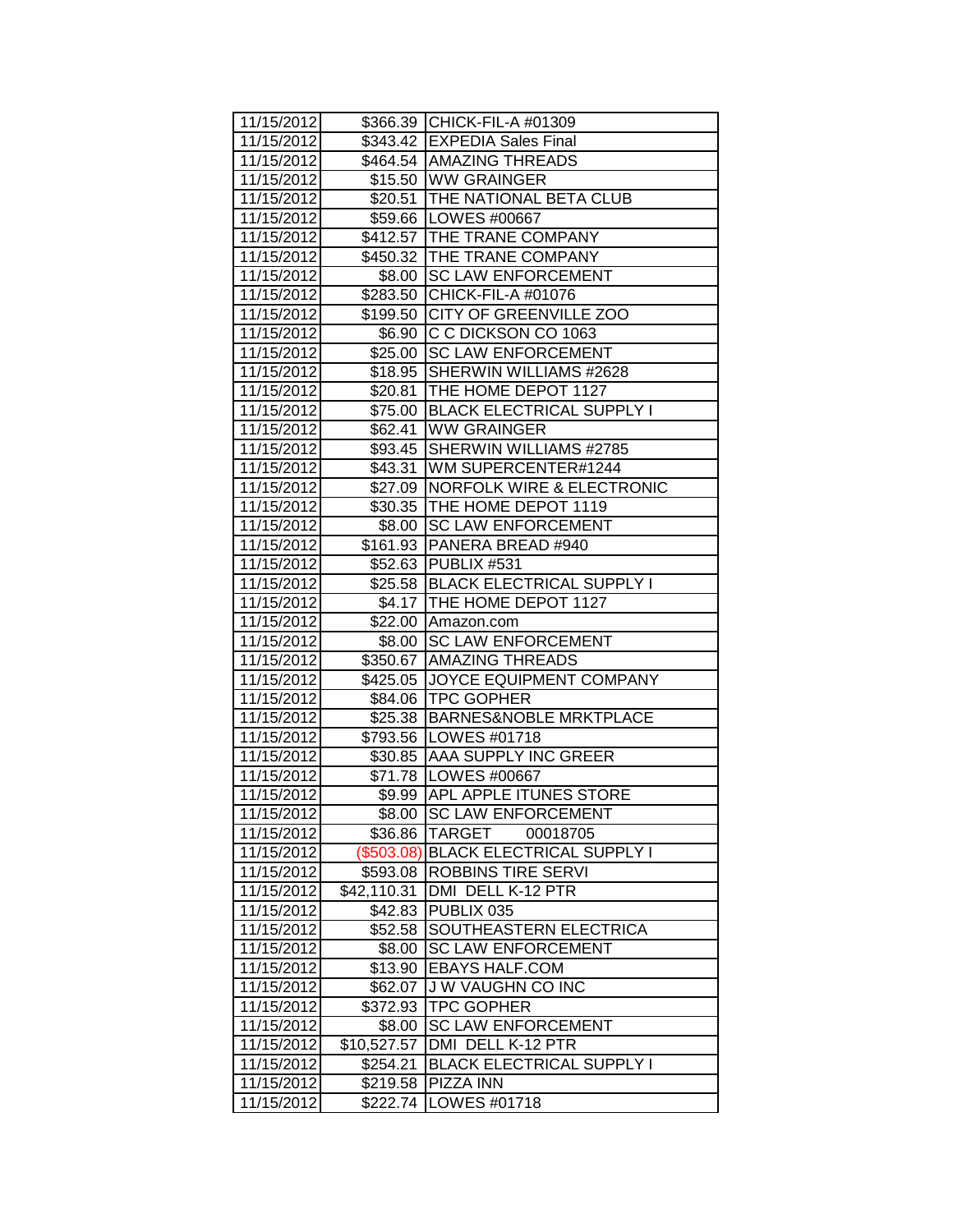| | | |
|---|---|---|
| 11/15/2012 | $366.39 | CHICK-FIL-A #01309 |
| 11/15/2012 | $343.42 | EXPEDIA Sales Final |
| 11/15/2012 | $464.54 | AMAZING THREADS |
| 11/15/2012 | $15.50 | WW GRAINGER |
| 11/15/2012 | $20.51 | THE NATIONAL BETA CLUB |
| 11/15/2012 | $59.66 | LOWES #00667 |
| 11/15/2012 | $412.57 | THE TRANE COMPANY |
| 11/15/2012 | $450.32 | THE TRANE COMPANY |
| 11/15/2012 | $8.00 | SC LAW ENFORCEMENT |
| 11/15/2012 | $283.50 | CHICK-FIL-A #01076 |
| 11/15/2012 | $199.50 | CITY OF GREENVILLE ZOO |
| 11/15/2012 | $6.90 | C C DICKSON CO 1063 |
| 11/15/2012 | $25.00 | SC LAW ENFORCEMENT |
| 11/15/2012 | $18.95 | SHERWIN WILLIAMS #2628 |
| 11/15/2012 | $20.81 | THE HOME DEPOT 1127 |
| 11/15/2012 | $75.00 | BLACK ELECTRICAL SUPPLY I |
| 11/15/2012 | $62.41 | WW GRAINGER |
| 11/15/2012 | $93.45 | SHERWIN WILLIAMS #2785 |
| 11/15/2012 | $43.31 | WM SUPERCENTER#1244 |
| 11/15/2012 | $27.09 | NORFOLK WIRE & ELECTRONIC |
| 11/15/2012 | $30.35 | THE HOME DEPOT 1119 |
| 11/15/2012 | $8.00 | SC LAW ENFORCEMENT |
| 11/15/2012 | $161.93 | PANERA BREAD #940 |
| 11/15/2012 | $52.63 | PUBLIX #531 |
| 11/15/2012 | $25.58 | BLACK ELECTRICAL SUPPLY I |
| 11/15/2012 | $4.17 | THE HOME DEPOT 1127 |
| 11/15/2012 | $22.00 | Amazon.com |
| 11/15/2012 | $8.00 | SC LAW ENFORCEMENT |
| 11/15/2012 | $350.67 | AMAZING THREADS |
| 11/15/2012 | $425.05 | JOYCE EQUIPMENT COMPANY |
| 11/15/2012 | $84.06 | TPC GOPHER |
| 11/15/2012 | $25.38 | BARNES&NOBLE MRKTPLACE |
| 11/15/2012 | $793.56 | LOWES #01718 |
| 11/15/2012 | $30.85 | AAA SUPPLY INC GREER |
| 11/15/2012 | $71.78 | LOWES #00667 |
| 11/15/2012 | $9.99 | APL APPLE ITUNES STORE |
| 11/15/2012 | $8.00 | SC LAW ENFORCEMENT |
| 11/15/2012 | $36.86 | TARGET 00018705 |
| 11/15/2012 | ($503.08) | BLACK ELECTRICAL SUPPLY I |
| 11/15/2012 | $593.08 | ROBBINS TIRE SERVI |
| 11/15/2012 | $42,110.31 | DMI DELL K-12 PTR |
| 11/15/2012 | $42.83 | PUBLIX 035 |
| 11/15/2012 | $52.58 | SOUTHEASTERN ELECTRICA |
| 11/15/2012 | $8.00 | SC LAW ENFORCEMENT |
| 11/15/2012 | $13.90 | EBAYS HALF.COM |
| 11/15/2012 | $62.07 | J W VAUGHN CO INC |
| 11/15/2012 | $372.93 | TPC GOPHER |
| 11/15/2012 | $8.00 | SC LAW ENFORCEMENT |
| 11/15/2012 | $10,527.57 | DMI DELL K-12 PTR |
| 11/15/2012 | $254.21 | BLACK ELECTRICAL SUPPLY I |
| 11/15/2012 | $219.58 | PIZZA INN |
| 11/15/2012 | $222.74 | LOWES #01718 |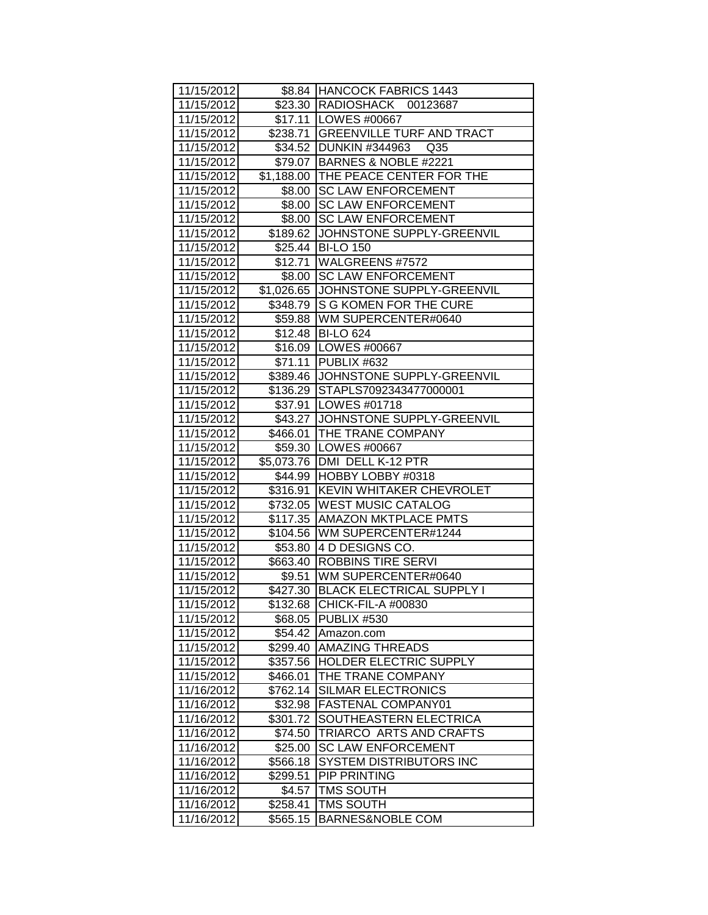| | | |
|---|---|---|
| 11/15/2012 | $8.84 | HANCOCK FABRICS 1443 |
| 11/15/2012 | $23.30 | RADIOSHACK 00123687 |
| 11/15/2012 | $17.11 | LOWES #00667 |
| 11/15/2012 | $238.71 | GREENVILLE TURF AND TRACT |
| 11/15/2012 | $34.52 | DUNKIN #344963 Q35 |
| 11/15/2012 | $79.07 | BARNES & NOBLE #2221 |
| 11/15/2012 | $1,188.00 | THE PEACE CENTER FOR THE |
| 11/15/2012 | $8.00 | SC LAW ENFORCEMENT |
| 11/15/2012 | $8.00 | SC LAW ENFORCEMENT |
| 11/15/2012 | $8.00 | SC LAW ENFORCEMENT |
| 11/15/2012 | $189.62 | JOHNSTONE SUPPLY-GREENVIL |
| 11/15/2012 | $25.44 | BI-LO 150 |
| 11/15/2012 | $12.71 | WALGREENS #7572 |
| 11/15/2012 | $8.00 | SC LAW ENFORCEMENT |
| 11/15/2012 | $1,026.65 | JOHNSTONE SUPPLY-GREENVIL |
| 11/15/2012 | $348.79 | S G KOMEN FOR THE CURE |
| 11/15/2012 | $59.88 | WM SUPERCENTER#0640 |
| 11/15/2012 | $12.48 | BI-LO 624 |
| 11/15/2012 | $16.09 | LOWES #00667 |
| 11/15/2012 | $71.11 | PUBLIX #632 |
| 11/15/2012 | $389.46 | JOHNSTONE SUPPLY-GREENVIL |
| 11/15/2012 | $136.29 | STAPLS7092343477000001 |
| 11/15/2012 | $37.91 | LOWES #01718 |
| 11/15/2012 | $43.27 | JOHNSTONE SUPPLY-GREENVIL |
| 11/15/2012 | $466.01 | THE TRANE COMPANY |
| 11/15/2012 | $59.30 | LOWES #00667 |
| 11/15/2012 | $5,073.76 | DMI DELL K-12 PTR |
| 11/15/2012 | $44.99 | HOBBY LOBBY #0318 |
| 11/15/2012 | $316.91 | KEVIN WHITAKER CHEVROLET |
| 11/15/2012 | $732.05 | WEST MUSIC CATALOG |
| 11/15/2012 | $117.35 | AMAZON MKTPLACE PMTS |
| 11/15/2012 | $104.56 | WM SUPERCENTER#1244 |
| 11/15/2012 | $53.80 | 4 D DESIGNS CO. |
| 11/15/2012 | $663.40 | ROBBINS TIRE SERVI |
| 11/15/2012 | $9.51 | WM SUPERCENTER#0640 |
| 11/15/2012 | $427.30 | BLACK ELECTRICAL SUPPLY I |
| 11/15/2012 | $132.68 | CHICK-FIL-A #00830 |
| 11/15/2012 | $68.05 | PUBLIX #530 |
| 11/15/2012 | $54.42 | Amazon.com |
| 11/15/2012 | $299.40 | AMAZING THREADS |
| 11/15/2012 | $357.56 | HOLDER ELECTRIC SUPPLY |
| 11/15/2012 | $466.01 | THE TRANE COMPANY |
| 11/16/2012 | $762.14 | SILMAR ELECTRONICS |
| 11/16/2012 | $32.98 | FASTENAL COMPANY01 |
| 11/16/2012 | $301.72 | SOUTHEASTERN ELECTRICA |
| 11/16/2012 | $74.50 | TRIARCO ARTS AND CRAFTS |
| 11/16/2012 | $25.00 | SC LAW ENFORCEMENT |
| 11/16/2012 | $566.18 | SYSTEM DISTRIBUTORS INC |
| 11/16/2012 | $299.51 | PIP PRINTING |
| 11/16/2012 | $4.57 | TMS SOUTH |
| 11/16/2012 | $258.41 | TMS SOUTH |
| 11/16/2012 | $565.15 | BARNES&NOBLE COM |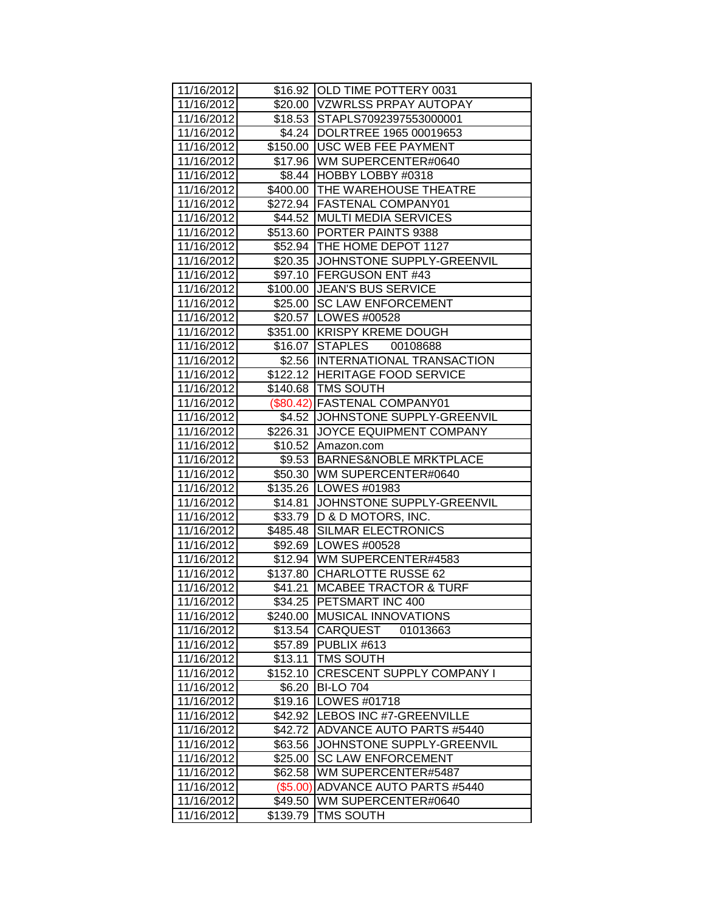| | | |
|---|---|---|
| 11/16/2012 | $16.92 | OLD TIME POTTERY 0031 |
| 11/16/2012 | $20.00 | VZWRLSS PRPAY AUTOPAY |
| 11/16/2012 | $18.53 | STAPLS7092397553000001 |
| 11/16/2012 | $4.24 | DOLRTREE 1965 00019653 |
| 11/16/2012 | $150.00 | USC WEB FEE PAYMENT |
| 11/16/2012 | $17.96 | WM SUPERCENTER#0640 |
| 11/16/2012 | $8.44 | HOBBY LOBBY #0318 |
| 11/16/2012 | $400.00 | THE WAREHOUSE THEATRE |
| 11/16/2012 | $272.94 | FASTENAL COMPANY01 |
| 11/16/2012 | $44.52 | MULTI MEDIA SERVICES |
| 11/16/2012 | $513.60 | PORTER PAINTS 9388 |
| 11/16/2012 | $52.94 | THE HOME DEPOT 1127 |
| 11/16/2012 | $20.35 | JOHNSTONE SUPPLY-GREENVIL |
| 11/16/2012 | $97.10 | FERGUSON ENT #43 |
| 11/16/2012 | $100.00 | JEAN'S BUS SERVICE |
| 11/16/2012 | $25.00 | SC LAW ENFORCEMENT |
| 11/16/2012 | $20.57 | LOWES #00528 |
| 11/16/2012 | $351.00 | KRISPY KREME DOUGH |
| 11/16/2012 | $16.07 | STAPLES 00108688 |
| 11/16/2012 | $2.56 | INTERNATIONAL TRANSACTION |
| 11/16/2012 | $122.12 | HERITAGE FOOD SERVICE |
| 11/16/2012 | $140.68 | TMS SOUTH |
| 11/16/2012 | ($80.42) | FASTENAL COMPANY01 |
| 11/16/2012 | $4.52 | JOHNSTONE SUPPLY-GREENVIL |
| 11/16/2012 | $226.31 | JOYCE EQUIPMENT COMPANY |
| 11/16/2012 | $10.52 | Amazon.com |
| 11/16/2012 | $9.53 | BARNES&NOBLE MRKTPLACE |
| 11/16/2012 | $50.30 | WM SUPERCENTER#0640 |
| 11/16/2012 | $135.26 | LOWES #01983 |
| 11/16/2012 | $14.81 | JOHNSTONE SUPPLY-GREENVIL |
| 11/16/2012 | $33.79 | D & D MOTORS, INC. |
| 11/16/2012 | $485.48 | SILMAR ELECTRONICS |
| 11/16/2012 | $92.69 | LOWES #00528 |
| 11/16/2012 | $12.94 | WM SUPERCENTER#4583 |
| 11/16/2012 | $137.80 | CHARLOTTE RUSSE 62 |
| 11/16/2012 | $41.21 | MCABEE TRACTOR & TURF |
| 11/16/2012 | $34.25 | PETSMART INC 400 |
| 11/16/2012 | $240.00 | MUSICAL INNOVATIONS |
| 11/16/2012 | $13.54 | CARQUEST 01013663 |
| 11/16/2012 | $57.89 | PUBLIX #613 |
| 11/16/2012 | $13.11 | TMS SOUTH |
| 11/16/2012 | $152.10 | CRESCENT SUPPLY COMPANY I |
| 11/16/2012 | $6.20 | BI-LO 704 |
| 11/16/2012 | $19.16 | LOWES #01718 |
| 11/16/2012 | $42.92 | LEBOS INC #7-GREENVILLE |
| 11/16/2012 | $42.72 | ADVANCE AUTO PARTS #5440 |
| 11/16/2012 | $63.56 | JOHNSTONE SUPPLY-GREENVIL |
| 11/16/2012 | $25.00 | SC LAW ENFORCEMENT |
| 11/16/2012 | $62.58 | WM SUPERCENTER#5487 |
| 11/16/2012 | ($5.00) | ADVANCE AUTO PARTS #5440 |
| 11/16/2012 | $49.50 | WM SUPERCENTER#0640 |
| 11/16/2012 | $139.79 | TMS SOUTH |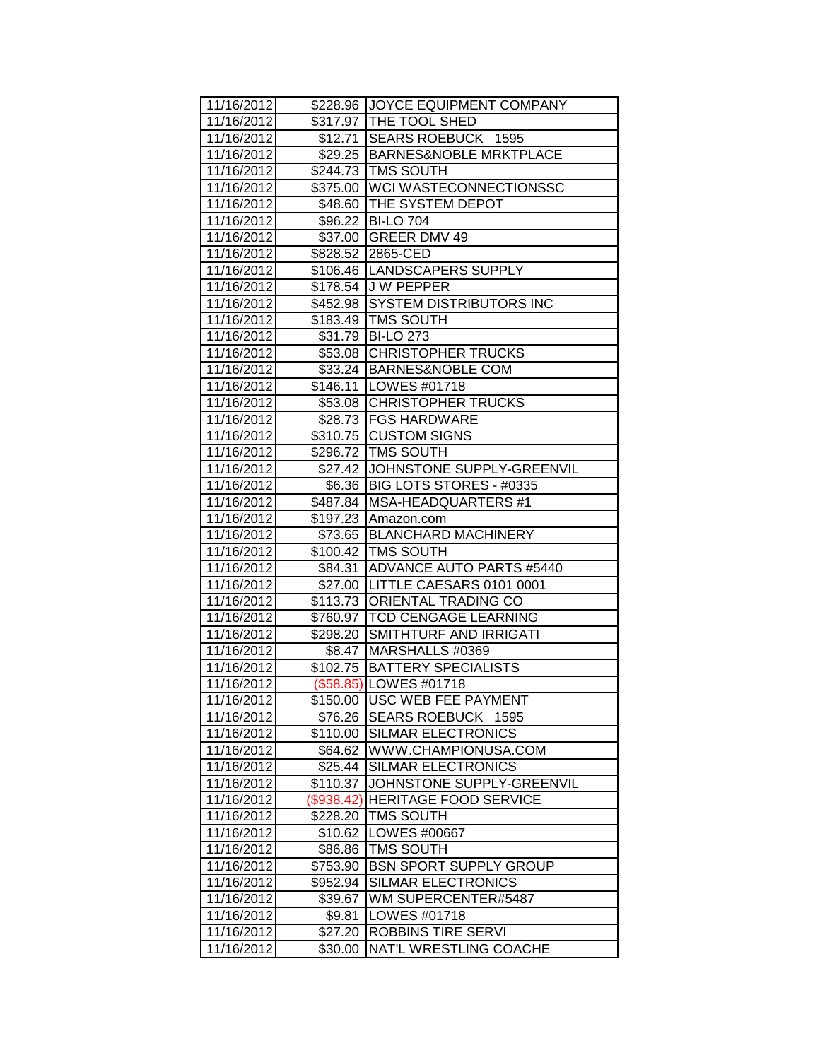| | | |
|---|---|---|
| 11/16/2012 | $228.96 | JOYCE EQUIPMENT COMPANY |
| 11/16/2012 | $317.97 | THE TOOL SHED |
| 11/16/2012 | $12.71 | SEARS ROEBUCK 1595 |
| 11/16/2012 | $29.25 | BARNES&NOBLE MRKTPLACE |
| 11/16/2012 | $244.73 | TMS SOUTH |
| 11/16/2012 | $375.00 | WCI WASTECONNECTIONSSC |
| 11/16/2012 | $48.60 | THE SYSTEM DEPOT |
| 11/16/2012 | $96.22 | BI-LO 704 |
| 11/16/2012 | $37.00 | GREER DMV 49 |
| 11/16/2012 | $828.52 | 2865-CED |
| 11/16/2012 | $106.46 | LANDSCAPERS SUPPLY |
| 11/16/2012 | $178.54 | J W PEPPER |
| 11/16/2012 | $452.98 | SYSTEM DISTRIBUTORS INC |
| 11/16/2012 | $183.49 | TMS SOUTH |
| 11/16/2012 | $31.79 | BI-LO 273 |
| 11/16/2012 | $53.08 | CHRISTOPHER TRUCKS |
| 11/16/2012 | $33.24 | BARNES&NOBLE COM |
| 11/16/2012 | $146.11 | LOWES #01718 |
| 11/16/2012 | $53.08 | CHRISTOPHER TRUCKS |
| 11/16/2012 | $28.73 | FGS HARDWARE |
| 11/16/2012 | $310.75 | CUSTOM SIGNS |
| 11/16/2012 | $296.72 | TMS SOUTH |
| 11/16/2012 | $27.42 | JOHNSTONE SUPPLY-GREENVIL |
| 11/16/2012 | $6.36 | BIG LOTS STORES - #0335 |
| 11/16/2012 | $487.84 | MSA-HEADQUARTERS #1 |
| 11/16/2012 | $197.23 | Amazon.com |
| 11/16/2012 | $73.65 | BLANCHARD MACHINERY |
| 11/16/2012 | $100.42 | TMS SOUTH |
| 11/16/2012 | $84.31 | ADVANCE AUTO PARTS #5440 |
| 11/16/2012 | $27.00 | LITTLE CAESARS 0101 0001 |
| 11/16/2012 | $113.73 | ORIENTAL TRADING CO |
| 11/16/2012 | $760.97 | TCD CENGAGE LEARNING |
| 11/16/2012 | $298.20 | SMITHTURF AND IRRIGATI |
| 11/16/2012 | $8.47 | MARSHALLS #0369 |
| 11/16/2012 | $102.75 | BATTERY SPECIALISTS |
| 11/16/2012 | ($58.85) | LOWES #01718 |
| 11/16/2012 | $150.00 | USC WEB FEE PAYMENT |
| 11/16/2012 | $76.26 | SEARS ROEBUCK 1595 |
| 11/16/2012 | $110.00 | SILMAR ELECTRONICS |
| 11/16/2012 | $64.62 | WWW.CHAMPIONUSA.COM |
| 11/16/2012 | $25.44 | SILMAR ELECTRONICS |
| 11/16/2012 | $110.37 | JOHNSTONE SUPPLY-GREENVIL |
| 11/16/2012 | ($938.42) | HERITAGE FOOD SERVICE |
| 11/16/2012 | $228.20 | TMS SOUTH |
| 11/16/2012 | $10.62 | LOWES #00667 |
| 11/16/2012 | $86.86 | TMS SOUTH |
| 11/16/2012 | $753.90 | BSN SPORT SUPPLY GROUP |
| 11/16/2012 | $952.94 | SILMAR ELECTRONICS |
| 11/16/2012 | $39.67 | WM SUPERCENTER#5487 |
| 11/16/2012 | $9.81 | LOWES #01718 |
| 11/16/2012 | $27.20 | ROBBINS TIRE SERVI |
| 11/16/2012 | $30.00 | NAT'L WRESTLING COACHE |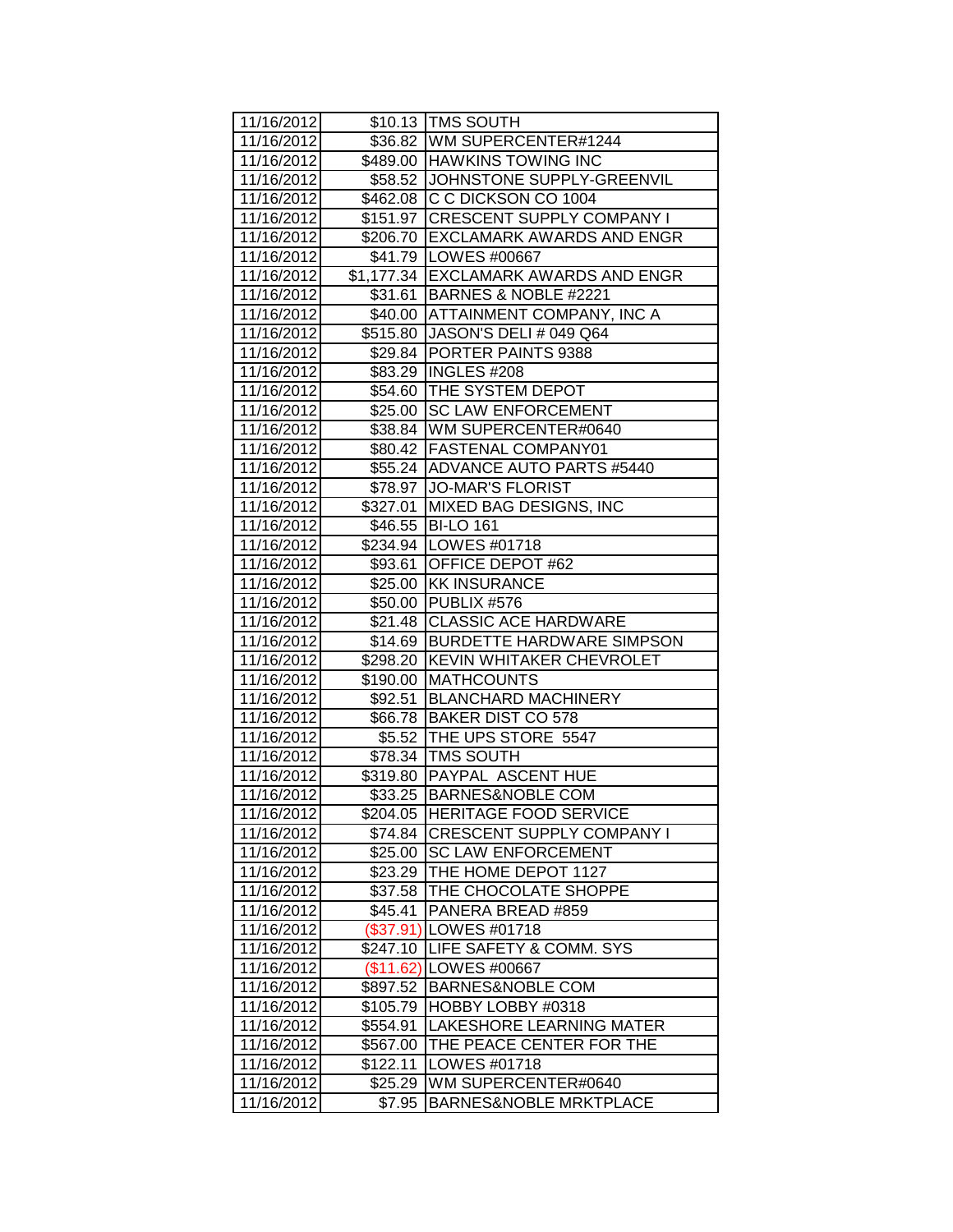| | | |
|---|---|---|
| 11/16/2012 | $10.13 | TMS SOUTH |
| 11/16/2012 | $36.82 | WM SUPERCENTER#1244 |
| 11/16/2012 | $489.00 | HAWKINS TOWING INC |
| 11/16/2012 | $58.52 | JOHNSTONE SUPPLY-GREENVIL |
| 11/16/2012 | $462.08 | C C DICKSON CO 1004 |
| 11/16/2012 | $151.97 | CRESCENT SUPPLY COMPANY I |
| 11/16/2012 | $206.70 | EXCLAMARK AWARDS AND ENGR |
| 11/16/2012 | $41.79 | LOWES #00667 |
| 11/16/2012 | $1,177.34 | EXCLAMARK AWARDS AND ENGR |
| 11/16/2012 | $31.61 | BARNES & NOBLE #2221 |
| 11/16/2012 | $40.00 | ATTAINMENT COMPANY, INC A |
| 11/16/2012 | $515.80 | JASON'S DELI # 049 Q64 |
| 11/16/2012 | $29.84 | PORTER PAINTS 9388 |
| 11/16/2012 | $83.29 | INGLES #208 |
| 11/16/2012 | $54.60 | THE SYSTEM DEPOT |
| 11/16/2012 | $25.00 | SC LAW ENFORCEMENT |
| 11/16/2012 | $38.84 | WM SUPERCENTER#0640 |
| 11/16/2012 | $80.42 | FASTENAL COMPANY01 |
| 11/16/2012 | $55.24 | ADVANCE AUTO PARTS #5440 |
| 11/16/2012 | $78.97 | JO-MAR'S FLORIST |
| 11/16/2012 | $327.01 | MIXED BAG DESIGNS, INC |
| 11/16/2012 | $46.55 | BI-LO 161 |
| 11/16/2012 | $234.94 | LOWES #01718 |
| 11/16/2012 | $93.61 | OFFICE DEPOT #62 |
| 11/16/2012 | $25.00 | KK INSURANCE |
| 11/16/2012 | $50.00 | PUBLIX #576 |
| 11/16/2012 | $21.48 | CLASSIC ACE HARDWARE |
| 11/16/2012 | $14.69 | BURDETTE HARDWARE SIMPSON |
| 11/16/2012 | $298.20 | KEVIN WHITAKER CHEVROLET |
| 11/16/2012 | $190.00 | MATHCOUNTS |
| 11/16/2012 | $92.51 | BLANCHARD MACHINERY |
| 11/16/2012 | $66.78 | BAKER DIST CO 578 |
| 11/16/2012 | $5.52 | THE UPS STORE 5547 |
| 11/16/2012 | $78.34 | TMS SOUTH |
| 11/16/2012 | $319.80 | PAYPAL ASCENT HUE |
| 11/16/2012 | $33.25 | BARNES&NOBLE COM |
| 11/16/2012 | $204.05 | HERITAGE FOOD SERVICE |
| 11/16/2012 | $74.84 | CRESCENT SUPPLY COMPANY I |
| 11/16/2012 | $25.00 | SC LAW ENFORCEMENT |
| 11/16/2012 | $23.29 | THE HOME DEPOT 1127 |
| 11/16/2012 | $37.58 | THE CHOCOLATE SHOPPE |
| 11/16/2012 | $45.41 | PANERA BREAD #859 |
| 11/16/2012 | ($37.91) | LOWES #01718 |
| 11/16/2012 | $247.10 | LIFE SAFETY & COMM. SYS |
| 11/16/2012 | ($11.62) | LOWES #00667 |
| 11/16/2012 | $897.52 | BARNES&NOBLE COM |
| 11/16/2012 | $105.79 | HOBBY LOBBY #0318 |
| 11/16/2012 | $554.91 | LAKESHORE LEARNING MATER |
| 11/16/2012 | $567.00 | THE PEACE CENTER FOR THE |
| 11/16/2012 | $122.11 | LOWES #01718 |
| 11/16/2012 | $25.29 | WM SUPERCENTER#0640 |
| 11/16/2012 | $7.95 | BARNES&NOBLE MRKTPLACE |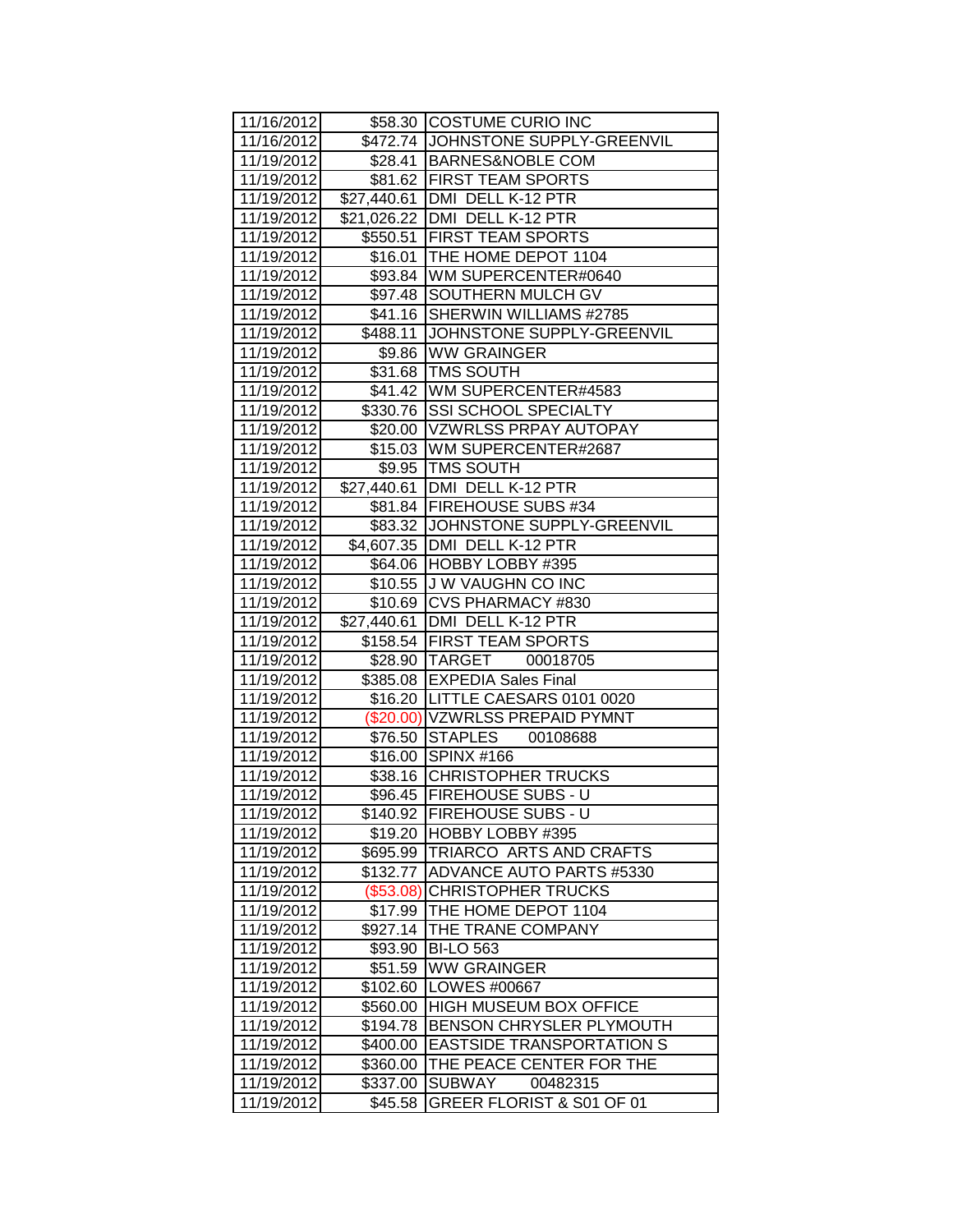| | | |
|---|---|---|
| 11/16/2012 | $58.30 | COSTUME CURIO INC |
| 11/16/2012 | $472.74 | JOHNSTONE SUPPLY-GREENVIL |
| 11/19/2012 | $28.41 | BARNES&NOBLE COM |
| 11/19/2012 | $81.62 | FIRST TEAM SPORTS |
| 11/19/2012 | $27,440.61 | DMI DELL K-12 PTR |
| 11/19/2012 | $21,026.22 | DMI DELL K-12 PTR |
| 11/19/2012 | $550.51 | FIRST TEAM SPORTS |
| 11/19/2012 | $16.01 | THE HOME DEPOT 1104 |
| 11/19/2012 | $93.84 | WM SUPERCENTER#0640 |
| 11/19/2012 | $97.48 | SOUTHERN MULCH GV |
| 11/19/2012 | $41.16 | SHERWIN WILLIAMS #2785 |
| 11/19/2012 | $488.11 | JOHNSTONE SUPPLY-GREENVIL |
| 11/19/2012 | $9.86 | WW GRAINGER |
| 11/19/2012 | $31.68 | TMS SOUTH |
| 11/19/2012 | $41.42 | WM SUPERCENTER#4583 |
| 11/19/2012 | $330.76 | SSI SCHOOL SPECIALTY |
| 11/19/2012 | $20.00 | VZWRLSS PRPAY AUTOPAY |
| 11/19/2012 | $15.03 | WM SUPERCENTER#2687 |
| 11/19/2012 | $9.95 | TMS SOUTH |
| 11/19/2012 | $27,440.61 | DMI DELL K-12 PTR |
| 11/19/2012 | $81.84 | FIREHOUSE SUBS #34 |
| 11/19/2012 | $83.32 | JOHNSTONE SUPPLY-GREENVIL |
| 11/19/2012 | $4,607.35 | DMI DELL K-12 PTR |
| 11/19/2012 | $64.06 | HOBBY LOBBY #395 |
| 11/19/2012 | $10.55 | J W VAUGHN CO INC |
| 11/19/2012 | $10.69 | CVS PHARMACY #830 |
| 11/19/2012 | $27,440.61 | DMI DELL K-12 PTR |
| 11/19/2012 | $158.54 | FIRST TEAM SPORTS |
| 11/19/2012 | $28.90 | TARGET 00018705 |
| 11/19/2012 | $385.08 | EXPEDIA Sales Final |
| 11/19/2012 | $16.20 | LITTLE CAESARS 0101 0020 |
| 11/19/2012 | ($20.00) | VZWRLSS PREPAID PYMNT |
| 11/19/2012 | $76.50 | STAPLES 00108688 |
| 11/19/2012 | $16.00 | SPINX #166 |
| 11/19/2012 | $38.16 | CHRISTOPHER TRUCKS |
| 11/19/2012 | $96.45 | FIREHOUSE SUBS - U |
| 11/19/2012 | $140.92 | FIREHOUSE SUBS - U |
| 11/19/2012 | $19.20 | HOBBY LOBBY #395 |
| 11/19/2012 | $695.99 | TRIARCO ARTS AND CRAFTS |
| 11/19/2012 | $132.77 | ADVANCE AUTO PARTS #5330 |
| 11/19/2012 | ($53.08) | CHRISTOPHER TRUCKS |
| 11/19/2012 | $17.99 | THE HOME DEPOT 1104 |
| 11/19/2012 | $927.14 | THE TRANE COMPANY |
| 11/19/2012 | $93.90 | BI-LO 563 |
| 11/19/2012 | $51.59 | WW GRAINGER |
| 11/19/2012 | $102.60 | LOWES #00667 |
| 11/19/2012 | $560.00 | HIGH MUSEUM BOX OFFICE |
| 11/19/2012 | $194.78 | BENSON CHRYSLER PLYMOUTH |
| 11/19/2012 | $400.00 | EASTSIDE TRANSPORTATION S |
| 11/19/2012 | $360.00 | THE PEACE CENTER FOR THE |
| 11/19/2012 | $337.00 | SUBWAY 00482315 |
| 11/19/2012 | $45.58 | GREER FLORIST & S01 OF 01 |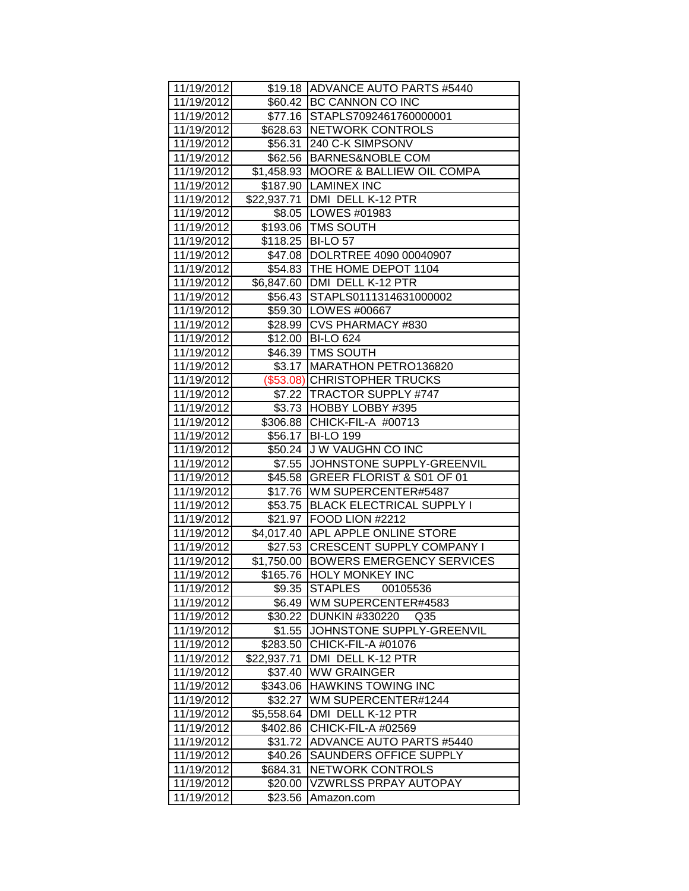| | | |
|---|---|---|
| 11/19/2012 | $19.18 | ADVANCE AUTO PARTS #5440 |
| 11/19/2012 | $60.42 | BC CANNON CO INC |
| 11/19/2012 | $77.16 | STAPLS7092461760000001 |
| 11/19/2012 | $628.63 | NETWORK CONTROLS |
| 11/19/2012 | $56.31 | 240 C-K SIMPSONV |
| 11/19/2012 | $62.56 | BARNES&NOBLE COM |
| 11/19/2012 | $1,458.93 | MOORE & BALLIEW OIL COMPA |
| 11/19/2012 | $187.90 | LAMINEX INC |
| 11/19/2012 | $22,937.71 | DMI DELL K-12 PTR |
| 11/19/2012 | $8.05 | LOWES #01983 |
| 11/19/2012 | $193.06 | TMS SOUTH |
| 11/19/2012 | $118.25 | BI-LO 57 |
| 11/19/2012 | $47.08 | DOLRTREE 4090 00040907 |
| 11/19/2012 | $54.83 | THE HOME DEPOT 1104 |
| 11/19/2012 | $6,847.60 | DMI DELL K-12 PTR |
| 11/19/2012 | $56.43 | STAPLS0111314631000002 |
| 11/19/2012 | $59.30 | LOWES #00667 |
| 11/19/2012 | $28.99 | CVS PHARMACY #830 |
| 11/19/2012 | $12.00 | BI-LO 624 |
| 11/19/2012 | $46.39 | TMS SOUTH |
| 11/19/2012 | $3.17 | MARATHON PETRO136820 |
| 11/19/2012 | ($53.08) | CHRISTOPHER TRUCKS |
| 11/19/2012 | $7.22 | TRACTOR SUPPLY #747 |
| 11/19/2012 | $3.73 | HOBBY LOBBY #395 |
| 11/19/2012 | $306.88 | CHICK-FIL-A #00713 |
| 11/19/2012 | $56.17 | BI-LO 199 |
| 11/19/2012 | $50.24 | J W VAUGHN CO INC |
| 11/19/2012 | $7.55 | JOHNSTONE SUPPLY-GREENVIL |
| 11/19/2012 | $45.58 | GREER FLORIST & S01 OF 01 |
| 11/19/2012 | $17.76 | WM SUPERCENTER#5487 |
| 11/19/2012 | $53.75 | BLACK ELECTRICAL SUPPLY I |
| 11/19/2012 | $21.97 | FOOD LION #2212 |
| 11/19/2012 | $4,017.40 | APL APPLE ONLINE STORE |
| 11/19/2012 | $27.53 | CRESCENT SUPPLY COMPANY I |
| 11/19/2012 | $1,750.00 | BOWERS EMERGENCY SERVICES |
| 11/19/2012 | $165.76 | HOLY MONKEY INC |
| 11/19/2012 | $9.35 | STAPLES 00105536 |
| 11/19/2012 | $6.49 | WM SUPERCENTER#4583 |
| 11/19/2012 | $30.22 | DUNKIN #330220 Q35 |
| 11/19/2012 | $1.55 | JOHNSTONE SUPPLY-GREENVIL |
| 11/19/2012 | $283.50 | CHICK-FIL-A #01076 |
| 11/19/2012 | $22,937.71 | DMI DELL K-12 PTR |
| 11/19/2012 | $37.40 | WW GRAINGER |
| 11/19/2012 | $343.06 | HAWKINS TOWING INC |
| 11/19/2012 | $32.27 | WM SUPERCENTER#1244 |
| 11/19/2012 | $5,558.64 | DMI DELL K-12 PTR |
| 11/19/2012 | $402.86 | CHICK-FIL-A #02569 |
| 11/19/2012 | $31.72 | ADVANCE AUTO PARTS #5440 |
| 11/19/2012 | $40.26 | SAUNDERS OFFICE SUPPLY |
| 11/19/2012 | $684.31 | NETWORK CONTROLS |
| 11/19/2012 | $20.00 | VZWRLSS PRPAY AUTOPAY |
| 11/19/2012 | $23.56 | Amazon.com |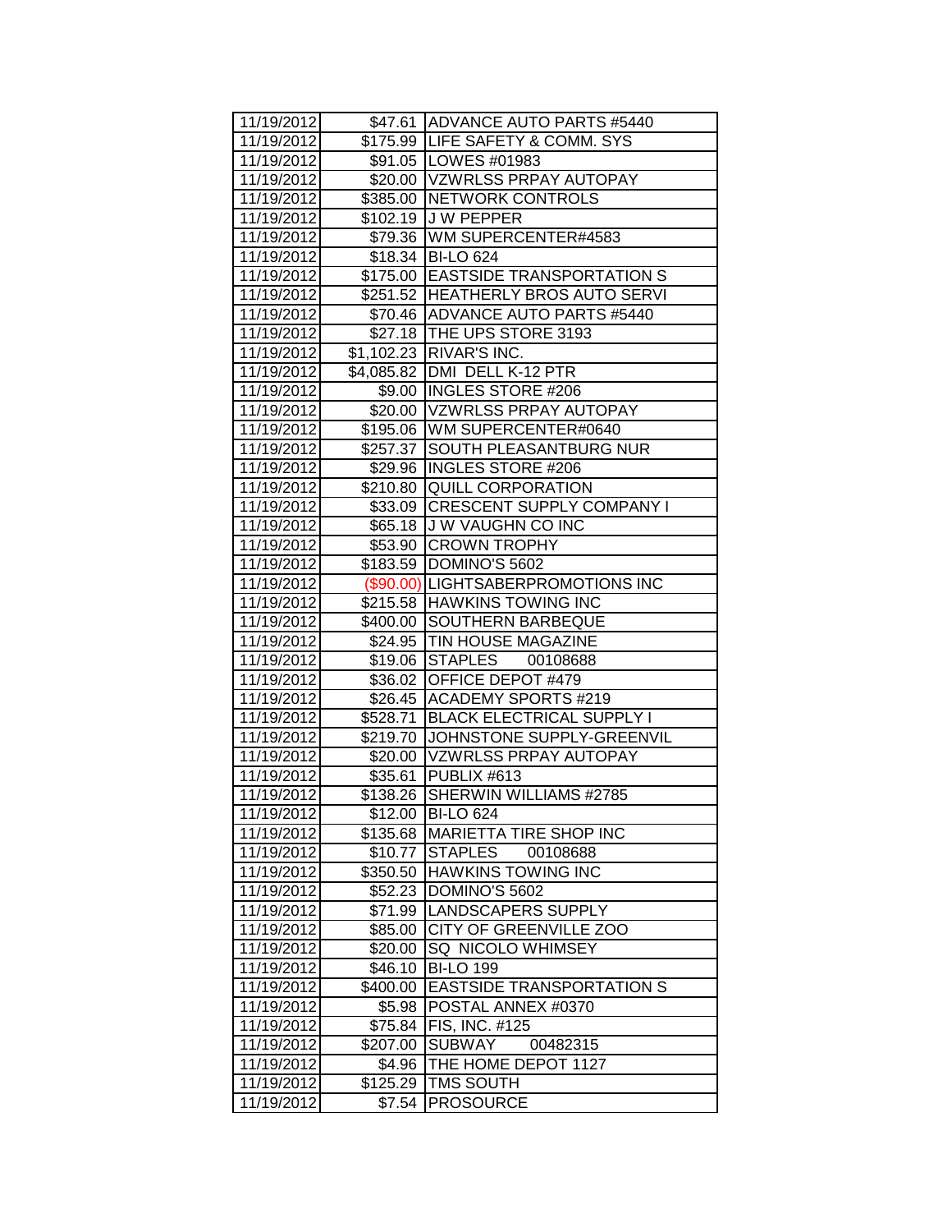| | | |
|---|---|---|
| 11/19/2012 | $47.61 | ADVANCE AUTO PARTS #5440 |
| 11/19/2012 | $175.99 | LIFE SAFETY & COMM. SYS |
| 11/19/2012 | $91.05 | LOWES #01983 |
| 11/19/2012 | $20.00 | VZWRLSS PRPAY AUTOPAY |
| 11/19/2012 | $385.00 | NETWORK CONTROLS |
| 11/19/2012 | $102.19 | J W PEPPER |
| 11/19/2012 | $79.36 | WM SUPERCENTER#4583 |
| 11/19/2012 | $18.34 | BI-LO 624 |
| 11/19/2012 | $175.00 | EASTSIDE TRANSPORTATION S |
| 11/19/2012 | $251.52 | HEATHERLY BROS AUTO SERVI |
| 11/19/2012 | $70.46 | ADVANCE AUTO PARTS #5440 |
| 11/19/2012 | $27.18 | THE UPS STORE 3193 |
| 11/19/2012 | $1,102.23 | RIVAR'S INC. |
| 11/19/2012 | $4,085.82 | DMI DELL K-12 PTR |
| 11/19/2012 | $9.00 | INGLES STORE #206 |
| 11/19/2012 | $20.00 | VZWRLSS PRPAY AUTOPAY |
| 11/19/2012 | $195.06 | WM SUPERCENTER#0640 |
| 11/19/2012 | $257.37 | SOUTH PLEASANTBURG NUR |
| 11/19/2012 | $29.96 | INGLES STORE #206 |
| 11/19/2012 | $210.80 | QUILL CORPORATION |
| 11/19/2012 | $33.09 | CRESCENT SUPPLY COMPANY I |
| 11/19/2012 | $65.18 | J W VAUGHN CO INC |
| 11/19/2012 | $53.90 | CROWN TROPHY |
| 11/19/2012 | $183.59 | DOMINO'S 5602 |
| 11/19/2012 | ($90.00) | LIGHTSABERPROMOTIONS INC |
| 11/19/2012 | $215.58 | HAWKINS TOWING INC |
| 11/19/2012 | $400.00 | SOUTHERN BARBEQUE |
| 11/19/2012 | $24.95 | TIN HOUSE MAGAZINE |
| 11/19/2012 | $19.06 | STAPLES 00108688 |
| 11/19/2012 | $36.02 | OFFICE DEPOT #479 |
| 11/19/2012 | $26.45 | ACADEMY SPORTS #219 |
| 11/19/2012 | $528.71 | BLACK ELECTRICAL SUPPLY I |
| 11/19/2012 | $219.70 | JOHNSTONE SUPPLY-GREENVIL |
| 11/19/2012 | $20.00 | VZWRLSS PRPAY AUTOPAY |
| 11/19/2012 | $35.61 | PUBLIX #613 |
| 11/19/2012 | $138.26 | SHERWIN WILLIAMS #2785 |
| 11/19/2012 | $12.00 | BI-LO 624 |
| 11/19/2012 | $135.68 | MARIETTA TIRE SHOP INC |
| 11/19/2012 | $10.77 | STAPLES 00108688 |
| 11/19/2012 | $350.50 | HAWKINS TOWING INC |
| 11/19/2012 | $52.23 | DOMINO'S 5602 |
| 11/19/2012 | $71.99 | LANDSCAPERS SUPPLY |
| 11/19/2012 | $85.00 | CITY OF GREENVILLE ZOO |
| 11/19/2012 | $20.00 | SQ NICOLO WHIMSEY |
| 11/19/2012 | $46.10 | BI-LO 199 |
| 11/19/2012 | $400.00 | EASTSIDE TRANSPORTATION S |
| 11/19/2012 | $5.98 | POSTAL ANNEX #0370 |
| 11/19/2012 | $75.84 | FIS, INC. #125 |
| 11/19/2012 | $207.00 | SUBWAY 00482315 |
| 11/19/2012 | $4.96 | THE HOME DEPOT 1127 |
| 11/19/2012 | $125.29 | TMS SOUTH |
| 11/19/2012 | $7.54 | PROSOURCE |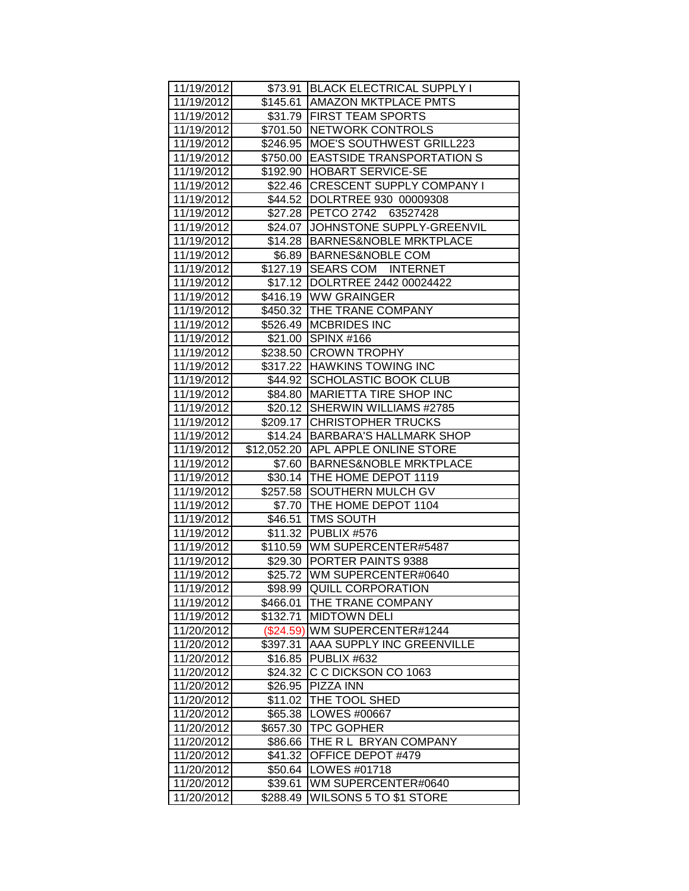| | | |
|---|---|---|
| 11/19/2012 | $73.91 | BLACK ELECTRICAL SUPPLY I |
| 11/19/2012 | $145.61 | AMAZON MKTPLACE PMTS |
| 11/19/2012 | $31.79 | FIRST TEAM SPORTS |
| 11/19/2012 | $701.50 | NETWORK CONTROLS |
| 11/19/2012 | $246.95 | MOE'S SOUTHWEST GRILL223 |
| 11/19/2012 | $750.00 | EASTSIDE TRANSPORTATION S |
| 11/19/2012 | $192.90 | HOBART SERVICE-SE |
| 11/19/2012 | $22.46 | CRESCENT SUPPLY COMPANY I |
| 11/19/2012 | $44.52 | DOLRTREE 930 00009308 |
| 11/19/2012 | $27.28 | PETCO 2742 63527428 |
| 11/19/2012 | $24.07 | JOHNSTONE SUPPLY-GREENVIL |
| 11/19/2012 | $14.28 | BARNES&NOBLE MRKTPLACE |
| 11/19/2012 | $6.89 | BARNES&NOBLE COM |
| 11/19/2012 | $127.19 | SEARS COM INTERNET |
| 11/19/2012 | $17.12 | DOLRTREE 2442 00024422 |
| 11/19/2012 | $416.19 | WW GRAINGER |
| 11/19/2012 | $450.32 | THE TRANE COMPANY |
| 11/19/2012 | $526.49 | MCBRIDES INC |
| 11/19/2012 | $21.00 | SPINX #166 |
| 11/19/2012 | $238.50 | CROWN TROPHY |
| 11/19/2012 | $317.22 | HAWKINS TOWING INC |
| 11/19/2012 | $44.92 | SCHOLASTIC BOOK CLUB |
| 11/19/2012 | $84.80 | MARIETTA TIRE SHOP INC |
| 11/19/2012 | $20.12 | SHERWIN WILLIAMS #2785 |
| 11/19/2012 | $209.17 | CHRISTOPHER TRUCKS |
| 11/19/2012 | $14.24 | BARBARA'S HALLMARK SHOP |
| 11/19/2012 | $12,052.20 | APL APPLE ONLINE STORE |
| 11/19/2012 | $7.60 | BARNES&NOBLE MRKTPLACE |
| 11/19/2012 | $30.14 | THE HOME DEPOT 1119 |
| 11/19/2012 | $257.58 | SOUTHERN MULCH GV |
| 11/19/2012 | $7.70 | THE HOME DEPOT 1104 |
| 11/19/2012 | $46.51 | TMS SOUTH |
| 11/19/2012 | $11.32 | PUBLIX #576 |
| 11/19/2012 | $110.59 | WM SUPERCENTER#5487 |
| 11/19/2012 | $29.30 | PORTER PAINTS 9388 |
| 11/19/2012 | $25.72 | WM SUPERCENTER#0640 |
| 11/19/2012 | $98.99 | QUILL CORPORATION |
| 11/19/2012 | $466.01 | THE TRANE COMPANY |
| 11/19/2012 | $132.71 | MIDTOWN DELI |
| 11/20/2012 | ($24.59) | WM SUPERCENTER#1244 |
| 11/20/2012 | $397.31 | AAA SUPPLY INC GREENVILLE |
| 11/20/2012 | $16.85 | PUBLIX #632 |
| 11/20/2012 | $24.32 | C C DICKSON CO 1063 |
| 11/20/2012 | $26.95 | PIZZA INN |
| 11/20/2012 | $11.02 | THE TOOL SHED |
| 11/20/2012 | $65.38 | LOWES #00667 |
| 11/20/2012 | $657.30 | TPC GOPHER |
| 11/20/2012 | $86.66 | THE R L BRYAN COMPANY |
| 11/20/2012 | $41.32 | OFFICE DEPOT #479 |
| 11/20/2012 | $50.64 | LOWES #01718 |
| 11/20/2012 | $39.61 | WM SUPERCENTER#0640 |
| 11/20/2012 | $288.49 | WILSONS 5 TO $1 STORE |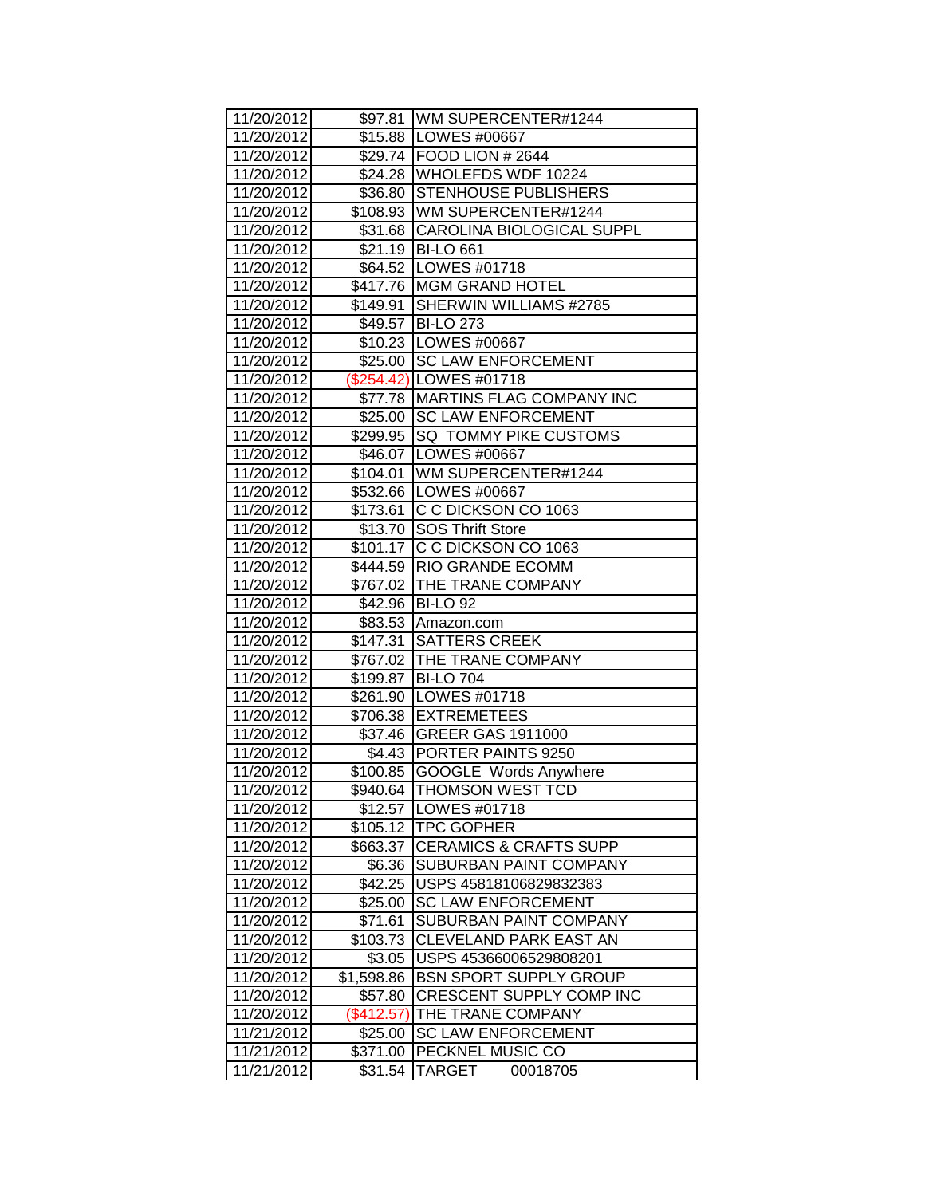| | | |
|---|---|---|
| 11/20/2012 | $97.81 | WM SUPERCENTER#1244 |
| 11/20/2012 | $15.88 | LOWES #00667 |
| 11/20/2012 | $29.74 | FOOD LION # 2644 |
| 11/20/2012 | $24.28 | WHOLEFDS WDF 10224 |
| 11/20/2012 | $36.80 | STENHOUSE PUBLISHERS |
| 11/20/2012 | $108.93 | WM SUPERCENTER#1244 |
| 11/20/2012 | $31.68 | CAROLINA BIOLOGICAL SUPPL |
| 11/20/2012 | $21.19 | BI-LO 661 |
| 11/20/2012 | $64.52 | LOWES #01718 |
| 11/20/2012 | $417.76 | MGM GRAND HOTEL |
| 11/20/2012 | $149.91 | SHERWIN WILLIAMS #2785 |
| 11/20/2012 | $49.57 | BI-LO 273 |
| 11/20/2012 | $10.23 | LOWES #00667 |
| 11/20/2012 | $25.00 | SC LAW ENFORCEMENT |
| 11/20/2012 | ($254.42) | LOWES #01718 |
| 11/20/2012 | $77.78 | MARTINS FLAG COMPANY INC |
| 11/20/2012 | $25.00 | SC LAW ENFORCEMENT |
| 11/20/2012 | $299.95 | SQ TOMMY PIKE CUSTOMS |
| 11/20/2012 | $46.07 | LOWES #00667 |
| 11/20/2012 | $104.01 | WM SUPERCENTER#1244 |
| 11/20/2012 | $532.66 | LOWES #00667 |
| 11/20/2012 | $173.61 | C C DICKSON CO 1063 |
| 11/20/2012 | $13.70 | SOS Thrift Store |
| 11/20/2012 | $101.17 | C C DICKSON CO 1063 |
| 11/20/2012 | $444.59 | RIO GRANDE ECOMM |
| 11/20/2012 | $767.02 | THE TRANE COMPANY |
| 11/20/2012 | $42.96 | BI-LO 92 |
| 11/20/2012 | $83.53 | Amazon.com |
| 11/20/2012 | $147.31 | SATTERS CREEK |
| 11/20/2012 | $767.02 | THE TRANE COMPANY |
| 11/20/2012 | $199.87 | BI-LO 704 |
| 11/20/2012 | $261.90 | LOWES #01718 |
| 11/20/2012 | $706.38 | EXTREMETEES |
| 11/20/2012 | $37.46 | GREER GAS 1911000 |
| 11/20/2012 | $4.43 | PORTER PAINTS 9250 |
| 11/20/2012 | $100.85 | GOOGLE Words Anywhere |
| 11/20/2012 | $940.64 | THOMSON WEST TCD |
| 11/20/2012 | $12.57 | LOWES #01718 |
| 11/20/2012 | $105.12 | TPC GOPHER |
| 11/20/2012 | $663.37 | CERAMICS & CRAFTS SUPP |
| 11/20/2012 | $6.36 | SUBURBAN PAINT COMPANY |
| 11/20/2012 | $42.25 | USPS 45818106829832383 |
| 11/20/2012 | $25.00 | SC LAW ENFORCEMENT |
| 11/20/2012 | $71.61 | SUBURBAN PAINT COMPANY |
| 11/20/2012 | $103.73 | CLEVELAND PARK EAST AN |
| 11/20/2012 | $3.05 | USPS 45366006529808201 |
| 11/20/2012 | $1,598.86 | BSN SPORT SUPPLY GROUP |
| 11/20/2012 | $57.80 | CRESCENT SUPPLY COMP INC |
| 11/20/2012 | ($412.57) | THE TRANE COMPANY |
| 11/21/2012 | $25.00 | SC LAW ENFORCEMENT |
| 11/21/2012 | $371.00 | PECKNEL MUSIC CO |
| 11/21/2012 | $31.54 | TARGET 00018705 |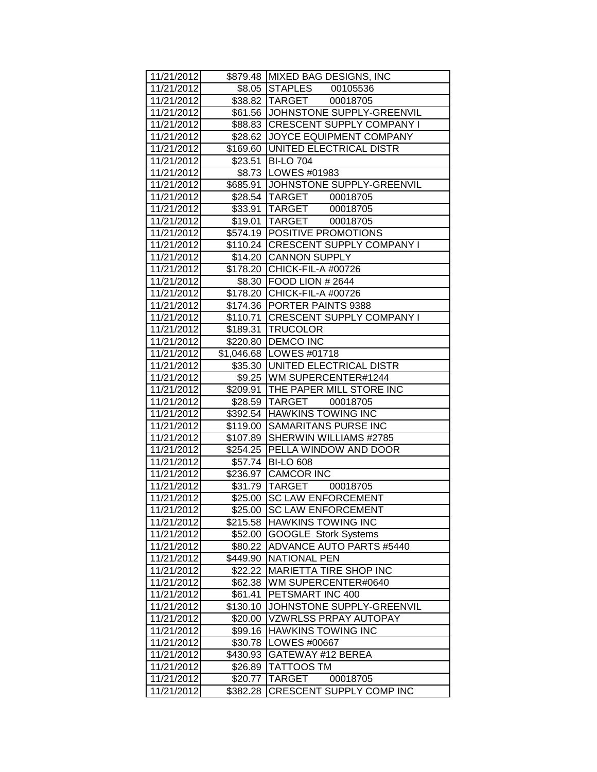| 11/21/2012 | $879.48 | MIXED BAG DESIGNS, INC |
|---|---|---|
| 11/21/2012 | $8.05 | STAPLES 00105536 |
| 11/21/2012 | $38.82 | TARGET 00018705 |
| 11/21/2012 | $61.56 | JOHNSTONE SUPPLY-GREENVIL |
| 11/21/2012 | $88.83 | CRESCENT SUPPLY COMPANY I |
| 11/21/2012 | $28.62 | JOYCE EQUIPMENT COMPANY |
| 11/21/2012 | $169.60 | UNITED ELECTRICAL DISTR |
| 11/21/2012 | $23.51 | BI-LO 704 |
| 11/21/2012 | $8.73 | LOWES #01983 |
| 11/21/2012 | $685.91 | JOHNSTONE SUPPLY-GREENVIL |
| 11/21/2012 | $28.54 | TARGET 00018705 |
| 11/21/2012 | $33.91 | TARGET 00018705 |
| 11/21/2012 | $19.01 | TARGET 00018705 |
| 11/21/2012 | $574.19 | POSITIVE PROMOTIONS |
| 11/21/2012 | $110.24 | CRESCENT SUPPLY COMPANY I |
| 11/21/2012 | $14.20 | CANNON SUPPLY |
| 11/21/2012 | $178.20 | CHICK-FIL-A #00726 |
| 11/21/2012 | $8.30 | FOOD LION # 2644 |
| 11/21/2012 | $178.20 | CHICK-FIL-A #00726 |
| 11/21/2012 | $174.36 | PORTER PAINTS 9388 |
| 11/21/2012 | $110.71 | CRESCENT SUPPLY COMPANY I |
| 11/21/2012 | $189.31 | TRUCOLOR |
| 11/21/2012 | $220.80 | DEMCO INC |
| 11/21/2012 | $1,046.68 | LOWES #01718 |
| 11/21/2012 | $35.30 | UNITED ELECTRICAL DISTR |
| 11/21/2012 | $9.25 | WM SUPERCENTER#1244 |
| 11/21/2012 | $209.91 | THE PAPER MILL STORE INC |
| 11/21/2012 | $28.59 | TARGET 00018705 |
| 11/21/2012 | $392.54 | HAWKINS TOWING INC |
| 11/21/2012 | $119.00 | SAMARITANS PURSE INC |
| 11/21/2012 | $107.89 | SHERWIN WILLIAMS #2785 |
| 11/21/2012 | $254.25 | PELLA WINDOW AND DOOR |
| 11/21/2012 | $57.74 | BI-LO 608 |
| 11/21/2012 | $236.97 | CAMCOR INC |
| 11/21/2012 | $31.79 | TARGET 00018705 |
| 11/21/2012 | $25.00 | SC LAW ENFORCEMENT |
| 11/21/2012 | $25.00 | SC LAW ENFORCEMENT |
| 11/21/2012 | $215.58 | HAWKINS TOWING INC |
| 11/21/2012 | $52.00 | GOOGLE Stork Systems |
| 11/21/2012 | $80.22 | ADVANCE AUTO PARTS #5440 |
| 11/21/2012 | $449.90 | NATIONAL PEN |
| 11/21/2012 | $22.22 | MARIETTA TIRE SHOP INC |
| 11/21/2012 | $62.38 | WM SUPERCENTER#0640 |
| 11/21/2012 | $61.41 | PETSMART INC 400 |
| 11/21/2012 | $130.10 | JOHNSTONE SUPPLY-GREENVIL |
| 11/21/2012 | $20.00 | VZWRLSS PRPAY AUTOPAY |
| 11/21/2012 | $99.16 | HAWKINS TOWING INC |
| 11/21/2012 | $30.78 | LOWES #00667 |
| 11/21/2012 | $430.93 | GATEWAY #12 BEREA |
| 11/21/2012 | $26.89 | TATTOOS TM |
| 11/21/2012 | $20.77 | TARGET 00018705 |
| 11/21/2012 | $382.28 | CRESCENT SUPPLY COMP INC |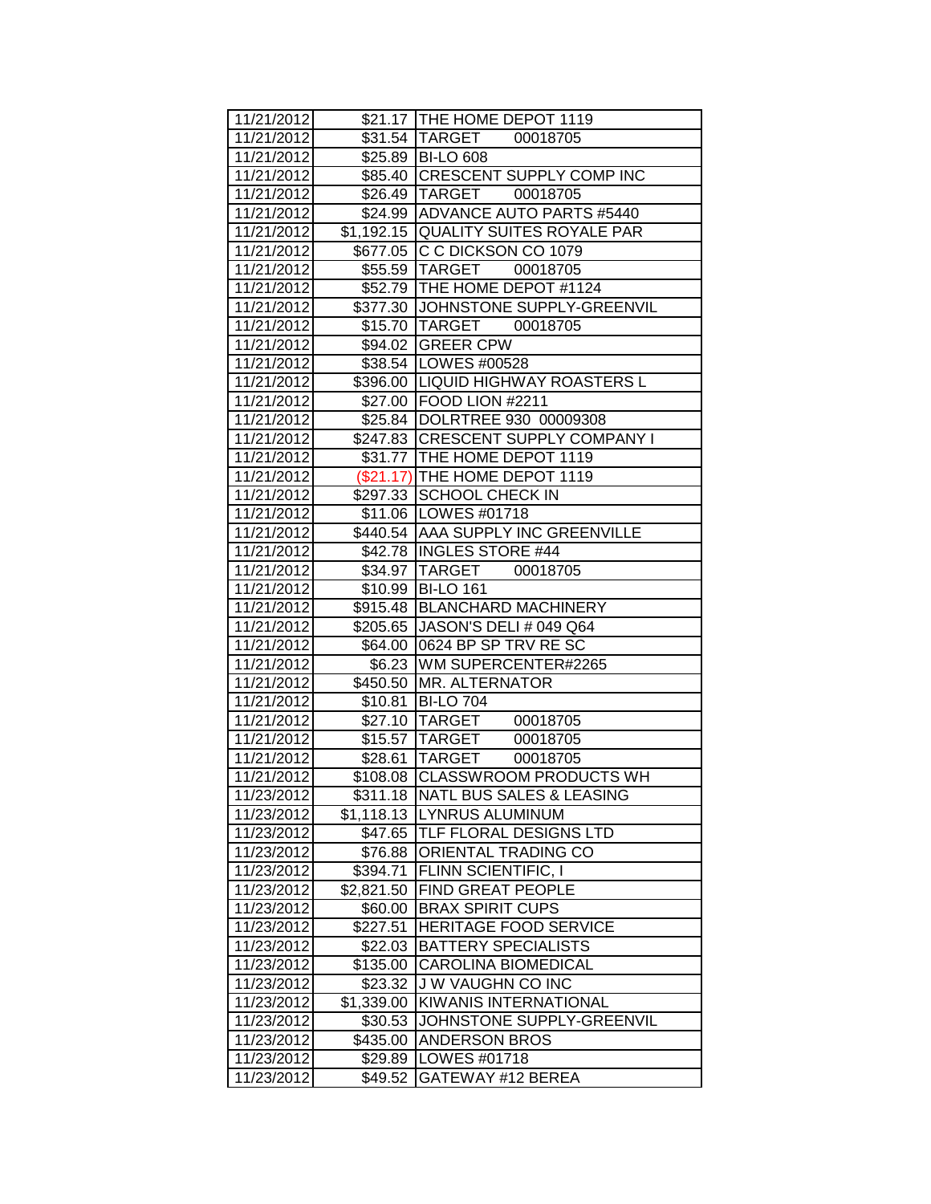| | | |
|---|---|---|
| 11/21/2012 | $21.17 | THE HOME DEPOT 1119 |
| 11/21/2012 | $31.54 | TARGET 00018705 |
| 11/21/2012 | $25.89 | BI-LO 608 |
| 11/21/2012 | $85.40 | CRESCENT SUPPLY COMP INC |
| 11/21/2012 | $26.49 | TARGET 00018705 |
| 11/21/2012 | $24.99 | ADVANCE AUTO PARTS #5440 |
| 11/21/2012 | $1,192.15 | QUALITY SUITES ROYALE PAR |
| 11/21/2012 | $677.05 | C C DICKSON CO 1079 |
| 11/21/2012 | $55.59 | TARGET 00018705 |
| 11/21/2012 | $52.79 | THE HOME DEPOT #1124 |
| 11/21/2012 | $377.30 | JOHNSTONE SUPPLY-GREENVIL |
| 11/21/2012 | $15.70 | TARGET 00018705 |
| 11/21/2012 | $94.02 | GREER CPW |
| 11/21/2012 | $38.54 | LOWES #00528 |
| 11/21/2012 | $396.00 | LIQUID HIGHWAY ROASTERS L |
| 11/21/2012 | $27.00 | FOOD LION #2211 |
| 11/21/2012 | $25.84 | DOLRTREE 930 00009308 |
| 11/21/2012 | $247.83 | CRESCENT SUPPLY COMPANY I |
| 11/21/2012 | $31.77 | THE HOME DEPOT 1119 |
| 11/21/2012 | ($21.17) | THE HOME DEPOT 1119 |
| 11/21/2012 | $297.33 | SCHOOL CHECK IN |
| 11/21/2012 | $11.06 | LOWES #01718 |
| 11/21/2012 | $440.54 | AAA SUPPLY INC GREENVILLE |
| 11/21/2012 | $42.78 | INGLES STORE #44 |
| 11/21/2012 | $34.97 | TARGET 00018705 |
| 11/21/2012 | $10.99 | BI-LO 161 |
| 11/21/2012 | $915.48 | BLANCHARD MACHINERY |
| 11/21/2012 | $205.65 | JASON'S DELI # 049 Q64 |
| 11/21/2012 | $64.00 | 0624 BP SP TRV RE SC |
| 11/21/2012 | $6.23 | WM SUPERCENTER#2265 |
| 11/21/2012 | $450.50 | MR. ALTERNATOR |
| 11/21/2012 | $10.81 | BI-LO 704 |
| 11/21/2012 | $27.10 | TARGET 00018705 |
| 11/21/2012 | $15.57 | TARGET 00018705 |
| 11/21/2012 | $28.61 | TARGET 00018705 |
| 11/21/2012 | $108.08 | CLASSWROOM PRODUCTS WH |
| 11/23/2012 | $311.18 | NATL BUS SALES & LEASING |
| 11/23/2012 | $1,118.13 | LYNRUS ALUMINUM |
| 11/23/2012 | $47.65 | TLF FLORAL DESIGNS LTD |
| 11/23/2012 | $76.88 | ORIENTAL TRADING CO |
| 11/23/2012 | $394.71 | FLINN SCIENTIFIC, I |
| 11/23/2012 | $2,821.50 | FIND GREAT PEOPLE |
| 11/23/2012 | $60.00 | BRAX SPIRIT CUPS |
| 11/23/2012 | $227.51 | HERITAGE FOOD SERVICE |
| 11/23/2012 | $22.03 | BATTERY SPECIALISTS |
| 11/23/2012 | $135.00 | CAROLINA BIOMEDICAL |
| 11/23/2012 | $23.32 | J W VAUGHN CO INC |
| 11/23/2012 | $1,339.00 | KIWANIS INTERNATIONAL |
| 11/23/2012 | $30.53 | JOHNSTONE SUPPLY-GREENVIL |
| 11/23/2012 | $435.00 | ANDERSON BROS |
| 11/23/2012 | $29.89 | LOWES #01718 |
| 11/23/2012 | $49.52 | GATEWAY #12 BEREA |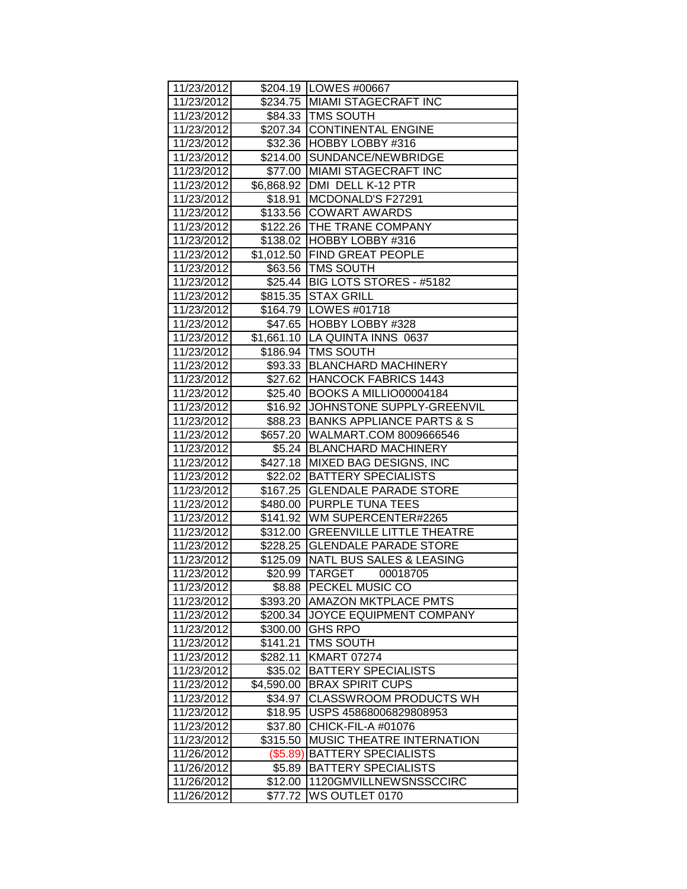| | | |
|---|---|---|
| 11/23/2012 | $204.19 | LOWES #00667 |
| 11/23/2012 | $234.75 | MIAMI STAGECRAFT INC |
| 11/23/2012 | $84.33 | TMS SOUTH |
| 11/23/2012 | $207.34 | CONTINENTAL ENGINE |
| 11/23/2012 | $32.36 | HOBBY LOBBY #316 |
| 11/23/2012 | $214.00 | SUNDANCE/NEWBRIDGE |
| 11/23/2012 | $77.00 | MIAMI STAGECRAFT INC |
| 11/23/2012 | $6,868.92 | DMI DELL K-12 PTR |
| 11/23/2012 | $18.91 | MCDONALD'S F27291 |
| 11/23/2012 | $133.56 | COWART AWARDS |
| 11/23/2012 | $122.26 | THE TRANE COMPANY |
| 11/23/2012 | $138.02 | HOBBY LOBBY #316 |
| 11/23/2012 | $1,012.50 | FIND GREAT PEOPLE |
| 11/23/2012 | $63.56 | TMS SOUTH |
| 11/23/2012 | $25.44 | BIG LOTS STORES - #5182 |
| 11/23/2012 | $815.35 | STAX GRILL |
| 11/23/2012 | $164.79 | LOWES #01718 |
| 11/23/2012 | $47.65 | HOBBY LOBBY #328 |
| 11/23/2012 | $1,661.10 | LA QUINTA INNS 0637 |
| 11/23/2012 | $186.94 | TMS SOUTH |
| 11/23/2012 | $93.33 | BLANCHARD MACHINERY |
| 11/23/2012 | $27.62 | HANCOCK FABRICS 1443 |
| 11/23/2012 | $25.40 | BOOKS A MILLIO00004184 |
| 11/23/2012 | $16.92 | JOHNSTONE SUPPLY-GREENVIL |
| 11/23/2012 | $88.23 | BANKS APPLIANCE PARTS & S |
| 11/23/2012 | $657.20 | WALMART.COM 8009666546 |
| 11/23/2012 | $5.24 | BLANCHARD MACHINERY |
| 11/23/2012 | $427.18 | MIXED BAG DESIGNS, INC |
| 11/23/2012 | $22.02 | BATTERY SPECIALISTS |
| 11/23/2012 | $167.25 | GLENDALE PARADE STORE |
| 11/23/2012 | $480.00 | PURPLE TUNA TEES |
| 11/23/2012 | $141.92 | WM SUPERCENTER#2265 |
| 11/23/2012 | $312.00 | GREENVILLE LITTLE THEATRE |
| 11/23/2012 | $228.25 | GLENDALE PARADE STORE |
| 11/23/2012 | $125.09 | NATL BUS SALES & LEASING |
| 11/23/2012 | $20.99 | TARGET 00018705 |
| 11/23/2012 | $8.88 | PECKEL MUSIC CO |
| 11/23/2012 | $393.20 | AMAZON MKTPLACE PMTS |
| 11/23/2012 | $200.34 | JOYCE EQUIPMENT COMPANY |
| 11/23/2012 | $300.00 | GHS RPO |
| 11/23/2012 | $141.21 | TMS SOUTH |
| 11/23/2012 | $282.11 | KMART 07274 |
| 11/23/2012 | $35.02 | BATTERY SPECIALISTS |
| 11/23/2012 | $4,590.00 | BRAX SPIRIT CUPS |
| 11/23/2012 | $34.97 | CLASSWROOM PRODUCTS WH |
| 11/23/2012 | $18.95 | USPS 45868006829808953 |
| 11/23/2012 | $37.80 | CHICK-FIL-A #01076 |
| 11/23/2012 | $315.50 | MUSIC THEATRE INTERNATION |
| 11/26/2012 | ($5.89) | BATTERY SPECIALISTS |
| 11/26/2012 | $5.89 | BATTERY SPECIALISTS |
| 11/26/2012 | $12.00 | 1120GMVILLNEWSNSSCCIRC |
| 11/26/2012 | $77.72 | WS OUTLET 0170 |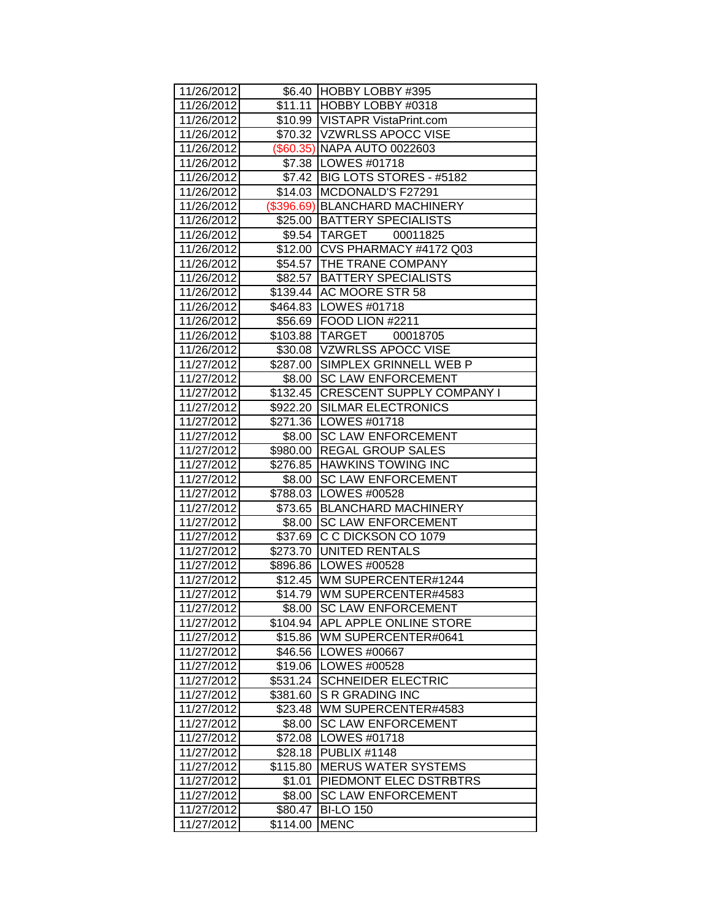| | | |
|---|---|---|
| 11/26/2012 | $6.40 | HOBBY LOBBY #395 |
| 11/26/2012 | $11.11 | HOBBY LOBBY #0318 |
| 11/26/2012 | $10.99 | VISTAPR VistaPrint.com |
| 11/26/2012 | $70.32 | VZWRLSS APOCC VISE |
| 11/26/2012 | ($60.35) | NAPA AUTO 0022603 |
| 11/26/2012 | $7.38 | LOWES #01718 |
| 11/26/2012 | $7.42 | BIG LOTS STORES - #5182 |
| 11/26/2012 | $14.03 | MCDONALD'S F27291 |
| 11/26/2012 | ($396.69) | BLANCHARD MACHINERY |
| 11/26/2012 | $25.00 | BATTERY SPECIALISTS |
| 11/26/2012 | $9.54 | TARGET 00011825 |
| 11/26/2012 | $12.00 | CVS PHARMACY #4172 Q03 |
| 11/26/2012 | $54.57 | THE TRANE COMPANY |
| 11/26/2012 | $82.57 | BATTERY SPECIALISTS |
| 11/26/2012 | $139.44 | AC MOORE STR 58 |
| 11/26/2012 | $464.83 | LOWES #01718 |
| 11/26/2012 | $56.69 | FOOD LION #2211 |
| 11/26/2012 | $103.88 | TARGET 00018705 |
| 11/26/2012 | $30.08 | VZWRLSS APOCC VISE |
| 11/27/2012 | $287.00 | SIMPLEX GRINNELL WEB P |
| 11/27/2012 | $8.00 | SC LAW ENFORCEMENT |
| 11/27/2012 | $132.45 | CRESCENT SUPPLY COMPANY I |
| 11/27/2012 | $922.20 | SILMAR ELECTRONICS |
| 11/27/2012 | $271.36 | LOWES #01718 |
| 11/27/2012 | $8.00 | SC LAW ENFORCEMENT |
| 11/27/2012 | $980.00 | REGAL GROUP SALES |
| 11/27/2012 | $276.85 | HAWKINS TOWING INC |
| 11/27/2012 | $8.00 | SC LAW ENFORCEMENT |
| 11/27/2012 | $788.03 | LOWES #00528 |
| 11/27/2012 | $73.65 | BLANCHARD MACHINERY |
| 11/27/2012 | $8.00 | SC LAW ENFORCEMENT |
| 11/27/2012 | $37.69 | C C DICKSON CO 1079 |
| 11/27/2012 | $273.70 | UNITED RENTALS |
| 11/27/2012 | $896.86 | LOWES #00528 |
| 11/27/2012 | $12.45 | WM SUPERCENTER#1244 |
| 11/27/2012 | $14.79 | WM SUPERCENTER#4583 |
| 11/27/2012 | $8.00 | SC LAW ENFORCEMENT |
| 11/27/2012 | $104.94 | APL APPLE ONLINE STORE |
| 11/27/2012 | $15.86 | WM SUPERCENTER#0641 |
| 11/27/2012 | $46.56 | LOWES #00667 |
| 11/27/2012 | $19.06 | LOWES #00528 |
| 11/27/2012 | $531.24 | SCHNEIDER ELECTRIC |
| 11/27/2012 | $381.60 | S R GRADING INC |
| 11/27/2012 | $23.48 | WM SUPERCENTER#4583 |
| 11/27/2012 | $8.00 | SC LAW ENFORCEMENT |
| 11/27/2012 | $72.08 | LOWES #01718 |
| 11/27/2012 | $28.18 | PUBLIX #1148 |
| 11/27/2012 | $115.80 | MERUS WATER SYSTEMS |
| 11/27/2012 | $1.01 | PIEDMONT ELEC DSTRBTRS |
| 11/27/2012 | $8.00 | SC LAW ENFORCEMENT |
| 11/27/2012 | $80.47 | BI-LO 150 |
| 11/27/2012 | $114.00 | MENC |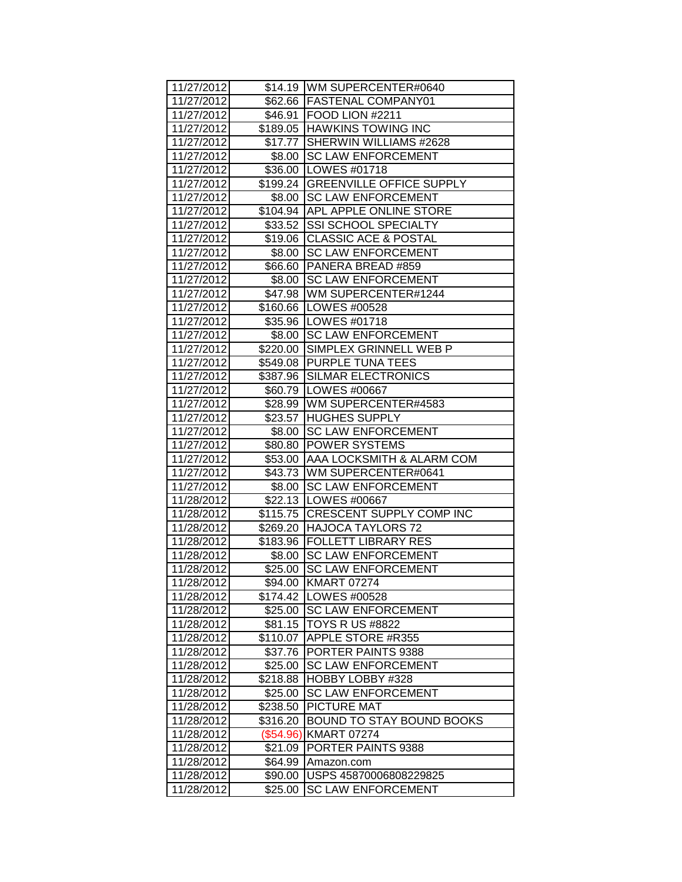| | | |
|---|---|---|
| 11/27/2012 | $14.19 | WM SUPERCENTER#0640 |
| 11/27/2012 | $62.66 | FASTENAL COMPANY01 |
| 11/27/2012 | $46.91 | FOOD LION #2211 |
| 11/27/2012 | $189.05 | HAWKINS TOWING INC |
| 11/27/2012 | $17.77 | SHERWIN WILLIAMS #2628 |
| 11/27/2012 | $8.00 | SC LAW ENFORCEMENT |
| 11/27/2012 | $36.00 | LOWES #01718 |
| 11/27/2012 | $199.24 | GREENVILLE OFFICE SUPPLY |
| 11/27/2012 | $8.00 | SC LAW ENFORCEMENT |
| 11/27/2012 | $104.94 | APL APPLE ONLINE STORE |
| 11/27/2012 | $33.52 | SSI SCHOOL SPECIALTY |
| 11/27/2012 | $19.06 | CLASSIC ACE & POSTAL |
| 11/27/2012 | $8.00 | SC LAW ENFORCEMENT |
| 11/27/2012 | $66.60 | PANERA BREAD #859 |
| 11/27/2012 | $8.00 | SC LAW ENFORCEMENT |
| 11/27/2012 | $47.98 | WM SUPERCENTER#1244 |
| 11/27/2012 | $160.66 | LOWES #00528 |
| 11/27/2012 | $35.96 | LOWES #01718 |
| 11/27/2012 | $8.00 | SC LAW ENFORCEMENT |
| 11/27/2012 | $220.00 | SIMPLEX GRINNELL WEB P |
| 11/27/2012 | $549.08 | PURPLE TUNA TEES |
| 11/27/2012 | $387.96 | SILMAR ELECTRONICS |
| 11/27/2012 | $60.79 | LOWES #00667 |
| 11/27/2012 | $28.99 | WM SUPERCENTER#4583 |
| 11/27/2012 | $23.57 | HUGHES SUPPLY |
| 11/27/2012 | $8.00 | SC LAW ENFORCEMENT |
| 11/27/2012 | $80.80 | POWER SYSTEMS |
| 11/27/2012 | $53.00 | AAA LOCKSMITH & ALARM COM |
| 11/27/2012 | $43.73 | WM SUPERCENTER#0641 |
| 11/27/2012 | $8.00 | SC LAW ENFORCEMENT |
| 11/28/2012 | $22.13 | LOWES #00667 |
| 11/28/2012 | $115.75 | CRESCENT SUPPLY COMP INC |
| 11/28/2012 | $269.20 | HAJOCA TAYLORS 72 |
| 11/28/2012 | $183.96 | FOLLETT LIBRARY RES |
| 11/28/2012 | $8.00 | SC LAW ENFORCEMENT |
| 11/28/2012 | $25.00 | SC LAW ENFORCEMENT |
| 11/28/2012 | $94.00 | KMART 07274 |
| 11/28/2012 | $174.42 | LOWES #00528 |
| 11/28/2012 | $25.00 | SC LAW ENFORCEMENT |
| 11/28/2012 | $81.15 | TOYS R US #8822 |
| 11/28/2012 | $110.07 | APPLE STORE #R355 |
| 11/28/2012 | $37.76 | PORTER PAINTS 9388 |
| 11/28/2012 | $25.00 | SC LAW ENFORCEMENT |
| 11/28/2012 | $218.88 | HOBBY LOBBY #328 |
| 11/28/2012 | $25.00 | SC LAW ENFORCEMENT |
| 11/28/2012 | $238.50 | PICTURE MAT |
| 11/28/2012 | $316.20 | BOUND TO STAY BOUND BOOKS |
| 11/28/2012 | ($54.96) | KMART 07274 |
| 11/28/2012 | $21.09 | PORTER PAINTS 9388 |
| 11/28/2012 | $64.99 | Amazon.com |
| 11/28/2012 | $90.00 | USPS 45870006808229825 |
| 11/28/2012 | $25.00 | SC LAW ENFORCEMENT |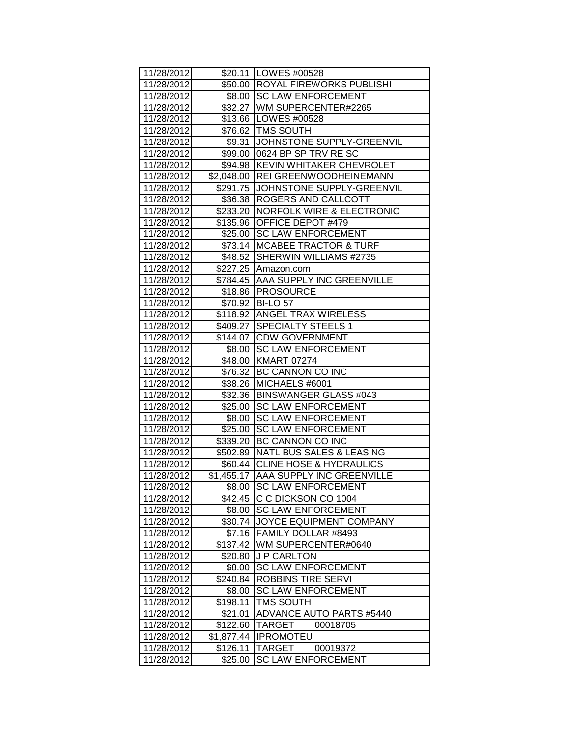| | | |
|---|---|---|
| 11/28/2012 | $20.11 | LOWES #00528 |
| 11/28/2012 | $50.00 | ROYAL FIREWORKS PUBLISHI |
| 11/28/2012 | $8.00 | SC LAW ENFORCEMENT |
| 11/28/2012 | $32.27 | WM SUPERCENTER#2265 |
| 11/28/2012 | $13.66 | LOWES #00528 |
| 11/28/2012 | $76.62 | TMS SOUTH |
| 11/28/2012 | $9.31 | JOHNSTONE SUPPLY-GREENVIL |
| 11/28/2012 | $99.00 | 0624 BP SP TRV RE SC |
| 11/28/2012 | $94.98 | KEVIN WHITAKER CHEVROLET |
| 11/28/2012 | $2,048.00 | REI GREENWOODHEINEMANN |
| 11/28/2012 | $291.75 | JOHNSTONE SUPPLY-GREENVIL |
| 11/28/2012 | $36.38 | ROGERS AND CALLCOTT |
| 11/28/2012 | $233.20 | NORFOLK WIRE & ELECTRONIC |
| 11/28/2012 | $135.96 | OFFICE DEPOT #479 |
| 11/28/2012 | $25.00 | SC LAW ENFORCEMENT |
| 11/28/2012 | $73.14 | MCABEE TRACTOR & TURF |
| 11/28/2012 | $48.52 | SHERWIN WILLIAMS #2735 |
| 11/28/2012 | $227.25 | Amazon.com |
| 11/28/2012 | $784.45 | AAA SUPPLY INC GREENVILLE |
| 11/28/2012 | $18.86 | PROSOURCE |
| 11/28/2012 | $70.92 | BI-LO 57 |
| 11/28/2012 | $118.92 | ANGEL TRAX WIRELESS |
| 11/28/2012 | $409.27 | SPECIALTY STEELS 1 |
| 11/28/2012 | $144.07 | CDW GOVERNMENT |
| 11/28/2012 | $8.00 | SC LAW ENFORCEMENT |
| 11/28/2012 | $48.00 | KMART 07274 |
| 11/28/2012 | $76.32 | BC CANNON CO INC |
| 11/28/2012 | $38.26 | MICHAELS #6001 |
| 11/28/2012 | $32.36 | BINSWANGER GLASS #043 |
| 11/28/2012 | $25.00 | SC LAW ENFORCEMENT |
| 11/28/2012 | $8.00 | SC LAW ENFORCEMENT |
| 11/28/2012 | $25.00 | SC LAW ENFORCEMENT |
| 11/28/2012 | $339.20 | BC CANNON CO INC |
| 11/28/2012 | $502.89 | NATL BUS SALES & LEASING |
| 11/28/2012 | $60.44 | CLINE HOSE & HYDRAULICS |
| 11/28/2012 | $1,455.17 | AAA SUPPLY INC GREENVILLE |
| 11/28/2012 | $8.00 | SC LAW ENFORCEMENT |
| 11/28/2012 | $42.45 | C C DICKSON CO 1004 |
| 11/28/2012 | $8.00 | SC LAW ENFORCEMENT |
| 11/28/2012 | $30.74 | JOYCE EQUIPMENT COMPANY |
| 11/28/2012 | $7.16 | FAMILY DOLLAR #8493 |
| 11/28/2012 | $137.42 | WM SUPERCENTER#0640 |
| 11/28/2012 | $20.80 | J P CARLTON |
| 11/28/2012 | $8.00 | SC LAW ENFORCEMENT |
| 11/28/2012 | $240.84 | ROBBINS TIRE SERVI |
| 11/28/2012 | $8.00 | SC LAW ENFORCEMENT |
| 11/28/2012 | $198.11 | TMS SOUTH |
| 11/28/2012 | $21.01 | ADVANCE AUTO PARTS #5440 |
| 11/28/2012 | $122.60 | TARGET 00018705 |
| 11/28/2012 | $1,877.44 | IPROMOTEU |
| 11/28/2012 | $126.11 | TARGET 00019372 |
| 11/28/2012 | $25.00 | SC LAW ENFORCEMENT |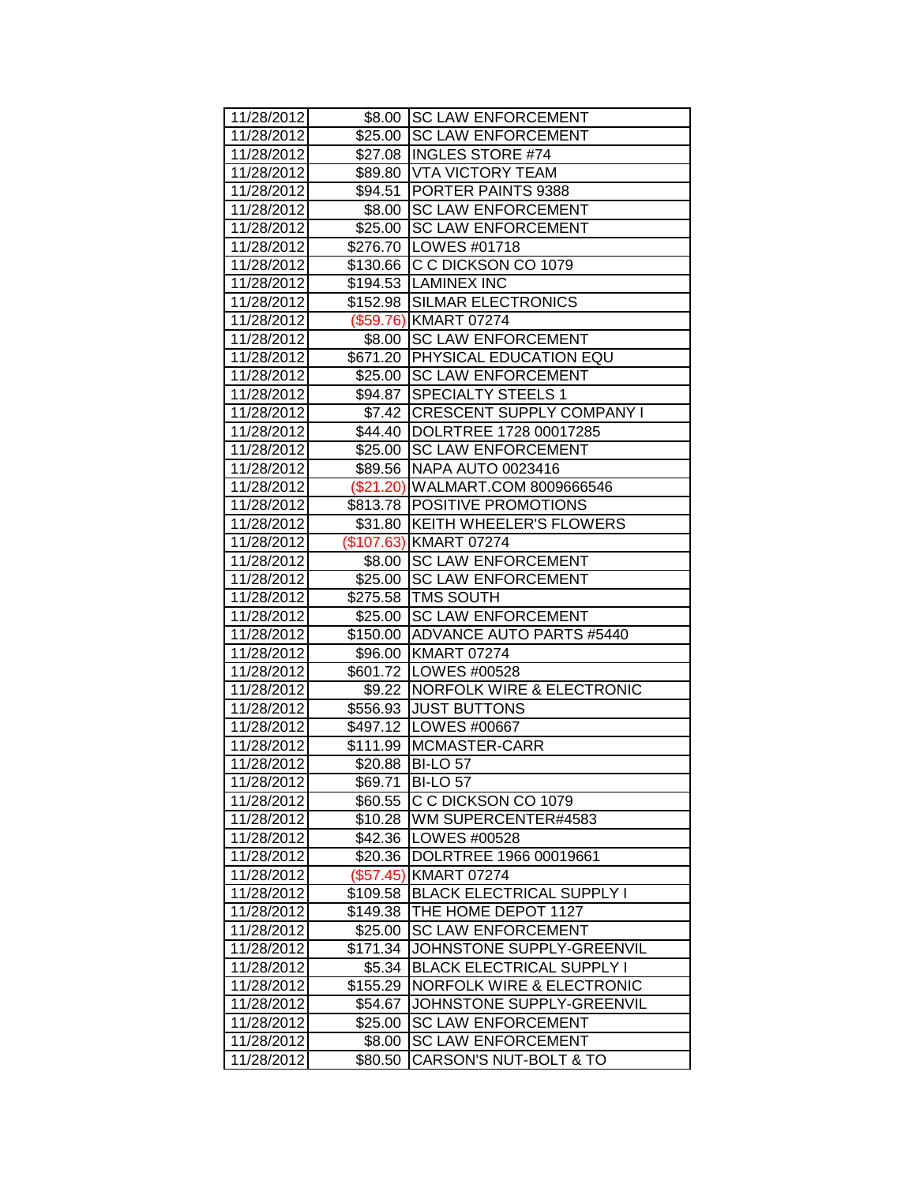| | | |
|---|---|---|
| 11/28/2012 | $8.00 | SC LAW ENFORCEMENT |
| 11/28/2012 | $25.00 | SC LAW ENFORCEMENT |
| 11/28/2012 | $27.08 | INGLES STORE #74 |
| 11/28/2012 | $89.80 | VTA VICTORY TEAM |
| 11/28/2012 | $94.51 | PORTER PAINTS 9388 |
| 11/28/2012 | $8.00 | SC LAW ENFORCEMENT |
| 11/28/2012 | $25.00 | SC LAW ENFORCEMENT |
| 11/28/2012 | $276.70 | LOWES #01718 |
| 11/28/2012 | $130.66 | C C DICKSON CO 1079 |
| 11/28/2012 | $194.53 | LAMINEX INC |
| 11/28/2012 | $152.98 | SILMAR ELECTRONICS |
| 11/28/2012 | ($59.76) | KMART 07274 |
| 11/28/2012 | $8.00 | SC LAW ENFORCEMENT |
| 11/28/2012 | $671.20 | PHYSICAL EDUCATION EQU |
| 11/28/2012 | $25.00 | SC LAW ENFORCEMENT |
| 11/28/2012 | $94.87 | SPECIALTY STEELS 1 |
| 11/28/2012 | $7.42 | CRESCENT SUPPLY COMPANY I |
| 11/28/2012 | $44.40 | DOLRTREE 1728 00017285 |
| 11/28/2012 | $25.00 | SC LAW ENFORCEMENT |
| 11/28/2012 | $89.56 | NAPA AUTO 0023416 |
| 11/28/2012 | ($21.20) | WALMART.COM 8009666546 |
| 11/28/2012 | $813.78 | POSITIVE PROMOTIONS |
| 11/28/2012 | $31.80 | KEITH WHEELER'S FLOWERS |
| 11/28/2012 | ($107.63) | KMART 07274 |
| 11/28/2012 | $8.00 | SC LAW ENFORCEMENT |
| 11/28/2012 | $25.00 | SC LAW ENFORCEMENT |
| 11/28/2012 | $275.58 | TMS SOUTH |
| 11/28/2012 | $25.00 | SC LAW ENFORCEMENT |
| 11/28/2012 | $150.00 | ADVANCE AUTO PARTS #5440 |
| 11/28/2012 | $96.00 | KMART 07274 |
| 11/28/2012 | $601.72 | LOWES #00528 |
| 11/28/2012 | $9.22 | NORFOLK WIRE & ELECTRONIC |
| 11/28/2012 | $556.93 | JUST BUTTONS |
| 11/28/2012 | $497.12 | LOWES #00667 |
| 11/28/2012 | $111.99 | MCMASTER-CARR |
| 11/28/2012 | $20.88 | BI-LO 57 |
| 11/28/2012 | $69.71 | BI-LO 57 |
| 11/28/2012 | $60.55 | C C DICKSON CO 1079 |
| 11/28/2012 | $10.28 | WM SUPERCENTER#4583 |
| 11/28/2012 | $42.36 | LOWES #00528 |
| 11/28/2012 | $20.36 | DOLRTREE 1966 00019661 |
| 11/28/2012 | ($57.45) | KMART 07274 |
| 11/28/2012 | $109.58 | BLACK ELECTRICAL SUPPLY I |
| 11/28/2012 | $149.38 | THE HOME DEPOT 1127 |
| 11/28/2012 | $25.00 | SC LAW ENFORCEMENT |
| 11/28/2012 | $171.34 | JOHNSTONE SUPPLY-GREENVIL |
| 11/28/2012 | $5.34 | BLACK ELECTRICAL SUPPLY I |
| 11/28/2012 | $155.29 | NORFOLK WIRE & ELECTRONIC |
| 11/28/2012 | $54.67 | JOHNSTONE SUPPLY-GREENVIL |
| 11/28/2012 | $25.00 | SC LAW ENFORCEMENT |
| 11/28/2012 | $8.00 | SC LAW ENFORCEMENT |
| 11/28/2012 | $80.50 | CARSON'S NUT-BOLT & TO |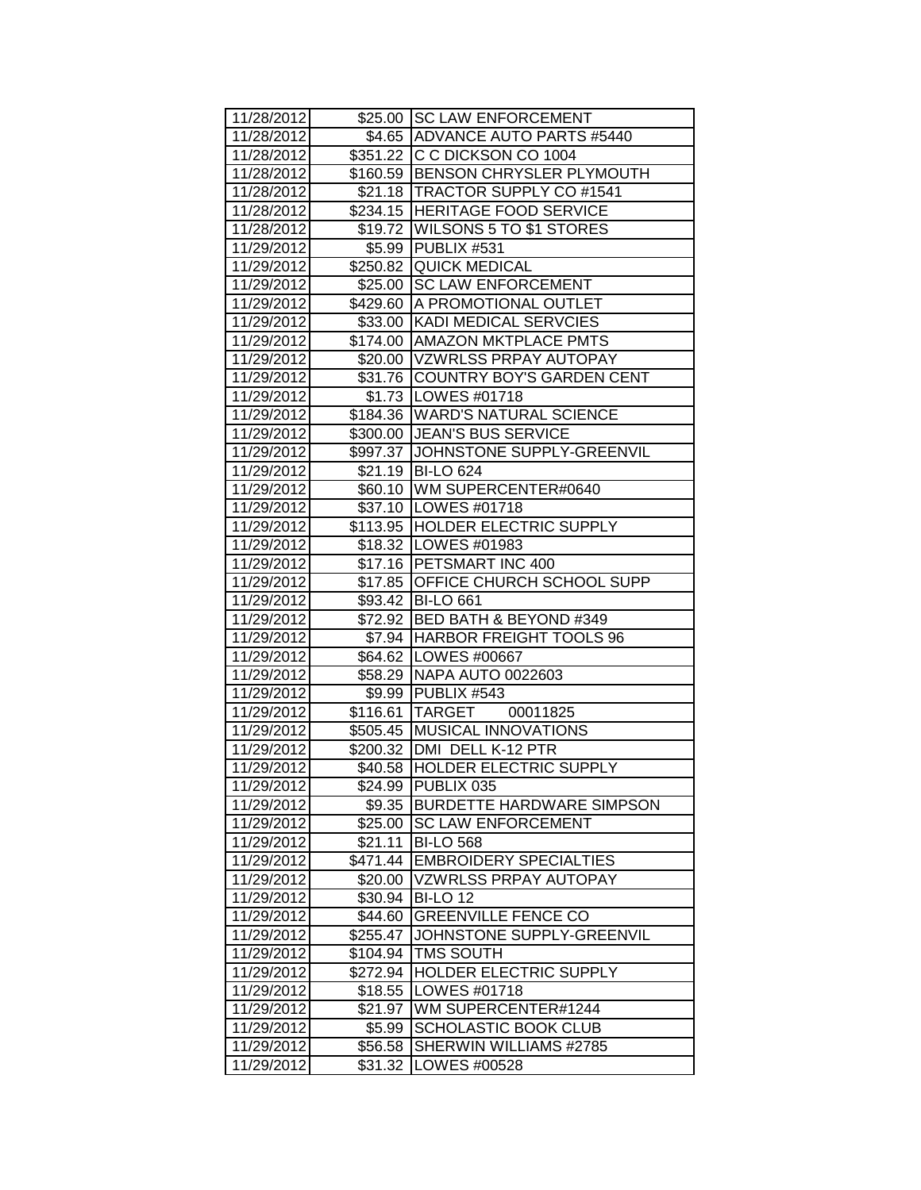| | | |
|---|---|---|
| 11/28/2012 | $25.00 | SC LAW ENFORCEMENT |
| 11/28/2012 | $4.65 | ADVANCE AUTO PARTS #5440 |
| 11/28/2012 | $351.22 | C C DICKSON CO 1004 |
| 11/28/2012 | $160.59 | BENSON CHRYSLER PLYMOUTH |
| 11/28/2012 | $21.18 | TRACTOR SUPPLY CO #1541 |
| 11/28/2012 | $234.15 | HERITAGE FOOD SERVICE |
| 11/28/2012 | $19.72 | WILSONS 5 TO $1 STORES |
| 11/29/2012 | $5.99 | PUBLIX #531 |
| 11/29/2012 | $250.82 | QUICK MEDICAL |
| 11/29/2012 | $25.00 | SC LAW ENFORCEMENT |
| 11/29/2012 | $429.60 | A PROMOTIONAL OUTLET |
| 11/29/2012 | $33.00 | KADI MEDICAL SERVCIES |
| 11/29/2012 | $174.00 | AMAZON MKTPLACE PMTS |
| 11/29/2012 | $20.00 | VZWRLSS PRPAY AUTOPAY |
| 11/29/2012 | $31.76 | COUNTRY BOY'S GARDEN CENT |
| 11/29/2012 | $1.73 | LOWES #01718 |
| 11/29/2012 | $184.36 | WARD'S NATURAL SCIENCE |
| 11/29/2012 | $300.00 | JEAN'S BUS SERVICE |
| 11/29/2012 | $997.37 | JOHNSTONE SUPPLY-GREENVIL |
| 11/29/2012 | $21.19 | BI-LO 624 |
| 11/29/2012 | $60.10 | WM SUPERCENTER#0640 |
| 11/29/2012 | $37.10 | LOWES #01718 |
| 11/29/2012 | $113.95 | HOLDER ELECTRIC SUPPLY |
| 11/29/2012 | $18.32 | LOWES #01983 |
| 11/29/2012 | $17.16 | PETSMART INC 400 |
| 11/29/2012 | $17.85 | OFFICE CHURCH SCHOOL SUPP |
| 11/29/2012 | $93.42 | BI-LO 661 |
| 11/29/2012 | $72.92 | BED BATH & BEYOND #349 |
| 11/29/2012 | $7.94 | HARBOR FREIGHT TOOLS 96 |
| 11/29/2012 | $64.62 | LOWES #00667 |
| 11/29/2012 | $58.29 | NAPA AUTO 0022603 |
| 11/29/2012 | $9.99 | PUBLIX #543 |
| 11/29/2012 | $116.61 | TARGET 00011825 |
| 11/29/2012 | $505.45 | MUSICAL INNOVATIONS |
| 11/29/2012 | $200.32 | DMI DELL K-12 PTR |
| 11/29/2012 | $40.58 | HOLDER ELECTRIC SUPPLY |
| 11/29/2012 | $24.99 | PUBLIX 035 |
| 11/29/2012 | $9.35 | BURDETTE HARDWARE SIMPSON |
| 11/29/2012 | $25.00 | SC LAW ENFORCEMENT |
| 11/29/2012 | $21.11 | BI-LO 568 |
| 11/29/2012 | $471.44 | EMBROIDERY SPECIALTIES |
| 11/29/2012 | $20.00 | VZWRLSS PRPAY AUTOPAY |
| 11/29/2012 | $30.94 | BI-LO 12 |
| 11/29/2012 | $44.60 | GREENVILLE FENCE CO |
| 11/29/2012 | $255.47 | JOHNSTONE SUPPLY-GREENVIL |
| 11/29/2012 | $104.94 | TMS SOUTH |
| 11/29/2012 | $272.94 | HOLDER ELECTRIC SUPPLY |
| 11/29/2012 | $18.55 | LOWES #01718 |
| 11/29/2012 | $21.97 | WM SUPERCENTER#1244 |
| 11/29/2012 | $5.99 | SCHOLASTIC BOOK CLUB |
| 11/29/2012 | $56.58 | SHERWIN WILLIAMS #2785 |
| 11/29/2012 | $31.32 | LOWES #00528 |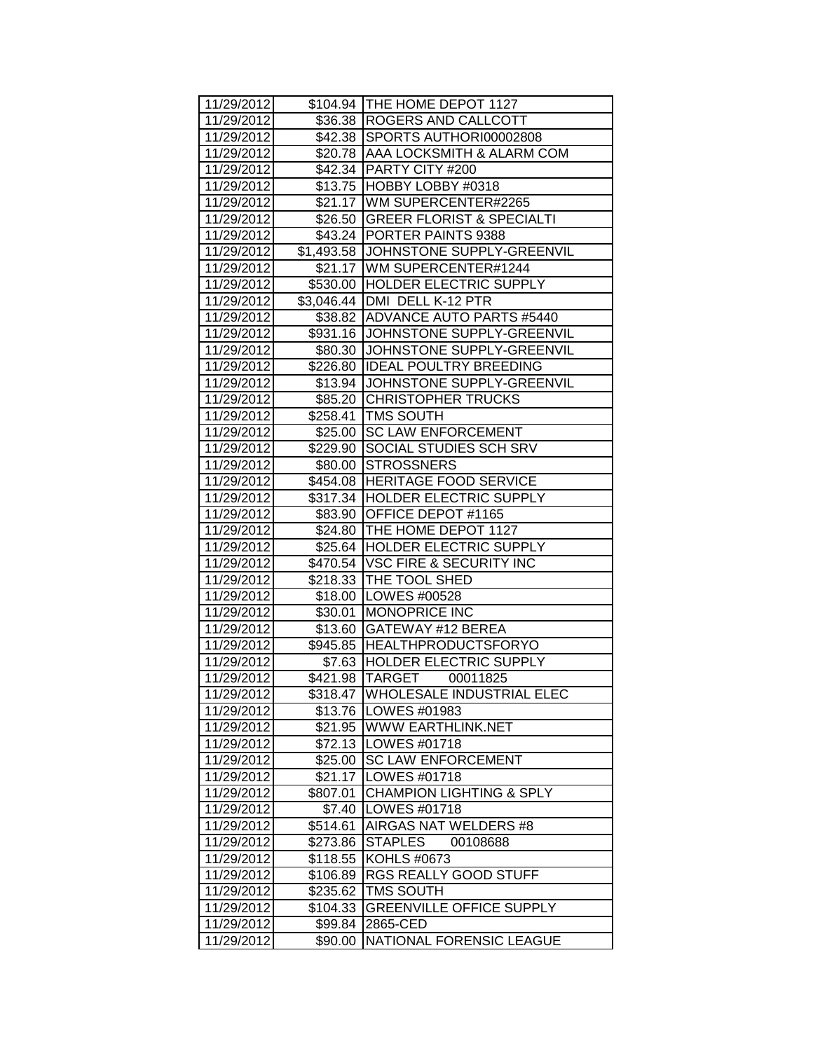| | | |
|---|---|---|
| 11/29/2012 | $104.94 | THE HOME DEPOT 1127 |
| 11/29/2012 | $36.38 | ROGERS AND CALLCOTT |
| 11/29/2012 | $42.38 | SPORTS AUTHORI00002808 |
| 11/29/2012 | $20.78 | AAA LOCKSMITH & ALARM COM |
| 11/29/2012 | $42.34 | PARTY CITY #200 |
| 11/29/2012 | $13.75 | HOBBY LOBBY #0318 |
| 11/29/2012 | $21.17 | WM SUPERCENTER#2265 |
| 11/29/2012 | $26.50 | GREER FLORIST & SPECIALTI |
| 11/29/2012 | $43.24 | PORTER PAINTS 9388 |
| 11/29/2012 | $1,493.58 | JOHNSTONE SUPPLY-GREENVIL |
| 11/29/2012 | $21.17 | WM SUPERCENTER#1244 |
| 11/29/2012 | $530.00 | HOLDER ELECTRIC SUPPLY |
| 11/29/2012 | $3,046.44 | DMI DELL K-12 PTR |
| 11/29/2012 | $38.82 | ADVANCE AUTO PARTS #5440 |
| 11/29/2012 | $931.16 | JOHNSTONE SUPPLY-GREENVIL |
| 11/29/2012 | $80.30 | JOHNSTONE SUPPLY-GREENVIL |
| 11/29/2012 | $226.80 | IDEAL POULTRY BREEDING |
| 11/29/2012 | $13.94 | JOHNSTONE SUPPLY-GREENVIL |
| 11/29/2012 | $85.20 | CHRISTOPHER TRUCKS |
| 11/29/2012 | $258.41 | TMS SOUTH |
| 11/29/2012 | $25.00 | SC LAW ENFORCEMENT |
| 11/29/2012 | $229.90 | SOCIAL STUDIES SCH SRV |
| 11/29/2012 | $80.00 | STROSSNERS |
| 11/29/2012 | $454.08 | HERITAGE FOOD SERVICE |
| 11/29/2012 | $317.34 | HOLDER ELECTRIC SUPPLY |
| 11/29/2012 | $83.90 | OFFICE DEPOT #1165 |
| 11/29/2012 | $24.80 | THE HOME DEPOT 1127 |
| 11/29/2012 | $25.64 | HOLDER ELECTRIC SUPPLY |
| 11/29/2012 | $470.54 | VSC FIRE & SECURITY INC |
| 11/29/2012 | $218.33 | THE TOOL SHED |
| 11/29/2012 | $18.00 | LOWES #00528 |
| 11/29/2012 | $30.01 | MONOPRICE INC |
| 11/29/2012 | $13.60 | GATEWAY #12 BEREA |
| 11/29/2012 | $945.85 | HEALTHPRODUCTSFORYO |
| 11/29/2012 | $7.63 | HOLDER ELECTRIC SUPPLY |
| 11/29/2012 | $421.98 | TARGET 00011825 |
| 11/29/2012 | $318.47 | WHOLESALE INDUSTRIAL ELEC |
| 11/29/2012 | $13.76 | LOWES #01983 |
| 11/29/2012 | $21.95 | WWW EARTHLINK.NET |
| 11/29/2012 | $72.13 | LOWES #01718 |
| 11/29/2012 | $25.00 | SC LAW ENFORCEMENT |
| 11/29/2012 | $21.17 | LOWES #01718 |
| 11/29/2012 | $807.01 | CHAMPION LIGHTING & SPLY |
| 11/29/2012 | $7.40 | LOWES #01718 |
| 11/29/2012 | $514.61 | AIRGAS NAT WELDERS #8 |
| 11/29/2012 | $273.86 | STAPLES 00108688 |
| 11/29/2012 | $118.55 | KOHLS #0673 |
| 11/29/2012 | $106.89 | RGS REALLY GOOD STUFF |
| 11/29/2012 | $235.62 | TMS SOUTH |
| 11/29/2012 | $104.33 | GREENVILLE OFFICE SUPPLY |
| 11/29/2012 | $99.84 | 2865-CED |
| 11/29/2012 | $90.00 | NATIONAL FORENSIC LEAGUE |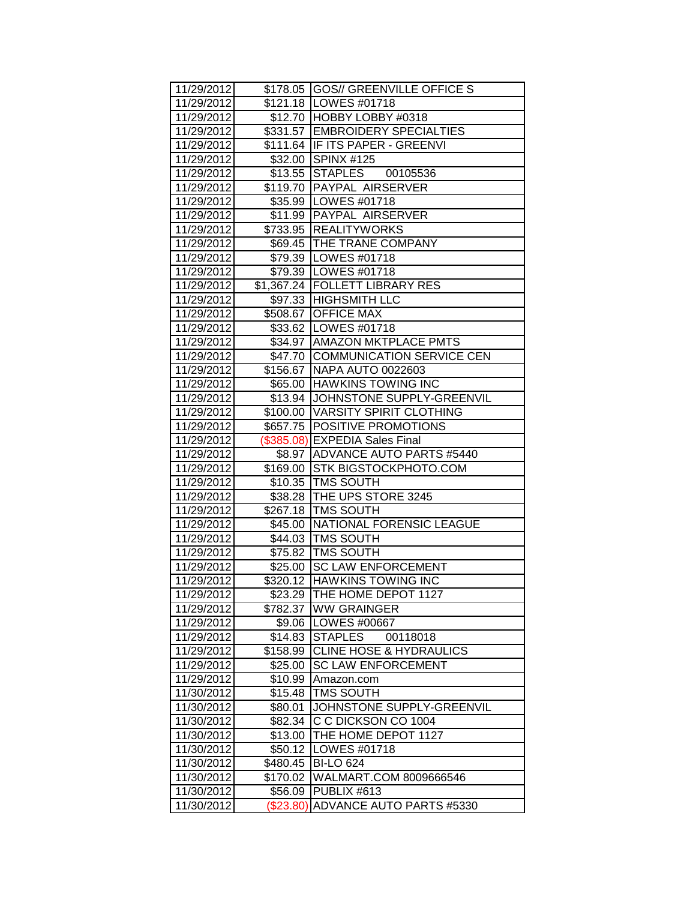| | | |
|---|---|---|
| 11/29/2012 | $178.05 | GOS// GREENVILLE OFFICE S |
| 11/29/2012 | $121.18 | LOWES #01718 |
| 11/29/2012 | $12.70 | HOBBY LOBBY #0318 |
| 11/29/2012 | $331.57 | EMBROIDERY SPECIALTIES |
| 11/29/2012 | $111.64 | IF ITS PAPER - GREENVI |
| 11/29/2012 | $32.00 | SPINX #125 |
| 11/29/2012 | $13.55 | STAPLES 00105536 |
| 11/29/2012 | $119.70 | PAYPAL AIRSERVER |
| 11/29/2012 | $35.99 | LOWES #01718 |
| 11/29/2012 | $11.99 | PAYPAL AIRSERVER |
| 11/29/2012 | $733.95 | REALITYWORKS |
| 11/29/2012 | $69.45 | THE TRANE COMPANY |
| 11/29/2012 | $79.39 | LOWES #01718 |
| 11/29/2012 | $79.39 | LOWES #01718 |
| 11/29/2012 | $1,367.24 | FOLLETT LIBRARY RES |
| 11/29/2012 | $97.33 | HIGHSMITH LLC |
| 11/29/2012 | $508.67 | OFFICE MAX |
| 11/29/2012 | $33.62 | LOWES #01718 |
| 11/29/2012 | $34.97 | AMAZON MKTPLACE PMTS |
| 11/29/2012 | $47.70 | COMMUNICATION SERVICE CEN |
| 11/29/2012 | $156.67 | NAPA AUTO 0022603 |
| 11/29/2012 | $65.00 | HAWKINS TOWING INC |
| 11/29/2012 | $13.94 | JOHNSTONE SUPPLY-GREENVIL |
| 11/29/2012 | $100.00 | VARSITY SPIRIT CLOTHING |
| 11/29/2012 | $657.75 | POSITIVE PROMOTIONS |
| 11/29/2012 | ($385.08) | EXPEDIA Sales Final |
| 11/29/2012 | $8.97 | ADVANCE AUTO PARTS #5440 |
| 11/29/2012 | $169.00 | STK BIGSTOCKPHOTO.COM |
| 11/29/2012 | $10.35 | TMS SOUTH |
| 11/29/2012 | $38.28 | THE UPS STORE 3245 |
| 11/29/2012 | $267.18 | TMS SOUTH |
| 11/29/2012 | $45.00 | NATIONAL FORENSIC LEAGUE |
| 11/29/2012 | $44.03 | TMS SOUTH |
| 11/29/2012 | $75.82 | TMS SOUTH |
| 11/29/2012 | $25.00 | SC LAW ENFORCEMENT |
| 11/29/2012 | $320.12 | HAWKINS TOWING INC |
| 11/29/2012 | $23.29 | THE HOME DEPOT 1127 |
| 11/29/2012 | $782.37 | WW GRAINGER |
| 11/29/2012 | $9.06 | LOWES #00667 |
| 11/29/2012 | $14.83 | STAPLES 00118018 |
| 11/29/2012 | $158.99 | CLINE HOSE & HYDRAULICS |
| 11/29/2012 | $25.00 | SC LAW ENFORCEMENT |
| 11/29/2012 | $10.99 | Amazon.com |
| 11/30/2012 | $15.48 | TMS SOUTH |
| 11/30/2012 | $80.01 | JOHNSTONE SUPPLY-GREENVIL |
| 11/30/2012 | $82.34 | C C DICKSON CO 1004 |
| 11/30/2012 | $13.00 | THE HOME DEPOT 1127 |
| 11/30/2012 | $50.12 | LOWES #01718 |
| 11/30/2012 | $480.45 | BI-LO 624 |
| 11/30/2012 | $170.02 | WALMART.COM 8009666546 |
| 11/30/2012 | $56.09 | PUBLIX #613 |
| 11/30/2012 | ($23.80) | ADVANCE AUTO PARTS #5330 |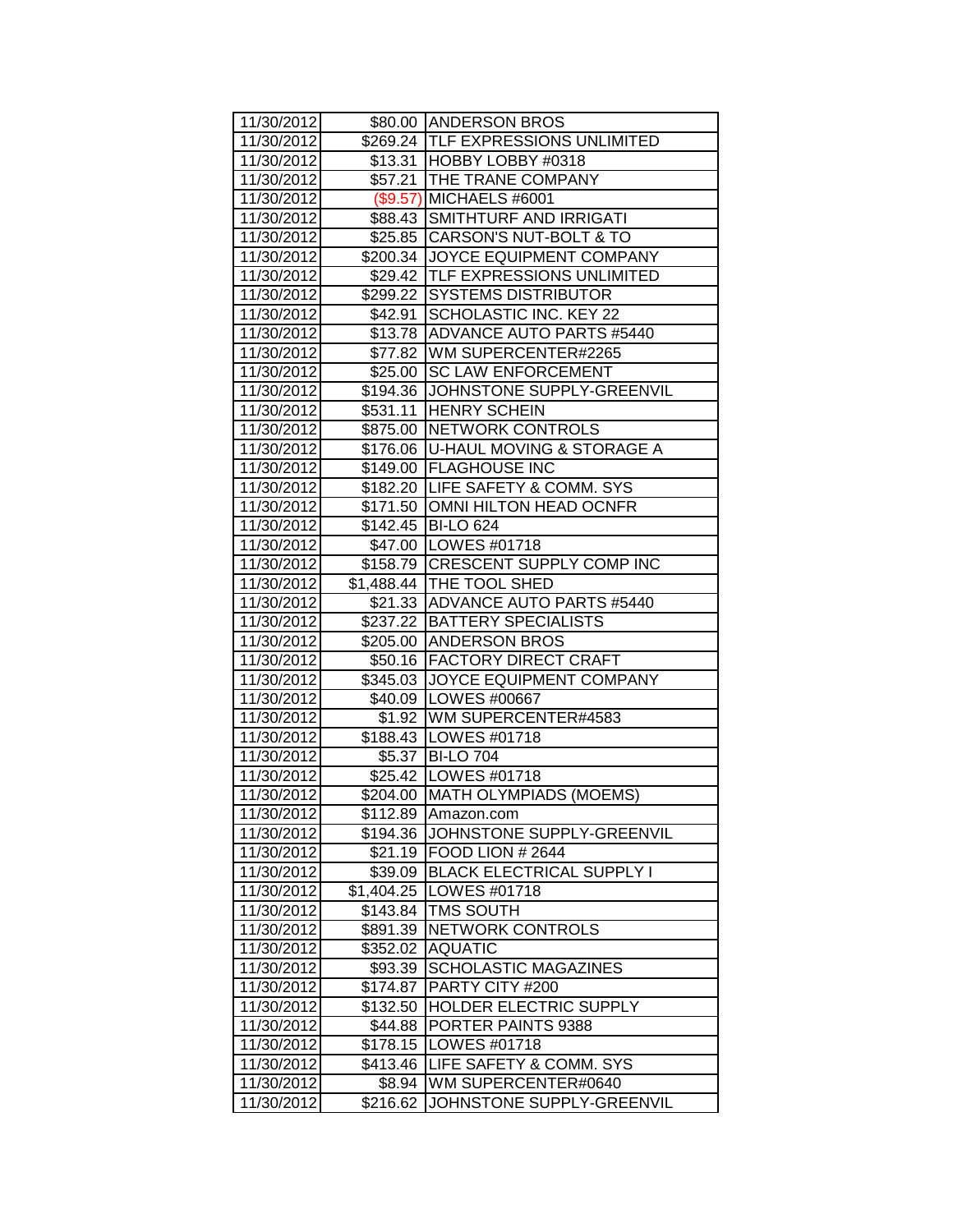| | | |
|---|---|---|
| 11/30/2012 | $80.00 | ANDERSON BROS |
| 11/30/2012 | $269.24 | TLF EXPRESSIONS UNLIMITED |
| 11/30/2012 | $13.31 | HOBBY LOBBY #0318 |
| 11/30/2012 | $57.21 | THE TRANE COMPANY |
| 11/30/2012 | ($9.57) | MICHAELS #6001 |
| 11/30/2012 | $88.43 | SMITHTURF AND IRRIGATI |
| 11/30/2012 | $25.85 | CARSON'S NUT-BOLT & TO |
| 11/30/2012 | $200.34 | JOYCE EQUIPMENT COMPANY |
| 11/30/2012 | $29.42 | TLF EXPRESSIONS UNLIMITED |
| 11/30/2012 | $299.22 | SYSTEMS DISTRIBUTOR |
| 11/30/2012 | $42.91 | SCHOLASTIC INC. KEY 22 |
| 11/30/2012 | $13.78 | ADVANCE AUTO PARTS #5440 |
| 11/30/2012 | $77.82 | WM SUPERCENTER#2265 |
| 11/30/2012 | $25.00 | SC LAW ENFORCEMENT |
| 11/30/2012 | $194.36 | JOHNSTONE SUPPLY-GREENVIL |
| 11/30/2012 | $531.11 | HENRY SCHEIN |
| 11/30/2012 | $875.00 | NETWORK CONTROLS |
| 11/30/2012 | $176.06 | U-HAUL MOVING & STORAGE A |
| 11/30/2012 | $149.00 | FLAGHOUSE INC |
| 11/30/2012 | $182.20 | LIFE SAFETY & COMM. SYS |
| 11/30/2012 | $171.50 | OMNI HILTON HEAD OCNFR |
| 11/30/2012 | $142.45 | BI-LO 624 |
| 11/30/2012 | $47.00 | LOWES #01718 |
| 11/30/2012 | $158.79 | CRESCENT SUPPLY COMP INC |
| 11/30/2012 | $1,488.44 | THE TOOL SHED |
| 11/30/2012 | $21.33 | ADVANCE AUTO PARTS #5440 |
| 11/30/2012 | $237.22 | BATTERY SPECIALISTS |
| 11/30/2012 | $205.00 | ANDERSON BROS |
| 11/30/2012 | $50.16 | FACTORY DIRECT CRAFT |
| 11/30/2012 | $345.03 | JOYCE EQUIPMENT COMPANY |
| 11/30/2012 | $40.09 | LOWES #00667 |
| 11/30/2012 | $1.92 | WM SUPERCENTER#4583 |
| 11/30/2012 | $188.43 | LOWES #01718 |
| 11/30/2012 | $5.37 | BI-LO 704 |
| 11/30/2012 | $25.42 | LOWES #01718 |
| 11/30/2012 | $204.00 | MATH OLYMPIADS (MOEMS) |
| 11/30/2012 | $112.89 | Amazon.com |
| 11/30/2012 | $194.36 | JOHNSTONE SUPPLY-GREENVIL |
| 11/30/2012 | $21.19 | FOOD LION # 2644 |
| 11/30/2012 | $39.09 | BLACK ELECTRICAL SUPPLY I |
| 11/30/2012 | $1,404.25 | LOWES #01718 |
| 11/30/2012 | $143.84 | TMS SOUTH |
| 11/30/2012 | $891.39 | NETWORK CONTROLS |
| 11/30/2012 | $352.02 | AQUATIC |
| 11/30/2012 | $93.39 | SCHOLASTIC MAGAZINES |
| 11/30/2012 | $174.87 | PARTY CITY #200 |
| 11/30/2012 | $132.50 | HOLDER ELECTRIC SUPPLY |
| 11/30/2012 | $44.88 | PORTER PAINTS 9388 |
| 11/30/2012 | $178.15 | LOWES #01718 |
| 11/30/2012 | $413.46 | LIFE SAFETY & COMM. SYS |
| 11/30/2012 | $8.94 | WM SUPERCENTER#0640 |
| 11/30/2012 | $216.62 | JOHNSTONE SUPPLY-GREENVIL |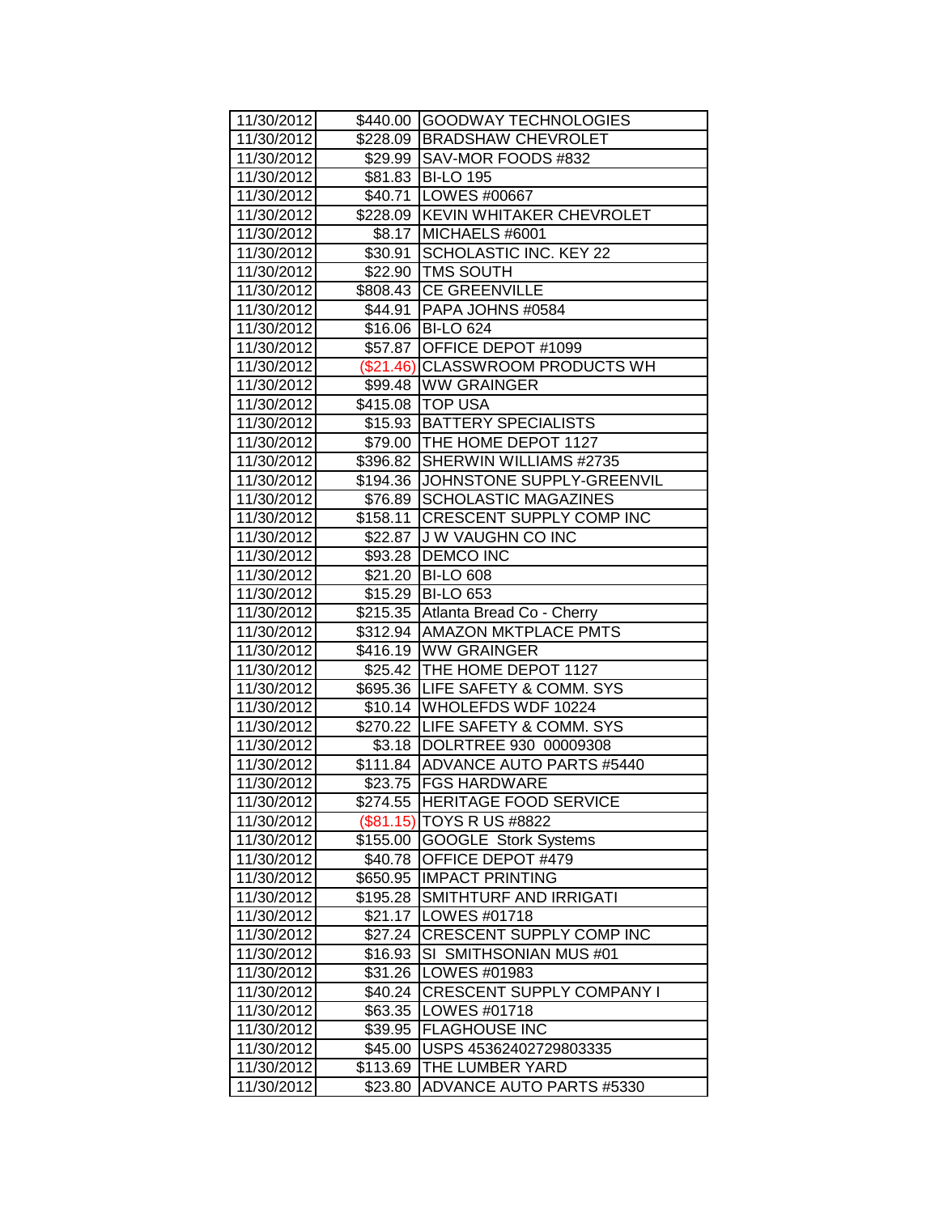| | | |
|---|---|---|
| 11/30/2012 | $440.00 | GOODWAY TECHNOLOGIES |
| 11/30/2012 | $228.09 | BRADSHAW CHEVROLET |
| 11/30/2012 | $29.99 | SAV-MOR FOODS #832 |
| 11/30/2012 | $81.83 | BI-LO 195 |
| 11/30/2012 | $40.71 | LOWES #00667 |
| 11/30/2012 | $228.09 | KEVIN WHITAKER CHEVROLET |
| 11/30/2012 | $8.17 | MICHAELS #6001 |
| 11/30/2012 | $30.91 | SCHOLASTIC INC. KEY 22 |
| 11/30/2012 | $22.90 | TMS SOUTH |
| 11/30/2012 | $808.43 | CE GREENVILLE |
| 11/30/2012 | $44.91 | PAPA JOHNS #0584 |
| 11/30/2012 | $16.06 | BI-LO 624 |
| 11/30/2012 | $57.87 | OFFICE DEPOT #1099 |
| 11/30/2012 | ($21.46) | CLASSWROOM PRODUCTS WH |
| 11/30/2012 | $99.48 | WW GRAINGER |
| 11/30/2012 | $415.08 | TOP USA |
| 11/30/2012 | $15.93 | BATTERY SPECIALISTS |
| 11/30/2012 | $79.00 | THE HOME DEPOT 1127 |
| 11/30/2012 | $396.82 | SHERWIN WILLIAMS #2735 |
| 11/30/2012 | $194.36 | JOHNSTONE SUPPLY-GREENVIL |
| 11/30/2012 | $76.89 | SCHOLASTIC MAGAZINES |
| 11/30/2012 | $158.11 | CRESCENT SUPPLY COMP INC |
| 11/30/2012 | $22.87 | J W VAUGHN CO INC |
| 11/30/2012 | $93.28 | DEMCO INC |
| 11/30/2012 | $21.20 | BI-LO 608 |
| 11/30/2012 | $15.29 | BI-LO 653 |
| 11/30/2012 | $215.35 | Atlanta Bread Co - Cherry |
| 11/30/2012 | $312.94 | AMAZON MKTPLACE PMTS |
| 11/30/2012 | $416.19 | WW GRAINGER |
| 11/30/2012 | $25.42 | THE HOME DEPOT 1127 |
| 11/30/2012 | $695.36 | LIFE SAFETY & COMM. SYS |
| 11/30/2012 | $10.14 | WHOLEFDS WDF 10224 |
| 11/30/2012 | $270.22 | LIFE SAFETY & COMM. SYS |
| 11/30/2012 | $3.18 | DOLRTREE 930 00009308 |
| 11/30/2012 | $111.84 | ADVANCE AUTO PARTS #5440 |
| 11/30/2012 | $23.75 | FGS HARDWARE |
| 11/30/2012 | $274.55 | HERITAGE FOOD SERVICE |
| 11/30/2012 | ($81.15) | TOYS R US #8822 |
| 11/30/2012 | $155.00 | GOOGLE Stork Systems |
| 11/30/2012 | $40.78 | OFFICE DEPOT #479 |
| 11/30/2012 | $650.95 | IMPACT PRINTING |
| 11/30/2012 | $195.28 | SMITHTURF AND IRRIGATI |
| 11/30/2012 | $21.17 | LOWES #01718 |
| 11/30/2012 | $27.24 | CRESCENT SUPPLY COMP INC |
| 11/30/2012 | $16.93 | SI SMITHSONIAN MUS #01 |
| 11/30/2012 | $31.26 | LOWES #01983 |
| 11/30/2012 | $40.24 | CRESCENT SUPPLY COMPANY I |
| 11/30/2012 | $63.35 | LOWES #01718 |
| 11/30/2012 | $39.95 | FLAGHOUSE INC |
| 11/30/2012 | $45.00 | USPS 45362402729803335 |
| 11/30/2012 | $113.69 | THE LUMBER YARD |
| 11/30/2012 | $23.80 | ADVANCE AUTO PARTS #5330 |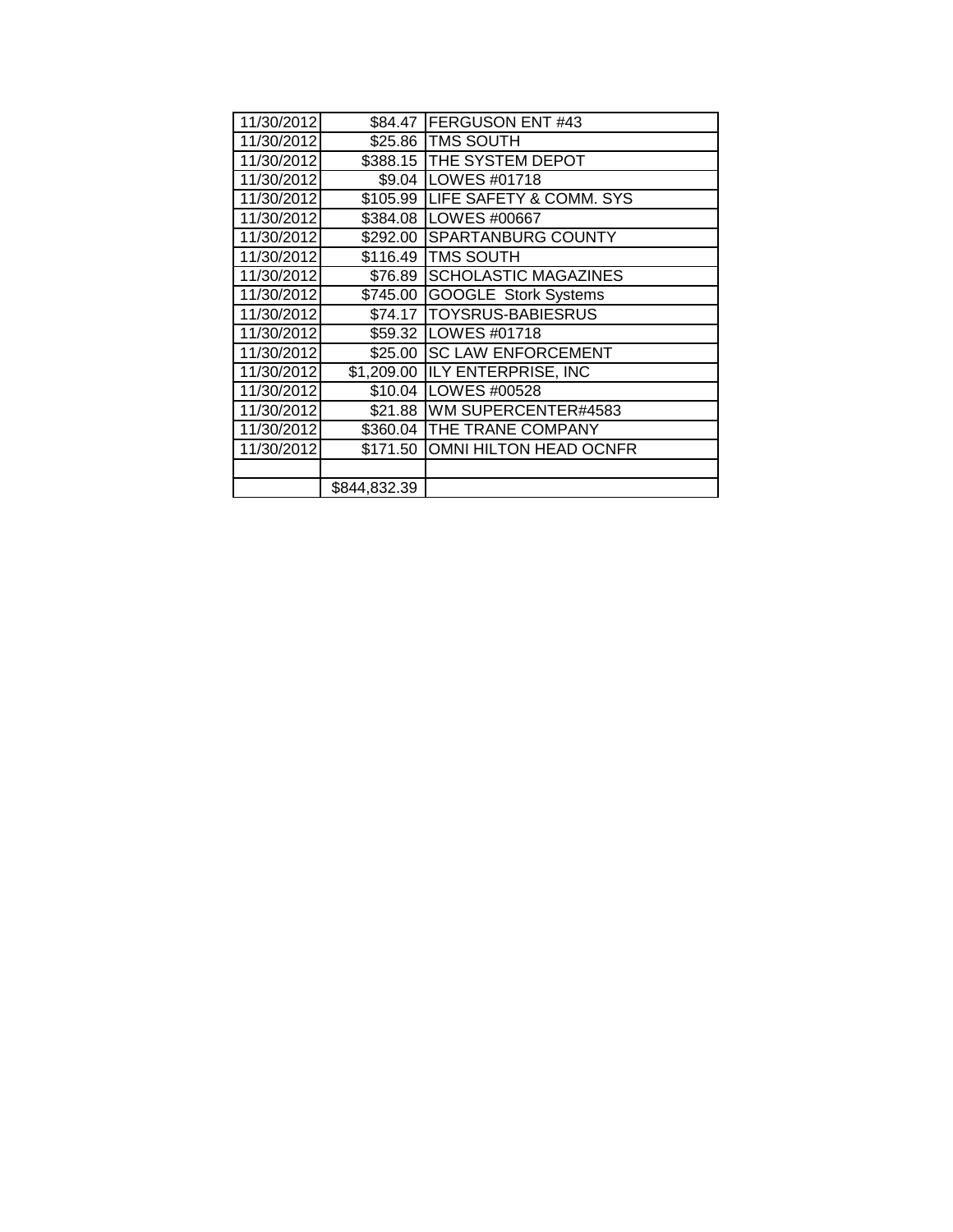| | | |
|---|---|---|
| 11/30/2012 | $84.47 | FERGUSON ENT #43 |
| 11/30/2012 | $25.86 | TMS SOUTH |
| 11/30/2012 | $388.15 | THE SYSTEM DEPOT |
| 11/30/2012 | $9.04 | LOWES #01718 |
| 11/30/2012 | $105.99 | LIFE SAFETY & COMM. SYS |
| 11/30/2012 | $384.08 | LOWES #00667 |
| 11/30/2012 | $292.00 | SPARTANBURG COUNTY |
| 11/30/2012 | $116.49 | TMS SOUTH |
| 11/30/2012 | $76.89 | SCHOLASTIC MAGAZINES |
| 11/30/2012 | $745.00 | GOOGLE Stork Systems |
| 11/30/2012 | $74.17 | TOYSRUS-BABIESRUS |
| 11/30/2012 | $59.32 | LOWES #01718 |
| 11/30/2012 | $25.00 | SC LAW ENFORCEMENT |
| 11/30/2012 | $1,209.00 | ILY ENTERPRISE, INC |
| 11/30/2012 | $10.04 | LOWES #00528 |
| 11/30/2012 | $21.88 | WM SUPERCENTER#4583 |
| 11/30/2012 | $360.04 | THE TRANE COMPANY |
| 11/30/2012 | $171.50 | OMNI HILTON HEAD OCNFR |
| | | |
| | $844,832.39 | |